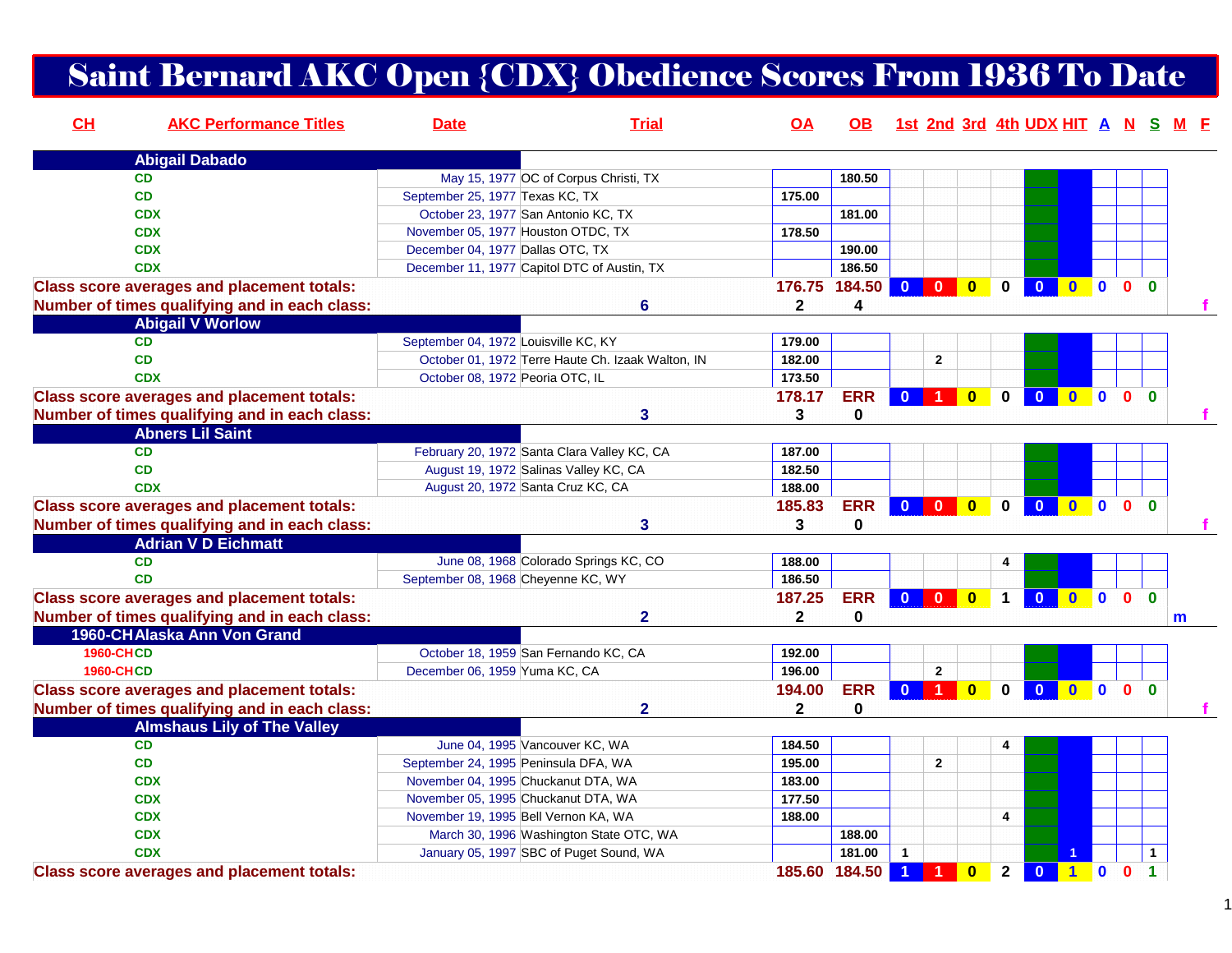# Saint Bernard AKC Open {CDX} Obedience Scores From 1936 To Date

| CH | AKC Performance Titles | Date | Trial | OA | OB | 1st | 2nd | 3rd | 4th | UDX | HIT | A | N | S | M | F |
|---|---|---|---|---|---|---|---|---|---|---|---|---|---|---|---|---|
| | **Abigail Dabado** | | | | | | | | | | | | | | | |
| | CD | May 15, 1977 | OC of Corpus Christi, TX | | 180.50 | | | | | | | | | | | |
| | CD | September 25, 1977 | Texas KC, TX | 175.00 | | | | | | | | | | | | |
| | CDX | October 23, 1977 | San Antonio KC, TX | | 181.00 | | | | | | | | | | | |
| | CDX | November 05, 1977 | Houston OTDC, TX | 178.50 | | | | | | | | | | | | |
| | CDX | December 04, 1977 | Dallas OTC, TX | | 190.00 | | | | | | | | | | | |
| | CDX | December 11, 1977 | Capitol DTC of Austin, TX | | 186.50 | | | | | | | | | | | |
| **Class score averages and placement totals:** | | | | 176.75 | 184.50 | 0 | 0 | 0 | 0 | 0 | 0 | 0 | 0 | 0 | | |
| **Number of times qualifying and in each class:** | | | 6 | 2 | 4 | | | | | | | | | | | f |
| | **Abigail V Worlow** | | | | | | | | | | | | | | | |
| | CD | September 04, 1972 | Louisville KC, KY | 179.00 | | | | | | | | | | | | |
| | CD | October 01, 1972 | Terre Haute Ch. Izaak Walton, IN | 182.00 | | | 2 | | | | | | | | | |
| | CDX | October 08, 1972 | Peoria OTC, IL | 173.50 | | | | | | | | | | | | |
| **Class score averages and placement totals:** | | | | 178.17 | ERR | 0 | 1 | 0 | 0 | 0 | 0 | 0 | 0 | 0 | | |
| **Number of times qualifying and in each class:** | | | 3 | 3 | 0 | | | | | | | | | | | f |
| | **Abners Lil Saint** | | | | | | | | | | | | | | | |
| | CD | February 20, 1972 | Santa Clara Valley KC, CA | 187.00 | | | | | | | | | | | | |
| | CD | August 19, 1972 | Salinas Valley KC, CA | 182.50 | | | | | | | | | | | | |
| | CDX | August 20, 1972 | Santa Cruz KC, CA | 188.00 | | | | | | | | | | | | |
| **Class score averages and placement totals:** | | | | 185.83 | ERR | 0 | 0 | 0 | 0 | 0 | 0 | 0 | 0 | 0 | | |
| **Number of times qualifying and in each class:** | | | 3 | 3 | 0 | | | | | | | | | | | f |
| | **Adrian V D Eichmatt** | | | | | | | | | | | | | | | |
| | CD | June 08, 1968 | Colorado Springs KC, CO | 188.00 | | | | | 4 | | | | | | | |
| | CD | September 08, 1968 | Cheyenne KC, WY | 186.50 | | | | | | | | | | | | |
| **Class score averages and placement totals:** | | | | 187.25 | ERR | 0 | 0 | 0 | 1 | 0 | 0 | 0 | 0 | 0 | | |
| **Number of times qualifying and in each class:** | | | 2 | 2 | 0 | | | | | | | | | | m | |
| 1960-CH | **Alaska Ann Von Grand** | | | | | | | | | | | | | | | |
| 1960-CH | CD | October 18, 1959 | San Fernando KC, CA | 192.00 | | | | | | | | | | | | |
| 1960-CH | CD | December 06, 1959 | Yuma KC, CA | 196.00 | | | 2 | | | | | | | | | |
| **Class score averages and placement totals:** | | | | 194.00 | ERR | 0 | 1 | 0 | 0 | 0 | 0 | 0 | 0 | 0 | | |
| **Number of times qualifying and in each class:** | | | 2 | 2 | 0 | | | | | | | | | | | f |
| | **Almshaus Lily of The Valley** | | | | | | | | | | | | | | | |
| | CD | June 04, 1995 | Vancouver KC, WA | 184.50 | | | | | 4 | | | | | | | |
| | CD | September 24, 1995 | Peninsula DFA, WA | 195.00 | | | 2 | | | | | | | | | |
| | CDX | November 04, 1995 | Chuckanut DTA, WA | 183.00 | | | | | | | | | | | | |
| | CDX | November 05, 1995 | Chuckanut DTA, WA | 177.50 | | | | | | | | | | | | |
| | CDX | November 19, 1995 | Bell Vernon KA, WA | 188.00 | | | | | 4 | | | | | | | |
| | CDX | March 30, 1996 | Washington State OTC, WA | | 188.00 | | | | | | | | | | | |
| | CDX | January 05, 1997 | SBC of Puget Sound, WA | | 181.00 | 1 | | | | | 1 | | | 1 | | |
| **Class score averages and placement totals:** | | | | 185.60 | 184.50 | 1 | 1 | 0 | 2 | 0 | 1 | 0 | 0 | 1 | | |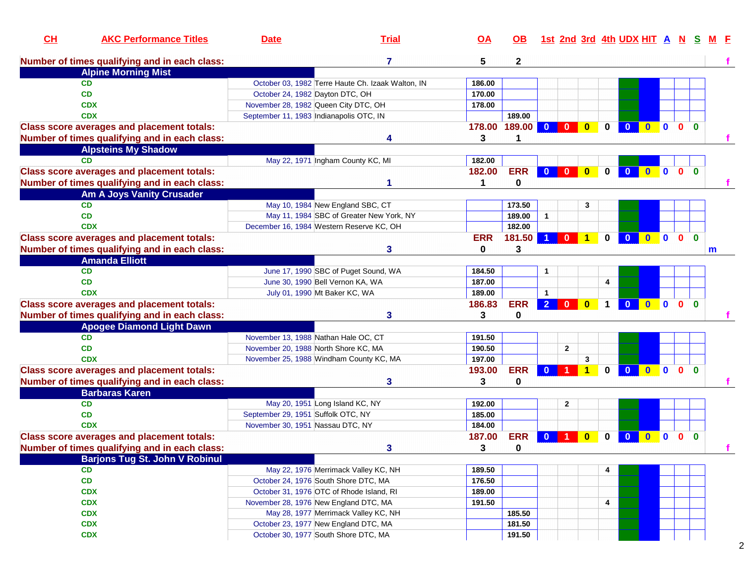| CH | AKC Performance Titles | Date | Trial | OA | OB | 1st | 2nd | 3rd | 4th | UDX | HIT | A | N | S | M | F |
|---|---|---|---|---|---|---|---|---|---|---|---|---|---|---|---|---|
| **Number of times qualifying and in each class:** | | | **7** | **5** | **2** | | | | | | | | | | | **f** |
| **Alpine Morning Mist** | | | | | | | | | | | | | | | | |
| | CD | October 03, 1982 | Terre Haute Ch. Izaak Walton, IN | 186.00 | | | | | | | | | | | | |
| | CD | October 24, 1982 | Dayton DTC, OH | 170.00 | | | | | | | | | | | | |
| | CDX | November 28, 1982 | Queen City DTC, OH | 178.00 | | | | | | | | | | | | |
| | CDX | September 11, 1983 | Indianapolis OTC, IN | | 189.00 | | | | | | | | | | | |
| **Class score averages and placement totals:** | | | | **178.00** | **189.00** | **0** | **0** | **0** | **0** | **0** | **0** | **0** | **0** | **0** | | |
| **Number of times qualifying and in each class:** | | | **4** | **3** | **1** | | | | | | | | | | | **f** |
| **Alpsteins My Shadow** | | | | | | | | | | | | | | | | |
| | CD | May 22, 1971 | Ingham County KC, MI | 182.00 | | | | | | | | | | | | |
| **Class score averages and placement totals:** | | | | **182.00** | **ERR** | **0** | **0** | **0** | **0** | **0** | **0** | **0** | **0** | **0** | | |
| **Number of times qualifying and in each class:** | | | **1** | **1** | **0** | | | | | | | | | | | **f** |
| **Am A Joys Vanity Crusader** | | | | | | | | | | | | | | | | |
| | CD | May 10, 1984 | New England SBC, CT | | 173.50 | | | 3 | | | | | | | | |
| | CD | May 11, 1984 | SBC of Greater New York, NY | | 189.00 | 1 | | | | | | | | | | |
| | CDX | December 16, 1984 | Western Reserve KC, OH | | 182.00 | | | | | | | | | | | |
| **Class score averages and placement totals:** | | | | **ERR** | **181.50** | **1** | **0** | **1** | **0** | **0** | **0** | **0** | **0** | **0** | | |
| **Number of times qualifying and in each class:** | | | **3** | **0** | **3** | | | | | | | | | | **m** | |
| **Amanda Elliott** | | | | | | | | | | | | | | | | |
| | CD | June 17, 1990 | SBC of Puget Sound, WA | 184.50 | | 1 | | | | | | | | | | |
| | CD | June 30, 1990 | Bell Vernon KA, WA | 187.00 | | | | | 4 | | | | | | | |
| | CDX | July 01, 1990 | Mt Baker KC, WA | 189.00 | | 1 | | | | | | | | | | |
| **Class score averages and placement totals:** | | | | **186.83** | **ERR** | **2** | **0** | **0** | **1** | **0** | **0** | **0** | **0** | **0** | | |
| **Number of times qualifying and in each class:** | | | **3** | **3** | **0** | | | | | | | | | | | **f** |
| **Apogee Diamond Light Dawn** | | | | | | | | | | | | | | | | |
| | CD | November 13, 1988 | Nathan Hale OC, CT | 191.50 | | | | | | | | | | | | |
| | CD | November 20, 1988 | North Shore KC, MA | 190.50 | | | 2 | | | | | | | | | |
| | CDX | November 25, 1988 | Windham County KC, MA | 197.00 | | | | 3 | | | | | | | | |
| **Class score averages and placement totals:** | | | | **193.00** | **ERR** | **0** | **1** | **1** | **0** | **0** | **0** | **0** | **0** | **0** | | |
| **Number of times qualifying and in each class:** | | | **3** | **3** | **0** | | | | | | | | | | | **f** |
| **Barbaras Karen** | | | | | | | | | | | | | | | | |
| | CD | May 20, 1951 | Long Island KC, NY | 192.00 | | | 2 | | | | | | | | | |
| | CD | September 29, 1951 | Suffolk OTC, NY | 185.00 | | | | | | | | | | | | |
| | CDX | November 30, 1951 | Nassau DTC, NY | 184.00 | | | | | | | | | | | | |
| **Class score averages and placement totals:** | | | | **187.00** | **ERR** | **0** | **1** | **0** | **0** | **0** | **0** | **0** | **0** | **0** | | |
| **Number of times qualifying and in each class:** | | | **3** | **3** | **0** | | | | | | | | | | | **f** |
| **Barjons Tug St. John V Robinul** | | | | | | | | | | | | | | | | |
| | CD | May 22, 1976 | Merrimack Valley KC, NH | 189.50 | | | | | 4 | | | | | | | |
| | CD | October 24, 1976 | South Shore DTC, MA | 176.50 | | | | | | | | | | | | |
| | CDX | October 31, 1976 | OTC of Rhode Island, RI | 189.00 | | | | | | | | | | | | |
| | CDX | November 28, 1976 | New England DTC, MA | 191.50 | | | | | 4 | | | | | | | |
| | CDX | May 28, 1977 | Merrimack Valley KC, NH | | 185.50 | | | | | | | | | | | |
| | CDX | October 23, 1977 | New England DTC, MA | | 181.50 | | | | | | | | | | | |
| | CDX | October 30, 1977 | South Shore DTC, MA | | 191.50 | | | | | | | | | | | |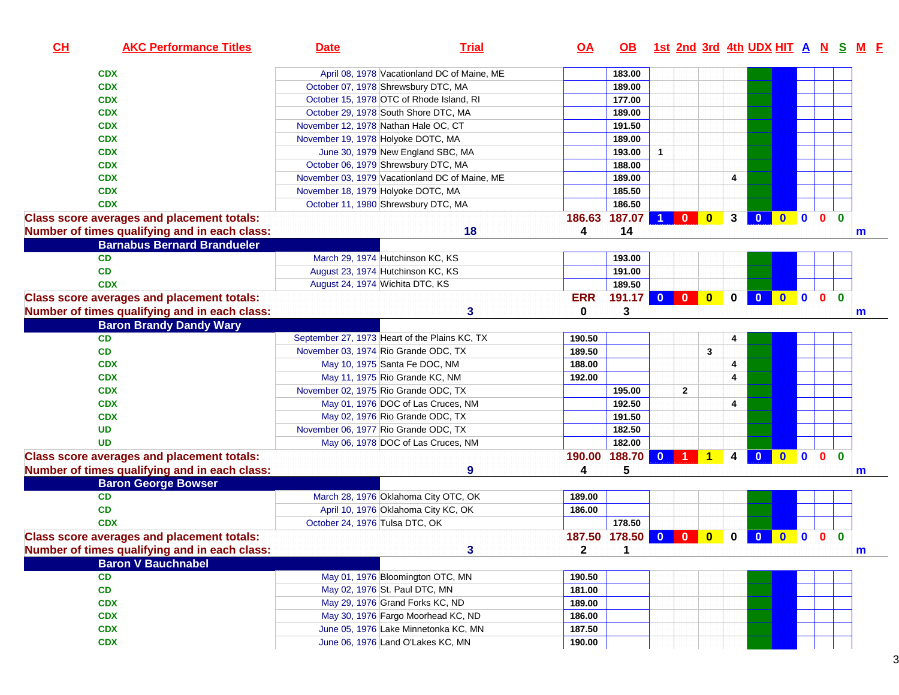| CH | AKC Performance Titles | Date | Trial | OA | OB | 1st | 2nd | 3rd | 4th | UDX | HIT | A | N | S | M | F |
|---|---|---|---|---|---|---|---|---|---|---|---|---|---|---|---|---|
| | CDX | April 08, 1978 | Vacationland DC of Maine, ME | | 183.00 | | | | | | | | | | | |
| | CDX | October 07, 1978 | Shrewsbury DTC, MA | | 189.00 | | | | | | | | | | | |
| | CDX | October 15, 1978 | OTC of Rhode Island, RI | | 177.00 | | | | | | | | | | | |
| | CDX | October 29, 1978 | South Shore DTC, MA | | 189.00 | | | | | | | | | | | |
| | CDX | November 12, 1978 | Nathan Hale OC, CT | | 191.50 | | | | | | | | | | | |
| | CDX | November 19, 1978 | Holyoke DOTC, MA | | 189.00 | | | | | | | | | | | |
| | CDX | June 30, 1979 | New England SBC, MA | | 193.00 | 1 | | | | | | | | | | |
| | CDX | October 06, 1979 | Shrewsbury DTC, MA | | 188.00 | | | | | | | | | | | |
| | CDX | November 03, 1979 | Vacationland DC of Maine, ME | | 189.00 | | | | 4 | | | | | | | |
| | CDX | November 18, 1979 | Holyoke DOTC, MA | | 185.50 | | | | | | | | | | | |
| | CDX | October 11, 1980 | Shrewsbury DTC, MA | | 186.50 | | | | | | | | | | | |
| Class score averages and placement totals: | | | | 186.63 | 187.07 | 1 | 0 | 0 | 3 | 0 | 0 | 0 | 0 | 0 | | |
| Number of times qualifying and in each class: | | | 18 | 4 | 14 | | | | | | | | | | m | |
| **Barnabus Bernard Brandueler** | | | | | | | | | | | | | | | | |
| | CD | March 29, 1974 | Hutchinson KC, KS | | 193.00 | | | | | | | | | | | |
| | CD | August 23, 1974 | Hutchinson KC, KS | | 191.00 | | | | | | | | | | | |
| | CDX | August 24, 1974 | Wichita DTC, KS | | 189.50 | | | | | | | | | | | |
| Class score averages and placement totals: | | | | ERR | 191.17 | 0 | 0 | 0 | 0 | 0 | 0 | 0 | 0 | 0 | | |
| Number of times qualifying and in each class: | | | 3 | 0 | 3 | | | | | | | | | | m | |
| **Baron Brandy Dandy Wary** | | | | | | | | | | | | | | | | |
| | CD | September 27, 1973 | Heart of the Plains KC, TX | 190.50 | | | | | 4 | | | | | | | |
| | CD | November 03, 1974 | Rio Grande ODC, TX | 189.50 | | | | 3 | | | | | | | | |
| | CDX | May 10, 1975 | Santa Fe DOC, NM | 188.00 | | | | | 4 | | | | | | | |
| | CDX | May 11, 1975 | Rio Grande KC, NM | 192.00 | | | | | 4 | | | | | | | |
| | CDX | November 02, 1975 | Rio Grande ODC, TX | | 195.00 | | 2 | | | | | | | | | |
| | CDX | May 01, 1976 | DOC of Las Cruces, NM | | 192.50 | | | | 4 | | | | | | | |
| | CDX | May 02, 1976 | Rio Grande ODC, TX | | 191.50 | | | | | | | | | | | |
| | UD | November 06, 1977 | Rio Grande ODC, TX | | 182.50 | | | | | | | | | | | |
| | UD | May 06, 1978 | DOC of Las Cruces, NM | | 182.00 | | | | | | | | | | | |
| Class score averages and placement totals: | | | | 190.00 | 188.70 | 0 | 1 | 1 | 4 | 0 | 0 | 0 | 0 | 0 | | |
| Number of times qualifying and in each class: | | | 9 | 4 | 5 | | | | | | | | | | m | |
| **Baron George Bowser** | | | | | | | | | | | | | | | | |
| | CD | March 28, 1976 | Oklahoma City OTC, OK | 189.00 | | | | | | | | | | | | |
| | CD | April 10, 1976 | Oklahoma City KC, OK | 186.00 | | | | | | | | | | | | |
| | CDX | October 24, 1976 | Tulsa DTC, OK | | 178.50 | | | | | | | | | | | |
| Class score averages and placement totals: | | | | 187.50 | 178.50 | 0 | 0 | 0 | 0 | 0 | 0 | 0 | 0 | 0 | | |
| Number of times qualifying and in each class: | | | 3 | 2 | 1 | | | | | | | | | | m | |
| **Baron V Bauchnabel** | | | | | | | | | | | | | | | | |
| | CD | May 01, 1976 | Bloomington OTC, MN | 190.50 | | | | | | | | | | | | |
| | CD | May 02, 1976 | St. Paul DTC, MN | 181.00 | | | | | | | | | | | | |
| | CDX | May 29, 1976 | Grand Forks KC, ND | 189.00 | | | | | | | | | | | | |
| | CDX | May 30, 1976 | Fargo Moorhead KC, ND | 186.00 | | | | | | | | | | | | |
| | CDX | June 05, 1976 | Lake Minnetonka KC, MN | 187.50 | | | | | | | | | | | | |
| | CDX | June 06, 1976 | Land O'Lakes KC, MN | 190.00 | | | | | | | | | | | | |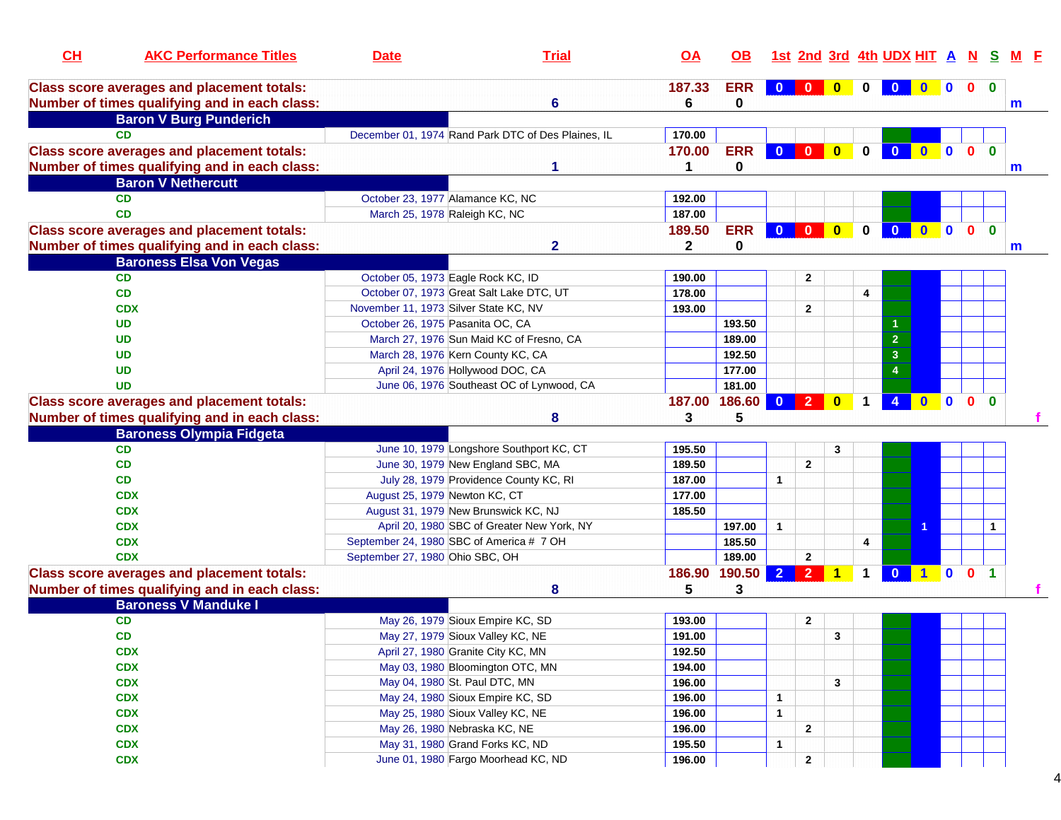| CH | AKC Performance Titles | Date | Trial | OA | OB | 1st | 2nd | 3rd | 4th | UDX | HIT | A | N | S | M | F |
|---|---|---|---|---|---|---|---|---|---|---|---|---|---|---|---|---|
| **Class score averages and placement totals:** | | | | 187.33 | ERR | 0 | 0 | 0 | 0 | 0 | 0 | 0 | 0 | 0 | | |
| **Number of times qualifying and in each class:** | | | 6 | 6 | 0 | | | | | | | | | | m | |
| **Baron V Burg Punderich** | | | | | | | | | | | | | | | | |
| | CD | December 01, 1974 | Rand Park DTC of Des Plaines, IL | 170.00 | | | | | | | | | | | | |
| **Class score averages and placement totals:** | | | | 170.00 | ERR | 0 | 0 | 0 | 0 | 0 | 0 | 0 | 0 | 0 | | |
| **Number of times qualifying and in each class:** | | | 1 | 1 | 0 | | | | | | | | | | m | |
| **Baron V Nethercutt** | | | | | | | | | | | | | | | | |
| | CD | October 23, 1977 | Alamance KC, NC | 192.00 | | | | | | | | | | | | |
| | CD | March 25, 1978 | Raleigh KC, NC | 187.00 | | | | | | | | | | | | |
| **Class score averages and placement totals:** | | | | 189.50 | ERR | 0 | 0 | 0 | 0 | 0 | 0 | 0 | 0 | 0 | | |
| **Number of times qualifying and in each class:** | | | 2 | 2 | 0 | | | | | | | | | | m | |
| **Baroness Elsa Von Vegas** | | | | | | | | | | | | | | | | |
| | CD | October 05, 1973 | Eagle Rock KC, ID | 190.00 | | | 2 | | | | | | | | | |
| | CD | October 07, 1973 | Great Salt Lake DTC, UT | 178.00 | | | | | 4 | | | | | | | |
| | CDX | November 11, 1973 | Silver State KC, NV | 193.00 | | | 2 | | | | | | | | | |
| | UD | October 26, 1975 | Pasanita OC, CA | | 193.50 | | | | | 1 | | | | | | |
| | UD | March 27, 1976 | Sun Maid KC of Fresno, CA | | 189.00 | | | | | 2 | | | | | | |
| | UD | March 28, 1976 | Kern County KC, CA | | 192.50 | | | | | 3 | | | | | | |
| | UD | April 24, 1976 | Hollywood DOC, CA | | 177.00 | | | | | 4 | | | | | | |
| | UD | June 06, 1976 | Southeast OC of Lynwood, CA | | 181.00 | | | | | | | | | | | |
| **Class score averages and placement totals:** | | | | 187.00 | 186.60 | 0 | 2 | 0 | 1 | 4 | 0 | 0 | 0 | 0 | | |
| **Number of times qualifying and in each class:** | | | 8 | 3 | 5 | | | | | | | | | | | f |
| **Baroness Olympia Fidgeta** | | | | | | | | | | | | | | | | |
| | CD | June 10, 1979 | Longshore Southport KC, CT | 195.50 | | | | 3 | | | | | | | | |
| | CD | June 30, 1979 | New England SBC, MA | 189.50 | | | 2 | | | | | | | | | |
| | CD | July 28, 1979 | Providence County KC, RI | 187.00 | | 1 | | | | | | | | | | |
| | CDX | August 25, 1979 | Newton KC, CT | 177.00 | | | | | | | | | | | | |
| | CDX | August 31, 1979 | New Brunswick KC, NJ | 185.50 | | | | | | | | | | | | |
| | CDX | April 20, 1980 | SBC of Greater New York, NY | | 197.00 | 1 | | | | | 1 | | | 1 | | |
| | CDX | September 24, 1980 | SBC of America # 7 OH | | 185.50 | | | | 4 | | | | | | | |
| | CDX | September 27, 1980 | Ohio SBC, OH | | 189.00 | | 2 | | | | | | | | | |
| **Class score averages and placement totals:** | | | | 186.90 | 190.50 | 2 | 2 | 1 | 1 | 0 | 1 | 0 | 0 | 1 | | |
| **Number of times qualifying and in each class:** | | | 8 | 5 | 3 | | | | | | | | | | | f |
| **Baroness V Manduke I** | | | | | | | | | | | | | | | | |
| | CD | May 26, 1979 | Sioux Empire KC, SD | 193.00 | | | 2 | | | | | | | | | |
| | CD | May 27, 1979 | Sioux Valley KC, NE | 191.00 | | | | 3 | | | | | | | | |
| | CDX | April 27, 1980 | Granite City KC, MN | 192.50 | | | | | | | | | | | | |
| | CDX | May 03, 1980 | Bloomington OTC, MN | 194.00 | | | | | | | | | | | | |
| | CDX | May 04, 1980 | St. Paul DTC, MN | 196.00 | | | | 3 | | | | | | | | |
| | CDX | May 24, 1980 | Sioux Empire KC, SD | 196.00 | | 1 | | | | | | | | | | |
| | CDX | May 25, 1980 | Sioux Valley KC, NE | 196.00 | | 1 | | | | | | | | | | |
| | CDX | May 26, 1980 | Nebraska KC, NE | 196.00 | | | 2 | | | | | | | | | |
| | CDX | May 31, 1980 | Grand Forks KC, ND | 195.50 | | 1 | | | | | | | | | | |
| | CDX | June 01, 1980 | Fargo Moorhead KC, ND | 196.00 | | | 2 | | | | | | | | | |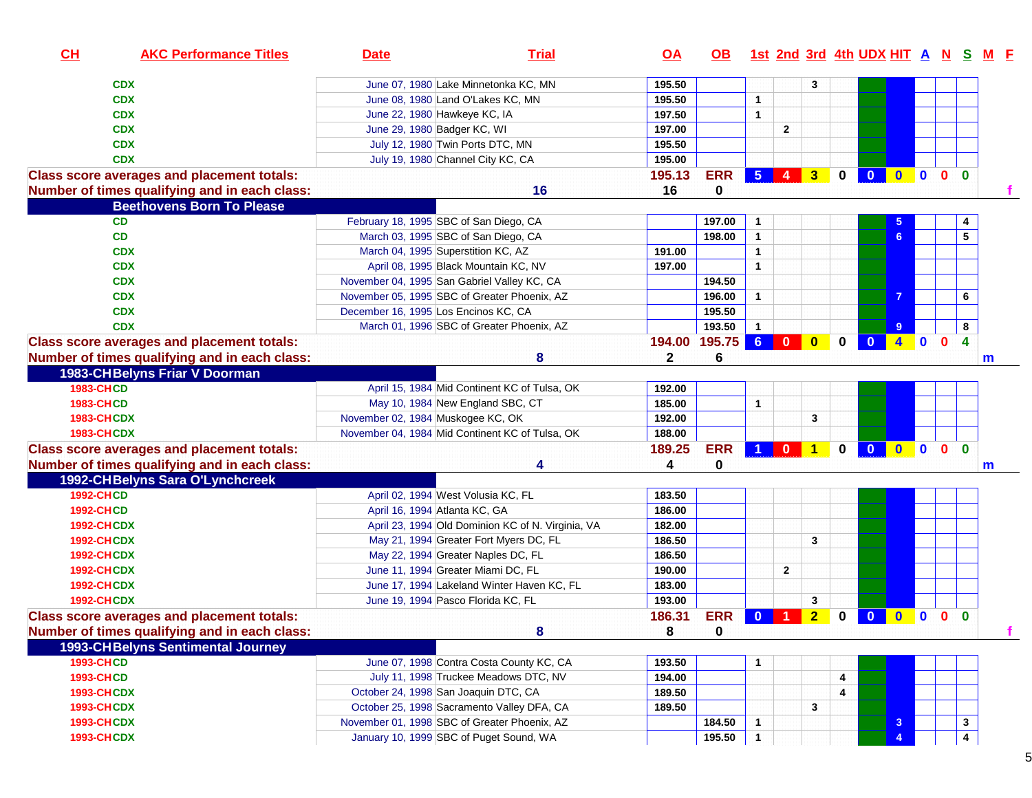| CH | AKC Performance Titles | Date | Trial | OA | OB | 1st | 2nd | 3rd | 4th | UDX | HIT | A | N | S | M | F |
|---|---|---|---|---|---|---|---|---|---|---|---|---|---|---|---|---|
| | CDX | June 07, 1980 | Lake Minnetonka KC, MN | 195.50 | | | | 3 | | | | | | | | |
| | CDX | June 08, 1980 | Land O'Lakes KC, MN | 195.50 | | 1 | | | | | | | | | | |
| | CDX | June 22, 1980 | Hawkeye KC, IA | 197.50 | | 1 | | | | | | | | | | |
| | CDX | June 29, 1980 | Badger KC, WI | 197.00 | | | 2 | | | | | | | | | |
| | CDX | July 12, 1980 | Twin Ports DTC, MN | 195.50 | | | | | | | | | | | | |
| | CDX | July 19, 1980 | Channel City KC, CA | 195.00 | | | | | | | | | | | | |
| Class score averages and placement totals: | | | | 195.13 | ERR | 5 | 4 | 3 | 0 | 0 | 0 | 0 | 0 | 0 | | |
| Number of times qualifying and in each class: | | | 16 | 16 | 0 | | | | | | | | | | | f |
| **Beethovens Born To Please** | | | | | | | | | | | | | | | | |
| | CD | February 18, 1995 | SBC of San Diego, CA | | 197.00 | 1 | | | | | 5 | | | 4 | | |
| | CD | March 03, 1995 | SBC of San Diego, CA | | 198.00 | 1 | | | | | 6 | | | 5 | | |
| | CDX | March 04, 1995 | Superstition KC, AZ | 191.00 | | 1 | | | | | | | | | | |
| | CDX | April 08, 1995 | Black Mountain KC, NV | 197.00 | | 1 | | | | | | | | | | |
| | CDX | November 04, 1995 | San Gabriel Valley KC, CA | | 194.50 | | | | | | | | | | | |
| | CDX | November 05, 1995 | SBC of Greater Phoenix, AZ | | 196.00 | 1 | | | | | 7 | | | 6 | | |
| | CDX | December 16, 1995 | Los Encinos KC, CA | | 195.50 | | | | | | | | | | | |
| | CDX | March 01, 1996 | SBC of Greater Phoenix, AZ | | 193.50 | 1 | | | | | 9 | | | 8 | | |
| Class score averages and placement totals: | | | | 194.00 | 195.75 | 6 | 0 | 0 | 0 | 0 | 4 | 0 | 0 | 4 | | |
| Number of times qualifying and in each class: | | | 8 | 2 | 6 | | | | | | | | | | m | |
| **1983-CH Belyns Friar V Doorman** | | | | | | | | | | | | | | | | |
| 1983-CH | CD | April 15, 1984 | Mid Continent KC of Tulsa, OK | 192.00 | | | | | | | | | | | | |
| 1983-CH | CD | May 10, 1984 | New England SBC, CT | 185.00 | | 1 | | | | | | | | | | |
| 1983-CH | CDX | November 02, 1984 | Muskogee KC, OK | 192.00 | | | | 3 | | | | | | | | |
| 1983-CH | CDX | November 04, 1984 | Mid Continent KC of Tulsa, OK | 188.00 | | | | | | | | | | | | |
| Class score averages and placement totals: | | | | 189.25 | ERR | 1 | 0 | 1 | 0 | 0 | 0 | 0 | 0 | 0 | | |
| Number of times qualifying and in each class: | | | 4 | 4 | 0 | | | | | | | | | | m | |
| **1992-CH Belyns Sara O'Lynchcreek** | | | | | | | | | | | | | | | | |
| 1992-CH | CD | April 02, 1994 | West Volusia KC, FL | 183.50 | | | | | | | | | | | | |
| 1992-CH | CD | April 16, 1994 | Atlanta KC, GA | 186.00 | | | | | | | | | | | | |
| 1992-CH | CDX | April 23, 1994 | Old Dominion KC of N. Virginia, VA | 182.00 | | | | | | | | | | | | |
| 1992-CH | CDX | May 21, 1994 | Greater Fort Myers DC, FL | 186.50 | | | | 3 | | | | | | | | |
| 1992-CH | CDX | May 22, 1994 | Greater Naples DC, FL | 186.50 | | | | | | | | | | | | |
| 1992-CH | CDX | June 11, 1994 | Greater Miami DC, FL | 190.00 | | | 2 | | | | | | | | | |
| 1992-CH | CDX | June 17, 1994 | Lakeland Winter Haven KC, FL | 183.00 | | | | | | | | | | | | |
| 1992-CH | CDX | June 19, 1994 | Pasco Florida KC, FL | 193.00 | | | | 3 | | | | | | | | |
| Class score averages and placement totals: | | | | 186.31 | ERR | 0 | 1 | 2 | 0 | 0 | 0 | 0 | 0 | 0 | | |
| Number of times qualifying and in each class: | | | 8 | 8 | 0 | | | | | | | | | | | f |
| **1993-CH Belyns Sentimental Journey** | | | | | | | | | | | | | | | | |
| 1993-CH | CD | June 07, 1998 | Contra Costa County KC, CA | 193.50 | | 1 | | | | | | | | | | |
| 1993-CH | CD | July 11, 1998 | Truckee Meadows DTC, NV | 194.00 | | | | | 4 | | | | | | | |
| 1993-CH | CDX | October 24, 1998 | San Joaquin DTC, CA | 189.50 | | | | | 4 | | | | | | | |
| 1993-CH | CDX | October 25, 1998 | Sacramento Valley DFA, CA | 189.50 | | | | 3 | | | | | | | | |
| 1993-CH | CDX | November 01, 1998 | SBC of Greater Phoenix, AZ | | 184.50 | 1 | | | | | 3 | | | 3 | | |
| 1993-CH | CDX | January 10, 1999 | SBC of Puget Sound, WA | | 195.50 | 1 | | | | | 4 | | | 4 | | |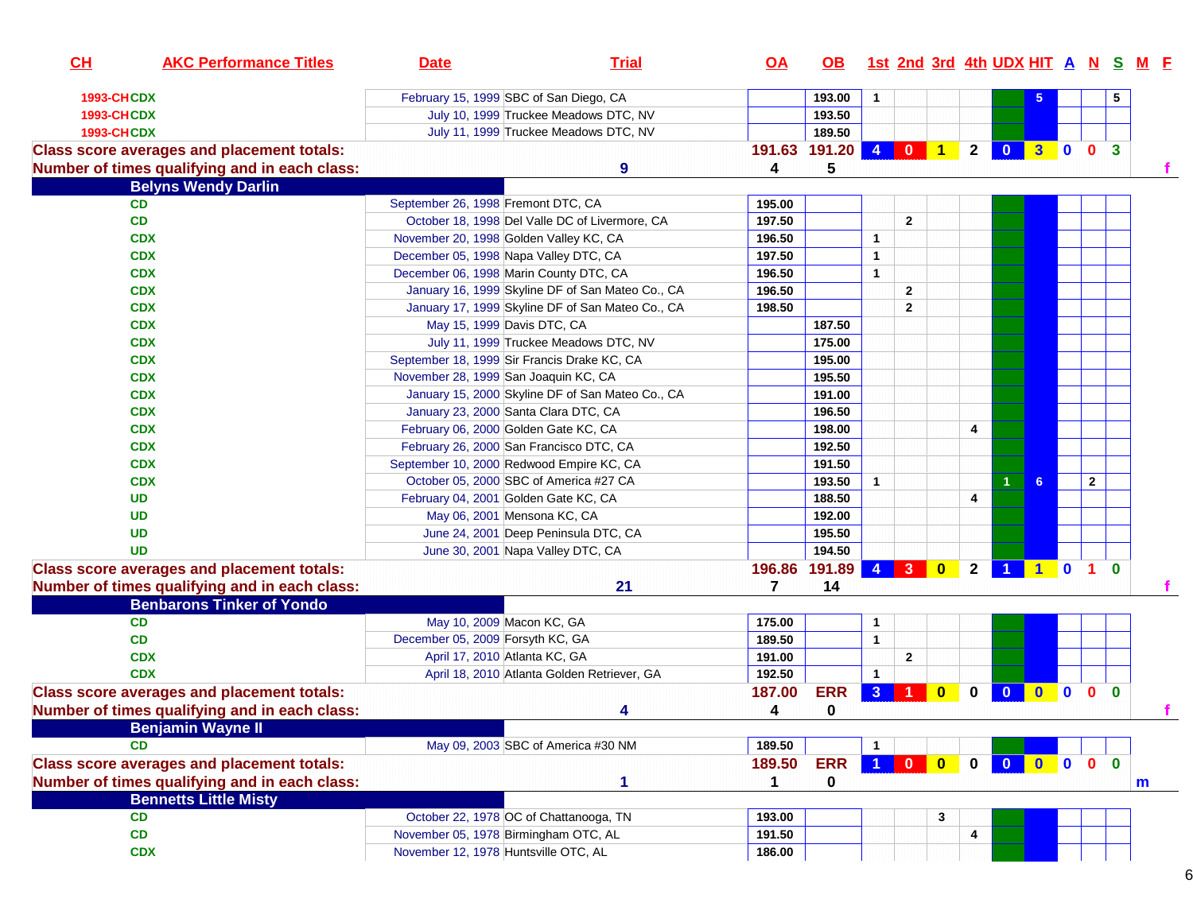| CH | AKC Performance Titles | Date | Trial | OA | OB | 1st | 2nd | 3rd | 4th | UDX | HIT | A | N | S | M | F |
|---|---|---|---|---|---|---|---|---|---|---|---|---|---|---|---|---|
| 1993-CH | CDX | February 15, 1999 | SBC of San Diego, CA | | 193.00 | 1 | | | | | 5 | | | 5 | | |
| 1993-CH | CDX | July 10, 1999 | Truckee Meadows DTC, NV | | 193.50 | | | | | | | | | | | |
| 1993-CH | CDX | July 11, 1999 | Truckee Meadows DTC, NV | | 189.50 | | | | | | | | | | | |
| Class score averages and placement totals: | | | | 191.63 | 191.20 | 4 | 0 | 1 | 2 | 0 | 3 | 0 | 0 | 3 | | |
| Number of times qualifying and in each class: | | | 9 | 4 | 5 | | | | | | | | | | | f |
| **Belyns Wendy Darlin** | | | | | | | | | | | | | | | | |
| | CD | September 26, 1998 | Fremont DTC, CA | 195.00 | | | | | | | | | | | | |
| | CD | October 18, 1998 | Del Valle DC of Livermore, CA | 197.50 | | | 2 | | | | | | | | | |
| | CDX | November 20, 1998 | Golden Valley KC, CA | 196.50 | | 1 | | | | | | | | | | |
| | CDX | December 05, 1998 | Napa Valley DTC, CA | 197.50 | | 1 | | | | | | | | | | |
| | CDX | December 06, 1998 | Marin County DTC, CA | 196.50 | | 1 | | | | | | | | | | |
| | CDX | January 16, 1999 | Skyline DF of San Mateo Co., CA | 196.50 | | | 2 | | | | | | | | | |
| | CDX | January 17, 1999 | Skyline DF of San Mateo Co., CA | 198.50 | | | 2 | | | | | | | | | |
| | CDX | May 15, 1999 | Davis DTC, CA | | 187.50 | | | | | | | | | | | |
| | CDX | July 11, 1999 | Truckee Meadows DTC, NV | | 175.00 | | | | | | | | | | | |
| | CDX | September 18, 1999 | Sir Francis Drake KC, CA | | 195.00 | | | | | | | | | | | |
| | CDX | November 28, 1999 | San Joaquin KC, CA | | 195.50 | | | | | | | | | | | |
| | CDX | January 15, 2000 | Skyline DF of San Mateo Co., CA | | 191.00 | | | | | | | | | | | |
| | CDX | January 23, 2000 | Santa Clara DTC, CA | | 196.50 | | | | | | | | | | | |
| | CDX | February 06, 2000 | Golden Gate KC, CA | | 198.00 | | | | 4 | | | | | | | |
| | CDX | February 26, 2000 | San Francisco DTC, CA | | 192.50 | | | | | | | | | | | |
| | CDX | September 10, 2000 | Redwood Empire KC, CA | | 191.50 | | | | | | | | | | | |
| | CDX | October 05, 2000 | SBC of America #27 CA | | 193.50 | 1 | | | | 1 | 6 | | 2 | | | |
| | UD | February 04, 2001 | Golden Gate KC, CA | | 188.50 | | | | 4 | | | | | | | |
| | UD | May 06, 2001 | Mensona KC, CA | | 192.00 | | | | | | | | | | | |
| | UD | June 24, 2001 | Deep Peninsula DTC, CA | | 195.50 | | | | | | | | | | | |
| | UD | June 30, 2001 | Napa Valley DTC, CA | | 194.50 | | | | | | | | | | | |
| Class score averages and placement totals: | | | | 196.86 | 191.89 | 4 | 3 | 0 | 2 | 1 | 1 | 0 | 1 | 0 | | |
| Number of times qualifying and in each class: | | | 21 | 7 | 14 | | | | | | | | | | | f |
| **Benbarons Tinker of Yondo** | | | | | | | | | | | | | | | | |
| | CD | May 10, 2009 | Macon KC, GA | 175.00 | | 1 | | | | | | | | | | |
| | CD | December 05, 2009 | Forsyth KC, GA | 189.50 | | 1 | | | | | | | | | | |
| | CDX | April 17, 2010 | Atlanta KC, GA | 191.00 | | | 2 | | | | | | | | | |
| | CDX | April 18, 2010 | Atlanta Golden Retriever, GA | 192.50 | | 1 | | | | | | | | | | |
| Class score averages and placement totals: | | | | 187.00 | ERR | 3 | 1 | 0 | 0 | 0 | 0 | 0 | 0 | 0 | | |
| Number of times qualifying and in each class: | | | 4 | 4 | 0 | | | | | | | | | | | f |
| **Benjamin Wayne II** | | | | | | | | | | | | | | | | |
| | CD | May 09, 2003 | SBC of America #30 NM | 189.50 | | 1 | | | | | | | | | | |
| Class score averages and placement totals: | | | | 189.50 | ERR | 1 | 0 | 0 | 0 | 0 | 0 | 0 | 0 | 0 | | |
| Number of times qualifying and in each class: | | | 1 | 1 | 0 | | | | | | | | | | m | |
| **Bennetts Little Misty** | | | | | | | | | | | | | | | | |
| | CD | October 22, 1978 | OC of Chattanooga, TN | 193.00 | | | | 3 | | | | | | | | |
| | CD | November 05, 1978 | Birmingham OTC, AL | 191.50 | | | | | 4 | | | | | | | |
| | CDX | November 12, 1978 | Huntsville OTC, AL | 186.00 | | | | | | | | | | | | |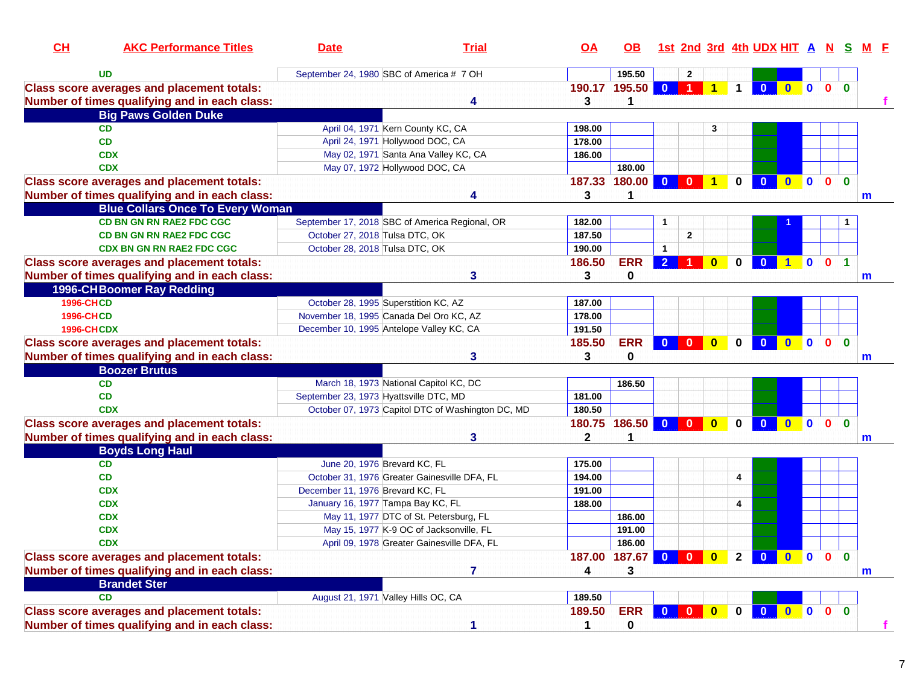| CH | AKC Performance Titles | Date | Trial | OA | OB | 1st | 2nd | 3rd | 4th | UDX | HIT | A | N | S | M | F |
|---|---|---|---|---|---|---|---|---|---|---|---|---|---|---|---|---|
| | UD | September 24, 1980 | SBC of America # 7 OH | | 195.50 | | 2 | | | | | | | | | |
| Class score averages and placement totals: | | | | 190.17 | 195.50 | 0 | 1 | 1 | 1 | 0 | 0 | 0 | 0 | 0 | | |
| Number of times qualifying and in each class: | | | 4 | 3 | 1 | | | | | | | | | | | f |
| **Big Paws Golden Duke** | | | | | | | | | | | | | | | | |
| | CD | April 04, 1971 | Kern County KC, CA | 198.00 | | | | 3 | | | | | | | | |
| | CD | April 24, 1971 | Hollywood DOC, CA | 178.00 | | | | | | | | | | | | |
| | CDX | May 02, 1971 | Santa Ana Valley KC, CA | 186.00 | | | | | | | | | | | | |
| | CDX | May 07, 1972 | Hollywood DOC, CA | | 180.00 | | | | | | | | | | | |
| Class score averages and placement totals: | | | | 187.33 | 180.00 | 0 | 0 | 1 | 0 | 0 | 0 | 0 | 0 | 0 | | |
| Number of times qualifying and in each class: | | | 4 | 3 | 1 | | | | | | | | | | m | |
| **Blue Collars Once To Every Woman** | | | | | | | | | | | | | | | | |
| | CD BN GN RN RAE2 FDC CGC | September 17, 2018 | SBC of America Regional, OR | 182.00 | | 1 | | | | | 1 | | | 1 | | |
| | CD BN GN RN RAE2 FDC CGC | October 27, 2018 | Tulsa DTC, OK | 187.50 | | | 2 | | | | | | | | | |
| | CDX BN GN RN RAE2 FDC CGC | October 28, 2018 | Tulsa DTC, OK | 190.00 | | 1 | | | | | | | | | | |
| Class score averages and placement totals: | | | | 186.50 | ERR | 2 | 1 | 0 | 0 | 0 | 1 | 0 | 0 | 1 | | |
| Number of times qualifying and in each class: | | | 3 | 3 | 0 | | | | | | | | | | m | |
| **1996-CH Boomer Ray Redding** | | | | | | | | | | | | | | | | |
| 1996-CH | CD | October 28, 1995 | Superstition KC, AZ | 187.00 | | | | | | | | | | | | |
| 1996-CH | CD | November 18, 1995 | Canada Del Oro KC, AZ | 178.00 | | | | | | | | | | | | |
| 1996-CH | CDX | December 10, 1995 | Antelope Valley KC, CA | 191.50 | | | | | | | | | | | | |
| Class score averages and placement totals: | | | | 185.50 | ERR | 0 | 0 | 0 | 0 | 0 | 0 | 0 | 0 | 0 | | |
| Number of times qualifying and in each class: | | | 3 | 3 | 0 | | | | | | | | | | m | |
| **Boozer Brutus** | | | | | | | | | | | | | | | | |
| | CD | March 18, 1973 | National Capitol KC, DC | | 186.50 | | | | | | | | | | | |
| | CD | September 23, 1973 | Hyattsville DTC, MD | 181.00 | | | | | | | | | | | | |
| | CDX | October 07, 1973 | Capitol DTC of Washington DC, MD | 180.50 | | | | | | | | | | | | |
| Class score averages and placement totals: | | | | 180.75 | 186.50 | 0 | 0 | 0 | 0 | 0 | 0 | 0 | 0 | 0 | | |
| Number of times qualifying and in each class: | | | 3 | 2 | 1 | | | | | | | | | | m | |
| **Boyds Long Haul** | | | | | | | | | | | | | | | | |
| | CD | June 20, 1976 | Brevard KC, FL | 175.00 | | | | | | | | | | | | |
| | CD | October 31, 1976 | Greater Gainesville DFA, FL | 194.00 | | | | | 4 | | | | | | | |
| | CDX | December 11, 1976 | Brevard KC, FL | 191.00 | | | | | | | | | | | | |
| | CDX | January 16, 1977 | Tampa Bay KC, FL | 188.00 | | | | | 4 | | | | | | | |
| | CDX | May 11, 1977 | DTC of St. Petersburg, FL | | 186.00 | | | | | | | | | | | |
| | CDX | May 15, 1977 | K-9 OC of Jacksonville, FL | | 191.00 | | | | | | | | | | | |
| | CDX | April 09, 1978 | Greater Gainesville DFA, FL | | 186.00 | | | | | | | | | | | |
| Class score averages and placement totals: | | | | 187.00 | 187.67 | 0 | 0 | 0 | 2 | 0 | 0 | 0 | 0 | 0 | | |
| Number of times qualifying and in each class: | | | 7 | 4 | 3 | | | | | | | | | | m | |
| **Brandet Ster** | | | | | | | | | | | | | | | | |
| | CD | August 21, 1971 | Valley Hills OC, CA | 189.50 | | | | | | | | | | | | |
| Class score averages and placement totals: | | | | 189.50 | ERR | 0 | 0 | 0 | 0 | 0 | 0 | 0 | 0 | 0 | | |
| Number of times qualifying and in each class: | | | 1 | 1 | 0 | | | | | | | | | | | f |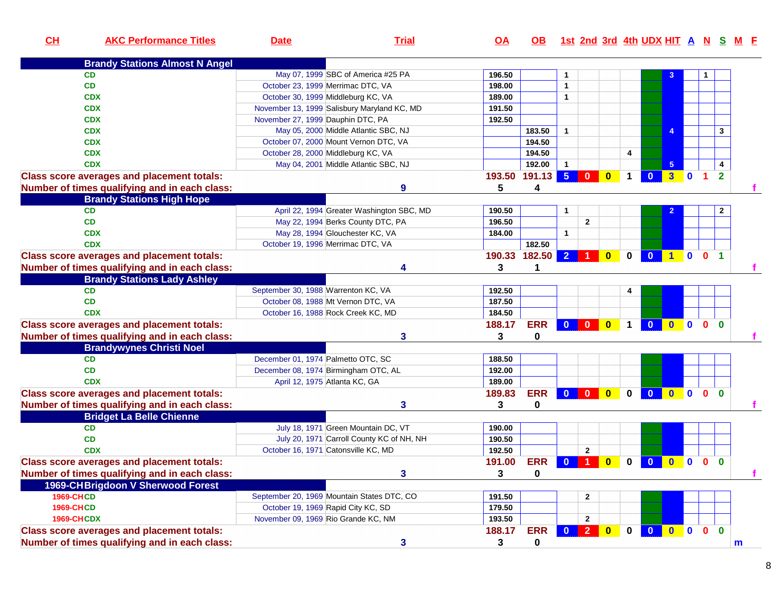| CH | AKC Performance Titles | Date | Trial | OA | OB | 1st | 2nd | 3rd | 4th | UDX | HIT | A | N | S | M | F |
|---|---|---|---|---|---|---|---|---|---|---|---|---|---|---|---|---|
| **Brandy Stations Almost N Angel** | | | | | | | | | | | | | | | | |
| | CD | May 07, 1999 | SBC of America #25 PA | 196.50 | | 1 | | | | | 3 | | 1 | | | |
| | CD | October 23, 1999 | Merrimac DTC, VA | 198.00 | | 1 | | | | | | | | | | |
| | CDX | October 30, 1999 | Middleburg KC, VA | 189.00 | | 1 | | | | | | | | | | |
| | CDX | November 13, 1999 | Salisbury Maryland KC, MD | 191.50 | | | | | | | | | | | | |
| | CDX | November 27, 1999 | Dauphin DTC, PA | 192.50 | | | | | | | | | | | | |
| | CDX | May 05, 2000 | Middle Atlantic SBC, NJ | | 183.50 | 1 | | | | | 4 | | | 3 | | |
| | CDX | October 07, 2000 | Mount Vernon DTC, VA | | 194.50 | | | | | | | | | | | |
| | CDX | October 28, 2000 | Middleburg KC, VA | | 194.50 | | | | 4 | | | | | | | |
| | CDX | May 04, 2001 | Middle Atlantic SBC, NJ | | 192.00 | 1 | | | | | 5 | | | 4 | | |
| **Class score averages and placement totals:** | | | | 193.50 | 191.13 | 5 | 0 | 0 | 1 | 0 | 3 | 0 | 1 | 2 | | |
| **Number of times qualifying and in each class:** | | | 9 | 5 | 4 | | | | | | | | | | | f |
| **Brandy Stations High Hope** | | | | | | | | | | | | | | | | |
| | CD | April 22, 1994 | Greater Washington SBC, MD | 190.50 | | 1 | | | | | 2 | | | 2 | | |
| | CD | May 22, 1994 | Berks County DTC, PA | 196.50 | | | 2 | | | | | | | | | |
| | CDX | May 28, 1994 | Glouchester KC, VA | 184.00 | | 1 | | | | | | | | | | |
| | CDX | October 19, 1996 | Merrimac DTC, VA | | 182.50 | | | | | | | | | | | |
| **Class score averages and placement totals:** | | | | 190.33 | 182.50 | 2 | 1 | 0 | 0 | 0 | 1 | 0 | 0 | 1 | | |
| **Number of times qualifying and in each class:** | | | 4 | 3 | 1 | | | | | | | | | | | f |
| **Brandy Stations Lady Ashley** | | | | | | | | | | | | | | | | |
| | CD | September 30, 1988 | Warrenton KC, VA | 192.50 | | | | | 4 | | | | | | | |
| | CD | October 08, 1988 | Mt Vernon DTC, VA | 187.50 | | | | | | | | | | | | |
| | CDX | October 16, 1988 | Rock Creek KC, MD | 184.50 | | | | | | | | | | | | |
| **Class score averages and placement totals:** | | | | 188.17 | ERR | 0 | 0 | 0 | 1 | 0 | 0 | 0 | 0 | 0 | | |
| **Number of times qualifying and in each class:** | | | 3 | 3 | 0 | | | | | | | | | | | f |
| **Brandywynes Christi Noel** | | | | | | | | | | | | | | | | |
| | CD | December 01, 1974 | Palmetto OTC, SC | 188.50 | | | | | | | | | | | | |
| | CD | December 08, 1974 | Birmingham OTC, AL | 192.00 | | | | | | | | | | | | |
| | CDX | April 12, 1975 | Atlanta KC, GA | 189.00 | | | | | | | | | | | | |
| **Class score averages and placement totals:** | | | | 189.83 | ERR | 0 | 0 | 0 | 0 | 0 | 0 | 0 | 0 | 0 | | |
| **Number of times qualifying and in each class:** | | | 3 | 3 | 0 | | | | | | | | | | | f |
| **Bridget La Belle Chienne** | | | | | | | | | | | | | | | | |
| | CD | July 18, 1971 | Green Mountain DC, VT | 190.00 | | | | | | | | | | | | |
| | CD | July 20, 1971 | Carroll County KC of NH, NH | 190.50 | | | | | | | | | | | | |
| | CDX | October 16, 1971 | Catonsville KC, MD | 192.50 | | | 2 | | | | | | | | | |
| **Class score averages and placement totals:** | | | | 191.00 | ERR | 0 | 1 | 0 | 0 | 0 | 0 | 0 | 0 | 0 | | |
| **Number of times qualifying and in each class:** | | | 3 | 3 | 0 | | | | | | | | | | | f |
| **1969-CH Brigdoon V Sherwood Forest** | | | | | | | | | | | | | | | | |
| 1969-CH | CD | September 20, 1969 | Mountain States DTC, CO | 191.50 | | | 2 | | | | | | | | | |
| 1969-CH | CD | October 19, 1969 | Rapid City KC, SD | 179.50 | | | | | | | | | | | | |
| 1969-CH | CDX | November 09, 1969 | Rio Grande KC, NM | 193.50 | | | 2 | | | | | | | | | |
| **Class score averages and placement totals:** | | | | 188.17 | ERR | 0 | 2 | 0 | 0 | 0 | 0 | 0 | 0 | 0 | | |
| **Number of times qualifying and in each class:** | | | 3 | 3 | 0 | | | | | | | | | | m | |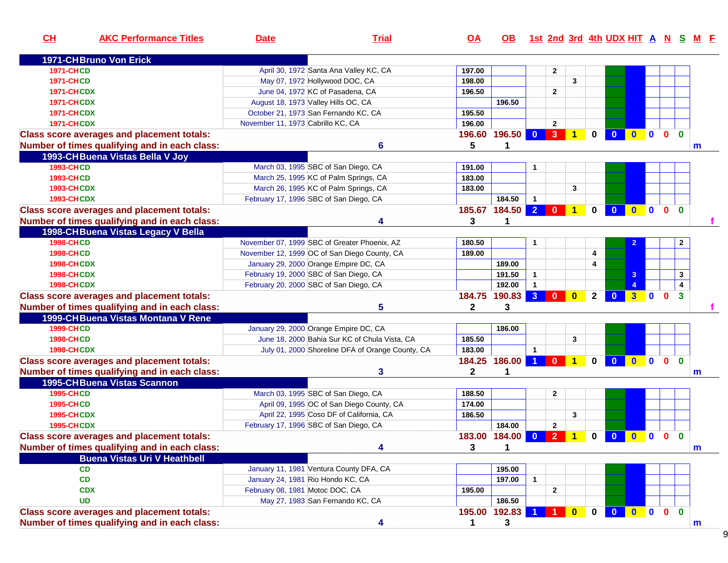| CH | AKC Performance Titles | Date | Trial | OA | OB | 1st | 2nd | 3rd | 4th | UDX | HIT | A | N | S | M | F |
|---|---|---|---|---|---|---|---|---|---|---|---|---|---|---|---|---|
| **1971-CH Bruno Von Erick** | | | | | | | | | | | | | | | | |
| 1971-CH | CD | April 30, 1972 | Santa Ana Valley KC, CA | 197.00 | | | 2 | | | | | | | | | |
| 1971-CH | CD | May 07, 1972 | Hollywood DOC, CA | 198.00 | | | | 3 | | | | | | | | |
| 1971-CH | CDX | June 04, 1972 | KC of Pasadena, CA | 196.50 | | | 2 | | | | | | | | | |
| 1971-CH | CDX | August 18, 1973 | Valley Hills OC, CA | | 196.50 | | | | | | | | | | | |
| 1971-CH | CDX | October 21, 1973 | San Fernando KC, CA | 195.50 | | | | | | | | | | | | |
| 1971-CH | CDX | November 11, 1973 | Cabrillo KC, CA | 196.00 | | | 2 | | | | | | | | | |
| **Class score averages and placement totals:** | | | | 196.60 | 196.50 | 0 | 3 | 1 | 0 | 0 | 0 | 0 | 0 | 0 | | |
| **Number of times qualifying and in each class:** | | | 6 | 5 | 1 | | | | | | | | | | m | |
| **1993-CH Buena Vistas Bella V Joy** | | | | | | | | | | | | | | | | |
| 1993-CH | CD | March 03, 1995 | SBC of San Diego, CA | 191.00 | | 1 | | | | | | | | | | |
| 1993-CH | CD | March 25, 1995 | KC of Palm Springs, CA | 183.00 | | | | | | | | | | | | |
| 1993-CH | CDX | March 26, 1995 | KC of Palm Springs, CA | 183.00 | | | | 3 | | | | | | | | |
| 1993-CH | CDX | February 17, 1996 | SBC of San Diego, CA | | 184.50 | 1 | | | | | | | | | | |
| **Class score averages and placement totals:** | | | | 185.67 | 184.50 | 2 | 0 | 1 | 0 | 0 | 0 | 0 | 0 | 0 | | |
| **Number of times qualifying and in each class:** | | | 4 | 3 | 1 | | | | | | | | | | | f |
| **1998-CH Buena Vistas Legacy V Bella** | | | | | | | | | | | | | | | | |
| 1998-CH | CD | November 07, 1999 | SBC of Greater Phoenix, AZ | 180.50 | | 1 | | | | | 2 | | | 2 | | |
| 1998-CH | CD | November 12, 1999 | OC of San Diego County, CA | 189.00 | | | | | 4 | | | | | | | |
| 1998-CH | CDX | January 29, 2000 | Orange Empire DC, CA | | 189.00 | | | | 4 | | | | | | | |
| 1998-CH | CDX | February 19, 2000 | SBC of San Diego, CA | | 191.50 | 1 | | | | | 3 | | | 3 | | |
| 1998-CH | CDX | February 20, 2000 | SBC of San Diego, CA | | 192.00 | 1 | | | | | 4 | | | 4 | | |
| **Class score averages and placement totals:** | | | | 184.75 | 190.83 | 3 | 0 | 0 | 2 | 0 | 3 | 0 | 0 | 3 | | |
| **Number of times qualifying and in each class:** | | | 5 | 2 | 3 | | | | | | | | | | | f |
| **1999-CH Buena Vistas Montana V Rene** | | | | | | | | | | | | | | | | |
| 1999-CH | CD | January 29, 2000 | Orange Empire DC, CA | | 186.00 | | | | | | | | | | | |
| 1998-CH | CD | June 18, 2000 | Bahia Sur KC of Chula Vista, CA | 185.50 | | | | 3 | | | | | | | | |
| 1998-CH | CDX | July 01, 2000 | Shoreline DFA of Orange County, CA | 183.00 | | 1 | | | | | | | | | | |
| **Class score averages and placement totals:** | | | | 184.25 | 186.00 | 1 | 0 | 1 | 0 | 0 | 0 | 0 | 0 | 0 | | |
| **Number of times qualifying and in each class:** | | | 3 | 2 | 1 | | | | | | | | | | m | |
| **1995-CH Buena Vistas Scannon** | | | | | | | | | | | | | | | | |
| 1995-CH | CD | March 03, 1995 | SBC of San Diego, CA | 188.50 | | | 2 | | | | | | | | | |
| 1995-CH | CD | April 09, 1995 | OC of San Diego County, CA | 174.00 | | | | | | | | | | | | |
| 1995-CH | CDX | April 22, 1995 | Coso DF of California, CA | 186.50 | | | | 3 | | | | | | | | |
| 1995-CH | CDX | February 17, 1996 | SBC of San Diego, CA | | 184.00 | | 2 | | | | | | | | | |
| **Class score averages and placement totals:** | | | | 183.00 | 184.00 | 0 | 2 | 1 | 0 | 0 | 0 | 0 | 0 | 0 | | |
| **Number of times qualifying and in each class:** | | | 4 | 3 | 1 | | | | | | | | | | m | |
| **Buena Vistas Uri V Heathbell** | | | | | | | | | | | | | | | | |
| | CD | January 11, 1981 | Ventura County DFA, CA | | 195.00 | | | | | | | | | | | |
| | CD | January 24, 1981 | Rio Hondo KC, CA | | 197.00 | 1 | | | | | | | | | | |
| | CDX | February 08, 1981 | Motoc DOC, CA | 195.00 | | | 2 | | | | | | | | | |
| | UD | May 27, 1983 | San Fernando KC, CA | | 186.50 | | | | | | | | | | | |
| **Class score averages and placement totals:** | | | | 195.00 | 192.83 | 1 | 1 | 0 | 0 | 0 | 0 | 0 | 0 | 0 | | |
| **Number of times qualifying and in each class:** | | | 4 | 1 | 3 | | | | | | | | | | m | |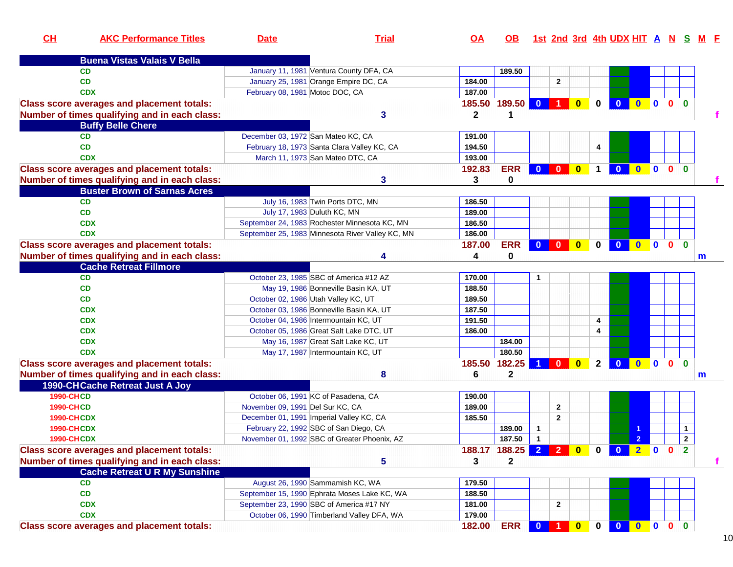| CH | AKC Performance Titles | Date | Trial | OA | OB | 1st | 2nd | 3rd | 4th | UDX | HIT | A | N | S | M | F |
|---|---|---|---|---|---|---|---|---|---|---|---|---|---|---|---|---|
| **Buena Vistas Valais V Bella** | | | | | | | | | | | | | | | | |
| | CD | January 11, 1981 | Ventura County DFA, CA | | 189.50 | | | | | | | | | | | |
| | CD | January 25, 1981 | Orange Empire DC, CA | 184.00 | | | 2 | | | | | | | | | |
| | CDX | February 08, 1981 | Motoc DOC, CA | 187.00 | | | | | | | | | | | | |
| **Class score averages and placement totals:** | | | | 185.50 | 189.50 | 0 | 1 | 0 | 0 | 0 | 0 | 0 | 0 | 0 | | |
| **Number of times qualifying and in each class:** | | | 3 | 2 | 1 | | | | | | | | | | | f |
| **Buffy Belle Chere** | | | | | | | | | | | | | | | | |
| | CD | December 03, 1972 | San Mateo KC, CA | 191.00 | | | | | | | | | | | | |
| | CD | February 18, 1973 | Santa Clara Valley KC, CA | 194.50 | | | | | 4 | | | | | | | |
| | CDX | March 11, 1973 | San Mateo DTC, CA | 193.00 | | | | | | | | | | | | |
| **Class score averages and placement totals:** | | | | 192.83 | ERR | 0 | 0 | 0 | 1 | 0 | 0 | 0 | 0 | 0 | | |
| **Number of times qualifying and in each class:** | | | 3 | 3 | 0 | | | | | | | | | | | f |
| **Buster Brown of Sarnas Acres** | | | | | | | | | | | | | | | | |
| | CD | July 16, 1983 | Twin Ports DTC, MN | 186.50 | | | | | | | | | | | | |
| | CD | July 17, 1983 | Duluth KC, MN | 189.00 | | | | | | | | | | | | |
| | CDX | September 24, 1983 | Rochester Minnesota KC, MN | 186.50 | | | | | | | | | | | | |
| | CDX | September 25, 1983 | Minnesota River Valley KC, MN | 186.00 | | | | | | | | | | | | |
| **Class score averages and placement totals:** | | | | 187.00 | ERR | 0 | 0 | 0 | 0 | 0 | 0 | 0 | 0 | 0 | | |
| **Number of times qualifying and in each class:** | | | 4 | 4 | 0 | | | | | | | | | | m | |
| **Cache Retreat Fillmore** | | | | | | | | | | | | | | | | |
| | CD | October 23, 1985 | SBC of America #12 AZ | 170.00 | | 1 | | | | | | | | | | |
| | CD | May 19, 1986 | Bonneville Basin KA, UT | 188.50 | | | | | | | | | | | | |
| | CD | October 02, 1986 | Utah Valley KC, UT | 189.50 | | | | | | | | | | | | |
| | CDX | October 03, 1986 | Bonneville Basin KA, UT | 187.50 | | | | | | | | | | | | |
| | CDX | October 04, 1986 | Intermountain KC, UT | 191.50 | | | | | 4 | | | | | | | |
| | CDX | October 05, 1986 | Great Salt Lake DTC, UT | 186.00 | | | | | 4 | | | | | | | |
| | CDX | May 16, 1987 | Great Salt Lake KC, UT | | 184.00 | | | | | | | | | | | |
| | CDX | May 17, 1987 | Intermountain KC, UT | | 180.50 | | | | | | | | | | | |
| **Class score averages and placement totals:** | | | | 185.50 | 182.25 | 1 | 0 | 0 | 2 | 0 | 0 | 0 | 0 | 0 | | |
| **Number of times qualifying and in each class:** | | | 8 | 6 | 2 | | | | | | | | | | m | |
| **1990-CH Cache Retreat Just A Joy** | | | | | | | | | | | | | | | | |
| 1990-CH | CD | October 06, 1991 | KC of Pasadena, CA | 190.00 | | | | | | | | | | | | |
| 1990-CH | CD | November 09, 1991 | Del Sur KC, CA | 189.00 | | | 2 | | | | | | | | | |
| 1990-CH | CDX | December 01, 1991 | Imperial Valley KC, CA | 185.50 | | | 2 | | | | | | | | | |
| 1990-CH | CDX | February 22, 1992 | SBC of San Diego, CA | | 189.00 | 1 | | | | | 1 | | | 1 | | |
| 1990-CH | CDX | November 01, 1992 | SBC of Greater Phoenix, AZ | | 187.50 | 1 | | | | | 2 | | | 2 | | |
| **Class score averages and placement totals:** | | | | 188.17 | 188.25 | 2 | 2 | 0 | 0 | 0 | 2 | 0 | 0 | 2 | | |
| **Number of times qualifying and in each class:** | | | 5 | 3 | 2 | | | | | | | | | | | f |
| **Cache Retreat U R My Sunshine** | | | | | | | | | | | | | | | | |
| | CD | August 26, 1990 | Sammamish KC, WA | 179.50 | | | | | | | | | | | | |
| | CD | September 15, 1990 | Ephrata Moses Lake KC, WA | 188.50 | | | | | | | | | | | | |
| | CDX | September 23, 1990 | SBC of America #17 NY | 181.00 | | | 2 | | | | | | | | | |
| | CDX | October 06, 1990 | Timberland Valley DFA, WA | 179.00 | | | | | | | | | | | | |
| **Class score averages and placement totals:** | | | | 182.00 | ERR | 0 | 1 | 0 | 0 | 0 | 0 | 0 | 0 | 0 | | |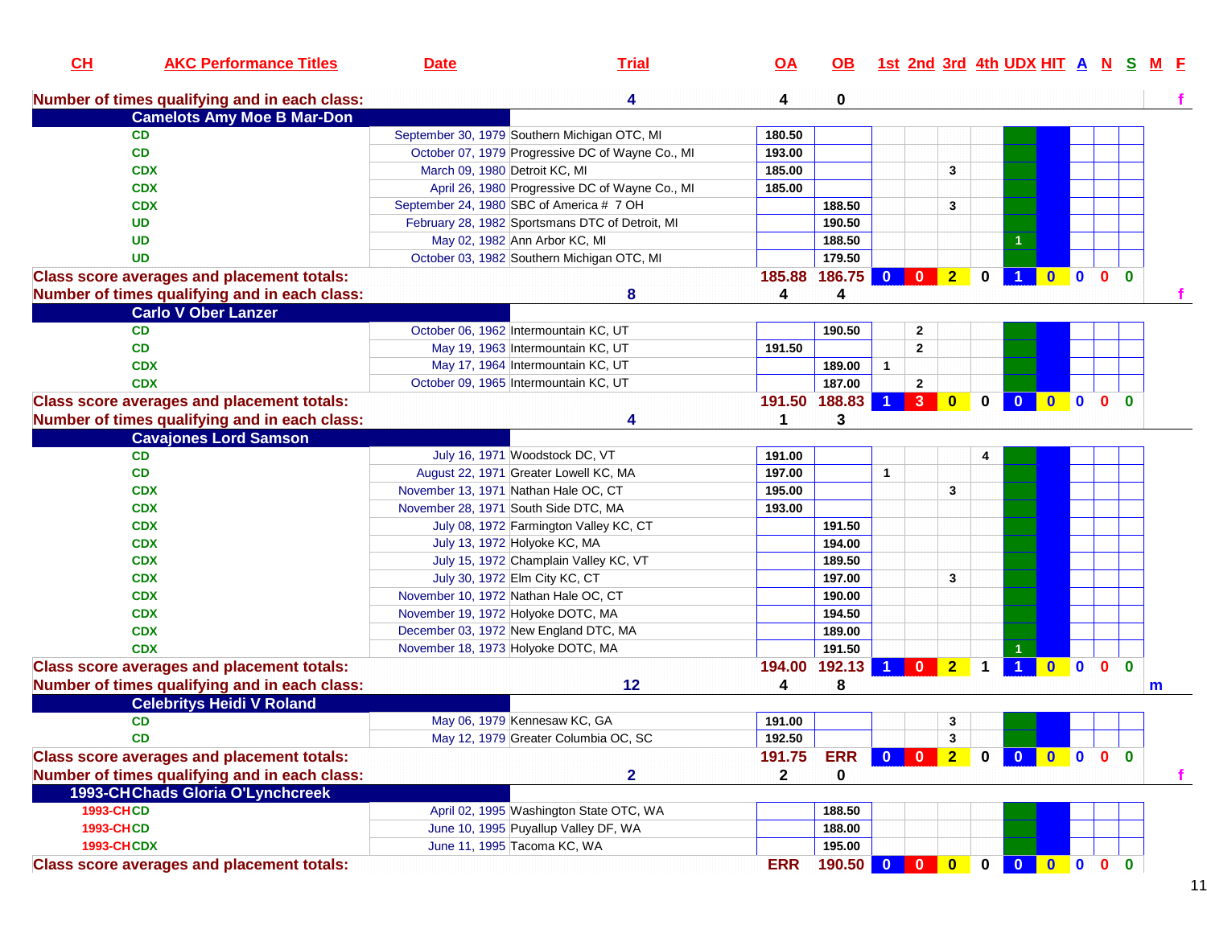| CH | AKC Performance Titles | Date | Trial | OA | OB | 1st | 2nd | 3rd | 4th | UDX | HIT | A | N | S | M | F |
|---|---|---|---|---|---|---|---|---|---|---|---|---|---|---|---|---|
| **Number of times qualifying and in each class:** | | | 4 | 4 | 0 | | | | | | | | | | | f |
| **Camelots Amy Moe B Mar-Don** | | | | | | | | | | | | | | | | |
| | CD | September 30, 1979 | Southern Michigan OTC, MI | 180.50 | | | | | | | | | | | | |
| | CD | October 07, 1979 | Progressive DC of Wayne Co., MI | 193.00 | | | | | | | | | | | | |
| | CDX | March 09, 1980 | Detroit KC, MI | 185.00 | | | | 3 | | | | | | | | |
| | CDX | April 26, 1980 | Progressive DC of Wayne Co., MI | 185.00 | | | | | | | | | | | | |
| | CDX | September 24, 1980 | SBC of America # 7 OH | | 188.50 | | | 3 | | | | | | | | |
| | UD | February 28, 1982 | Sportsmans DTC of Detroit, MI | | 190.50 | | | | | | | | | | | |
| | UD | May 02, 1982 | Ann Arbor KC, MI | | 188.50 | | | | | 1 | | | | | | |
| | UD | October 03, 1982 | Southern Michigan OTC, MI | | 179.50 | | | | | | | | | | | |
| **Class score averages and placement totals:** | | | | 185.88 | 186.75 | 0 | 0 | 2 | 0 | 1 | 0 | 0 | 0 | 0 | | |
| **Number of times qualifying and in each class:** | | | 8 | 4 | 4 | | | | | | | | | | | f |
| **Carlo V Ober Lanzer** | | | | | | | | | | | | | | | | |
| | CD | October 06, 1962 | Intermountain KC, UT | | 190.50 | | 2 | | | | | | | | | |
| | CD | May 19, 1963 | Intermountain KC, UT | 191.50 | | | 2 | | | | | | | | | |
| | CDX | May 17, 1964 | Intermountain KC, UT | | 189.00 | 1 | | | | | | | | | | |
| | CDX | October 09, 1965 | Intermountain KC, UT | | 187.00 | | 2 | | | | | | | | | |
| **Class score averages and placement totals:** | | | | 191.50 | 188.83 | 1 | 3 | 0 | 0 | 0 | 0 | 0 | 0 | 0 | | |
| **Number of times qualifying and in each class:** | | | 4 | 1 | 3 | | | | | | | | | | | |
| **Cavajones Lord Samson** | | | | | | | | | | | | | | | | |
| | CD | July 16, 1971 | Woodstock DC, VT | 191.00 | | | | | 4 | | | | | | | |
| | CD | August 22, 1971 | Greater Lowell KC, MA | 197.00 | | 1 | | | | | | | | | | |
| | CDX | November 13, 1971 | Nathan Hale OC, CT | 195.00 | | | | 3 | | | | | | | | |
| | CDX | November 28, 1971 | South Side DTC, MA | 193.00 | | | | | | | | | | | | |
| | CDX | July 08, 1972 | Farmington Valley KC, CT | | 191.50 | | | | | | | | | | | |
| | CDX | July 13, 1972 | Holyoke KC, MA | | 194.00 | | | | | | | | | | | |
| | CDX | July 15, 1972 | Champlain Valley KC, VT | | 189.50 | | | | | | | | | | | |
| | CDX | July 30, 1972 | Elm City KC, CT | | 197.00 | | | 3 | | | | | | | | |
| | CDX | November 10, 1972 | Nathan Hale OC, CT | | 190.00 | | | | | | | | | | | |
| | CDX | November 19, 1972 | Holyoke DOTC, MA | | 194.50 | | | | | | | | | | | |
| | CDX | December 03, 1972 | New England DTC, MA | | 189.00 | | | | | | | | | | | |
| | CDX | November 18, 1973 | Holyoke DOTC, MA | | 191.50 | | | | | 1 | | | | | | |
| **Class score averages and placement totals:** | | | | 194.00 | 192.13 | 1 | 0 | 2 | 1 | 1 | 0 | 0 | 0 | 0 | | |
| **Number of times qualifying and in each class:** | | | 12 | 4 | 8 | | | | | | | | | | m | |
| **Celebritys Heidi V Roland** | | | | | | | | | | | | | | | | |
| | CD | May 06, 1979 | Kennesaw KC, GA | 191.00 | | | | 3 | | | | | | | | |
| | CD | May 12, 1979 | Greater Columbia OC, SC | 192.50 | | | | 3 | | | | | | | | |
| **Class score averages and placement totals:** | | | | 191.75 | ERR | 0 | 0 | 2 | 0 | 0 | 0 | 0 | 0 | 0 | | |
| **Number of times qualifying and in each class:** | | | 2 | 2 | 0 | | | | | | | | | | | f |
| **1993-CH Chads Gloria O'Lynchcreek** | | | | | | | | | | | | | | | | |
| 1993-CH | CD | April 02, 1995 | Washington State OTC, WA | | 188.50 | | | | | | | | | | | |
| 1993-CH | CD | June 10, 1995 | Puyallup Valley DF, WA | | 188.00 | | | | | | | | | | | |
| 1993-CH | CDX | June 11, 1995 | Tacoma KC, WA | | 195.00 | | | | | | | | | | | |
| **Class score averages and placement totals:** | | | | ERR | 190.50 | 0 | 0 | 0 | 0 | 0 | 0 | 0 | 0 | 0 | | |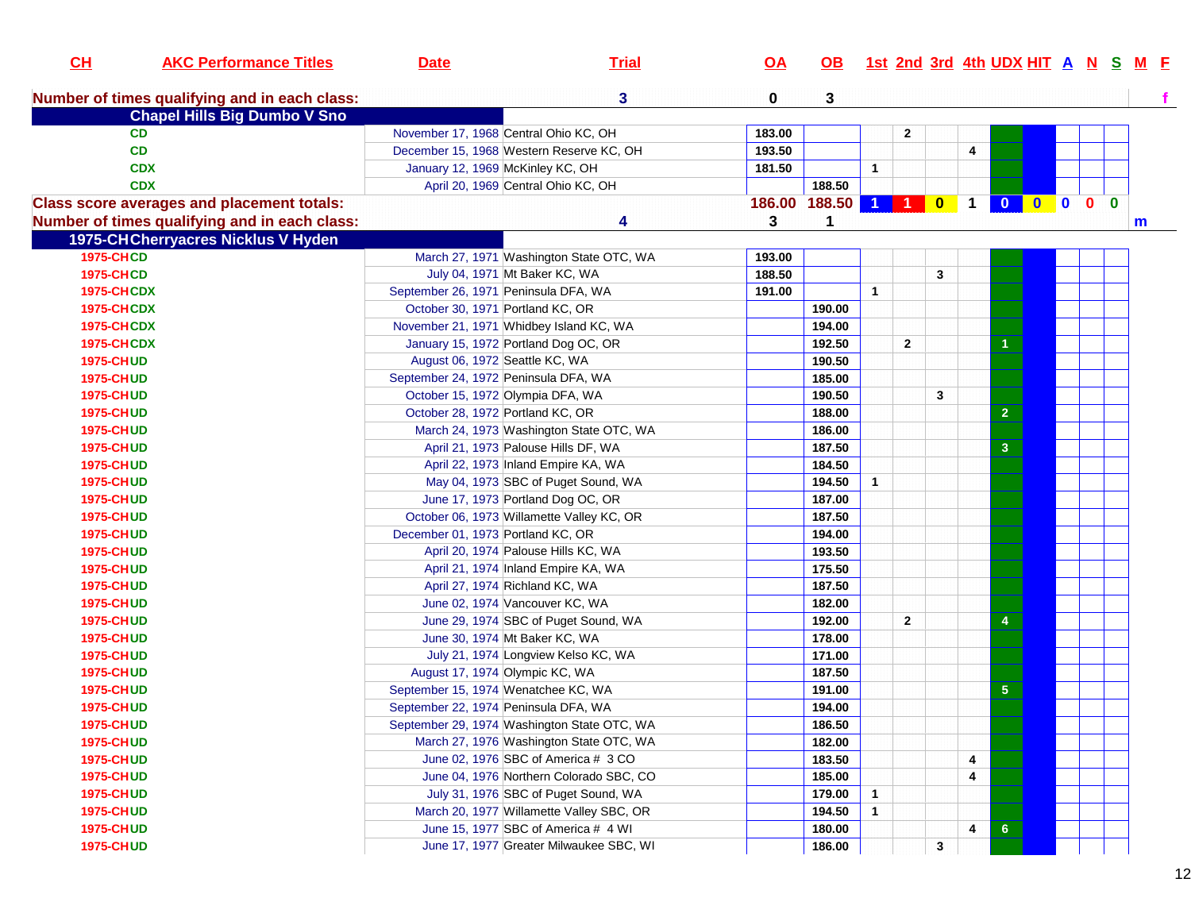| CH | AKC Performance Titles | Date | Trial | OA | OB | 1st | 2nd | 3rd | 4th | UDX | HIT | A | N | S | M | F |
|---|---|---|---|---|---|---|---|---|---|---|---|---|---|---|---|---|
| **Number of times qualifying and in each class:** | | | 3 | 0 | 3 | | | | | | | | | | | f |
| **Chapel Hills Big Dumbo V Sno** | | | | | | | | | | | | | | | | |
| | CD | November 17, 1968 | Central Ohio KC, OH | 183.00 | | | 2 | | | | | | | | | |
| | CD | December 15, 1968 | Western Reserve KC, OH | 193.50 | | | | | 4 | | | | | | | |
| | CDX | January 12, 1969 | McKinley KC, OH | 181.50 | | 1 | | | | | | | | | | |
| | CDX | April 20, 1969 | Central Ohio KC, OH | | 188.50 | | | | | | | | | | | |
| **Class score averages and placement totals:** | | | | 186.00 | 188.50 | 1 | 1 | 0 | 1 | 0 | 0 | 0 | 0 | 0 | | |
| **Number of times qualifying and in each class:** | | | 4 | 3 | 1 | | | | | | | | | | m | |
| **1975-CH Cherryacres Nicklus V Hyden** | | | | | | | | | | | | | | | | |
| 1975-CH | CD | March 27, 1971 | Washington State OTC, WA | 193.00 | | | | | | | | | | | | |
| 1975-CH | CD | July 04, 1971 | Mt Baker KC, WA | 188.50 | | | | 3 | | | | | | | | |
| 1975-CH | CDX | September 26, 1971 | Peninsula DFA, WA | 191.00 | | 1 | | | | | | | | | | |
| 1975-CH | CDX | October 30, 1971 | Portland KC, OR | | 190.00 | | | | | | | | | | | |
| 1975-CH | CDX | November 21, 1971 | Whidbey Island KC, WA | | 194.00 | | | | | | | | | | | |
| 1975-CH | CDX | January 15, 1972 | Portland Dog OC, OR | | 192.50 | | 2 | | | 1 | | | | | | |
| 1975-CH | UD | August 06, 1972 | Seattle KC, WA | | 190.50 | | | | | | | | | | | |
| 1975-CH | UD | September 24, 1972 | Peninsula DFA, WA | | 185.00 | | | | | | | | | | | |
| 1975-CH | UD | October 15, 1972 | Olympia DFA, WA | | 190.50 | | | 3 | | | | | | | | |
| 1975-CH | UD | October 28, 1972 | Portland KC, OR | | 188.00 | | | | | 2 | | | | | | |
| 1975-CH | UD | March 24, 1973 | Washington State OTC, WA | | 186.00 | | | | | | | | | | | |
| 1975-CH | UD | April 21, 1973 | Palouse Hills DF, WA | | 187.50 | | | | | 3 | | | | | | |
| 1975-CH | UD | April 22, 1973 | Inland Empire KA, WA | | 184.50 | | | | | | | | | | | |
| 1975-CH | UD | May 04, 1973 | SBC of Puget Sound, WA | | 194.50 | 1 | | | | | | | | | | |
| 1975-CH | UD | June 17, 1973 | Portland Dog OC, OR | | 187.00 | | | | | | | | | | | |
| 1975-CH | UD | October 06, 1973 | Willamette Valley KC, OR | | 187.50 | | | | | | | | | | | |
| 1975-CH | UD | December 01, 1973 | Portland KC, OR | | 194.00 | | | | | | | | | | | |
| 1975-CH | UD | April 20, 1974 | Palouse Hills KC, WA | | 193.50 | | | | | | | | | | | |
| 1975-CH | UD | April 21, 1974 | Inland Empire KA, WA | | 175.50 | | | | | | | | | | | |
| 1975-CH | UD | April 27, 1974 | Richland KC, WA | | 187.50 | | | | | | | | | | | |
| 1975-CH | UD | June 02, 1974 | Vancouver KC, WA | | 182.00 | | | | | | | | | | | |
| 1975-CH | UD | June 29, 1974 | SBC of Puget Sound, WA | | 192.00 | | 2 | | | 4 | | | | | | |
| 1975-CH | UD | June 30, 1974 | Mt Baker KC, WA | | 178.00 | | | | | | | | | | | |
| 1975-CH | UD | July 21, 1974 | Longview Kelso KC, WA | | 171.00 | | | | | | | | | | | |
| 1975-CH | UD | August 17, 1974 | Olympic KC, WA | | 187.50 | | | | | | | | | | | |
| 1975-CH | UD | September 15, 1974 | Wenatchee KC, WA | | 191.00 | | | | | 5 | | | | | | |
| 1975-CH | UD | September 22, 1974 | Peninsula DFA, WA | | 194.00 | | | | | | | | | | | |
| 1975-CH | UD | September 29, 1974 | Washington State OTC, WA | | 186.50 | | | | | | | | | | | |
| 1975-CH | UD | March 27, 1976 | Washington State OTC, WA | | 182.00 | | | | | | | | | | | |
| 1975-CH | UD | June 02, 1976 | SBC of America # 3 CO | | 183.50 | | | | 4 | | | | | | | |
| 1975-CH | UD | June 04, 1976 | Northern Colorado SBC, CO | | 185.00 | | | | 4 | | | | | | | |
| 1975-CH | UD | July 31, 1976 | SBC of Puget Sound, WA | | 179.00 | 1 | | | | | | | | | | |
| 1975-CH | UD | March 20, 1977 | Willamette Valley SBC, OR | | 194.50 | 1 | | | | | | | | | | |
| 1975-CH | UD | June 15, 1977 | SBC of America # 4 WI | | 180.00 | | | | 4 | 6 | | | | | | |
| 1975-CH | UD | June 17, 1977 | Greater Milwaukee SBC, WI | | 186.00 | | | 3 | | | | | | | | |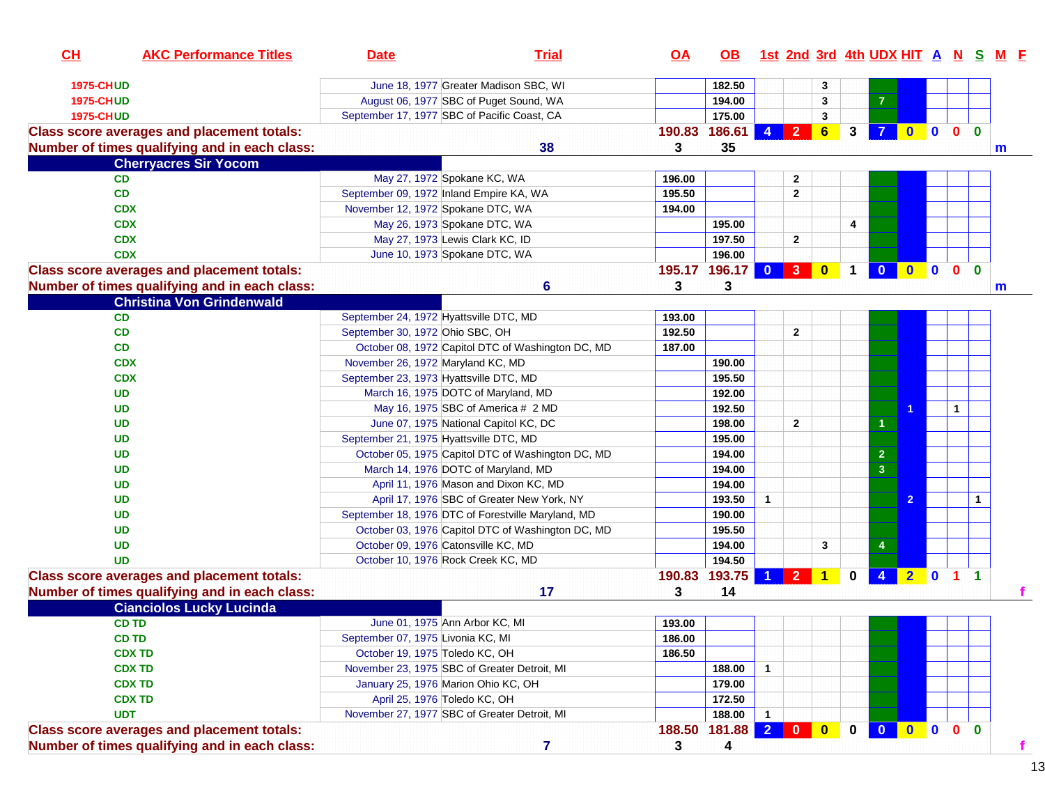| CH | AKC Performance Titles | Date | Trial | OA | OB | 1st | 2nd | 3rd | 4th | UDX | HIT | A | N | S | M | F |
|---|---|---|---|---|---|---|---|---|---|---|---|---|---|---|---|---|
| 1975-CH | UD | June 18, 1977 | Greater Madison SBC, WI | | 182.50 | | | 3 | | | | | | | | |
| 1975-CH | UD | August 06, 1977 | SBC of Puget Sound, WA | | 194.00 | | | 3 | | 7 | | | | | | |
| 1975-CH | UD | September 17, 1977 | SBC of Pacific Coast, CA | | 175.00 | | | 3 | | | | | | | | |
| **Class score averages and placement totals:** | | | | 190.83 | 186.61 | 4 | 2 | 6 | 3 | 7 | 0 | 0 | 0 | 0 | | |
| **Number of times qualifying and in each class:** | | | 38 | 3 | 35 | | | | | | | | | | m | |
| **Cherryacres Sir Yocom** | | | | | | | | | | | | | | | | |
| | CD | May 27, 1972 | Spokane KC, WA | 196.00 | | | 2 | | | | | | | | | |
| | CD | September 09, 1972 | Inland Empire KA, WA | 195.50 | | | 2 | | | | | | | | | |
| | CDX | November 12, 1972 | Spokane DTC, WA | 194.00 | | | | | | | | | | | | |
| | CDX | May 26, 1973 | Spokane DTC, WA | | 195.00 | | | | 4 | | | | | | | |
| | CDX | May 27, 1973 | Lewis Clark KC, ID | | 197.50 | | 2 | | | | | | | | | |
| | CDX | June 10, 1973 | Spokane DTC, WA | | 196.00 | | | | | | | | | | | |
| **Class score averages and placement totals:** | | | | 195.17 | 196.17 | 0 | 3 | 0 | 1 | 0 | 0 | 0 | 0 | 0 | | |
| **Number of times qualifying and in each class:** | | | 6 | 3 | 3 | | | | | | | | | | m | |
| **Christina Von Grindenwald** | | | | | | | | | | | | | | | | |
| | CD | September 24, 1972 | Hyattsville DTC, MD | 193.00 | | | | | | | | | | | | |
| | CD | September 30, 1972 | Ohio SBC, OH | 192.50 | | | 2 | | | | | | | | | |
| | CD | October 08, 1972 | Capitol DTC of Washington DC, MD | 187.00 | | | | | | | | | | | | |
| | CDX | November 26, 1972 | Maryland KC, MD | | 190.00 | | | | | | | | | | | |
| | CDX | September 23, 1973 | Hyattsville DTC, MD | | 195.50 | | | | | | | | | | | |
| | UD | March 16, 1975 | DOTC of Maryland, MD | | 192.00 | | | | | | | | | | | |
| | UD | May 16, 1975 | SBC of America # 2 MD | | 192.50 | | | | | | 1 | | 1 | | | |
| | UD | June 07, 1975 | National Capitol KC, DC | | 198.00 | | 2 | | | 1 | | | | | | |
| | UD | September 21, 1975 | Hyattsville DTC, MD | | 195.00 | | | | | | | | | | | |
| | UD | October 05, 1975 | Capitol DTC of Washington DC, MD | | 194.00 | | | | | 2 | | | | | | |
| | UD | March 14, 1976 | DOTC of Maryland, MD | | 194.00 | | | | | 3 | | | | | | |
| | UD | April 11, 1976 | Mason and Dixon KC, MD | | 194.00 | | | | | | | | | | | |
| | UD | April 17, 1976 | SBC of Greater New York, NY | | 193.50 | 1 | | | | | 2 | | | 1 | | |
| | UD | September 18, 1976 | DTC of Forestville Maryland, MD | | 190.00 | | | | | | | | | | | |
| | UD | October 03, 1976 | Capitol DTC of Washington DC, MD | | 195.50 | | | | | | | | | | | |
| | UD | October 09, 1976 | Catonsville KC, MD | | 194.00 | | | 3 | | 4 | | | | | | |
| | UD | October 10, 1976 | Rock Creek KC, MD | | 194.50 | | | | | | | | | | | |
| **Class score averages and placement totals:** | | | | 190.83 | 193.75 | 1 | 2 | 1 | 0 | 4 | 2 | 0 | 1 | 1 | | |
| **Number of times qualifying and in each class:** | | | 17 | 3 | 14 | | | | | | | | | | | f |
| **Cianciolos Lucky Lucinda** | | | | | | | | | | | | | | | | |
| | CD TD | June 01, 1975 | Ann Arbor KC, MI | 193.00 | | | | | | | | | | | | |
| | CD TD | September 07, 1975 | Livonia KC, MI | 186.00 | | | | | | | | | | | | |
| | CDX TD | October 19, 1975 | Toledo KC, OH | 186.50 | | | | | | | | | | | | |
| | CDX TD | November 23, 1975 | SBC of Greater Detroit, MI | | 188.00 | 1 | | | | | | | | | | |
| | CDX TD | January 25, 1976 | Marion Ohio KC, OH | | 179.00 | | | | | | | | | | | |
| | CDX TD | April 25, 1976 | Toledo KC, OH | | 172.50 | | | | | | | | | | | |
| | UDT | November 27, 1977 | SBC of Greater Detroit, MI | | 188.00 | 1 | | | | | | | | | | |
| **Class score averages and placement totals:** | | | | 188.50 | 181.88 | 2 | 0 | 0 | 0 | 0 | 0 | 0 | 0 | 0 | | |
| **Number of times qualifying and in each class:** | | | 7 | 3 | 4 | | | | | | | | | | | f |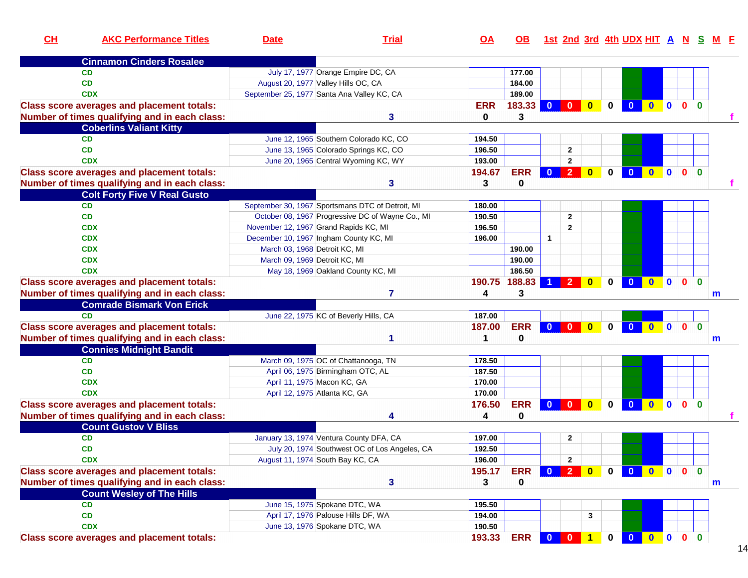| CH | AKC Performance Titles | Date | Trial | OA | OB | 1st | 2nd | 3rd | 4th | UDX | HIT | A | N | S | M | F |
|---|---|---|---|---|---|---|---|---|---|---|---|---|---|---|---|---|
| **Cinnamon Cinders Rosalee** | | | | | | | | | | | | | | | | |
| | CD | July 17, 1977 | Orange Empire DC, CA | | 177.00 | | | | | | | | | | | |
| | CD | August 20, 1977 | Valley Hills OC, CA | | 184.00 | | | | | | | | | | | |
| | CDX | September 25, 1977 | Santa Ana Valley KC, CA | | 189.00 | | | | | | | | | | | |
| **Class score averages and placement totals:** | | | | ERR | 183.33 | 0 | 0 | 0 | 0 | 0 | 0 | 0 | 0 | 0 | | |
| **Number of times qualifying and in each class:** | | | 3 | 0 | 3 | | | | | | | | | | | f |
| **Coberlins Valiant Kitty** | | | | | | | | | | | | | | | | |
| | CD | June 12, 1965 | Southern Colorado KC, CO | 194.50 | | | | | | | | | | | | |
| | CD | June 13, 1965 | Colorado Springs KC, CO | 196.50 | | | 2 | | | | | | | | | |
| | CDX | June 20, 1965 | Central Wyoming KC, WY | 193.00 | | | 2 | | | | | | | | | |
| **Class score averages and placement totals:** | | | | 194.67 | ERR | 0 | 2 | 0 | 0 | 0 | 0 | 0 | 0 | 0 | | |
| **Number of times qualifying and in each class:** | | | 3 | 3 | 0 | | | | | | | | | | | f |
| **Colt Forty Five V Real Gusto** | | | | | | | | | | | | | | | | |
| | CD | September 30, 1967 | Sportsmans DTC of Detroit, MI | 180.00 | | | | | | | | | | | | |
| | CD | October 08, 1967 | Progressive DC of Wayne Co., MI | 190.50 | | | 2 | | | | | | | | | |
| | CDX | November 12, 1967 | Grand Rapids KC, MI | 196.50 | | | 2 | | | | | | | | | |
| | CDX | December 10, 1967 | Ingham County KC, MI | 196.00 | | 1 | | | | | | | | | | |
| | CDX | March 03, 1968 | Detroit KC, MI | | 190.00 | | | | | | | | | | | |
| | CDX | March 09, 1969 | Detroit KC, MI | | 190.00 | | | | | | | | | | | |
| | CDX | May 18, 1969 | Oakland County KC, MI | | 186.50 | | | | | | | | | | | |
| **Class score averages and placement totals:** | | | | 190.75 | 188.83 | 1 | 2 | 0 | 0 | 0 | 0 | 0 | 0 | 0 | | |
| **Number of times qualifying and in each class:** | | | 7 | 4 | 3 | | | | | | | | | | m | |
| **Comrade Bismark Von Erick** | | | | | | | | | | | | | | | | |
| | CD | June 22, 1975 | KC of Beverly Hills, CA | 187.00 | | | | | | | | | | | | |
| **Class score averages and placement totals:** | | | | 187.00 | ERR | 0 | 0 | 0 | 0 | 0 | 0 | 0 | 0 | 0 | | |
| **Number of times qualifying and in each class:** | | | 1 | 1 | 0 | | | | | | | | | | m | |
| **Connies Midnight Bandit** | | | | | | | | | | | | | | | | |
| | CD | March 09, 1975 | OC of Chattanooga, TN | 178.50 | | | | | | | | | | | | |
| | CD | April 06, 1975 | Birmingham OTC, AL | 187.50 | | | | | | | | | | | | |
| | CDX | April 11, 1975 | Macon KC, GA | 170.00 | | | | | | | | | | | | |
| | CDX | April 12, 1975 | Atlanta KC, GA | 170.00 | | | | | | | | | | | | |
| **Class score averages and placement totals:** | | | | 176.50 | ERR | 0 | 0 | 0 | 0 | 0 | 0 | 0 | 0 | 0 | | |
| **Number of times qualifying and in each class:** | | | 4 | 4 | 0 | | | | | | | | | | | f |
| **Count Gustov V Bliss** | | | | | | | | | | | | | | | | |
| | CD | January 13, 1974 | Ventura County DFA, CA | 197.00 | | | 2 | | | | | | | | | |
| | CD | July 20, 1974 | Southwest OC of Los Angeles, CA | 192.50 | | | | | | | | | | | | |
| | CDX | August 11, 1974 | South Bay KC, CA | 196.00 | | | 2 | | | | | | | | | |
| **Class score averages and placement totals:** | | | | 195.17 | ERR | 0 | 2 | 0 | 0 | 0 | 0 | 0 | 0 | 0 | | |
| **Number of times qualifying and in each class:** | | | 3 | 3 | 0 | | | | | | | | | | m | |
| **Count Wesley of The Hills** | | | | | | | | | | | | | | | | |
| | CD | June 15, 1975 | Spokane DTC, WA | 195.50 | | | | | | | | | | | | |
| | CD | April 17, 1976 | Palouse Hills DF, WA | 194.00 | | | | 3 | | | | | | | | |
| | CDX | June 13, 1976 | Spokane DTC, WA | 190.50 | | | | | | | | | | | | |
| **Class score averages and placement totals:** | | | | 193.33 | ERR | 0 | 0 | 1 | 0 | 0 | 0 | 0 | 0 | 0 | | |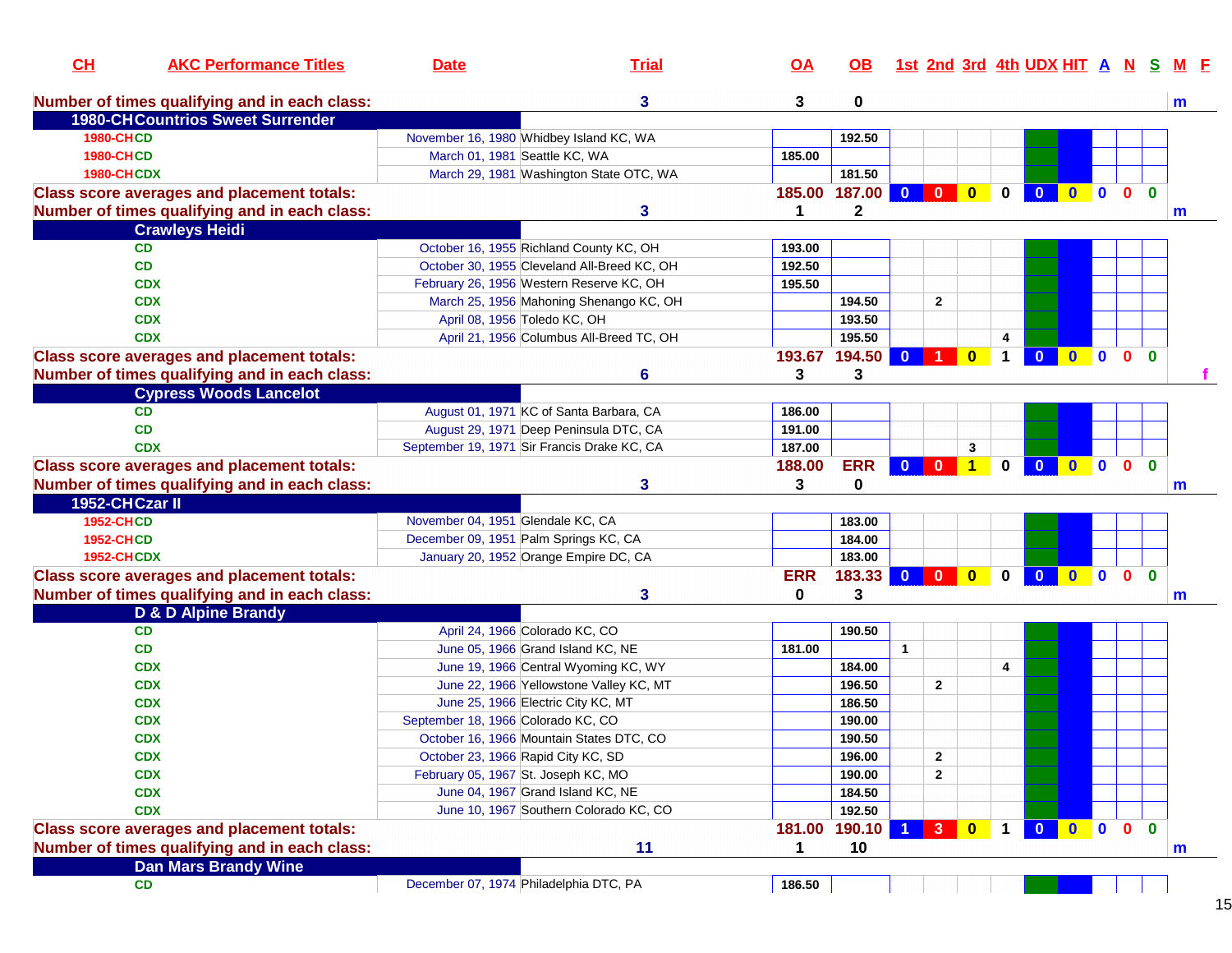| CH | AKC Performance Titles | Date | Trial | OA | OB | 1st | 2nd | 3rd | 4th | UDX | HIT | A | N | S | M | F |
|---|---|---|---|---|---|---|---|---|---|---|---|---|---|---|---|---|
| Number of times qualifying and in each class: | | | 3 | 3 | 0 | | | | | | | | | | m | |
| 1980-CH | Countrios Sweet Surrender | | | | | | | | | | | | | | | |
| 1980-CH | CD | November 16, 1980 | Whidbey Island KC, WA | | 192.50 | | | | | | | | | | | |
| 1980-CH | CD | March 01, 1981 | Seattle KC, WA | 185.00 | | | | | | | | | | | | |
| 1980-CH | CDX | March 29, 1981 | Washington State OTC, WA | | 181.50 | | | | | | | | | | | |
| Class score averages and placement totals: | | | | 185.00 | 187.00 | 0 | 0 | 0 | 0 | 0 | 0 | 0 | 0 | 0 | | |
| Number of times qualifying and in each class: | | | 3 | 1 | 2 | | | | | | | | | | m | |
| | Crawleys Heidi | | | | | | | | | | | | | | | |
| | CD | October 16, 1955 | Richland County KC, OH | 193.00 | | | | | | | | | | | | |
| | CD | October 30, 1955 | Cleveland All-Breed KC, OH | 192.50 | | | | | | | | | | | | |
| | CDX | February 26, 1956 | Western Reserve KC, OH | 195.50 | | | | | | | | | | | | |
| | CDX | March 25, 1956 | Mahoning Shenango KC, OH | | 194.50 | | 2 | | | | | | | | | |
| | CDX | April 08, 1956 | Toledo KC, OH | | 193.50 | | | | | | | | | | | |
| | CDX | April 21, 1956 | Columbus All-Breed TC, OH | | 195.50 | | | | 4 | | | | | | | |
| Class score averages and placement totals: | | | | 193.67 | 194.50 | 0 | 1 | 0 | 1 | 0 | 0 | 0 | 0 | 0 | | |
| Number of times qualifying and in each class: | | | 6 | 3 | 3 | | | | | | | | | | | f |
| | Cypress Woods Lancelot | | | | | | | | | | | | | | | |
| | CD | August 01, 1971 | KC of Santa Barbara, CA | 186.00 | | | | | | | | | | | | |
| | CD | August 29, 1971 | Deep Peninsula DTC, CA | 191.00 | | | | | | | | | | | | |
| | CDX | September 19, 1971 | Sir Francis Drake KC, CA | 187.00 | | | | 3 | | | | | | | | |
| Class score averages and placement totals: | | | | 188.00 | ERR | 0 | 0 | 1 | 0 | 0 | 0 | 0 | 0 | 0 | | |
| Number of times qualifying and in each class: | | | 3 | 3 | 0 | | | | | | | | | | m | |
| 1952-CH | Czar II | | | | | | | | | | | | | | | |
| 1952-CH | CD | November 04, 1951 | Glendale KC, CA | | 183.00 | | | | | | | | | | | |
| 1952-CH | CD | December 09, 1951 | Palm Springs KC, CA | | 184.00 | | | | | | | | | | | |
| 1952-CH | CDX | January 20, 1952 | Orange Empire DC, CA | | 183.00 | | | | | | | | | | | |
| Class score averages and placement totals: | | | | ERR | 183.33 | 0 | 0 | 0 | 0 | 0 | 0 | 0 | 0 | 0 | | |
| Number of times qualifying and in each class: | | | 3 | 0 | 3 | | | | | | | | | | m | |
| | D & D Alpine Brandy | | | | | | | | | | | | | | | |
| | CD | April 24, 1966 | Colorado KC, CO | | 190.50 | | | | | | | | | | | |
| | CD | June 05, 1966 | Grand Island KC, NE | 181.00 | | 1 | | | | | | | | | | |
| | CDX | June 19, 1966 | Central Wyoming KC, WY | | 184.00 | | | | 4 | | | | | | | |
| | CDX | June 22, 1966 | Yellowstone Valley KC, MT | | 196.50 | | 2 | | | | | | | | | |
| | CDX | June 25, 1966 | Electric City KC, MT | | 186.50 | | | | | | | | | | | |
| | CDX | September 18, 1966 | Colorado KC, CO | | 190.00 | | | | | | | | | | | |
| | CDX | October 16, 1966 | Mountain States DTC, CO | | 190.50 | | | | | | | | | | | |
| | CDX | October 23, 1966 | Rapid City KC, SD | | 196.00 | | 2 | | | | | | | | | |
| | CDX | February 05, 1967 | St. Joseph KC, MO | | 190.00 | | 2 | | | | | | | | | |
| | CDX | June 04, 1967 | Grand Island KC, NE | | 184.50 | | | | | | | | | | | |
| | CDX | June 10, 1967 | Southern Colorado KC, CO | | 192.50 | | | | | | | | | | | |
| Class score averages and placement totals: | | | | 181.00 | 190.10 | 1 | 3 | 0 | 1 | 0 | 0 | 0 | 0 | 0 | | |
| Number of times qualifying and in each class: | | | 11 | 1 | 10 | | | | | | | | | | m | |
| | Dan Mars Brandy Wine | | | | | | | | | | | | | | | |
| | CD | December 07, 1974 | Philadelphia DTC, PA | 186.50 | | | | | | | | | | | | |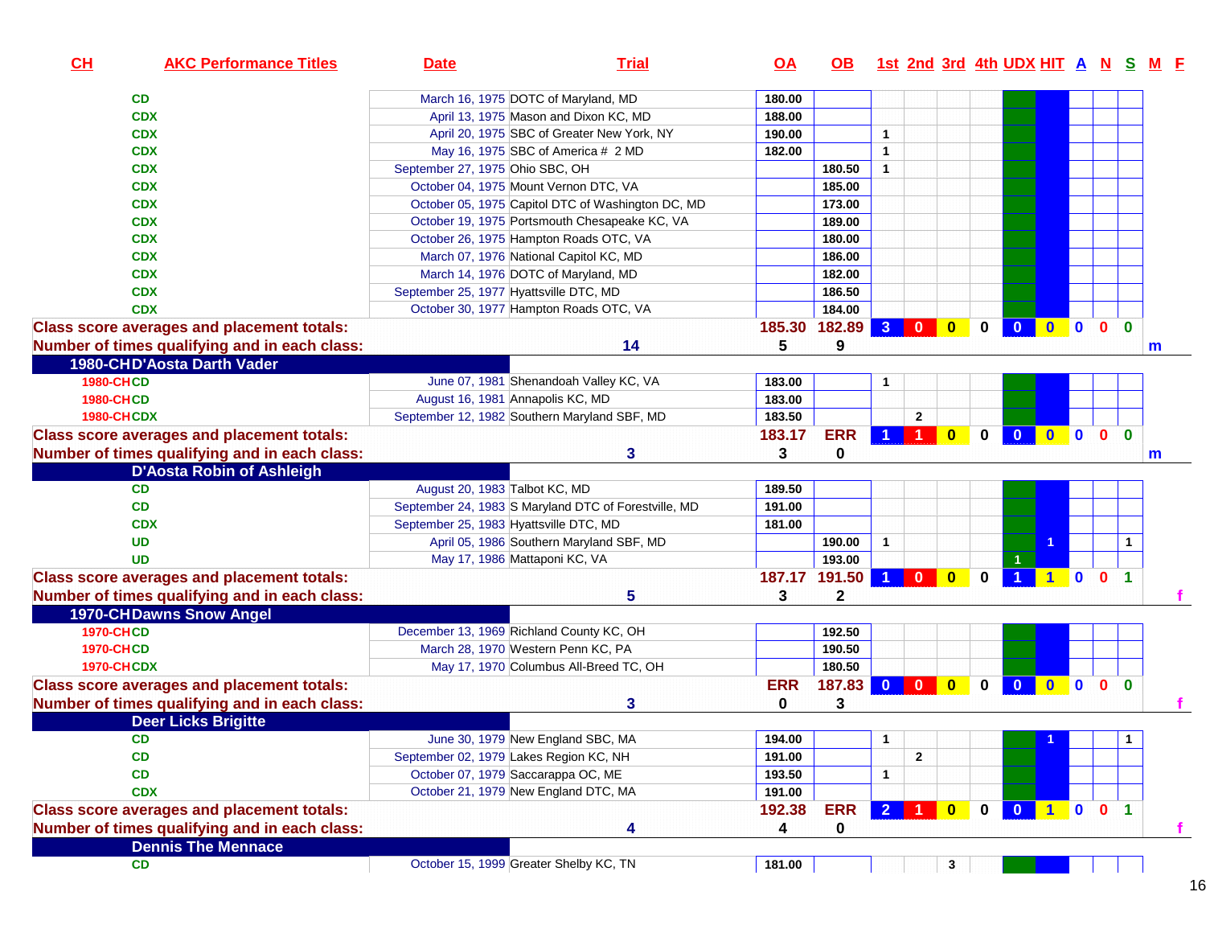| CH | AKC Performance Titles | Date | Trial | OA | OB | 1st | 2nd | 3rd | 4th | UDX | HIT | A | N | S | M | F |
|---|---|---|---|---|---|---|---|---|---|---|---|---|---|---|---|---|
| | CD | March 16, 1975 | DOTC of Maryland, MD | 180.00 | | | | | | | | | | | | |
| | CDX | April 13, 1975 | Mason and Dixon KC, MD | 188.00 | | | | | | | | | | | | |
| | CDX | April 20, 1975 | SBC of Greater New York, NY | 190.00 | | 1 | | | | | | | | | | |
| | CDX | May 16, 1975 | SBC of America # 2 MD | 182.00 | | 1 | | | | | | | | | | |
| | CDX | September 27, 1975 | Ohio SBC, OH | | 180.50 | 1 | | | | | | | | | | |
| | CDX | October 04, 1975 | Mount Vernon DTC, VA | | 185.00 | | | | | | | | | | | |
| | CDX | October 05, 1975 | Capitol DTC of Washington DC, MD | | 173.00 | | | | | | | | | | | |
| | CDX | October 19, 1975 | Portsmouth Chesapeake KC, VA | | 189.00 | | | | | | | | | | | |
| | CDX | October 26, 1975 | Hampton Roads OTC, VA | | 180.00 | | | | | | | | | | | |
| | CDX | March 07, 1976 | National Capitol KC, MD | | 186.00 | | | | | | | | | | | |
| | CDX | March 14, 1976 | DOTC of Maryland, MD | | 182.00 | | | | | | | | | | | |
| | CDX | September 25, 1977 | Hyattsville DTC, MD | | 186.50 | | | | | | | | | | | |
| | CDX | October 30, 1977 | Hampton Roads OTC, VA | | 184.00 | | | | | | | | | | | |
| **Class score averages and placement totals:** | | | | 185.30 | 182.89 | 3 | 0 | 0 | 0 | 0 | 0 | 0 | 0 | 0 | | |
| **Number of times qualifying and in each class:** | | | 14 | 5 | 9 | | | | | | | | | | m | |
| **1980-CH D'Aosta Darth Vader** | | | | | | | | | | | | | | | | |
| 1980-CH | CD | June 07, 1981 | Shenandoah Valley KC, VA | 183.00 | | 1 | | | | | | | | | | |
| 1980-CH | CD | August 16, 1981 | Annapolis KC, MD | 183.00 | | | | | | | | | | | | |
| 1980-CH | CDX | September 12, 1982 | Southern Maryland SBF, MD | 183.50 | | | 2 | | | | | | | | | |
| **Class score averages and placement totals:** | | | | 183.17 | ERR | 1 | 1 | 0 | 0 | 0 | 0 | 0 | 0 | 0 | | |
| **Number of times qualifying and in each class:** | | | 3 | 3 | 0 | | | | | | | | | | m | |
| **D'Aosta Robin of Ashleigh** | | | | | | | | | | | | | | | | |
| | CD | August 20, 1983 | Talbot KC, MD | 189.50 | | | | | | | | | | | | |
| | CD | September 24, 1983 | S Maryland DTC of Forestville, MD | 191.00 | | | | | | | | | | | | |
| | CDX | September 25, 1983 | Hyattsville DTC, MD | 181.00 | | | | | | | | | | | | |
| | UD | April 05, 1986 | Southern Maryland SBF, MD | | 190.00 | 1 | | | | | 1 | | | 1 | | |
| | UD | May 17, 1986 | Mattaponi KC, VA | | 193.00 | | | | | 1 | | | | | | |
| **Class score averages and placement totals:** | | | | 187.17 | 191.50 | 1 | 0 | 0 | 0 | 1 | 1 | 0 | 0 | 1 | | |
| **Number of times qualifying and in each class:** | | | 5 | 3 | 2 | | | | | | | | | | | f |
| **1970-CH Dawns Snow Angel** | | | | | | | | | | | | | | | | |
| 1970-CH | CD | December 13, 1969 | Richland County KC, OH | | 192.50 | | | | | | | | | | | |
| 1970-CH | CD | March 28, 1970 | Western Penn KC, PA | | 190.50 | | | | | | | | | | | |
| 1970-CH | CDX | May 17, 1970 | Columbus All-Breed TC, OH | | 180.50 | | | | | | | | | | | |
| **Class score averages and placement totals:** | | | | ERR | 187.83 | 0 | 0 | 0 | 0 | 0 | 0 | 0 | 0 | 0 | | |
| **Number of times qualifying and in each class:** | | | 3 | 0 | 3 | | | | | | | | | | | f |
| **Deer Licks Brigitte** | | | | | | | | | | | | | | | | |
| | CD | June 30, 1979 | New England SBC, MA | 194.00 | | 1 | | | | | 1 | | | 1 | | |
| | CD | September 02, 1979 | Lakes Region KC, NH | 191.00 | | | 2 | | | | | | | | | |
| | CD | October 07, 1979 | Saccarappa OC, ME | 193.50 | | 1 | | | | | | | | | | |
| | CDX | October 21, 1979 | New England DTC, MA | 191.00 | | | | | | | | | | | | |
| **Class score averages and placement totals:** | | | | 192.38 | ERR | 2 | 1 | 0 | 0 | 0 | 1 | 0 | 0 | 1 | | |
| **Number of times qualifying and in each class:** | | | 4 | 4 | 0 | | | | | | | | | | | f |
| **Dennis The Mennace** | | | | | | | | | | | | | | | | |
| | CD | October 15, 1999 | Greater Shelby KC, TN | 181.00 | | | | 3 | | | | | | | | |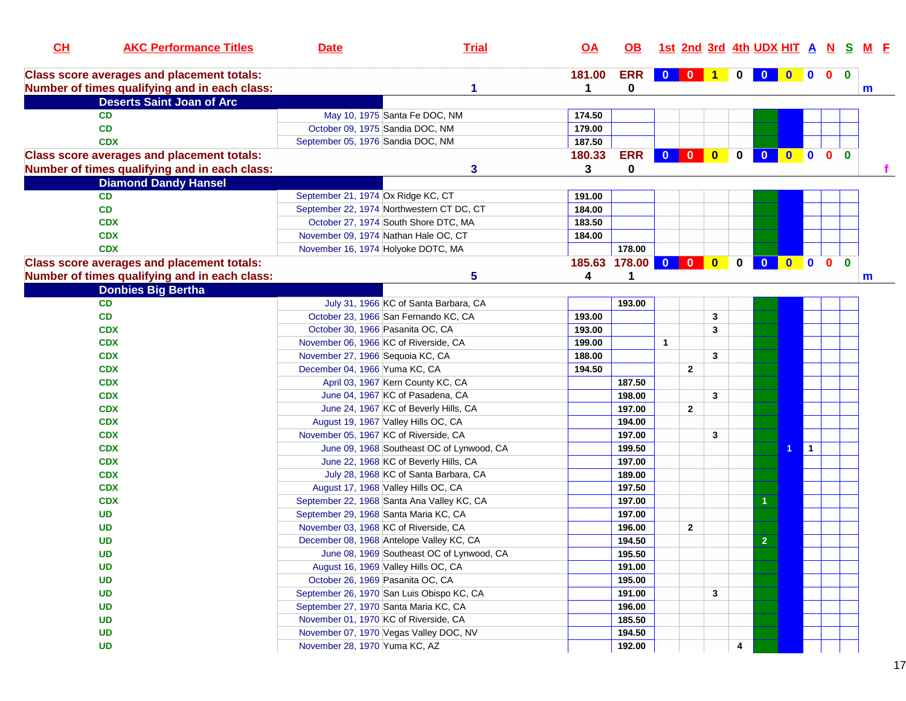| CH | AKC Performance Titles | Date | Trial | OA | OB | 1st | 2nd | 3rd | 4th | UDX | HIT | A | N | S | M | F |
|---|---|---|---|---|---|---|---|---|---|---|---|---|---|---|---|---|
| Class score averages and placement totals: | | | | 181.00 | ERR | 0 | 0 | 1 | 0 | 0 | 0 | 0 | 0 | 0 | | |
| Number of times qualifying and in each class: | | | 1 | 1 | 0 | | | | | | | | | | m | |
| **Deserts Saint Joan of Arc** | | | | | | | | | | | | | | | | |
| | CD | May 10, 1975 | Santa Fe DOC, NM | 174.50 | | | | | | | | | | | | |
| | CD | October 09, 1975 | Sandia DOC, NM | 179.00 | | | | | | | | | | | | |
| | CDX | September 05, 1976 | Sandia DOC, NM | 187.50 | | | | | | | | | | | | |
| Class score averages and placement totals: | | | | 180.33 | ERR | 0 | 0 | 0 | 0 | 0 | 0 | 0 | 0 | 0 | | |
| Number of times qualifying and in each class: | | | 3 | 3 | 0 | | | | | | | | | | | f |
| **Diamond Dandy Hansel** | | | | | | | | | | | | | | | | |
| | CD | September 21, 1974 | Ox Ridge KC, CT | 191.00 | | | | | | | | | | | | |
| | CD | September 22, 1974 | Northwestern CT DC, CT | 184.00 | | | | | | | | | | | | |
| | CDX | October 27, 1974 | South Shore DTC, MA | 183.50 | | | | | | | | | | | | |
| | CDX | November 09, 1974 | Nathan Hale OC, CT | 184.00 | | | | | | | | | | | | |
| | CDX | November 16, 1974 | Holyoke DOTC, MA | | 178.00 | | | | | | | | | | | |
| Class score averages and placement totals: | | | | 185.63 | 178.00 | 0 | 0 | 0 | 0 | 0 | 0 | 0 | 0 | 0 | | |
| Number of times qualifying and in each class: | | | 5 | 4 | 1 | | | | | | | | | | m | |
| **Donbies Big Bertha** | | | | | | | | | | | | | | | | |
| | CD | July 31, 1966 | KC of Santa Barbara, CA | | 193.00 | | | | | | | | | | | |
| | CD | October 23, 1966 | San Fernando KC, CA | 193.00 | | | | 3 | | | | | | | | |
| | CDX | October 30, 1966 | Pasanita OC, CA | 193.00 | | | | 3 | | | | | | | | |
| | CDX | November 06, 1966 | KC of Riverside, CA | 199.00 | | 1 | | | | | | | | | | |
| | CDX | November 27, 1966 | Sequoia KC, CA | 188.00 | | | | 3 | | | | | | | | |
| | CDX | December 04, 1966 | Yuma KC, CA | 194.50 | | | 2 | | | | | | | | | |
| | CDX | April 03, 1967 | Kern County KC, CA | | 187.50 | | | | | | | | | | | |
| | CDX | June 04, 1967 | KC of Pasadena, CA | | 198.00 | | | 3 | | | | | | | | |
| | CDX | June 24, 1967 | KC of Beverly Hills, CA | | 197.00 | | 2 | | | | | | | | | |
| | CDX | August 19, 1967 | Valley Hills OC, CA | | 194.00 | | | | | | | | | | | |
| | CDX | November 05, 1967 | KC of Riverside, CA | | 197.00 | | | 3 | | | | | | | | |
| | CDX | June 09, 1968 | Southeast OC of Lynwood, CA | | 199.50 | | | | | | 1 | 1 | | | | |
| | CDX | June 22, 1968 | KC of Beverly Hills, CA | | 197.00 | | | | | | | | | | | |
| | CDX | July 28, 1968 | KC of Santa Barbara, CA | | 189.00 | | | | | | | | | | | |
| | CDX | August 17, 1968 | Valley Hills OC, CA | | 197.50 | | | | | | | | | | | |
| | CDX | September 22, 1968 | Santa Ana Valley KC, CA | | 197.00 | | | | | 1 | | | | | | |
| | UD | September 29, 1968 | Santa Maria KC, CA | | 197.00 | | | | | | | | | | | |
| | UD | November 03, 1968 | KC of Riverside, CA | | 196.00 | | 2 | | | | | | | | | |
| | UD | December 08, 1968 | Antelope Valley KC, CA | | 194.50 | | | | | 2 | | | | | | |
| | UD | June 08, 1969 | Southeast OC of Lynwood, CA | | 195.50 | | | | | | | | | | | |
| | UD | August 16, 1969 | Valley Hills OC, CA | | 191.00 | | | | | | | | | | | |
| | UD | October 26, 1969 | Pasanita OC, CA | | 195.00 | | | | | | | | | | | |
| | UD | September 26, 1970 | San Luis Obispo KC, CA | | 191.00 | | | 3 | | | | | | | | |
| | UD | September 27, 1970 | Santa Maria KC, CA | | 196.00 | | | | | | | | | | | |
| | UD | November 01, 1970 | KC of Riverside, CA | | 185.50 | | | | | | | | | | | |
| | UD | November 07, 1970 | Vegas Valley DOC, NV | | 194.50 | | | | | | | | | | | |
| | UD | November 28, 1970 | Yuma KC, AZ | | 192.00 | | | | 4 | | | | | | | |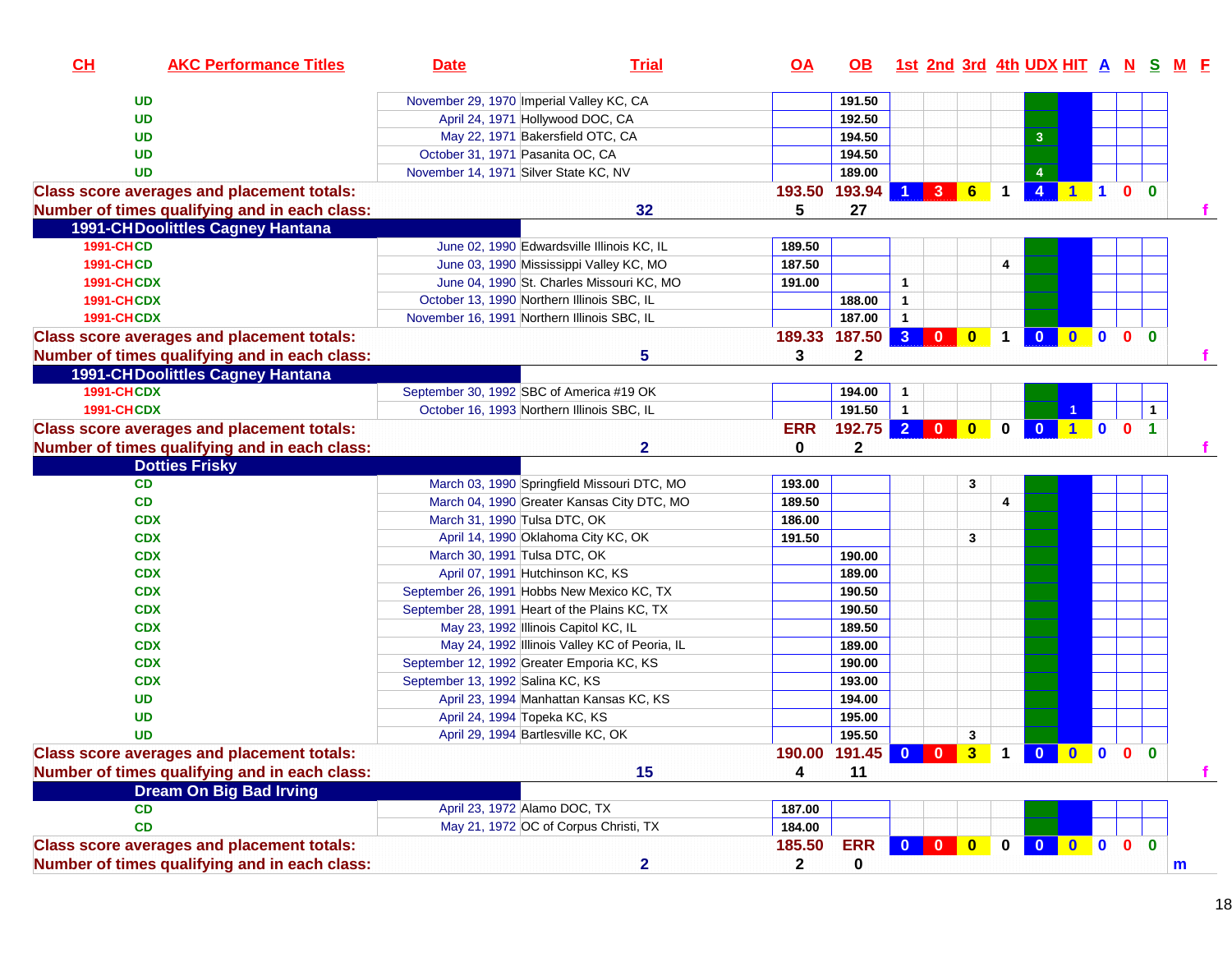| CH | AKC Performance Titles | Date | Trial | OA | OB | 1st | 2nd | 3rd | 4th | UDX | HIT | A | N | S | M | F |
|---|---|---|---|---|---|---|---|---|---|---|---|---|---|---|---|---|
| | UD | November 29, 1970 | Imperial Valley KC, CA | | 191.50 | | | | | | | | | | | |
| | UD | April 24, 1971 | Hollywood DOC, CA | | 192.50 | | | | | | | | | | | |
| | UD | May 22, 1971 | Bakersfield OTC, CA | | 194.50 | | | | | 3 | | | | | | |
| | UD | October 31, 1971 | Pasanita OC, CA | | 194.50 | | | | | | | | | | | |
| | UD | November 14, 1971 | Silver State KC, NV | | 189.00 | | | | | 4 | | | | | | |
| Class score averages and placement totals: | | | | 193.50 | 193.94 | 1 | 3 | 6 | 1 | 4 | 1 | 1 | 0 | 0 | | |
| Number of times qualifying and in each class: | | | 32 | 5 | 27 | | | | | | | | | | | f |
| 1991-CH Doolittles Cagney Hantana | | | | | | | | | | | | | | | | |
| 1991-CH | CD | June 02, 1990 | Edwardsville Illinois KC, IL | 189.50 | | | | | | | | | | | | |
| 1991-CH | CD | June 03, 1990 | Mississippi Valley KC, MO | 187.50 | | | | | 4 | | | | | | | |
| 1991-CH | CDX | June 04, 1990 | St. Charles Missouri KC, MO | 191.00 | | 1 | | | | | | | | | | |
| 1991-CH | CDX | October 13, 1990 | Northern Illinois SBC, IL | | 188.00 | 1 | | | | | | | | | | |
| 1991-CH | CDX | November 16, 1991 | Northern Illinois SBC, IL | | 187.00 | 1 | | | | | | | | | | |
| Class score averages and placement totals: | | | | 189.33 | 187.50 | 3 | 0 | 0 | 1 | 0 | 0 | 0 | 0 | 0 | | |
| Number of times qualifying and in each class: | | | 5 | 3 | 2 | | | | | | | | | | | f |
| 1991-CH Doolittles Cagney Hantana | | | | | | | | | | | | | | | | |
| 1991-CH | CDX | September 30, 1992 | SBC of America #19 OK | | 194.00 | 1 | | | | | | | | | | |
| 1991-CH | CDX | October 16, 1993 | Northern Illinois SBC, IL | | 191.50 | 1 | | | | | 1 | | | 1 | | |
| Class score averages and placement totals: | | | | ERR | 192.75 | 2 | 0 | 0 | 0 | 0 | 1 | 0 | 0 | 1 | | |
| Number of times qualifying and in each class: | | | 2 | 0 | 2 | | | | | | | | | | | f |
| Dotties Frisky | | | | | | | | | | | | | | | | |
| | CD | March 03, 1990 | Springfield Missouri DTC, MO | 193.00 | | | | 3 | | | | | | | | |
| | CD | March 04, 1990 | Greater Kansas City DTC, MO | 189.50 | | | | | 4 | | | | | | | |
| | CDX | March 31, 1990 | Tulsa DTC, OK | 186.00 | | | | | | | | | | | | |
| | CDX | April 14, 1990 | Oklahoma City KC, OK | 191.50 | | | | 3 | | | | | | | | |
| | CDX | March 30, 1991 | Tulsa DTC, OK | | 190.00 | | | | | | | | | | | |
| | CDX | April 07, 1991 | Hutchinson KC, KS | | 189.00 | | | | | | | | | | | |
| | CDX | September 26, 1991 | Hobbs New Mexico KC, TX | | 190.50 | | | | | | | | | | | |
| | CDX | September 28, 1991 | Heart of the Plains KC, TX | | 190.50 | | | | | | | | | | | |
| | CDX | May 23, 1992 | Illinois Capitol KC, IL | | 189.50 | | | | | | | | | | | |
| | CDX | May 24, 1992 | Illinois Valley KC of Peoria, IL | | 189.00 | | | | | | | | | | | |
| | CDX | September 12, 1992 | Greater Emporia KC, KS | | 190.00 | | | | | | | | | | | |
| | CDX | September 13, 1992 | Salina KC, KS | | 193.00 | | | | | | | | | | | |
| | UD | April 23, 1994 | Manhattan Kansas KC, KS | | 194.00 | | | | | | | | | | | |
| | UD | April 24, 1994 | Topeka KC, KS | | 195.00 | | | | | | | | | | | |
| | UD | April 29, 1994 | Bartlesville KC, OK | | 195.50 | | | 3 | | | | | | | | |
| Class score averages and placement totals: | | | | 190.00 | 191.45 | 0 | 0 | 3 | 1 | 0 | 0 | 0 | 0 | 0 | | |
| Number of times qualifying and in each class: | | | 15 | 4 | 11 | | | | | | | | | | | f |
| Dream On Big Bad Irving | | | | | | | | | | | | | | | | |
| | CD | April 23, 1972 | Alamo DOC, TX | 187.00 | | | | | | | | | | | | |
| | CD | May 21, 1972 | OC of Corpus Christi, TX | 184.00 | | | | | | | | | | | | |
| Class score averages and placement totals: | | | | 185.50 | ERR | 0 | 0 | 0 | 0 | 0 | 0 | 0 | 0 | 0 | | |
| Number of times qualifying and in each class: | | | 2 | 2 | 0 | | | | | | | | | | m | |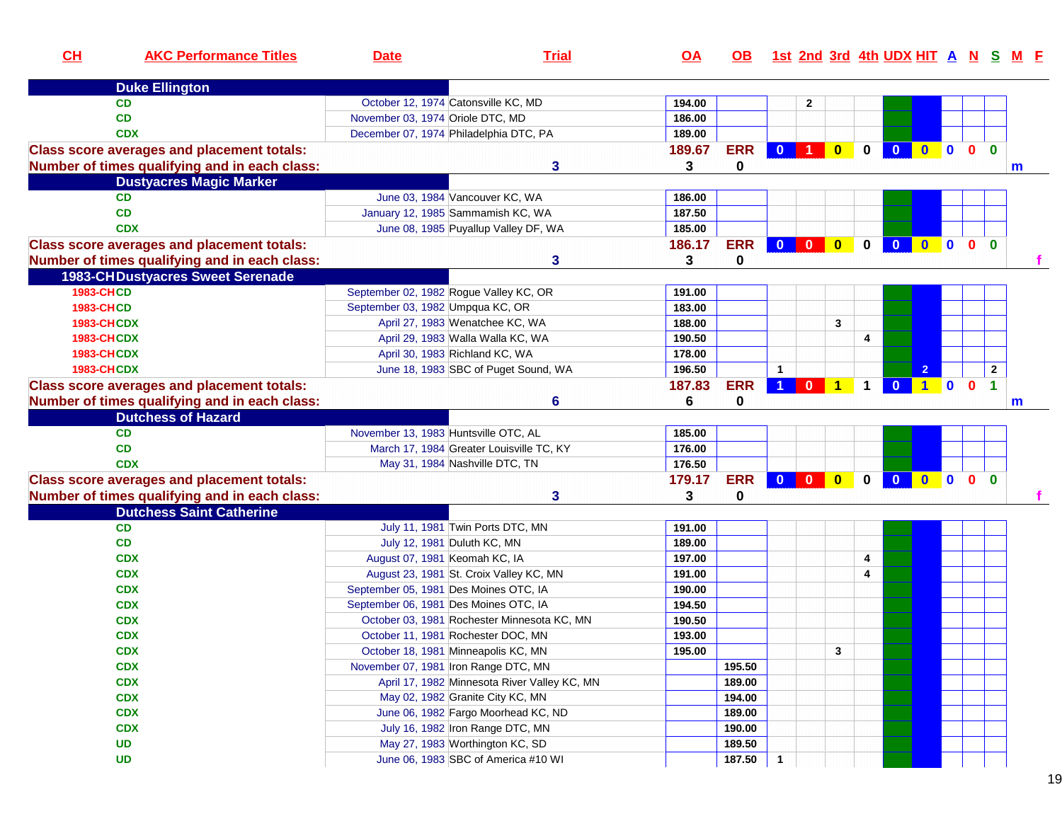| CH | AKC Performance Titles | Date | Trial | OA | OB | 1st | 2nd | 3rd | 4th | UDX | HIT | A | N | S | M | F |
|---|---|---|---|---|---|---|---|---|---|---|---|---|---|---|---|---|
| | **Duke Ellington** | | | | | | | | | | | | | | | |
| | CD | October 12, 1974 | Catonsville KC, MD | 194.00 | | | 2 | | | | | | | | | |
| | CD | November 03, 1974 | Oriole DTC, MD | 186.00 | | | | | | | | | | | | |
| | CDX | December 07, 1974 | Philadelphia DTC, PA | 189.00 | | | | | | | | | | | | |
| **Class score averages and placement totals:** | | | | 189.67 | ERR | 0 | 1 | 0 | 0 | 0 | 0 | 0 | 0 | 0 | | |
| **Number of times qualifying and in each class:** | | | 3 | 3 | 0 | | | | | | | | | | m | |
| | **Dustyacres Magic Marker** | | | | | | | | | | | | | | | |
| | CD | June 03, 1984 | Vancouver KC, WA | 186.00 | | | | | | | | | | | | |
| | CD | January 12, 1985 | Sammamish KC, WA | 187.50 | | | | | | | | | | | | |
| | CDX | June 08, 1985 | Puyallup Valley DF, WA | 185.00 | | | | | | | | | | | | |
| **Class score averages and placement totals:** | | | | 186.17 | ERR | 0 | 0 | 0 | 0 | 0 | 0 | 0 | 0 | 0 | | |
| **Number of times qualifying and in each class:** | | | 3 | 3 | 0 | | | | | | | | | | | f |
| 1983-CH | **Dustyacres Sweet Serenade** | | | | | | | | | | | | | | | |
| 1983-CH | CD | September 02, 1982 | Rogue Valley KC, OR | 191.00 | | | | | | | | | | | | |
| 1983-CH | CD | September 03, 1982 | Umpqua KC, OR | 183.00 | | | | | | | | | | | | |
| 1983-CH | CDX | April 27, 1983 | Wenatchee KC, WA | 188.00 | | | | 3 | | | | | | | | |
| 1983-CH | CDX | April 29, 1983 | Walla Walla KC, WA | 190.50 | | | | | 4 | | | | | | | |
| 1983-CH | CDX | April 30, 1983 | Richland KC, WA | 178.00 | | | | | | | | | | | | |
| 1983-CH | CDX | June 18, 1983 | SBC of Puget Sound, WA | 196.50 | | 1 | | | | | 2 | | | 2 | | |
| **Class score averages and placement totals:** | | | | 187.83 | ERR | 1 | 0 | 1 | 1 | 0 | 1 | 0 | 0 | 1 | | |
| **Number of times qualifying and in each class:** | | | 6 | 6 | 0 | | | | | | | | | | m | |
| | **Dutchess of Hazard** | | | | | | | | | | | | | | | |
| | CD | November 13, 1983 | Huntsville OTC, AL | 185.00 | | | | | | | | | | | | |
| | CD | March 17, 1984 | Greater Louisville TC, KY | 176.00 | | | | | | | | | | | | |
| | CDX | May 31, 1984 | Nashville DTC, TN | 176.50 | | | | | | | | | | | | |
| **Class score averages and placement totals:** | | | | 179.17 | ERR | 0 | 0 | 0 | 0 | 0 | 0 | 0 | 0 | 0 | | |
| **Number of times qualifying and in each class:** | | | 3 | 3 | 0 | | | | | | | | | | | f |
| | **Dutchess Saint Catherine** | | | | | | | | | | | | | | | |
| | CD | July 11, 1981 | Twin Ports DTC, MN | 191.00 | | | | | | | | | | | | |
| | CD | July 12, 1981 | Duluth KC, MN | 189.00 | | | | | | | | | | | | |
| | CDX | August 07, 1981 | Keomah KC, IA | 197.00 | | | | | 4 | | | | | | | |
| | CDX | August 23, 1981 | St. Croix Valley KC, MN | 191.00 | | | | | 4 | | | | | | | |
| | CDX | September 05, 1981 | Des Moines OTC, IA | 190.00 | | | | | | | | | | | | |
| | CDX | September 06, 1981 | Des Moines OTC, IA | 194.50 | | | | | | | | | | | | |
| | CDX | October 03, 1981 | Rochester Minnesota KC, MN | 190.50 | | | | | | | | | | | | |
| | CDX | October 11, 1981 | Rochester DOC, MN | 193.00 | | | | | | | | | | | | |
| | CDX | October 18, 1981 | Minneapolis KC, MN | 195.00 | | | | 3 | | | | | | | | |
| | CDX | November 07, 1981 | Iron Range DTC, MN | | 195.50 | | | | | | | | | | | |
| | CDX | April 17, 1982 | Minnesota River Valley KC, MN | | 189.00 | | | | | | | | | | | |
| | CDX | May 02, 1982 | Granite City KC, MN | | 194.00 | | | | | | | | | | | |
| | CDX | June 06, 1982 | Fargo Moorhead KC, ND | | 189.00 | | | | | | | | | | | |
| | CDX | July 16, 1982 | Iron Range DTC, MN | | 190.00 | | | | | | | | | | | |
| | UD | May 27, 1983 | Worthington KC, SD | | 189.50 | | | | | | | | | | | |
| | UD | June 06, 1983 | SBC of America #10 WI | | 187.50 | 1 | | | | | | | | | | |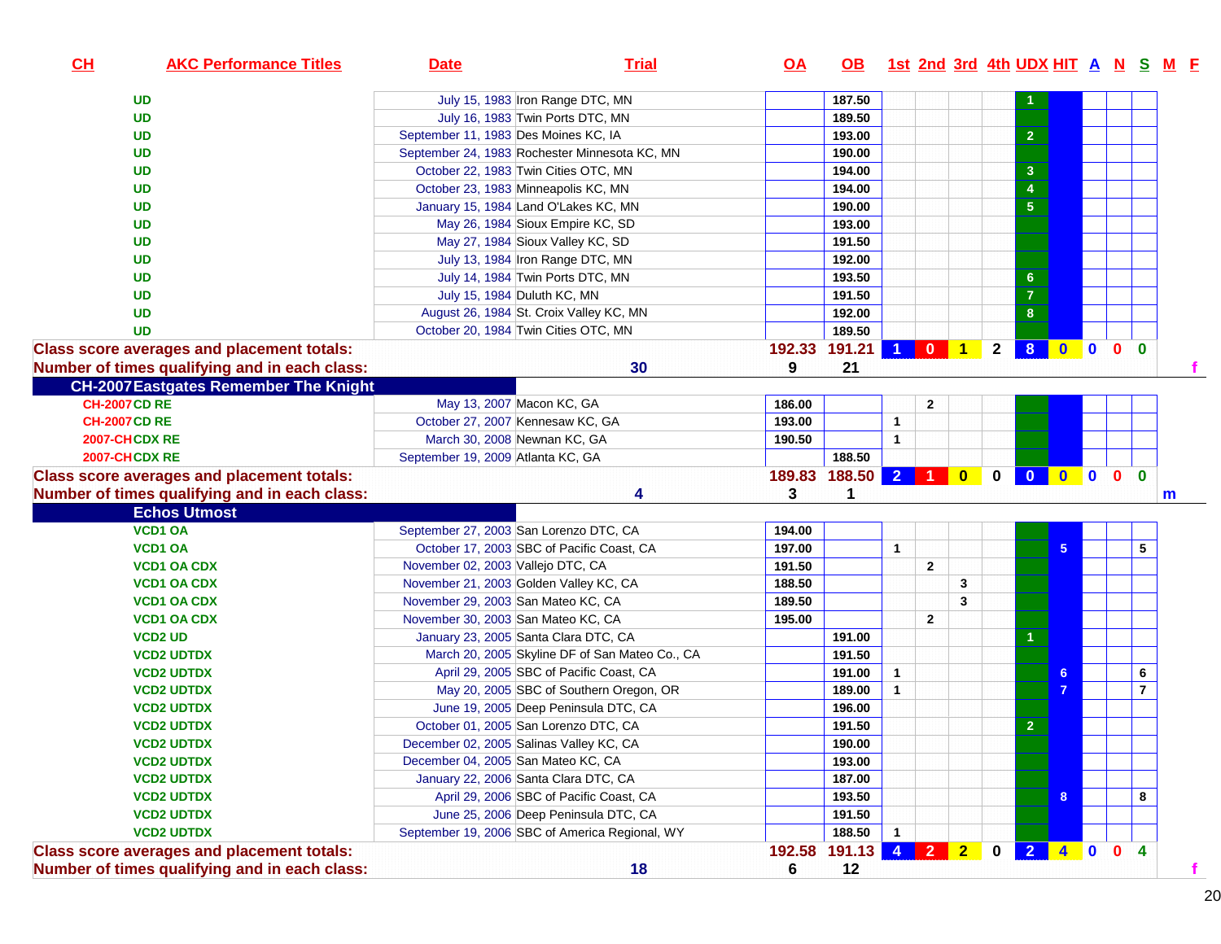| CH | AKC Performance Titles | Date | Trial | OA | OB | 1st | 2nd | 3rd | 4th | UDX | HIT | A | N | S | M | F |
|---|---|---|---|---|---|---|---|---|---|---|---|---|---|---|---|---|
| | UD | July 15, 1983 | Iron Range DTC, MN | | 187.50 | | | | | 1 | | | | | | |
| | UD | July 16, 1983 | Twin Ports DTC, MN | | 189.50 | | | | | | | | | | | |
| | UD | September 11, 1983 | Des Moines KC, IA | | 193.00 | | | | | 2 | | | | | | |
| | UD | September 24, 1983 | Rochester Minnesota KC, MN | | 190.00 | | | | | | | | | | | |
| | UD | October 22, 1983 | Twin Cities OTC, MN | | 194.00 | | | | | 3 | | | | | | |
| | UD | October 23, 1983 | Minneapolis KC, MN | | 194.00 | | | | | 4 | | | | | | |
| | UD | January 15, 1984 | Land O'Lakes KC, MN | | 190.00 | | | | | 5 | | | | | | |
| | UD | May 26, 1984 | Sioux Empire KC, SD | | 193.00 | | | | | | | | | | | |
| | UD | May 27, 1984 | Sioux Valley KC, SD | | 191.50 | | | | | | | | | | | |
| | UD | July 13, 1984 | Iron Range DTC, MN | | 192.00 | | | | | | | | | | | |
| | UD | July 14, 1984 | Twin Ports DTC, MN | | 193.50 | | | | | 6 | | | | | | |
| | UD | July 15, 1984 | Duluth KC, MN | | 191.50 | | | | | 7 | | | | | | |
| | UD | August 26, 1984 | St. Croix Valley KC, MN | | 192.00 | | | | | 8 | | | | | | |
| | UD | October 20, 1984 | Twin Cities OTC, MN | | 189.50 | | | | | | | | | | | |
| Class score averages and placement totals: | | | | 192.33 | 191.21 | 1 | 0 | 1 | 2 | 8 | 0 | 0 | 0 | 0 | | |
| Number of times qualifying and in each class: | | | 30 | 9 | 21 | | | | | | | | | | | f |
| **CH-2007 Eastgates Remember The Knight** | | | | | | | | | | | | | | | | |
| CH-2007 | CD RE | May 13, 2007 | Macon KC, GA | 186.00 | | | 2 | | | | | | | | | |
| CH-2007 | CD RE | October 27, 2007 | Kennesaw KC, GA | 193.00 | | 1 | | | | | | | | | | |
| 2007-CH | CDX RE | March 30, 2008 | Newnan KC, GA | 190.50 | | 1 | | | | | | | | | | |
| 2007-CH | CDX RE | September 19, 2009 | Atlanta KC, GA | | 188.50 | | | | | | | | | | | |
| Class score averages and placement totals: | | | | 189.83 | 188.50 | 2 | 1 | 0 | 0 | 0 | 0 | 0 | 0 | 0 | | |
| Number of times qualifying and in each class: | | | 4 | 3 | 1 | | | | | | | | | | m | |
| **Echos Utmost** | | | | | | | | | | | | | | | | |
| | VCD1 OA | September 27, 2003 | San Lorenzo DTC, CA | 194.00 | | | | | | | | | | | | |
| | VCD1 OA | October 17, 2003 | SBC of Pacific Coast, CA | 197.00 | | 1 | | | | | 5 | | | 5 | | |
| | VCD1 OA CDX | November 02, 2003 | Vallejo DTC, CA | 191.50 | | | 2 | | | | | | | | | |
| | VCD1 OA CDX | November 21, 2003 | Golden Valley KC, CA | 188.50 | | | | 3 | | | | | | | | |
| | VCD1 OA CDX | November 29, 2003 | San Mateo KC, CA | 189.50 | | | | 3 | | | | | | | | |
| | VCD1 OA CDX | November 30, 2003 | San Mateo KC, CA | 195.00 | | | 2 | | | | | | | | | |
| | VCD2 UD | January 23, 2005 | Santa Clara DTC, CA | | 191.00 | | | | | 1 | | | | | | |
| | VCD2 UDTDX | March 20, 2005 | Skyline DF of San Mateo Co., CA | | 191.50 | | | | | | | | | | | |
| | VCD2 UDTDX | April 29, 2005 | SBC of Pacific Coast, CA | | 191.00 | 1 | | | | | 6 | | | 6 | | |
| | VCD2 UDTDX | May 20, 2005 | SBC of Southern Oregon, OR | | 189.00 | 1 | | | | | 7 | | | 7 | | |
| | VCD2 UDTDX | June 19, 2005 | Deep Peninsula DTC, CA | | 196.00 | | | | | | | | | | | |
| | VCD2 UDTDX | October 01, 2005 | San Lorenzo DTC, CA | | 191.50 | | | | | 2 | | | | | | |
| | VCD2 UDTDX | December 02, 2005 | Salinas Valley KC, CA | | 190.00 | | | | | | | | | | | |
| | VCD2 UDTDX | December 04, 2005 | San Mateo KC, CA | | 193.00 | | | | | | | | | | | |
| | VCD2 UDTDX | January 22, 2006 | Santa Clara DTC, CA | | 187.00 | | | | | | | | | | | |
| | VCD2 UDTDX | April 29, 2006 | SBC of Pacific Coast, CA | | 193.50 | | | | | | 8 | | | 8 | | |
| | VCD2 UDTDX | June 25, 2006 | Deep Peninsula DTC, CA | | 191.50 | | | | | | | | | | | |
| | VCD2 UDTDX | September 19, 2006 | SBC of America Regional, WY | | 188.50 | 1 | | | | | | | | | | |
| Class score averages and placement totals: | | | | 192.58 | 191.13 | 4 | 2 | 2 | 0 | 2 | 4 | 0 | 0 | 4 | | |
| Number of times qualifying and in each class: | | | 18 | 6 | 12 | | | | | | | | | | | f |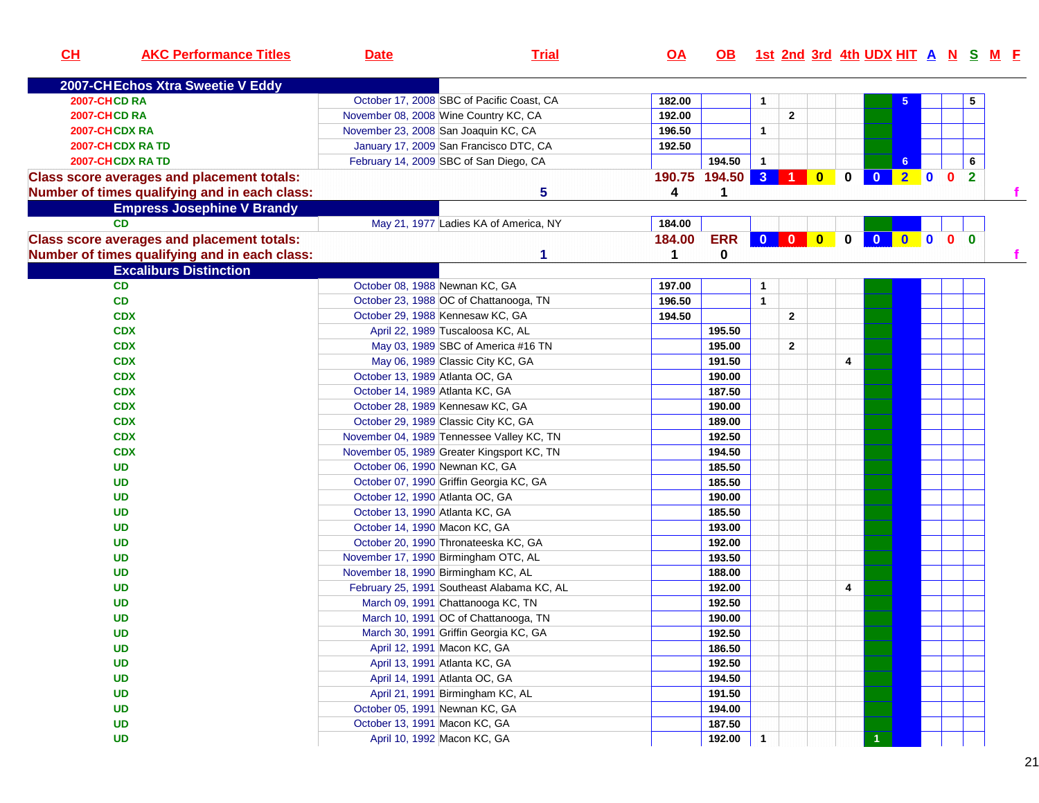| CH | AKC Performance Titles | Date | Trial | OA | OB | 1st | 2nd | 3rd | 4th | UDX | HIT | A | N | S | M | F |
|---|---|---|---|---|---|---|---|---|---|---|---|---|---|---|---|---|
| **2007-CH Echos Xtra Sweetie V Eddy** | | | | | | | | | | | | | | | | |
| 2007-CH | CD RA | October 17, 2008 | SBC of Pacific Coast, CA | 182.00 | | 1 | | | | | 5 | | | 5 | | |
| 2007-CH | CD RA | November 08, 2008 | Wine Country KC, CA | 192.00 | | | 2 | | | | | | | | | |
| 2007-CH | CDX RA | November 23, 2008 | San Joaquin KC, CA | 196.50 | | 1 | | | | | | | | | | |
| 2007-CH | CDX RA TD | January 17, 2009 | San Francisco DTC, CA | 192.50 | | | | | | | | | | | | |
| 2007-CH | CDX RA TD | February 14, 2009 | SBC of San Diego, CA | | 194.50 | 1 | | | | | 6 | | | 6 | | |
| **Class score averages and placement totals:** | | | | 190.75 | 194.50 | 3 | 1 | 0 | 0 | 0 | 2 | 0 | 0 | 2 | | |
| **Number of times qualifying and in each class:** | | | 5 | 4 | 1 | | | | | | | | | | | f |
| **Empress Josephine V Brandy** | | | | | | | | | | | | | | | | |
| | CD | May 21, 1977 | Ladies KA of America, NY | 184.00 | | | | | | | | | | | | |
| **Class score averages and placement totals:** | | | | 184.00 | ERR | 0 | 0 | 0 | 0 | 0 | 0 | 0 | 0 | 0 | | |
| **Number of times qualifying and in each class:** | | | 1 | 1 | 0 | | | | | | | | | | | f |
| **Excaliburs Distinction** | | | | | | | | | | | | | | | | |
| | CD | October 08, 1988 | Newnan KC, GA | 197.00 | | 1 | | | | | | | | | | |
| | CD | October 23, 1988 | OC of Chattanooga, TN | 196.50 | | 1 | | | | | | | | | | |
| | CDX | October 29, 1988 | Kennesaw KC, GA | 194.50 | | | 2 | | | | | | | | | |
| | CDX | April 22, 1989 | Tuscaloosa KC, AL | | 195.50 | | | | | | | | | | | |
| | CDX | May 03, 1989 | SBC of America #16 TN | | 195.00 | | 2 | | | | | | | | | |
| | CDX | May 06, 1989 | Classic City KC, GA | | 191.50 | | | | 4 | | | | | | | |
| | CDX | October 13, 1989 | Atlanta OC, GA | | 190.00 | | | | | | | | | | | |
| | CDX | October 14, 1989 | Atlanta KC, GA | | 187.50 | | | | | | | | | | | |
| | CDX | October 28, 1989 | Kennesaw KC, GA | | 190.00 | | | | | | | | | | | |
| | CDX | October 29, 1989 | Classic City KC, GA | | 189.00 | | | | | | | | | | | |
| | CDX | November 04, 1989 | Tennessee Valley KC, TN | | 192.50 | | | | | | | | | | | |
| | CDX | November 05, 1989 | Greater Kingsport KC, TN | | 194.50 | | | | | | | | | | | |
| | UD | October 06, 1990 | Newnan KC, GA | | 185.50 | | | | | | | | | | | |
| | UD | October 07, 1990 | Griffin Georgia KC, GA | | 185.50 | | | | | | | | | | | |
| | UD | October 12, 1990 | Atlanta OC, GA | | 190.00 | | | | | | | | | | | |
| | UD | October 13, 1990 | Atlanta KC, GA | | 185.50 | | | | | | | | | | | |
| | UD | October 14, 1990 | Macon KC, GA | | 193.00 | | | | | | | | | | | |
| | UD | October 20, 1990 | Thronateeska KC, GA | | 192.00 | | | | | | | | | | | |
| | UD | November 17, 1990 | Birmingham OTC, AL | | 193.50 | | | | | | | | | | | |
| | UD | November 18, 1990 | Birmingham KC, AL | | 188.00 | | | | | | | | | | | |
| | UD | February 25, 1991 | Southeast Alabama KC, AL | | 192.00 | | | | 4 | | | | | | | |
| | UD | March 09, 1991 | Chattanooga KC, TN | | 192.50 | | | | | | | | | | | |
| | UD | March 10, 1991 | OC of Chattanooga, TN | | 190.00 | | | | | | | | | | | |
| | UD | March 30, 1991 | Griffin Georgia KC, GA | | 192.50 | | | | | | | | | | | |
| | UD | April 12, 1991 | Macon KC, GA | | 186.50 | | | | | | | | | | | |
| | UD | April 13, 1991 | Atlanta KC, GA | | 192.50 | | | | | | | | | | | |
| | UD | April 14, 1991 | Atlanta OC, GA | | 194.50 | | | | | | | | | | | |
| | UD | April 21, 1991 | Birmingham KC, AL | | 191.50 | | | | | | | | | | | |
| | UD | October 05, 1991 | Newnan KC, GA | | 194.00 | | | | | | | | | | | |
| | UD | October 13, 1991 | Macon KC, GA | | 187.50 | | | | | | | | | | | |
| | UD | April 10, 1992 | Macon KC, GA | | 192.00 | 1 | | | | 1 | | | | | | |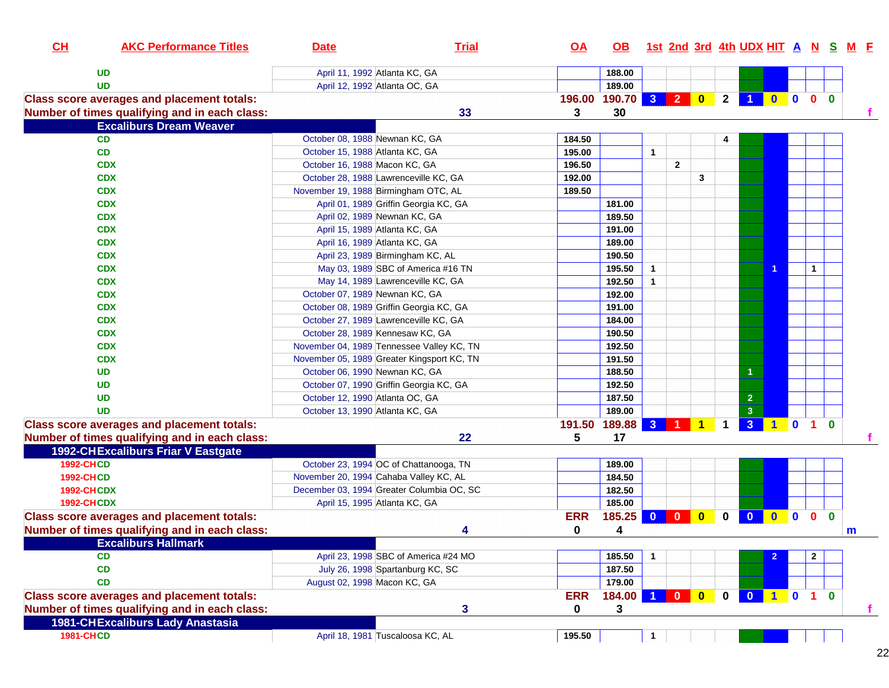| CH | AKC Performance Titles | Date | Trial | OA | OB | 1st | 2nd | 3rd | 4th | UDX | HIT | A | N | S | M | F |
|---|---|---|---|---|---|---|---|---|---|---|---|---|---|---|---|---|
| | UD | April 11, 1992 | Atlanta KC, GA | | 188.00 | | | | | | | | | | | |
| | UD | April 12, 1992 | Atlanta OC, GA | | 189.00 | | | | | | | | | | | |
| Class score averages and placement totals: | | | | 196.00 | 190.70 | 3 | 2 | 0 | 2 | 1 | 0 | 0 | 0 | 0 | | |
| Number of times qualifying and in each class: | | | 33 | 3 | 30 | | | | | | | | | | | f |
| Excaliburs Dream Weaver | | | | | | | | | | | | | | | | |
| | CD | October 08, 1988 | Newnan KC, GA | 184.50 | | | | | 4 | | | | | | | |
| | CD | October 15, 1988 | Atlanta KC, GA | 195.00 | | 1 | | | | | | | | | | |
| | CDX | October 16, 1988 | Macon KC, GA | 196.50 | | | 2 | | | | | | | | | |
| | CDX | October 28, 1988 | Lawrenceville KC, GA | 192.00 | | | | 3 | | | | | | | | |
| | CDX | November 19, 1988 | Birmingham OTC, AL | 189.50 | | | | | | | | | | | | |
| | CDX | April 01, 1989 | Griffin Georgia KC, GA | | 181.00 | | | | | | | | | | | |
| | CDX | April 02, 1989 | Newnan KC, GA | | 189.50 | | | | | | | | | | | |
| | CDX | April 15, 1989 | Atlanta KC, GA | | 191.00 | | | | | | | | | | | |
| | CDX | April 16, 1989 | Atlanta KC, GA | | 189.00 | | | | | | | | | | | |
| | CDX | April 23, 1989 | Birmingham KC, AL | | 190.50 | | | | | | | | | | | |
| | CDX | May 03, 1989 | SBC of America #16 TN | | 195.50 | 1 | | | | | 1 | | 1 | | | |
| | CDX | May 14, 1989 | Lawrenceville KC, GA | | 192.50 | 1 | | | | | | | | | | |
| | CDX | October 07, 1989 | Newnan KC, GA | | 192.00 | | | | | | | | | | | |
| | CDX | October 08, 1989 | Griffin Georgia KC, GA | | 191.00 | | | | | | | | | | | |
| | CDX | October 27, 1989 | Lawrenceville KC, GA | | 184.00 | | | | | | | | | | | |
| | CDX | October 28, 1989 | Kennesaw KC, GA | | 190.50 | | | | | | | | | | | |
| | CDX | November 04, 1989 | Tennessee Valley KC, TN | | 192.50 | | | | | | | | | | | |
| | CDX | November 05, 1989 | Greater Kingsport KC, TN | | 191.50 | | | | | | | | | | | |
| | UD | October 06, 1990 | Newnan KC, GA | | 188.50 | | | | | 1 | | | | | | |
| | UD | October 07, 1990 | Griffin Georgia KC, GA | | 192.50 | | | | | | | | | | | |
| | UD | October 12, 1990 | Atlanta OC, GA | | 187.50 | | | | | 2 | | | | | | |
| | UD | October 13, 1990 | Atlanta KC, GA | | 189.00 | | | | | 3 | | | | | | |
| Class score averages and placement totals: | | | | 191.50 | 189.88 | 3 | 1 | 1 | 1 | 3 | 1 | 0 | 1 | 0 | | |
| Number of times qualifying and in each class: | | | 22 | 5 | 17 | | | | | | | | | | | f |
| 1992-CH Excaliburs Friar V Eastgate | | | | | | | | | | | | | | | | |
| 1992-CH | CD | October 23, 1994 | OC of Chattanooga, TN | | 189.00 | | | | | | | | | | | |
| 1992-CH | CD | November 20, 1994 | Cahaba Valley KC, AL | | 184.50 | | | | | | | | | | | |
| 1992-CH | CDX | December 03, 1994 | Greater Columbia OC, SC | | 182.50 | | | | | | | | | | | |
| 1992-CH | CDX | April 15, 1995 | Atlanta KC, GA | | 185.00 | | | | | | | | | | | |
| Class score averages and placement totals: | | | | ERR | 185.25 | 0 | 0 | 0 | 0 | 0 | 0 | 0 | 0 | 0 | | |
| Number of times qualifying and in each class: | | | 4 | 0 | 4 | | | | | | | | | | m | |
| Excaliburs Hallmark | | | | | | | | | | | | | | | | |
| | CD | April 23, 1998 | SBC of America #24 MO | | 185.50 | 1 | | | | | 2 | | 2 | | | |
| | CD | July 26, 1998 | Spartanburg KC, SC | | 187.50 | | | | | | | | | | | |
| | CD | August 02, 1998 | Macon KC, GA | | 179.00 | | | | | | | | | | | |
| Class score averages and placement totals: | | | | ERR | 184.00 | 1 | 0 | 0 | 0 | 0 | 1 | 0 | 1 | 0 | | |
| Number of times qualifying and in each class: | | | 3 | 0 | 3 | | | | | | | | | | | f |
| 1981-CH Excaliburs Lady Anastasia | | | | | | | | | | | | | | | | |
| 1981-CH | CD | April 18, 1981 | Tuscaloosa KC, AL | 195.50 | | 1 | | | | | | | | | | |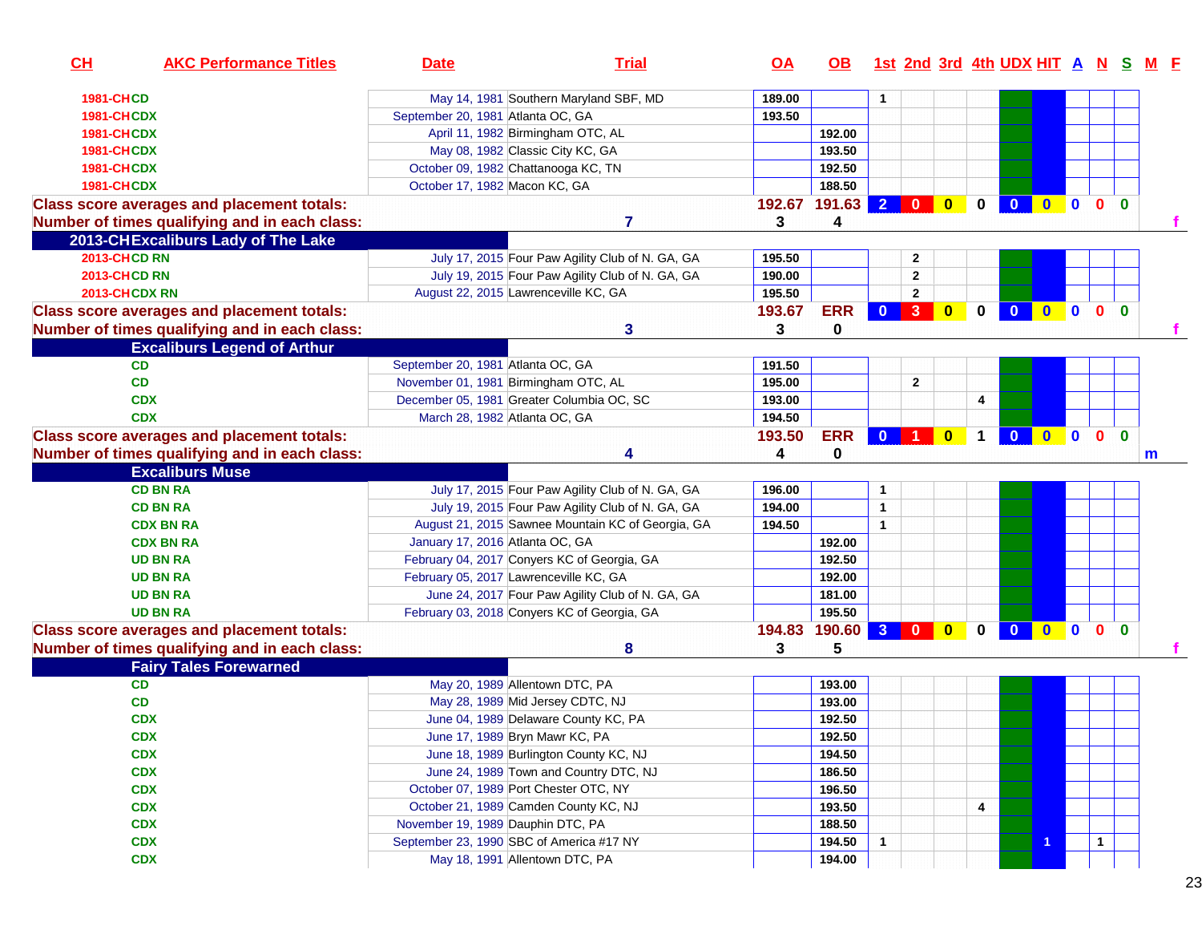| CH | AKC Performance Titles | Date | Trial | OA | OB | 1st | 2nd | 3rd | 4th | UDX | HIT | A | N | S | M | F |
|---|---|---|---|---|---|---|---|---|---|---|---|---|---|---|---|---|
| 1981-CH | CD | May 14, 1981 | Southern Maryland SBF, MD | 189.00 | | 1 | | | | | | | | | | |
| 1981-CH | CDX | September 20, 1981 | Atlanta OC, GA | 193.50 | | | | | | | | | | | | |
| 1981-CH | CDX | April 11, 1982 | Birmingham OTC, AL | | 192.00 | | | | | | | | | | | |
| 1981-CH | CDX | May 08, 1982 | Classic City KC, GA | | 193.50 | | | | | | | | | | | |
| 1981-CH | CDX | October 09, 1982 | Chattanooga KC, TN | | 192.50 | | | | | | | | | | | |
| 1981-CH | CDX | October 17, 1982 | Macon KC, GA | | 188.50 | | | | | | | | | | | |
| Class score averages and placement totals: | | | | 192.67 | 191.63 | 2 | 0 | 0 | 0 | 0 | 0 | 0 | 0 | 0 | | |
| Number of times qualifying and in each class: | | | 7 | 3 | 4 | | | | | | | | | | | f |
| 2013-CH | Excaliburs Lady of The Lake | | | | | | | | | | | | | | | |
| 2013-CH | CD RN | July 17, 2015 | Four Paw Agility Club of N. GA, GA | 195.50 | | | 2 | | | | | | | | | |
| 2013-CH | CD RN | July 19, 2015 | Four Paw Agility Club of N. GA, GA | 190.00 | | | 2 | | | | | | | | | |
| 2013-CH | CDX RN | August 22, 2015 | Lawrenceville KC, GA | 195.50 | | | 2 | | | | | | | | | |
| Class score averages and placement totals: | | | | 193.67 | ERR | 0 | 3 | 0 | 0 | 0 | 0 | 0 | 0 | 0 | | |
| Number of times qualifying and in each class: | | | 3 | 3 | 0 | | | | | | | | | | | f |
| | Excaliburs Legend of Arthur | | | | | | | | | | | | | | | |
| | CD | September 20, 1981 | Atlanta OC, GA | 191.50 | | | | | | | | | | | | |
| | CD | November 01, 1981 | Birmingham OTC, AL | 195.00 | | | 2 | | | | | | | | | |
| | CDX | December 05, 1981 | Greater Columbia OC, SC | 193.00 | | | | | 4 | | | | | | | |
| | CDX | March 28, 1982 | Atlanta OC, GA | 194.50 | | | | | | | | | | | | |
| Class score averages and placement totals: | | | | 193.50 | ERR | 0 | 1 | 0 | 1 | 0 | 0 | 0 | 0 | 0 | | |
| Number of times qualifying and in each class: | | | 4 | 4 | 0 | | | | | | | | | | m | |
| | Excaliburs Muse | | | | | | | | | | | | | | | |
| | CD BN RA | July 17, 2015 | Four Paw Agility Club of N. GA, GA | 196.00 | | 1 | | | | | | | | | | |
| | CD BN RA | July 19, 2015 | Four Paw Agility Club of N. GA, GA | 194.00 | | 1 | | | | | | | | | | |
| | CDX BN RA | August 21, 2015 | Sawnee Mountain KC of Georgia, GA | 194.50 | | 1 | | | | | | | | | | |
| | CDX BN RA | January 17, 2016 | Atlanta OC, GA | | 192.00 | | | | | | | | | | | |
| | UD BN RA | February 04, 2017 | Conyers KC of Georgia, GA | | 192.50 | | | | | | | | | | | |
| | UD BN RA | February 05, 2017 | Lawrenceville KC, GA | | 192.00 | | | | | | | | | | | |
| | UD BN RA | June 24, 2017 | Four Paw Agility Club of N. GA, GA | | 181.00 | | | | | | | | | | | |
| | UD BN RA | February 03, 2018 | Conyers KC of Georgia, GA | | 195.50 | | | | | | | | | | | |
| Class score averages and placement totals: | | | | 194.83 | 190.60 | 3 | 0 | 0 | 0 | 0 | 0 | 0 | 0 | 0 | | |
| Number of times qualifying and in each class: | | | 8 | 3 | 5 | | | | | | | | | | | f |
| | Fairy Tales Forewarned | | | | | | | | | | | | | | | |
| | CD | May 20, 1989 | Allentown DTC, PA | | 193.00 | | | | | | | | | | | |
| | CD | May 28, 1989 | Mid Jersey CDTC, NJ | | 193.00 | | | | | | | | | | | |
| | CDX | June 04, 1989 | Delaware County KC, PA | | 192.50 | | | | | | | | | | | |
| | CDX | June 17, 1989 | Bryn Mawr KC, PA | | 192.50 | | | | | | | | | | | |
| | CDX | June 18, 1989 | Burlington County KC, NJ | | 194.50 | | | | | | | | | | | |
| | CDX | June 24, 1989 | Town and Country DTC, NJ | | 186.50 | | | | | | | | | | | |
| | CDX | October 07, 1989 | Port Chester OTC, NY | | 196.50 | | | | | | | | | | | |
| | CDX | October 21, 1989 | Camden County KC, NJ | | 193.50 | | | | 4 | | | | | | | |
| | CDX | November 19, 1989 | Dauphin DTC, PA | | 188.50 | | | | | | | | | | | |
| | CDX | September 23, 1990 | SBC of America #17 NY | | 194.50 | 1 | | | | | 1 | | 1 | | | |
| | CDX | May 18, 1991 | Allentown DTC, PA | | 194.00 | | | | | | | | | | | |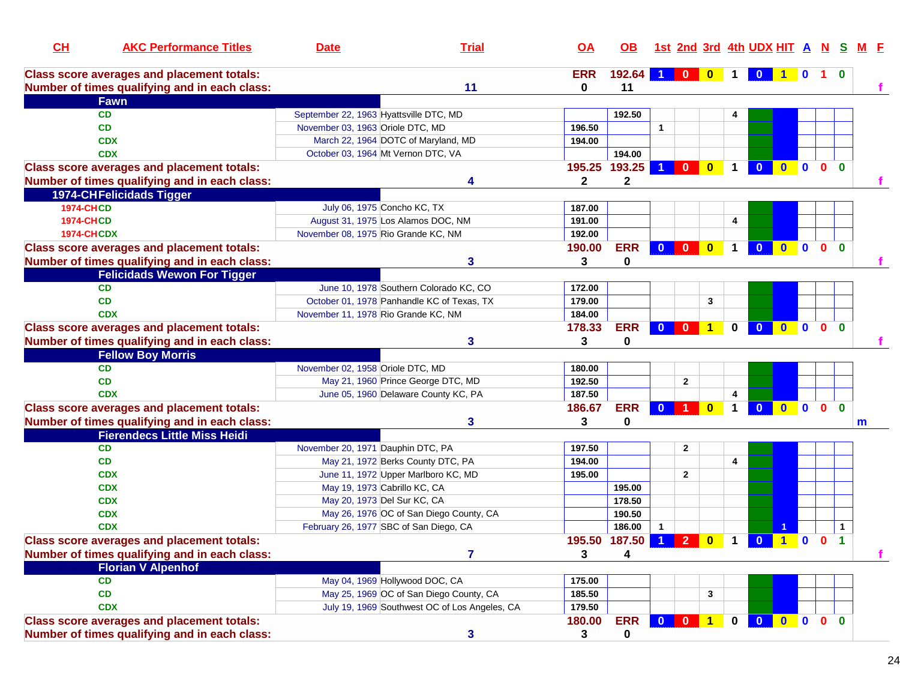| CH | AKC Performance Titles | Date | Trial | OA | OB | 1st | 2nd | 3rd | 4th | UDX | HIT | A | N | S | M | F |
|---|---|---|---|---|---|---|---|---|---|---|---|---|---|---|---|---|
| Class score averages and placement totals: | | | | ERR | 192.64 | 1 | 0 | 0 | 1 | 0 | 1 | 0 | 1 | 0 | | |
| Number of times qualifying and in each class: | | | 11 | 0 | 11 | | | | | | | | | | | f |
| **Fawn** | | | | | | | | | | | | | | | | |
| | CD | September 22, 1963 | Hyattsville DTC, MD | | 192.50 | | | | 4 | | | | | | | |
| | CD | November 03, 1963 | Oriole DTC, MD | 196.50 | | 1 | | | | | | | | | | |
| | CDX | March 22, 1964 | DOTC of Maryland, MD | 194.00 | | | | | | | | | | | | |
| | CDX | October 03, 1964 | Mt Vernon DTC, VA | | 194.00 | | | | | | | | | | | |
| Class score averages and placement totals: | | | | 195.25 | 193.25 | 1 | 0 | 0 | 1 | 0 | 0 | 0 | 0 | 0 | | |
| Number of times qualifying and in each class: | | | 4 | 2 | 2 | | | | | | | | | | | f |
| **1974-CH Felicidads Tigger** | | | | | | | | | | | | | | | | |
| 1974-CH | CD | July 06, 1975 | Concho KC, TX | 187.00 | | | | | | | | | | | | |
| 1974-CH | CD | August 31, 1975 | Los Alamos DOC, NM | 191.00 | | | | | 4 | | | | | | | |
| 1974-CH | CDX | November 08, 1975 | Rio Grande KC, NM | 192.00 | | | | | | | | | | | | |
| Class score averages and placement totals: | | | | 190.00 | ERR | 0 | 0 | 0 | 1 | 0 | 0 | 0 | 0 | 0 | | |
| Number of times qualifying and in each class: | | | 3 | 3 | 0 | | | | | | | | | | | f |
| **Felicidads Wewon For Tigger** | | | | | | | | | | | | | | | | |
| | CD | June 10, 1978 | Southern Colorado KC, CO | 172.00 | | | | | | | | | | | | |
| | CD | October 01, 1978 | Panhandle KC of Texas, TX | 179.00 | | | | 3 | | | | | | | | |
| | CDX | November 11, 1978 | Rio Grande KC, NM | 184.00 | | | | | | | | | | | | |
| Class score averages and placement totals: | | | | 178.33 | ERR | 0 | 0 | 1 | 0 | 0 | 0 | 0 | 0 | 0 | | |
| Number of times qualifying and in each class: | | | 3 | 3 | 0 | | | | | | | | | | | f |
| **Fellow Boy Morris** | | | | | | | | | | | | | | | | |
| | CD | November 02, 1958 | Oriole DTC, MD | 180.00 | | | | | | | | | | | | |
| | CD | May 21, 1960 | Prince George DTC, MD | 192.50 | | | 2 | | | | | | | | | |
| | CDX | June 05, 1960 | Delaware County KC, PA | 187.50 | | | | | 4 | | | | | | | |
| Class score averages and placement totals: | | | | 186.67 | ERR | 0 | 1 | 0 | 1 | 0 | 0 | 0 | 0 | 0 | | |
| Number of times qualifying and in each class: | | | 3 | 3 | 0 | | | | | | | | | | m | |
| **Fierendecs Little Miss Heidi** | | | | | | | | | | | | | | | | |
| | CD | November 20, 1971 | Dauphin DTC, PA | 197.50 | | | 2 | | | | | | | | | |
| | CD | May 21, 1972 | Berks County DTC, PA | 194.00 | | | | | 4 | | | | | | | |
| | CDX | June 11, 1972 | Upper Marlboro KC, MD | 195.00 | | | 2 | | | | | | | | | |
| | CDX | May 19, 1973 | Cabrillo KC, CA | | 195.00 | | | | | | | | | | | |
| | CDX | May 20, 1973 | Del Sur KC, CA | | 178.50 | | | | | | | | | | | |
| | CDX | May 26, 1976 | OC of San Diego County, CA | | 190.50 | | | | | | | | | | | |
| | CDX | February 26, 1977 | SBC of San Diego, CA | | 186.00 | 1 | | | | | 1 | | | 1 | | |
| Class score averages and placement totals: | | | | 195.50 | 187.50 | 1 | 2 | 0 | 1 | 0 | 1 | 0 | 0 | 1 | | |
| Number of times qualifying and in each class: | | | 7 | 3 | 4 | | | | | | | | | | | f |
| **Florian V Alpenhof** | | | | | | | | | | | | | | | | |
| | CD | May 04, 1969 | Hollywood DOC, CA | 175.00 | | | | | | | | | | | | |
| | CD | May 25, 1969 | OC of San Diego County, CA | 185.50 | | | | 3 | | | | | | | | |
| | CDX | July 19, 1969 | Southwest OC of Los Angeles, CA | 179.50 | | | | | | | | | | | | |
| Class score averages and placement totals: | | | | 180.00 | ERR | 0 | 0 | 1 | 0 | 0 | 0 | 0 | 0 | 0 | | |
| Number of times qualifying and in each class: | | | 3 | 3 | 0 | | | | | | | | | | | |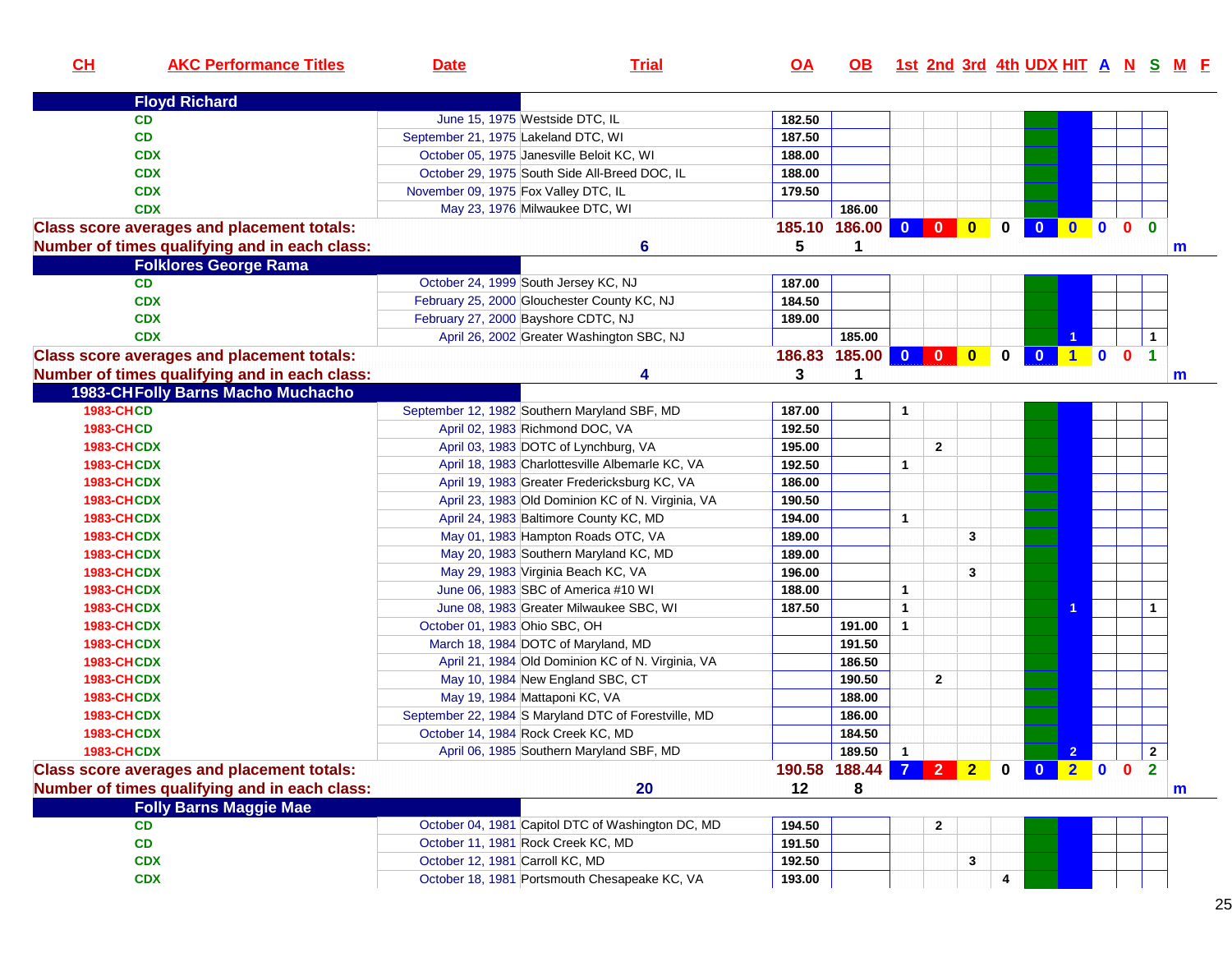| CH | AKC Performance Titles | Date | Trial | OA | OB | 1st | 2nd | 3rd | 4th | UDX | HIT | A | N | S | M | F |
|---|---|---|---|---|---|---|---|---|---|---|---|---|---|---|---|---|
| **Floyd Richard** | | | | | | | | | | | | | | | | |
| | CD | June 15, 1975 | Westside DTC, IL | 182.50 | | | | | | | | | | | | |
| | CD | September 21, 1975 | Lakeland DTC, WI | 187.50 | | | | | | | | | | | | |
| | CDX | October 05, 1975 | Janesville Beloit KC, WI | 188.00 | | | | | | | | | | | | |
| | CDX | October 29, 1975 | South Side All-Breed DOC, IL | 188.00 | | | | | | | | | | | | |
| | CDX | November 09, 1975 | Fox Valley DTC, IL | 179.50 | | | | | | | | | | | | |
| | CDX | May 23, 1976 | Milwaukee DTC, WI | | 186.00 | | | | | | | | | | | |
| Class score averages and placement totals: | | | | 185.10 | 186.00 | 0 | 0 | 0 | 0 | 0 | 0 | 0 | 0 | 0 | | |
| Number of times qualifying and in each class: | | | 6 | 5 | 1 | | | | | | | | | | m | |
| **Folklores George Rama** | | | | | | | | | | | | | | | | |
| | CD | October 24, 1999 | South Jersey KC, NJ | 187.00 | | | | | | | | | | | | |
| | CDX | February 25, 2000 | Glouchester County KC, NJ | 184.50 | | | | | | | | | | | | |
| | CDX | February 27, 2000 | Bayshore CDTC, NJ | 189.00 | | | | | | | | | | | | |
| | CDX | April 26, 2002 | Greater Washington SBC, NJ | | 185.00 | | | | | | 1 | | | 1 | | |
| Class score averages and placement totals: | | | | 186.83 | 185.00 | 0 | 0 | 0 | 0 | 0 | 1 | 0 | 0 | 1 | | |
| Number of times qualifying and in each class: | | | 4 | 3 | 1 | | | | | | | | | | m | |
| **1983-CH Folly Barns Macho Muchacho** | | | | | | | | | | | | | | | | |
| 1983-CH | CD | September 12, 1982 | Southern Maryland SBF, MD | 187.00 | | 1 | | | | | | | | | | |
| 1983-CH | CD | April 02, 1983 | Richmond DOC, VA | 192.50 | | | | | | | | | | | | |
| 1983-CH | CDX | April 03, 1983 | DOTC of Lynchburg, VA | 195.00 | | | 2 | | | | | | | | | |
| 1983-CH | CDX | April 18, 1983 | Charlottesville Albemarle KC, VA | 192.50 | | 1 | | | | | | | | | | |
| 1983-CH | CDX | April 19, 1983 | Greater Fredericksburg KC, VA | 186.00 | | | | | | | | | | | | |
| 1983-CH | CDX | April 23, 1983 | Old Dominion KC of N. Virginia, VA | 190.50 | | | | | | | | | | | | |
| 1983-CH | CDX | April 24, 1983 | Baltimore County KC, MD | 194.00 | | 1 | | | | | | | | | | |
| 1983-CH | CDX | May 01, 1983 | Hampton Roads OTC, VA | 189.00 | | | | 3 | | | | | | | | |
| 1983-CH | CDX | May 20, 1983 | Southern Maryland KC, MD | 189.00 | | | | | | | | | | | | |
| 1983-CH | CDX | May 29, 1983 | Virginia Beach KC, VA | 196.00 | | | | 3 | | | | | | | | |
| 1983-CH | CDX | June 06, 1983 | SBC of America #10 WI | 188.00 | | 1 | | | | | | | | | | |
| 1983-CH | CDX | June 08, 1983 | Greater Milwaukee SBC, WI | 187.50 | | 1 | | | | | 1 | | | 1 | | |
| 1983-CH | CDX | October 01, 1983 | Ohio SBC, OH | | 191.00 | 1 | | | | | | | | | | |
| 1983-CH | CDX | March 18, 1984 | DOTC of Maryland, MD | | 191.50 | | | | | | | | | | | |
| 1983-CH | CDX | April 21, 1984 | Old Dominion KC of N. Virginia, VA | | 186.50 | | | | | | | | | | | |
| 1983-CH | CDX | May 10, 1984 | New England SBC, CT | | 190.50 | | 2 | | | | | | | | | |
| 1983-CH | CDX | May 19, 1984 | Mattaponi KC, VA | | 188.00 | | | | | | | | | | | |
| 1983-CH | CDX | September 22, 1984 | S Maryland DTC of Forestville, MD | | 186.00 | | | | | | | | | | | |
| 1983-CH | CDX | October 14, 1984 | Rock Creek KC, MD | | 184.50 | | | | | | | | | | | |
| 1983-CH | CDX | April 06, 1985 | Southern Maryland SBF, MD | | 189.50 | 1 | | | | | 2 | | | 2 | | |
| Class score averages and placement totals: | | | | 190.58 | 188.44 | 7 | 2 | 2 | 0 | 0 | 2 | 0 | 0 | 2 | | |
| Number of times qualifying and in each class: | | | 20 | 12 | 8 | | | | | | | | | | m | |
| **Folly Barns Maggie Mae** | | | | | | | | | | | | | | | | |
| | CD | October 04, 1981 | Capitol DTC of Washington DC, MD | 194.50 | | | 2 | | | | | | | | | |
| | CD | October 11, 1981 | Rock Creek KC, MD | 191.50 | | | | | | | | | | | | |
| | CDX | October 12, 1981 | Carroll KC, MD | 192.50 | | | | 3 | | | | | | | | |
| | CDX | October 18, 1981 | Portsmouth Chesapeake KC, VA | 193.00 | | | | | 4 | | | | | | | |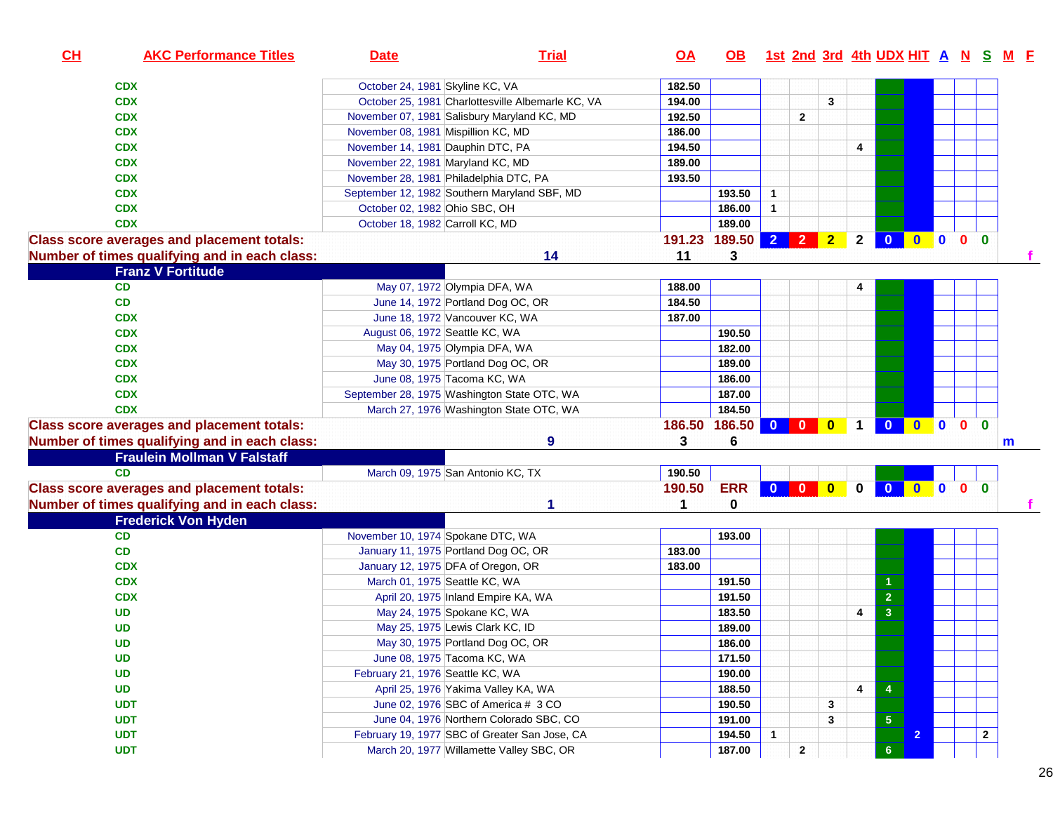| CH | AKC Performance Titles | Date | Trial | OA | OB | 1st | 2nd | 3rd | 4th | UDX | HIT | A | N | S | M | F |
|---|---|---|---|---|---|---|---|---|---|---|---|---|---|---|---|---|
| | CDX | October 24, 1981 | Skyline KC, VA | 182.50 | | | | | | | | | | | | |
| | CDX | October 25, 1981 | Charlottesville Albemarle KC, VA | 194.00 | | | | 3 | | | | | | | | |
| | CDX | November 07, 1981 | Salisbury Maryland KC, MD | 192.50 | | | 2 | | | | | | | | | |
| | CDX | November 08, 1981 | Mispillion KC, MD | 186.00 | | | | | | | | | | | | |
| | CDX | November 14, 1981 | Dauphin DTC, PA | 194.50 | | | | | 4 | | | | | | | |
| | CDX | November 22, 1981 | Maryland KC, MD | 189.00 | | | | | | | | | | | | |
| | CDX | November 28, 1981 | Philadelphia DTC, PA | 193.50 | | | | | | | | | | | | |
| | CDX | September 12, 1982 | Southern Maryland SBF, MD | | 193.50 | 1 | | | | | | | | | | |
| | CDX | October 02, 1982 | Ohio SBC, OH | | 186.00 | 1 | | | | | | | | | | |
| | CDX | October 18, 1982 | Carroll KC, MD | | 189.00 | | | | | | | | | | | |
| **Class score averages and placement totals:** | | | | **191.23** | **189.50** | **2** | **2** | **2** | **2** | **0** | **0** | **0** | **0** | **0** | | |
| **Number of times qualifying and in each class:** | | | **14** | **11** | **3** | | | | | | | | | | | **f** |
| **Franz V Fortitude** | | | | | | | | | | | | | | | | |
| | CD | May 07, 1972 | Olympia DFA, WA | 188.00 | | | | | 4 | | | | | | | |
| | CD | June 14, 1972 | Portland Dog OC, OR | 184.50 | | | | | | | | | | | | |
| | CDX | June 18, 1972 | Vancouver KC, WA | 187.00 | | | | | | | | | | | | |
| | CDX | August 06, 1972 | Seattle KC, WA | | 190.50 | | | | | | | | | | | |
| | CDX | May 04, 1975 | Olympia DFA, WA | | 182.00 | | | | | | | | | | | |
| | CDX | May 30, 1975 | Portland Dog OC, OR | | 189.00 | | | | | | | | | | | |
| | CDX | June 08, 1975 | Tacoma KC, WA | | 186.00 | | | | | | | | | | | |
| | CDX | September 28, 1975 | Washington State OTC, WA | | 187.00 | | | | | | | | | | | |
| | CDX | March 27, 1976 | Washington State OTC, WA | | 184.50 | | | | | | | | | | | |
| **Class score averages and placement totals:** | | | | **186.50** | **186.50** | **0** | **0** | **0** | **1** | **0** | **0** | **0** | **0** | **0** | | |
| **Number of times qualifying and in each class:** | | | **9** | **3** | **6** | | | | | | | | | | **m** | |
| **Fraulein Mollman V Falstaff** | | | | | | | | | | | | | | | | |
| | CD | March 09, 1975 | San Antonio KC, TX | 190.50 | | | | | | | | | | | | |
| **Class score averages and placement totals:** | | | | **190.50** | **ERR** | **0** | **0** | **0** | **0** | **0** | **0** | **0** | **0** | **0** | | |
| **Number of times qualifying and in each class:** | | | **1** | **1** | **0** | | | | | | | | | | | **f** |
| **Frederick Von Hyden** | | | | | | | | | | | | | | | | |
| | CD | November 10, 1974 | Spokane DTC, WA | | 193.00 | | | | | | | | | | | |
| | CD | January 11, 1975 | Portland Dog OC, OR | 183.00 | | | | | | | | | | | | |
| | CDX | January 12, 1975 | DFA of Oregon, OR | 183.00 | | | | | | | | | | | | |
| | CDX | March 01, 1975 | Seattle KC, WA | | 191.50 | | | | | 1 | | | | | | |
| | CDX | April 20, 1975 | Inland Empire KA, WA | | 191.50 | | | | | 2 | | | | | | |
| | UD | May 24, 1975 | Spokane KC, WA | | 183.50 | | | | 4 | 3 | | | | | | |
| | UD | May 25, 1975 | Lewis Clark KC, ID | | 189.00 | | | | | | | | | | | |
| | UD | May 30, 1975 | Portland Dog OC, OR | | 186.00 | | | | | | | | | | | |
| | UD | June 08, 1975 | Tacoma KC, WA | | 171.50 | | | | | | | | | | | |
| | UD | February 21, 1976 | Seattle KC, WA | | 190.00 | | | | | | | | | | | |
| | UD | April 25, 1976 | Yakima Valley KA, WA | | 188.50 | | | | 4 | 4 | | | | | | |
| | UDT | June 02, 1976 | SBC of America # 3 CO | | 190.50 | | | 3 | | | | | | | | |
| | UDT | June 04, 1976 | Northern Colorado SBC, CO | | 191.00 | | | 3 | | 5 | | | | | | |
| | UDT | February 19, 1977 | SBC of Greater San Jose, CA | | 194.50 | 1 | | | | | 2 | | | 2 | | |
| | UDT | March 20, 1977 | Willamette Valley SBC, OR | | 187.00 | | 2 | | | 6 | | | | | | |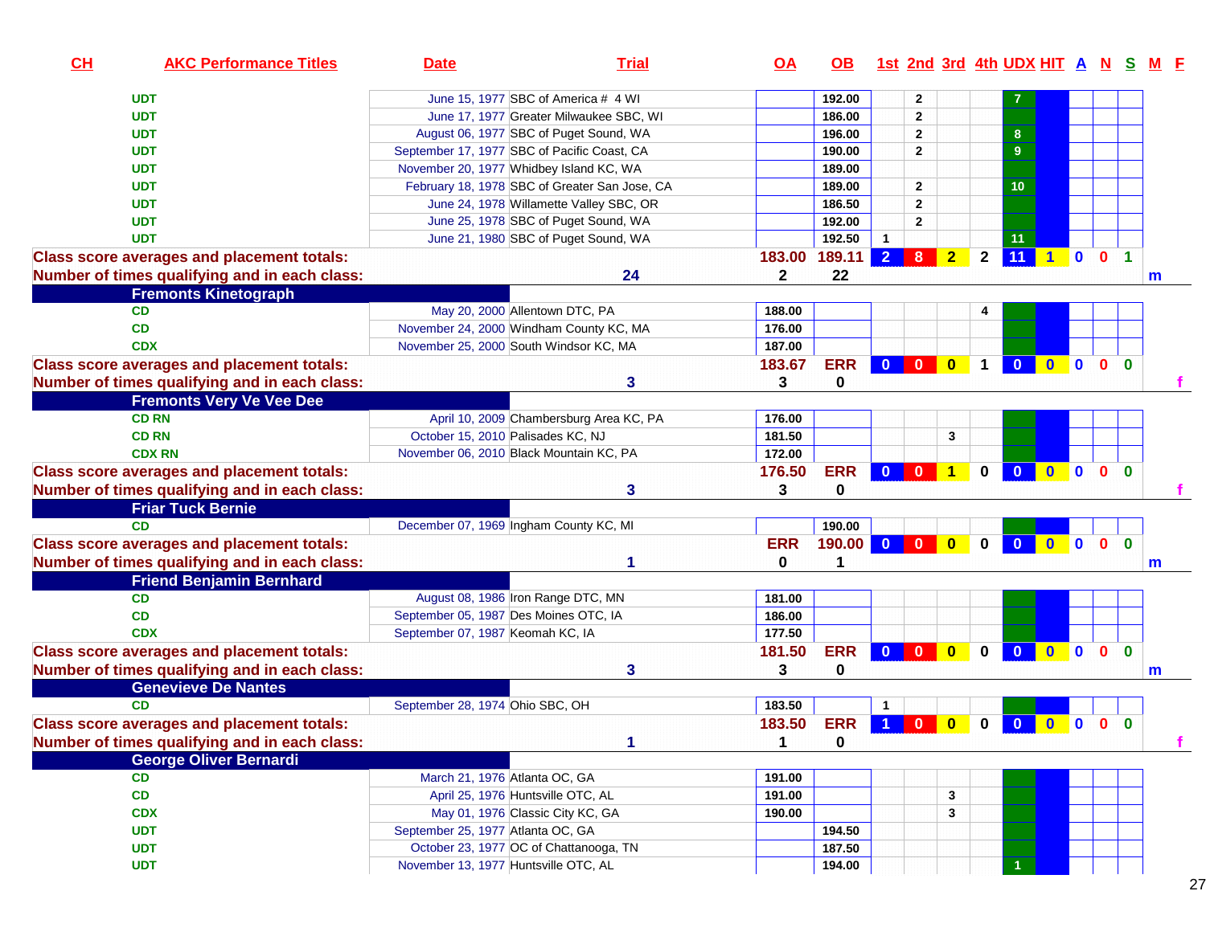| CH | AKC Performance Titles | Date | Trial | OA | OB | 1st | 2nd | 3rd | 4th | UDX | HIT | A | N | S | M | F |
|---|---|---|---|---|---|---|---|---|---|---|---|---|---|---|---|---|
| | UDT | June 15, 1977 | SBC of America # 4 WI | | 192.00 | | 2 | | | 7 | | | | | | |
| | UDT | June 17, 1977 | Greater Milwaukee SBC, WI | | 186.00 | | 2 | | | | | | | | | |
| | UDT | August 06, 1977 | SBC of Puget Sound, WA | | 196.00 | | 2 | | | 8 | | | | | | |
| | UDT | September 17, 1977 | SBC of Pacific Coast, CA | | 190.00 | | 2 | | | 9 | | | | | | |
| | UDT | November 20, 1977 | Whidbey Island KC, WA | | 189.00 | | | | | | | | | | | |
| | UDT | February 18, 1978 | SBC of Greater San Jose, CA | | 189.00 | | 2 | | | 10 | | | | | | |
| | UDT | June 24, 1978 | Willamette Valley SBC, OR | | 186.50 | | 2 | | | | | | | | | |
| | UDT | June 25, 1978 | SBC of Puget Sound, WA | | 192.00 | | 2 | | | | | | | | | |
| | UDT | June 21, 1980 | SBC of Puget Sound, WA | | 192.50 | 1 | | | | 11 | | | | | | |
| Class score averages and placement totals: | | | | 183.00 | 189.11 | 2 | 8 | 2 | 2 | 11 | 1 | 0 | 0 | 1 | | |
| Number of times qualifying and in each class: | | | 24 | 2 | 22 | | | | | | | | | | m | |
| **Fremonts Kinetograph** | | | | | | | | | | | | | | | | |
| | CD | May 20, 2000 | Allentown DTC, PA | 188.00 | | | | | 4 | | | | | | | |
| | CD | November 24, 2000 | Windham County KC, MA | 176.00 | | | | | | | | | | | | |
| | CDX | November 25, 2000 | South Windsor KC, MA | 187.00 | | | | | | | | | | | | |
| Class score averages and placement totals: | | | | 183.67 | ERR | 0 | 0 | 0 | 1 | 0 | 0 | 0 | 0 | 0 | | |
| Number of times qualifying and in each class: | | | 3 | 3 | 0 | | | | | | | | | | | f |
| **Fremonts Very Ve Vee Dee** | | | | | | | | | | | | | | | | |
| | CD RN | April 10, 2009 | Chambersburg Area KC, PA | 176.00 | | | | | | | | | | | | |
| | CD RN | October 15, 2010 | Palisades KC, NJ | 181.50 | | | | 3 | | | | | | | | |
| | CDX RN | November 06, 2010 | Black Mountain KC, PA | 172.00 | | | | | | | | | | | | |
| Class score averages and placement totals: | | | | 176.50 | ERR | 0 | 0 | 1 | 0 | 0 | 0 | 0 | 0 | 0 | | |
| Number of times qualifying and in each class: | | | 3 | 3 | 0 | | | | | | | | | | | f |
| **Friar Tuck Bernie** | | | | | | | | | | | | | | | | |
| | CD | December 07, 1969 | Ingham County KC, MI | | 190.00 | | | | | | | | | | | |
| Class score averages and placement totals: | | | | ERR | 190.00 | 0 | 0 | 0 | 0 | 0 | 0 | 0 | 0 | 0 | | |
| Number of times qualifying and in each class: | | | 1 | 0 | 1 | | | | | | | | | | m | |
| **Friend Benjamin Bernhard** | | | | | | | | | | | | | | | | |
| | CD | August 08, 1986 | Iron Range DTC, MN | 181.00 | | | | | | | | | | | | |
| | CD | September 05, 1987 | Des Moines OTC, IA | 186.00 | | | | | | | | | | | | |
| | CDX | September 07, 1987 | Keomah KC, IA | 177.50 | | | | | | | | | | | | |
| Class score averages and placement totals: | | | | 181.50 | ERR | 0 | 0 | 0 | 0 | 0 | 0 | 0 | 0 | 0 | | |
| Number of times qualifying and in each class: | | | 3 | 3 | 0 | | | | | | | | | | m | |
| **Genevieve De Nantes** | | | | | | | | | | | | | | | | |
| | CD | September 28, 1974 | Ohio SBC, OH | 183.50 | | 1 | | | | | | | | | | |
| Class score averages and placement totals: | | | | 183.50 | ERR | 1 | 0 | 0 | 0 | 0 | 0 | 0 | 0 | 0 | | |
| Number of times qualifying and in each class: | | | 1 | 1 | 0 | | | | | | | | | | | f |
| **George Oliver Bernardi** | | | | | | | | | | | | | | | | |
| | CD | March 21, 1976 | Atlanta OC, GA | 191.00 | | | | | | | | | | | | |
| | CD | April 25, 1976 | Huntsville OTC, AL | 191.00 | | | | 3 | | | | | | | | |
| | CDX | May 01, 1976 | Classic City KC, GA | 190.00 | | | | 3 | | | | | | | | |
| | UDT | September 25, 1977 | Atlanta OC, GA | | 194.50 | | | | | | | | | | | |
| | UDT | October 23, 1977 | OC of Chattanooga, TN | | 187.50 | | | | | | | | | | | |
| | UDT | November 13, 1977 | Huntsville OTC, AL | | 194.00 | | | | | 1 | | | | | | |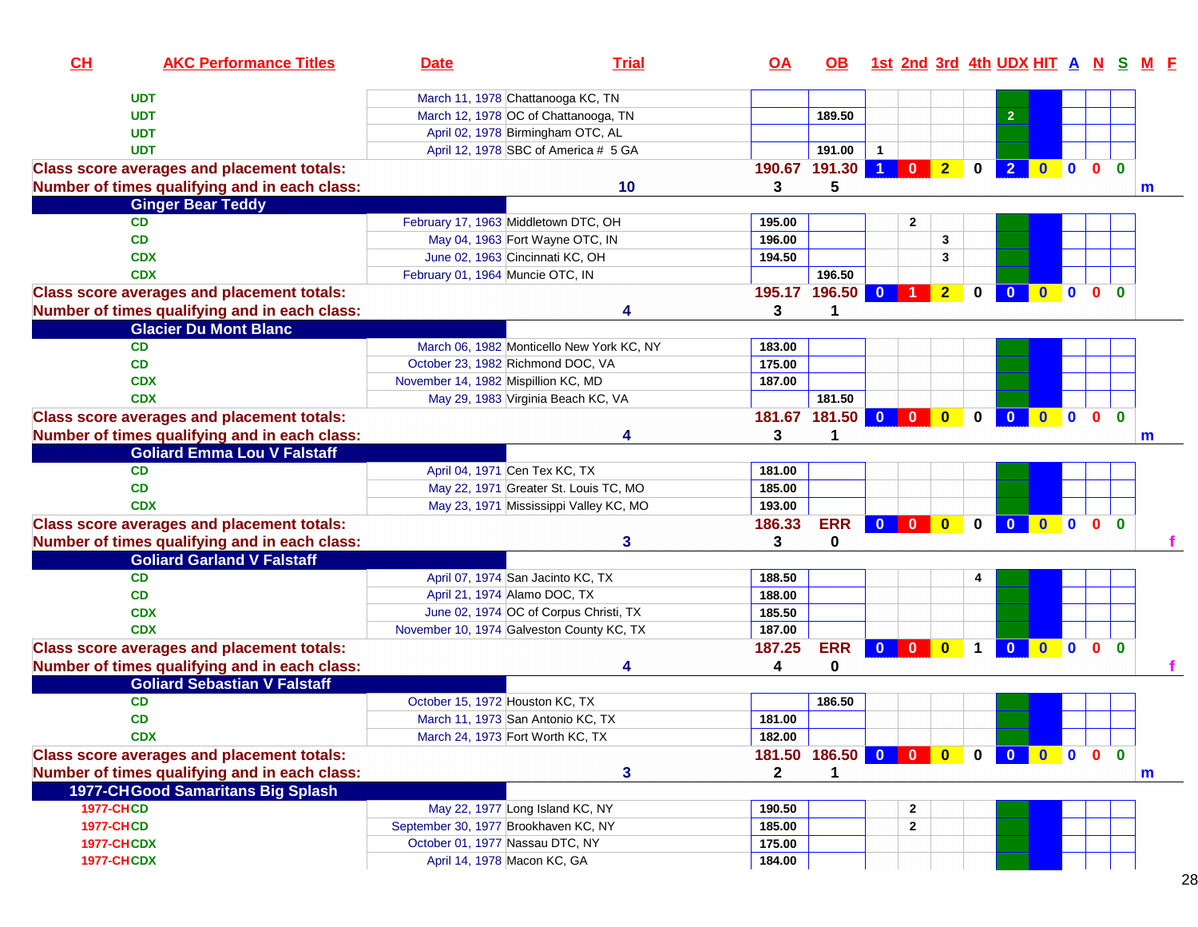| CH | AKC Performance Titles | Date | Trial | OA | OB | 1st | 2nd | 3rd | 4th | UDX | HIT | A | N | S | M | F |
|---|---|---|---|---|---|---|---|---|---|---|---|---|---|---|---|---|
| | UDT | March 11, 1978 | Chattanooga KC, TN | | | | | | | | | | | | | |
| | UDT | March 12, 1978 | OC of Chattanooga, TN | | 189.50 | | | | | 2 | | | | | | |
| | UDT | April 02, 1978 | Birmingham OTC, AL | | | | | | | | | | | | | |
| | UDT | April 12, 1978 | SBC of America # 5 GA | | 191.00 | 1 | | | | | | | | | | |
| Class score averages and placement totals: | | | | 190.67 | 191.30 | 1 | 0 | 2 | 0 | 2 | 0 | 0 | 0 | 0 | | |
| Number of times qualifying and in each class: | | | 10 | 3 | 5 | | | | | | | | | | m | |
| **Ginger Bear Teddy** | | | | | | | | | | | | | | | | |
| | CD | February 17, 1963 | Middletown DTC, OH | 195.00 | | | 2 | | | | | | | | | |
| | CD | May 04, 1963 | Fort Wayne OTC, IN | 196.00 | | | | 3 | | | | | | | | |
| | CDX | June 02, 1963 | Cincinnati KC, OH | 194.50 | | | | 3 | | | | | | | | |
| | CDX | February 01, 1964 | Muncie OTC, IN | | 196.50 | | | | | | | | | | | |
| Class score averages and placement totals: | | | | 195.17 | 196.50 | 0 | 1 | 2 | 0 | 0 | 0 | 0 | 0 | 0 | | |
| Number of times qualifying and in each class: | | | 4 | 3 | 1 | | | | | | | | | | | |
| **Glacier Du Mont Blanc** | | | | | | | | | | | | | | | | |
| | CD | March 06, 1982 | Monticello New York KC, NY | 183.00 | | | | | | | | | | | | |
| | CD | October 23, 1982 | Richmond DOC, VA | 175.00 | | | | | | | | | | | | |
| | CDX | November 14, 1982 | Mispillion KC, MD | 187.00 | | | | | | | | | | | | |
| | CDX | May 29, 1983 | Virginia Beach KC, VA | | 181.50 | | | | | | | | | | | |
| Class score averages and placement totals: | | | | 181.67 | 181.50 | 0 | 0 | 0 | 0 | 0 | 0 | 0 | 0 | 0 | | |
| Number of times qualifying and in each class: | | | 4 | 3 | 1 | | | | | | | | | | m | |
| **Goliard Emma Lou V Falstaff** | | | | | | | | | | | | | | | | |
| | CD | April 04, 1971 | Cen Tex KC, TX | 181.00 | | | | | | | | | | | | |
| | CD | May 22, 1971 | Greater St. Louis TC, MO | 185.00 | | | | | | | | | | | | |
| | CDX | May 23, 1971 | Mississippi Valley KC, MO | 193.00 | | | | | | | | | | | | |
| Class score averages and placement totals: | | | | 186.33 | ERR | 0 | 0 | 0 | 0 | 0 | 0 | 0 | 0 | 0 | | |
| Number of times qualifying and in each class: | | | 3 | 3 | 0 | | | | | | | | | | | f |
| **Goliard Garland V Falstaff** | | | | | | | | | | | | | | | | |
| | CD | April 07, 1974 | San Jacinto KC, TX | 188.50 | | | | | 4 | | | | | | | |
| | CD | April 21, 1974 | Alamo DOC, TX | 188.00 | | | | | | | | | | | | |
| | CDX | June 02, 1974 | OC of Corpus Christi, TX | 185.50 | | | | | | | | | | | | |
| | CDX | November 10, 1974 | Galveston County KC, TX | 187.00 | | | | | | | | | | | | |
| Class score averages and placement totals: | | | | 187.25 | ERR | 0 | 0 | 0 | 1 | 0 | 0 | 0 | 0 | 0 | | |
| Number of times qualifying and in each class: | | | 4 | 4 | 0 | | | | | | | | | | | f |
| **Goliard Sebastian V Falstaff** | | | | | | | | | | | | | | | | |
| | CD | October 15, 1972 | Houston KC, TX | | 186.50 | | | | | | | | | | | |
| | CD | March 11, 1973 | San Antonio KC, TX | 181.00 | | | | | | | | | | | | |
| | CDX | March 24, 1973 | Fort Worth KC, TX | 182.00 | | | | | | | | | | | | |
| Class score averages and placement totals: | | | | 181.50 | 186.50 | 0 | 0 | 0 | 0 | 0 | 0 | 0 | 0 | 0 | | |
| Number of times qualifying and in each class: | | | 3 | 2 | 1 | | | | | | | | | | m | |
| **1977-CH** | **Good Samaritans Big Splash** | | | | | | | | | | | | | | | |
| 1977-CH | CD | May 22, 1977 | Long Island KC, NY | 190.50 | | | 2 | | | | | | | | | |
| 1977-CH | CD | September 30, 1977 | Brookhaven KC, NY | 185.00 | | | 2 | | | | | | | | | |
| 1977-CH | CDX | October 01, 1977 | Nassau DTC, NY | 175.00 | | | | | | | | | | | | |
| 1977-CH | CDX | April 14, 1978 | Macon KC, GA | 184.00 | | | | | | | | | | | | |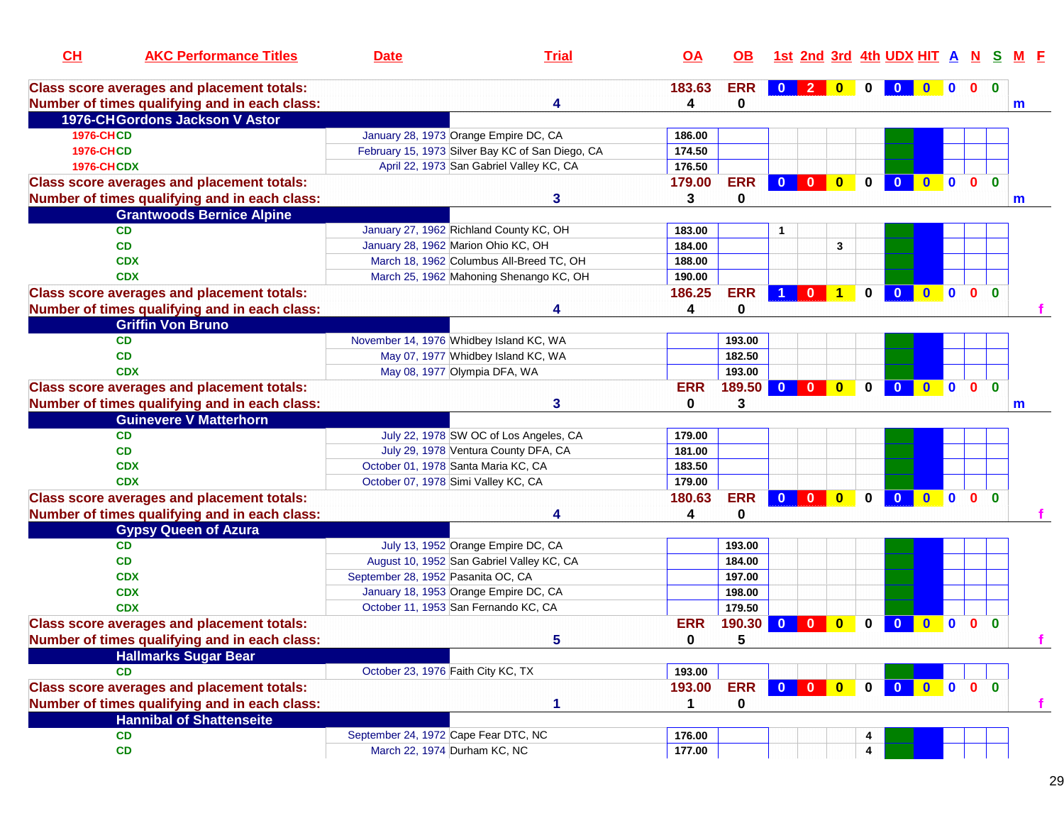| CH | AKC Performance Titles | Date | Trial | OA | OB | 1st | 2nd | 3rd | 4th | UDX | HIT | A | N | S | M | F |
|---|---|---|---|---|---|---|---|---|---|---|---|---|---|---|---|---|
| Class score averages and placement totals: | | | | 183.63 | ERR | 0 | 2 | 0 | 0 | 0 | 0 | 0 | 0 | 0 | | |
| Number of times qualifying and in each class: | | | 4 | 4 | 0 | | | | | | | | | | m | |
| 1976-CH Gordons Jackson V Astor | | | | | | | | | | | | | | | | |
| 1976-CH | CD | January 28, 1973 | Orange Empire DC, CA | 186.00 | | | | | | | | | | | | |
| 1976-CH | CD | February 15, 1973 | Silver Bay KC of San Diego, CA | 174.50 | | | | | | | | | | | | |
| 1976-CH | CDX | April 22, 1973 | San Gabriel Valley KC, CA | 176.50 | | | | | | | | | | | | |
| Class score averages and placement totals: | | | | 179.00 | ERR | 0 | 0 | 0 | 0 | 0 | 0 | 0 | 0 | 0 | | |
| Number of times qualifying and in each class: | | | 3 | 3 | 0 | | | | | | | | | | m | |
| Grantwoods Bernice Alpine | | | | | | | | | | | | | | | | |
| | CD | January 27, 1962 | Richland County KC, OH | 183.00 | | 1 | | | | | | | | | | |
| | CD | January 28, 1962 | Marion Ohio KC, OH | 184.00 | | | | 3 | | | | | | | | |
| | CDX | March 18, 1962 | Columbus All-Breed TC, OH | 188.00 | | | | | | | | | | | | |
| | CDX | March 25, 1962 | Mahoning Shenango KC, OH | 190.00 | | | | | | | | | | | | |
| Class score averages and placement totals: | | | | 186.25 | ERR | 1 | 0 | 1 | 0 | 0 | 0 | 0 | 0 | 0 | | |
| Number of times qualifying and in each class: | | | 4 | 4 | 0 | | | | | | | | | | | f |
| Griffin Von Bruno | | | | | | | | | | | | | | | | |
| | CD | November 14, 1976 | Whidbey Island KC, WA | | 193.00 | | | | | | | | | | | |
| | CD | May 07, 1977 | Whidbey Island KC, WA | | 182.50 | | | | | | | | | | | |
| | CDX | May 08, 1977 | Olympia DFA, WA | | 193.00 | | | | | | | | | | | |
| Class score averages and placement totals: | | | | ERR | 189.50 | 0 | 0 | 0 | 0 | 0 | 0 | 0 | 0 | 0 | | |
| Number of times qualifying and in each class: | | | 3 | 0 | 3 | | | | | | | | | | m | |
| Guinevere V Matterhorn | | | | | | | | | | | | | | | | |
| | CD | July 22, 1978 | SW OC of Los Angeles, CA | 179.00 | | | | | | | | | | | | |
| | CD | July 29, 1978 | Ventura County DFA, CA | 181.00 | | | | | | | | | | | | |
| | CDX | October 01, 1978 | Santa Maria KC, CA | 183.50 | | | | | | | | | | | | |
| | CDX | October 07, 1978 | Simi Valley KC, CA | 179.00 | | | | | | | | | | | | |
| Class score averages and placement totals: | | | | 180.63 | ERR | 0 | 0 | 0 | 0 | 0 | 0 | 0 | 0 | 0 | | |
| Number of times qualifying and in each class: | | | 4 | 4 | 0 | | | | | | | | | | | f |
| Gypsy Queen of Azura | | | | | | | | | | | | | | | | |
| | CD | July 13, 1952 | Orange Empire DC, CA | | 193.00 | | | | | | | | | | | |
| | CD | August 10, 1952 | San Gabriel Valley KC, CA | | 184.00 | | | | | | | | | | | |
| | CDX | September 28, 1952 | Pasanita OC, CA | | 197.00 | | | | | | | | | | | |
| | CDX | January 18, 1953 | Orange Empire DC, CA | | 198.00 | | | | | | | | | | | |
| | CDX | October 11, 1953 | San Fernando KC, CA | | 179.50 | | | | | | | | | | | |
| Class score averages and placement totals: | | | | ERR | 190.30 | 0 | 0 | 0 | 0 | 0 | 0 | 0 | 0 | 0 | | |
| Number of times qualifying and in each class: | | | 5 | 0 | 5 | | | | | | | | | | | f |
| Hallmarks Sugar Bear | | | | | | | | | | | | | | | | |
| | CD | October 23, 1976 | Faith City KC, TX | 193.00 | | | | | | | | | | | | |
| Class score averages and placement totals: | | | | 193.00 | ERR | 0 | 0 | 0 | 0 | 0 | 0 | 0 | 0 | 0 | | |
| Number of times qualifying and in each class: | | | 1 | 1 | 0 | | | | | | | | | | | f |
| Hannibal of Shattenseite | | | | | | | | | | | | | | | | |
| | CD | September 24, 1972 | Cape Fear DTC, NC | 176.00 | | | | | 4 | | | | | | | |
| | CD | March 22, 1974 | Durham KC, NC | 177.00 | | | | | 4 | | | | | | | |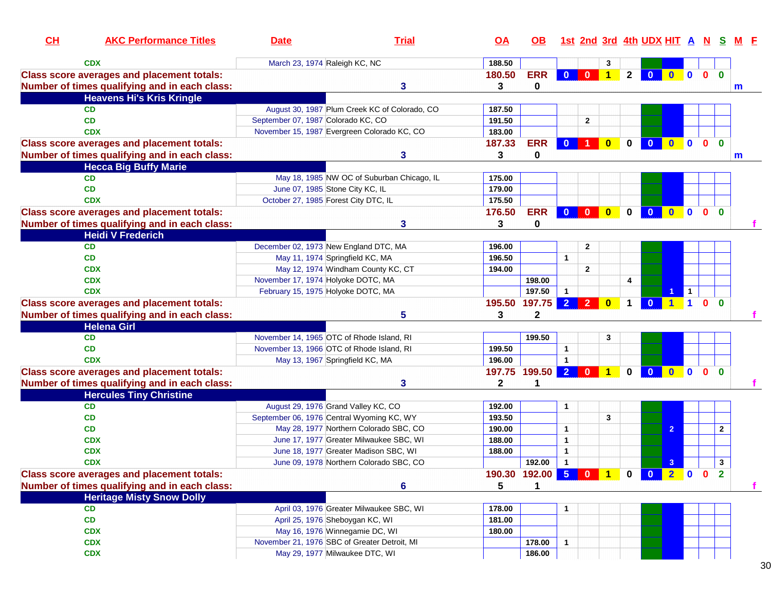| CH | AKC Performance Titles | Date | Trial | OA | OB | 1st | 2nd | 3rd | 4th | UDX | HIT | A | N | S | M | F |
|---|---|---|---|---|---|---|---|---|---|---|---|---|---|---|---|---|
| | CDX | March 23, 1974 | Raleigh KC, NC | 188.50 | | | | 3 | | | | | | | | |
| Class score averages and placement totals: | | | | 180.50 | ERR | 0 | 0 | 1 | 2 | 0 | 0 | 0 | 0 | 0 | | |
| Number of times qualifying and in each class: | | | 3 | 3 | 0 | | | | | | | | | | m | |
| Heavens Hi's Kris Kringle | | | | | | | | | | | | | | | | |
| | CD | August 30, 1987 | Plum Creek KC of Colorado, CO | 187.50 | | | | | | | | | | | | |
| | CD | September 07, 1987 | Colorado KC, CO | 191.50 | | | 2 | | | | | | | | | |
| | CDX | November 15, 1987 | Evergreen Colorado KC, CO | 183.00 | | | | | | | | | | | | |
| Class score averages and placement totals: | | | | 187.33 | ERR | 0 | 1 | 0 | 0 | 0 | 0 | 0 | 0 | 0 | | |
| Number of times qualifying and in each class: | | | 3 | 3 | 0 | | | | | | | | | | m | |
| Hecca Big Buffy Marie | | | | | | | | | | | | | | | | |
| | CD | May 18, 1985 | NW OC of Suburban Chicago, IL | 175.00 | | | | | | | | | | | | |
| | CD | June 07, 1985 | Stone City KC, IL | 179.00 | | | | | | | | | | | | |
| | CDX | October 27, 1985 | Forest City DTC, IL | 175.50 | | | | | | | | | | | | |
| Class score averages and placement totals: | | | | 176.50 | ERR | 0 | 0 | 0 | 0 | 0 | 0 | 0 | 0 | 0 | | |
| Number of times qualifying and in each class: | | | 3 | 3 | 0 | | | | | | | | | | | f |
| Heidi V Frederich | | | | | | | | | | | | | | | | |
| | CD | December 02, 1973 | New England DTC, MA | 196.00 | | | 2 | | | | | | | | | |
| | CD | May 11, 1974 | Springfield KC, MA | 196.50 | | 1 | | | | | | | | | | |
| | CDX | May 12, 1974 | Windham County KC, CT | 194.00 | | | 2 | | | | | | | | | |
| | CDX | November 17, 1974 | Holyoke DOTC, MA | | 198.00 | | | | 4 | | | | | | | |
| | CDX | February 15, 1975 | Holyoke DOTC, MA | | 197.50 | 1 | | | | | 1 | 1 | | | | |
| Class score averages and placement totals: | | | | 195.50 | 197.75 | 2 | 2 | 0 | 1 | 0 | 1 | 1 | 0 | 0 | | |
| Number of times qualifying and in each class: | | | 5 | 3 | 2 | | | | | | | | | | | f |
| Helena Girl | | | | | | | | | | | | | | | | |
| | CD | November 14, 1965 | OTC of Rhode Island, RI | | 199.50 | | | 3 | | | | | | | | |
| | CD | November 13, 1966 | OTC of Rhode Island, RI | 199.50 | | 1 | | | | | | | | | | |
| | CDX | May 13, 1967 | Springfield KC, MA | 196.00 | | 1 | | | | | | | | | | |
| Class score averages and placement totals: | | | | 197.75 | 199.50 | 2 | 0 | 1 | 0 | 0 | 0 | 0 | 0 | 0 | | |
| Number of times qualifying and in each class: | | | 3 | 2 | 1 | | | | | | | | | | | f |
| Hercules Tiny Christine | | | | | | | | | | | | | | | | |
| | CD | August 29, 1976 | Grand Valley KC, CO | 192.00 | | 1 | | | | | | | | | | |
| | CD | September 06, 1976 | Central Wyoming KC, WY | 193.50 | | | | 3 | | | | | | | | |
| | CD | May 28, 1977 | Northern Colorado SBC, CO | 190.00 | | 1 | | | | | 2 | | | 2 | | |
| | CDX | June 17, 1977 | Greater Milwaukee SBC, WI | 188.00 | | 1 | | | | | | | | | | |
| | CDX | June 18, 1977 | Greater Madison SBC, WI | 188.00 | | 1 | | | | | | | | | | |
| | CDX | June 09, 1978 | Northern Colorado SBC, CO | | 192.00 | 1 | | | | | 3 | | | 3 | | |
| Class score averages and placement totals: | | | | 190.30 | 192.00 | 5 | 0 | 1 | 0 | 0 | 2 | 0 | 0 | 2 | | |
| Number of times qualifying and in each class: | | | 6 | 5 | 1 | | | | | | | | | | | f |
| Heritage Misty Snow Dolly | | | | | | | | | | | | | | | | |
| | CD | April 03, 1976 | Greater Milwaukee SBC, WI | 178.00 | | 1 | | | | | | | | | | |
| | CD | April 25, 1976 | Sheboygan KC, WI | 181.00 | | | | | | | | | | | | |
| | CDX | May 16, 1976 | Winnegamie DC, WI | 180.00 | | | | | | | | | | | | |
| | CDX | November 21, 1976 | SBC of Greater Detroit, MI | | 178.00 | 1 | | | | | | | | | | |
| | CDX | May 29, 1977 | Milwaukee DTC, WI | | 186.00 | | | | | | | | | | | |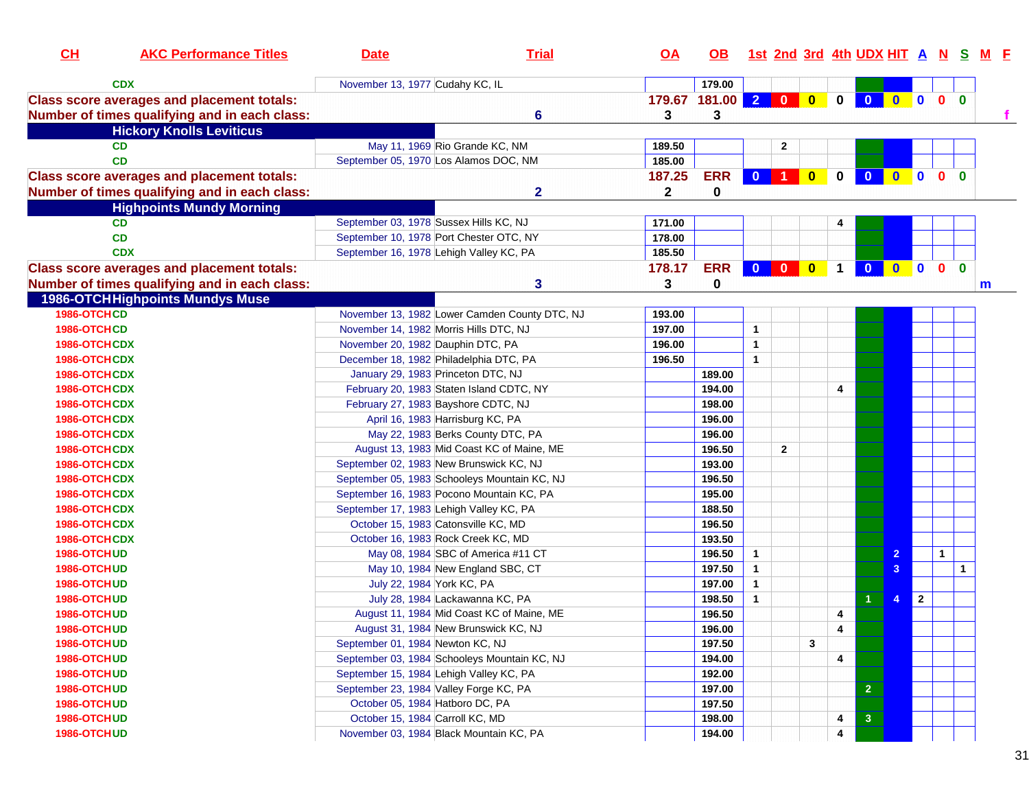| CH | AKC Performance Titles | Date | Trial | OA | OB | 1st | 2nd | 3rd | 4th | UDX | HIT | A | N | S | M | F |
|---|---|---|---|---|---|---|---|---|---|---|---|---|---|---|---|---|
| | CDX | November 13, 1977 | Cudahy KC, IL | | 179.00 | | | | | | | | | | | |
| **Class score averages and placement totals:** | | | | 179.67 | 181.00 | 2 | 0 | 0 | 0 | 0 | 0 | 0 | 0 | 0 | | |
| **Number of times qualifying and in each class:** | | | 6 | 3 | 3 | | | | | | | | | | | f |
| **Hickory Knolls Leviticus** | | | | | | | | | | | | | | | | |
| | CD | May 11, 1969 | Rio Grande KC, NM | 189.50 | | | 2 | | | | | | | | | |
| | CD | September 05, 1970 | Los Alamos DOC, NM | 185.00 | | | | | | | | | | | | |
| **Class score averages and placement totals:** | | | | 187.25 | ERR | 0 | 1 | 0 | 0 | 0 | 0 | 0 | 0 | 0 | | |
| **Number of times qualifying and in each class:** | | | 2 | 2 | 0 | | | | | | | | | | | |
| **Highpoints Mundy Morning** | | | | | | | | | | | | | | | | |
| | CD | September 03, 1978 | Sussex Hills KC, NJ | 171.00 | | | | | 4 | | | | | | | |
| | CD | September 10, 1978 | Port Chester OTC, NY | 178.00 | | | | | | | | | | | | |
| | CDX | September 16, 1978 | Lehigh Valley KC, PA | 185.50 | | | | | | | | | | | | |
| **Class score averages and placement totals:** | | | | 178.17 | ERR | 0 | 0 | 0 | 1 | 0 | 0 | 0 | 0 | 0 | | |
| **Number of times qualifying and in each class:** | | | 3 | 3 | 0 | | | | | | | | | | m | |
| **1986-OTCH Highpoints Mundys Muse** | | | | | | | | | | | | | | | | |
| 1986-OTCH | CD | November 13, 1982 | Lower Camden County DTC, NJ | 193.00 | | | | | | | | | | | | |
| 1986-OTCH | CD | November 14, 1982 | Morris Hills DTC, NJ | 197.00 | | 1 | | | | | | | | | | |
| 1986-OTCH | CDX | November 20, 1982 | Dauphin DTC, PA | 196.00 | | 1 | | | | | | | | | | |
| 1986-OTCH | CDX | December 18, 1982 | Philadelphia DTC, PA | 196.50 | | 1 | | | | | | | | | | |
| 1986-OTCH | CDX | January 29, 1983 | Princeton DTC, NJ | | 189.00 | | | | | | | | | | | |
| 1986-OTCH | CDX | February 20, 1983 | Staten Island CDTC, NY | | 194.00 | | | | 4 | | | | | | | |
| 1986-OTCH | CDX | February 27, 1983 | Bayshore CDTC, NJ | | 198.00 | | | | | | | | | | | |
| 1986-OTCH | CDX | April 16, 1983 | Harrisburg KC, PA | | 196.00 | | | | | | | | | | | |
| 1986-OTCH | CDX | May 22, 1983 | Berks County DTC, PA | | 196.00 | | | | | | | | | | | |
| 1986-OTCH | CDX | August 13, 1983 | Mid Coast KC of Maine, ME | | 196.50 | | 2 | | | | | | | | | |
| 1986-OTCH | CDX | September 02, 1983 | New Brunswick KC, NJ | | 193.00 | | | | | | | | | | | |
| 1986-OTCH | CDX | September 05, 1983 | Schooleys Mountain KC, NJ | | 196.50 | | | | | | | | | | | |
| 1986-OTCH | CDX | September 16, 1983 | Pocono Mountain KC, PA | | 195.00 | | | | | | | | | | | |
| 1986-OTCH | CDX | September 17, 1983 | Lehigh Valley KC, PA | | 188.50 | | | | | | | | | | | |
| 1986-OTCH | CDX | October 15, 1983 | Catonsville KC, MD | | 196.50 | | | | | | | | | | | |
| 1986-OTCH | CDX | October 16, 1983 | Rock Creek KC, MD | | 193.50 | | | | | | | | | | | |
| 1986-OTCH | UD | May 08, 1984 | SBC of America #11 CT | | 196.50 | 1 | | | | | 2 | | 1 | | | |
| 1986-OTCH | UD | May 10, 1984 | New England SBC, CT | | 197.50 | 1 | | | | | 3 | | | 1 | | |
| 1986-OTCH | UD | July 22, 1984 | York KC, PA | | 197.00 | 1 | | | | | | | | | | |
| 1986-OTCH | UD | July 28, 1984 | Lackawanna KC, PA | | 198.50 | 1 | | | | 1 | 4 | 2 | | | | |
| 1986-OTCH | UD | August 11, 1984 | Mid Coast KC of Maine, ME | | 196.50 | | | | 4 | | | | | | | |
| 1986-OTCH | UD | August 31, 1984 | New Brunswick KC, NJ | | 196.00 | | | | 4 | | | | | | | |
| 1986-OTCH | UD | September 01, 1984 | Newton KC, NJ | | 197.50 | | | 3 | | | | | | | | |
| 1986-OTCH | UD | September 03, 1984 | Schooleys Mountain KC, NJ | | 194.00 | | | | 4 | | | | | | | |
| 1986-OTCH | UD | September 15, 1984 | Lehigh Valley KC, PA | | 192.00 | | | | | | | | | | | |
| 1986-OTCH | UD | September 23, 1984 | Valley Forge KC, PA | | 197.00 | | | | | 2 | | | | | | |
| 1986-OTCH | UD | October 05, 1984 | Hatboro DC, PA | | 197.50 | | | | | | | | | | | |
| 1986-OTCH | UD | October 15, 1984 | Carroll KC, MD | | 198.00 | | | | 4 | 3 | | | | | | |
| 1986-OTCH | UD | November 03, 1984 | Black Mountain KC, PA | | 194.00 | | | | 4 | | | | | | | |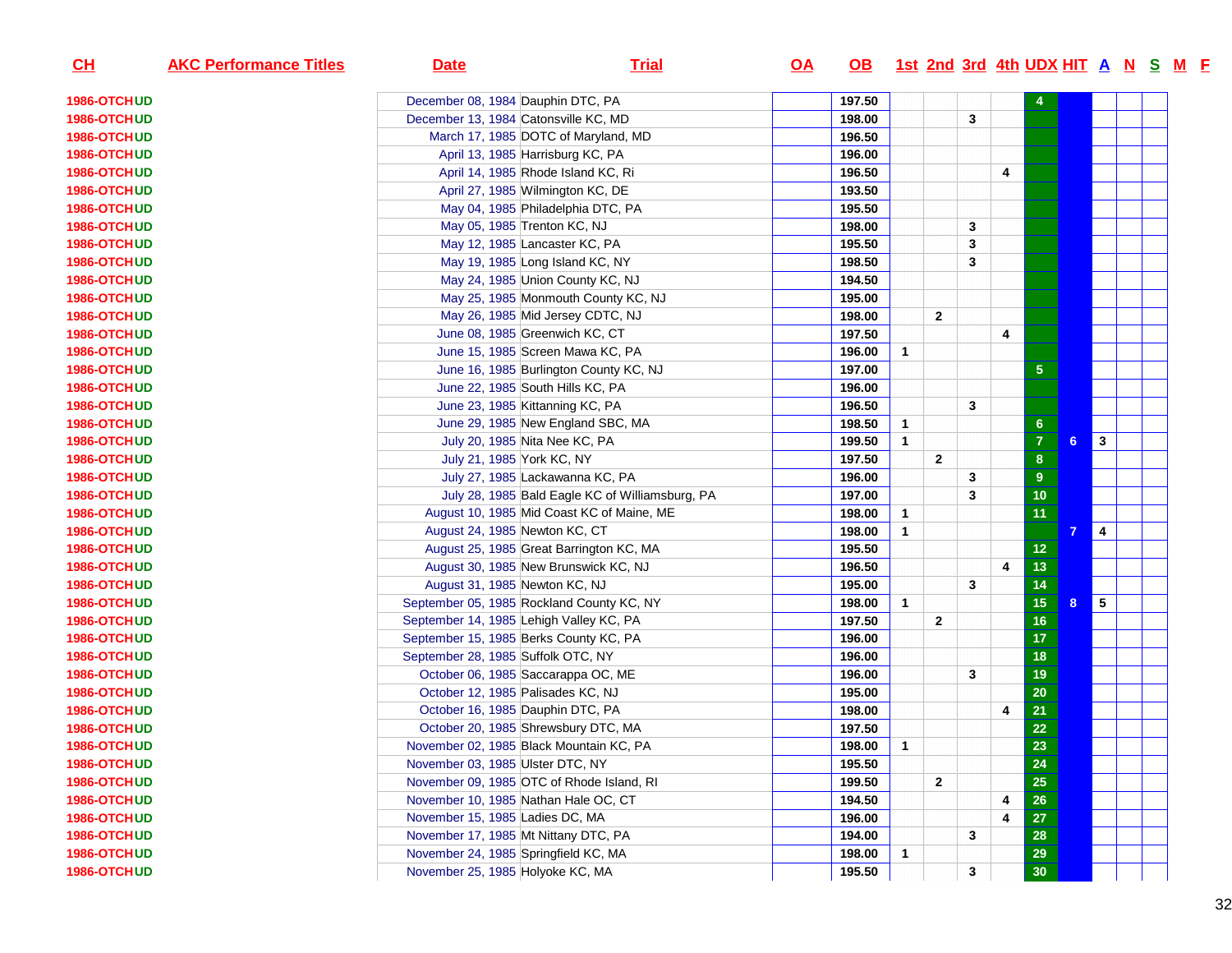| CH | AKC Performance Titles | Date | Trial | OA | OB | 1st | 2nd | 3rd | 4th | UDX | HIT | A | N | S | M | F |
|---|---|---|---|---|---|---|---|---|---|---|---|---|---|---|---|---|
| 1986-OTCHUD | | December 08, 1984 | Dauphin DTC, PA | | 197.50 | | | | | 4 | | | | | | |
| 1986-OTCHUD | | December 13, 1984 | Catonsville KC, MD | | 198.00 | | | 3 | | | | | | | | |
| 1986-OTCHUD | | March 17, 1985 | DOTC of Maryland, MD | | 196.50 | | | | | | | | | | | |
| 1986-OTCHUD | | April 13, 1985 | Harrisburg KC, PA | | 196.00 | | | | | | | | | | | |
| 1986-OTCHUD | | April 14, 1985 | Rhode Island KC, Ri | | 196.50 | | | | 4 | | | | | | | |
| 1986-OTCHUD | | April 27, 1985 | Wilmington KC, DE | | 193.50 | | | | | | | | | | | |
| 1986-OTCHUD | | May 04, 1985 | Philadelphia DTC, PA | | 195.50 | | | | | | | | | | | |
| 1986-OTCHUD | | May 05, 1985 | Trenton KC, NJ | | 198.00 | | | 3 | | | | | | | | |
| 1986-OTCHUD | | May 12, 1985 | Lancaster KC, PA | | 195.50 | | | 3 | | | | | | | | |
| 1986-OTCHUD | | May 19, 1985 | Long Island KC, NY | | 198.50 | | | 3 | | | | | | | | |
| 1986-OTCHUD | | May 24, 1985 | Union County KC, NJ | | 194.50 | | | | | | | | | | | |
| 1986-OTCHUD | | May 25, 1985 | Monmouth County KC, NJ | | 195.00 | | | | | | | | | | | |
| 1986-OTCHUD | | May 26, 1985 | Mid Jersey CDTC, NJ | | 198.00 | | 2 | | | | | | | | | |
| 1986-OTCHUD | | June 08, 1985 | Greenwich KC, CT | | 197.50 | | | | 4 | | | | | | | |
| 1986-OTCHUD | | June 15, 1985 | Screen Mawa KC, PA | | 196.00 | 1 | | | | | | | | | | |
| 1986-OTCHUD | | June 16, 1985 | Burlington County KC, NJ | | 197.00 | | | | | 5 | | | | | | |
| 1986-OTCHUD | | June 22, 1985 | South Hills KC, PA | | 196.00 | | | | | | | | | | | |
| 1986-OTCHUD | | June 23, 1985 | Kittanning KC, PA | | 196.50 | | | 3 | | | | | | | | |
| 1986-OTCHUD | | June 29, 1985 | New England SBC, MA | | 198.50 | 1 | | | | 6 | | | | | | |
| 1986-OTCHUD | | July 20, 1985 | Nita Nee KC, PA | | 199.50 | 1 | | | | 7 | 6 | 3 | | | | |
| 1986-OTCHUD | | July 21, 1985 | York KC, NY | | 197.50 | | 2 | | | 8 | | | | | | |
| 1986-OTCHUD | | July 27, 1985 | Lackawanna KC, PA | | 196.00 | | | 3 | | 9 | | | | | | |
| 1986-OTCHUD | | July 28, 1985 | Bald Eagle KC of Williamsburg, PA | | 197.00 | | | 3 | | 10 | | | | | | |
| 1986-OTCHUD | | August 10, 1985 | Mid Coast KC of Maine, ME | | 198.00 | 1 | | | | 11 | | | | | | |
| 1986-OTCHUD | | August 24, 1985 | Newton KC, CT | | 198.00 | 1 | | | | | 7 | 4 | | | | |
| 1986-OTCHUD | | August 25, 1985 | Great Barrington KC, MA | | 195.50 | | | | | 12 | | | | | | |
| 1986-OTCHUD | | August 30, 1985 | New Brunswick KC, NJ | | 196.50 | | | | 4 | 13 | | | | | | |
| 1986-OTCHUD | | August 31, 1985 | Newton KC, NJ | | 195.00 | | | 3 | | 14 | | | | | | |
| 1986-OTCHUD | | September 05, 1985 | Rockland County KC, NY | | 198.00 | 1 | | | | 15 | 8 | 5 | | | | |
| 1986-OTCHUD | | September 14, 1985 | Lehigh Valley KC, PA | | 197.50 | | 2 | | | 16 | | | | | | |
| 1986-OTCHUD | | September 15, 1985 | Berks County KC, PA | | 196.00 | | | | | 17 | | | | | | |
| 1986-OTCHUD | | September 28, 1985 | Suffolk OTC, NY | | 196.00 | | | | | 18 | | | | | | |
| 1986-OTCHUD | | October 06, 1985 | Saccarappa OC, ME | | 196.00 | | | 3 | | 19 | | | | | | |
| 1986-OTCHUD | | October 12, 1985 | Palisades KC, NJ | | 195.00 | | | | | 20 | | | | | | |
| 1986-OTCHUD | | October 16, 1985 | Dauphin DTC, PA | | 198.00 | | | | 4 | 21 | | | | | | |
| 1986-OTCHUD | | October 20, 1985 | Shrewsbury DTC, MA | | 197.50 | | | | | 22 | | | | | | |
| 1986-OTCHUD | | November 02, 1985 | Black Mountain KC, PA | | 198.00 | 1 | | | | 23 | | | | | | |
| 1986-OTCHUD | | November 03, 1985 | Ulster DTC, NY | | 195.50 | | | | | 24 | | | | | | |
| 1986-OTCHUD | | November 09, 1985 | OTC of Rhode Island, RI | | 199.50 | | 2 | | | 25 | | | | | | |
| 1986-OTCHUD | | November 10, 1985 | Nathan Hale OC, CT | | 194.50 | | | | 4 | 26 | | | | | | |
| 1986-OTCHUD | | November 15, 1985 | Ladies DC, MA | | 196.00 | | | | 4 | 27 | | | | | | |
| 1986-OTCHUD | | November 17, 1985 | Mt Nittany DTC, PA | | 194.00 | | | 3 | | 28 | | | | | | |
| 1986-OTCHUD | | November 24, 1985 | Springfield KC, MA | | 198.00 | 1 | | | | 29 | | | | | | |
| 1986-OTCHUD | | November 25, 1985 | Holyoke KC, MA | | 195.50 | | | 3 | | 30 | | | | | | |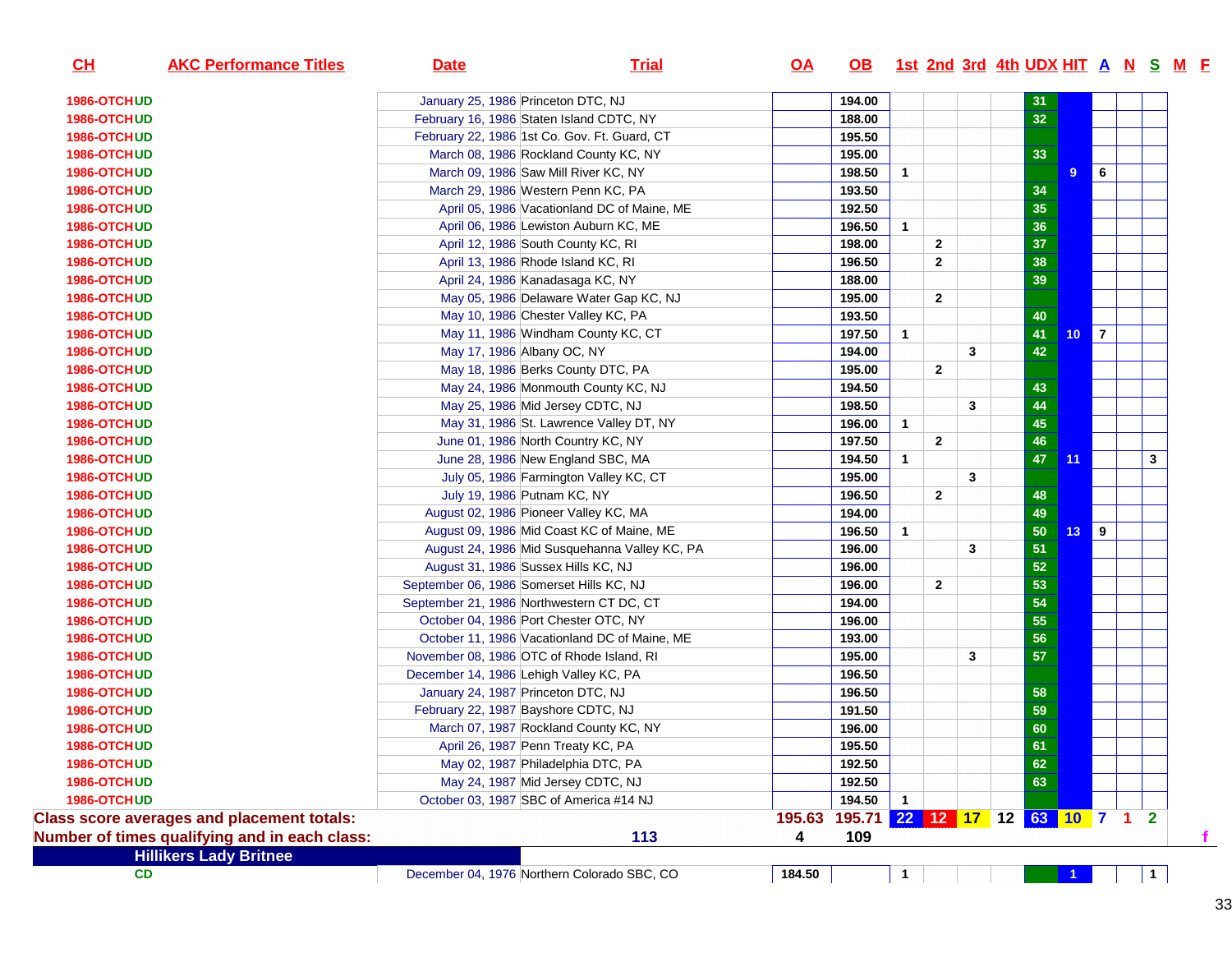| CH | AKC Performance Titles | Date | Trial | OA | OB | 1st | 2nd | 3rd | 4th | UDX | HIT | A | N | S | M | F |
|---|---|---|---|---|---|---|---|---|---|---|---|---|---|---|---|---|
| 1986-OTCHUD | | January 25, 1986 | Princeton DTC, NJ | | 194.00 | | | | | 31 | | | | | | |
| 1986-OTCHUD | | February 16, 1986 | Staten Island CDTC, NY | | 188.00 | | | | | 32 | | | | | | |
| 1986-OTCHUD | | February 22, 1986 | 1st Co. Gov. Ft. Guard, CT | | 195.50 | | | | | | | | | | | |
| 1986-OTCHUD | | March 08, 1986 | Rockland County KC, NY | | 195.00 | | | | | 33 | | | | | | |
| 1986-OTCHUD | | March 09, 1986 | Saw Mill River KC, NY | | 198.50 | 1 | | | | | 9 | 6 | | | | |
| 1986-OTCHUD | | March 29, 1986 | Western Penn KC, PA | | 193.50 | | | | | 34 | | | | | | |
| 1986-OTCHUD | | April 05, 1986 | Vacationland DC of Maine, ME | | 192.50 | | | | | 35 | | | | | | |
| 1986-OTCHUD | | April 06, 1986 | Lewiston Auburn KC, ME | | 196.50 | 1 | | | | 36 | | | | | | |
| 1986-OTCHUD | | April 12, 1986 | South County KC, RI | | 198.00 | | 2 | | | 37 | | | | | | |
| 1986-OTCHUD | | April 13, 1986 | Rhode Island KC, RI | | 196.50 | | 2 | | | 38 | | | | | | |
| 1986-OTCHUD | | April 24, 1986 | Kanadasaga KC, NY | | 188.00 | | | | | 39 | | | | | | |
| 1986-OTCHUD | | May 05, 1986 | Delaware Water Gap KC, NJ | | 195.00 | | 2 | | | | | | | | | |
| 1986-OTCHUD | | May 10, 1986 | Chester Valley KC, PA | | 193.50 | | | | | 40 | | | | | | |
| 1986-OTCHUD | | May 11, 1986 | Windham County KC, CT | | 197.50 | 1 | | | | 41 | 10 | 7 | | | | |
| 1986-OTCHUD | | May 17, 1986 | Albany OC, NY | | 194.00 | | | 3 | | 42 | | | | | | |
| 1986-OTCHUD | | May 18, 1986 | Berks County DTC, PA | | 195.00 | | 2 | | | | | | | | | |
| 1986-OTCHUD | | May 24, 1986 | Monmouth County KC, NJ | | 194.50 | | | | | 43 | | | | | | |
| 1986-OTCHUD | | May 25, 1986 | Mid Jersey CDTC, NJ | | 198.50 | | | 3 | | 44 | | | | | | |
| 1986-OTCHUD | | May 31, 1986 | St. Lawrence Valley DT, NY | | 196.00 | 1 | | | | 45 | | | | | | |
| 1986-OTCHUD | | June 01, 1986 | North Country KC, NY | | 197.50 | | 2 | | | 46 | | | | | | |
| 1986-OTCHUD | | June 28, 1986 | New England SBC, MA | | 194.50 | 1 | | | | 47 | 11 | | | 3 | | |
| 1986-OTCHUD | | July 05, 1986 | Farmington Valley KC, CT | | 195.00 | | | 3 | | | | | | | | |
| 1986-OTCHUD | | July 19, 1986 | Putnam KC, NY | | 196.50 | | 2 | | | 48 | | | | | | |
| 1986-OTCHUD | | August 02, 1986 | Pioneer Valley KC, MA | | 194.00 | | | | | 49 | | | | | | |
| 1986-OTCHUD | | August 09, 1986 | Mid Coast KC of Maine, ME | | 196.50 | 1 | | | | 50 | 13 | 9 | | | | |
| 1986-OTCHUD | | August 24, 1986 | Mid Susquehanna Valley KC, PA | | 196.00 | | | 3 | | 51 | | | | | | |
| 1986-OTCHUD | | August 31, 1986 | Sussex Hills KC, NJ | | 196.00 | | | | | 52 | | | | | | |
| 1986-OTCHUD | | September 06, 1986 | Somerset Hills KC, NJ | | 196.00 | | 2 | | | 53 | | | | | | |
| 1986-OTCHUD | | September 21, 1986 | Northwestern CT DC, CT | | 194.00 | | | | | 54 | | | | | | |
| 1986-OTCHUD | | October 04, 1986 | Port Chester OTC, NY | | 196.00 | | | | | 55 | | | | | | |
| 1986-OTCHUD | | October 11, 1986 | Vacationland DC of Maine, ME | | 193.00 | | | | | 56 | | | | | | |
| 1986-OTCHUD | | November 08, 1986 | OTC of Rhode Island, RI | | 195.00 | | | 3 | | 57 | | | | | | |
| 1986-OTCHUD | | December 14, 1986 | Lehigh Valley KC, PA | | 196.50 | | | | | | | | | | | |
| 1986-OTCHUD | | January 24, 1987 | Princeton DTC, NJ | | 196.50 | | | | | 58 | | | | | | |
| 1986-OTCHUD | | February 22, 1987 | Bayshore CDTC, NJ | | 191.50 | | | | | 59 | | | | | | |
| 1986-OTCHUD | | March 07, 1987 | Rockland County KC, NY | | 196.00 | | | | | 60 | | | | | | |
| 1986-OTCHUD | | April 26, 1987 | Penn Treaty KC, PA | | 195.50 | | | | | 61 | | | | | | |
| 1986-OTCHUD | | May 02, 1987 | Philadelphia DTC, PA | | 192.50 | | | | | 62 | | | | | | |
| 1986-OTCHUD | | May 24, 1987 | Mid Jersey CDTC, NJ | | 192.50 | | | | | 63 | | | | | | |
| 1986-OTCHUD | | October 03, 1987 | SBC of America #14 NJ | | 194.50 | 1 | | | | | | | | | | |
| **Class score averages and placement totals:** | | | | 195.63 | 195.71 | 22 | 12 | 17 | 12 | 63 | 10 | 7 | 1 | 2 | | |
| **Number of times qualifying and in each class:** | | | 113 | 4 | 109 | | | | | | | | | | | f |
| **Hillikers Lady Britnee** | | | | | | | | | | | | | | | | |
| CD | | December 04, 1976 | Northern Colorado SBC, CO | 184.50 | | 1 | | | | | 1 | | | 1 | | |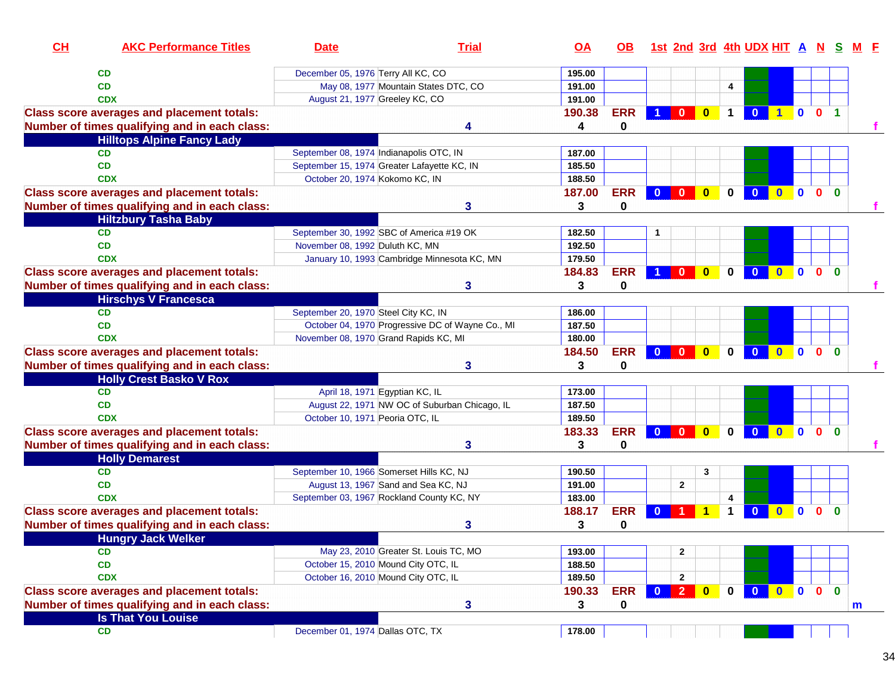| CH | AKC Performance Titles | Date | Trial | OA | OB | 1st | 2nd | 3rd | 4th | UDX | HIT | A | N | S | M | F |
|---|---|---|---|---|---|---|---|---|---|---|---|---|---|---|---|---|
| | CD | December 05, 1976 | Terry All KC, CO | 195.00 | | | | | | | | | | | | |
| | CD | May 08, 1977 | Mountain States DTC, CO | 191.00 | | | | | 4 | | | | | | | |
| | CDX | August 21, 1977 | Greeley KC, CO | 191.00 | | | | | | | | | | | | |
| Class score averages and placement totals: | | | | 190.38 | ERR | 1 | 0 | 0 | 1 | 0 | 1 | 0 | 0 | 1 | | |
| Number of times qualifying and in each class: | | | 4 | 4 | 0 | | | | | | | | | | | f |
| | **Hilltops Alpine Fancy Lady** | | | | | | | | | | | | | | | |
| | CD | September 08, 1974 | Indianapolis OTC, IN | 187.00 | | | | | | | | | | | | |
| | CD | September 15, 1974 | Greater Lafayette KC, IN | 185.50 | | | | | | | | | | | | |
| | CDX | October 20, 1974 | Kokomo KC, IN | 188.50 | | | | | | | | | | | | |
| Class score averages and placement totals: | | | | 187.00 | ERR | 0 | 0 | 0 | 0 | 0 | 0 | 0 | 0 | 0 | | |
| Number of times qualifying and in each class: | | | 3 | 3 | 0 | | | | | | | | | | | f |
| | **Hiltzbury Tasha Baby** | | | | | | | | | | | | | | | |
| | CD | September 30, 1992 | SBC of America #19 OK | 182.50 | | 1 | | | | | | | | | | |
| | CD | November 08, 1992 | Duluth KC, MN | 192.50 | | | | | | | | | | | | |
| | CDX | January 10, 1993 | Cambridge Minnesota KC, MN | 179.50 | | | | | | | | | | | | |
| Class score averages and placement totals: | | | | 184.83 | ERR | 1 | 0 | 0 | 0 | 0 | 0 | 0 | 0 | 0 | | |
| Number of times qualifying and in each class: | | | 3 | 3 | 0 | | | | | | | | | | | f |
| | **Hirschys V Francesca** | | | | | | | | | | | | | | | |
| | CD | September 20, 1970 | Steel City KC, IN | 186.00 | | | | | | | | | | | | |
| | CD | October 04, 1970 | Progressive DC of Wayne Co., MI | 187.50 | | | | | | | | | | | | |
| | CDX | November 08, 1970 | Grand Rapids KC, MI | 180.00 | | | | | | | | | | | | |
| Class score averages and placement totals: | | | | 184.50 | ERR | 0 | 0 | 0 | 0 | 0 | 0 | 0 | 0 | 0 | | |
| Number of times qualifying and in each class: | | | 3 | 3 | 0 | | | | | | | | | | | f |
| | **Holly Crest Basko V Rox** | | | | | | | | | | | | | | | |
| | CD | April 18, 1971 | Egyptian KC, IL | 173.00 | | | | | | | | | | | | |
| | CD | August 22, 1971 | NW OC of Suburban Chicago, IL | 187.50 | | | | | | | | | | | | |
| | CDX | October 10, 1971 | Peoria OTC, IL | 189.50 | | | | | | | | | | | | |
| Class score averages and placement totals: | | | | 183.33 | ERR | 0 | 0 | 0 | 0 | 0 | 0 | 0 | 0 | 0 | | |
| Number of times qualifying and in each class: | | | 3 | 3 | 0 | | | | | | | | | | | f |
| | **Holly Demarest** | | | | | | | | | | | | | | | |
| | CD | September 10, 1966 | Somerset Hills KC, NJ | 190.50 | | | | 3 | | | | | | | | |
| | CD | August 13, 1967 | Sand and Sea KC, NJ | 191.00 | | | 2 | | | | | | | | | |
| | CDX | September 03, 1967 | Rockland County KC, NY | 183.00 | | | | | 4 | | | | | | | |
| Class score averages and placement totals: | | | | 188.17 | ERR | 0 | 1 | 1 | 1 | 0 | 0 | 0 | 0 | 0 | | |
| Number of times qualifying and in each class: | | | 3 | 3 | 0 | | | | | | | | | | | |
| | **Hungry Jack Welker** | | | | | | | | | | | | | | | |
| | CD | May 23, 2010 | Greater St. Louis TC, MO | 193.00 | | | 2 | | | | | | | | | |
| | CD | October 15, 2010 | Mound City OTC, IL | 188.50 | | | | | | | | | | | | |
| | CDX | October 16, 2010 | Mound City OTC, IL | 189.50 | | | 2 | | | | | | | | | |
| Class score averages and placement totals: | | | | 190.33 | ERR | 0 | 2 | 0 | 0 | 0 | 0 | 0 | 0 | 0 | | |
| Number of times qualifying and in each class: | | | 3 | 3 | 0 | | | | | | | | | | m | |
| | **Is That You Louise** | | | | | | | | | | | | | | | |
| | CD | December 01, 1974 | Dallas OTC, TX | 178.00 | | | | | | | | | | | | |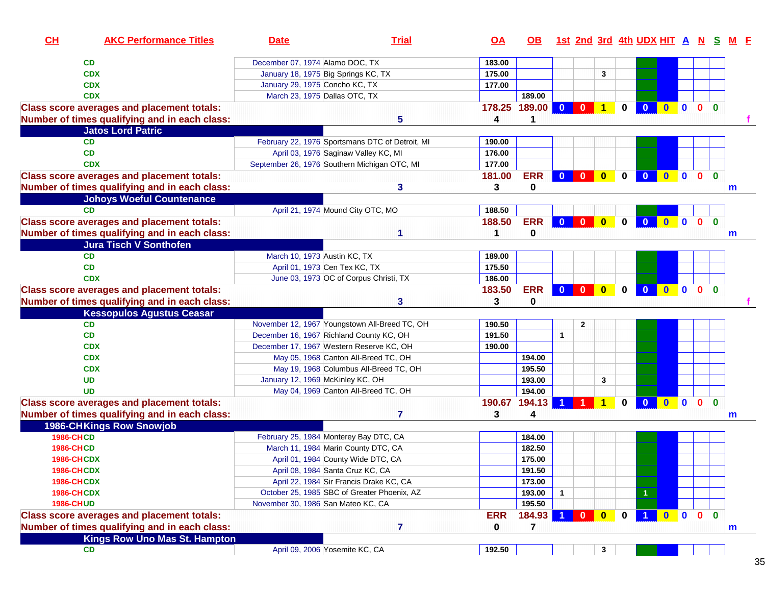| CH | AKC Performance Titles | Date | Trial | OA | OB | 1st | 2nd | 3rd | 4th | UDX | HIT | A | N | S | M | F |
|---|---|---|---|---|---|---|---|---|---|---|---|---|---|---|---|---|
| | CD | December 07, 1974 | Alamo DOC, TX | 183.00 | | | | | | | | | | | | |
| | CDX | January 18, 1975 | Big Springs KC, TX | 175.00 | | | | 3 | | | | | | | | |
| | CDX | January 29, 1975 | Concho KC, TX | 177.00 | | | | | | | | | | | | |
| | CDX | March 23, 1975 | Dallas OTC, TX | | 189.00 | | | | | | | | | | | |
| **Class score averages and placement totals:** | | | | 178.25 | 189.00 | 0 | 0 | 1 | 0 | 0 | 0 | 0 | 0 | 0 | | |
| **Number of times qualifying and in each class:** | | | 5 | 4 | 1 | | | | | | | | | | | f |
| | **Jatos Lord Patric** | | | | | | | | | | | | | | | |
| | CD | February 22, 1976 | Sportsmans DTC of Detroit, MI | 190.00 | | | | | | | | | | | | |
| | CD | April 03, 1976 | Saginaw Valley KC, MI | 176.00 | | | | | | | | | | | | |
| | CDX | September 26, 1976 | Southern Michigan OTC, MI | 177.00 | | | | | | | | | | | | |
| **Class score averages and placement totals:** | | | | 181.00 | ERR | 0 | 0 | 0 | 0 | 0 | 0 | 0 | 0 | 0 | | |
| **Number of times qualifying and in each class:** | | | 3 | 3 | 0 | | | | | | | | | | m | |
| | **Johoys Woeful Countenance** | | | | | | | | | | | | | | | |
| | CD | April 21, 1974 | Mound City OTC, MO | 188.50 | | | | | | | | | | | | |
| **Class score averages and placement totals:** | | | | 188.50 | ERR | 0 | 0 | 0 | 0 | 0 | 0 | 0 | 0 | 0 | | |
| **Number of times qualifying and in each class:** | | | 1 | 1 | 0 | | | | | | | | | | m | |
| | **Jura Tisch V Sonthofen** | | | | | | | | | | | | | | | |
| | CD | March 10, 1973 | Austin KC, TX | 189.00 | | | | | | | | | | | | |
| | CD | April 01, 1973 | Cen Tex KC, TX | 175.50 | | | | | | | | | | | | |
| | CDX | June 03, 1973 | OC of Corpus Christi, TX | 186.00 | | | | | | | | | | | | |
| **Class score averages and placement totals:** | | | | 183.50 | ERR | 0 | 0 | 0 | 0 | 0 | 0 | 0 | 0 | 0 | | |
| **Number of times qualifying and in each class:** | | | 3 | 3 | 0 | | | | | | | | | | | f |
| | **Kessopulos Agustus Ceasar** | | | | | | | | | | | | | | | |
| | CD | November 12, 1967 | Youngstown All-Breed TC, OH | 190.50 | | | 2 | | | | | | | | | |
| | CD | December 16, 1967 | Richland County KC, OH | 191.50 | | 1 | | | | | | | | | | |
| | CDX | December 17, 1967 | Western Reserve KC, OH | 190.00 | | | | | | | | | | | | |
| | CDX | May 05, 1968 | Canton All-Breed TC, OH | | 194.00 | | | | | | | | | | | |
| | CDX | May 19, 1968 | Columbus All-Breed TC, OH | | 195.50 | | | | | | | | | | | |
| | UD | January 12, 1969 | McKinley KC, OH | | 193.00 | | | 3 | | | | | | | | |
| | UD | May 04, 1969 | Canton All-Breed TC, OH | | 194.00 | | | | | | | | | | | |
| **Class score averages and placement totals:** | | | | 190.67 | 194.13 | 1 | 1 | 1 | 0 | 0 | 0 | 0 | 0 | 0 | | |
| **Number of times qualifying and in each class:** | | | 7 | 3 | 4 | | | | | | | | | | m | |
| **1986-CH** | **Kings Row Snowjob** | | | | | | | | | | | | | | | |
| 1986-CH | CD | February 25, 1984 | Monterey Bay DTC, CA | | 184.00 | | | | | | | | | | | |
| 1986-CH | CD | March 11, 1984 | Marin County DTC, CA | | 182.50 | | | | | | | | | | | |
| 1986-CH | CDX | April 01, 1984 | County Wide DTC, CA | | 175.00 | | | | | | | | | | | |
| 1986-CH | CDX | April 08, 1984 | Santa Cruz KC, CA | | 191.50 | | | | | | | | | | | |
| 1986-CH | CDX | April 22, 1984 | Sir Francis Drake KC, CA | | 173.00 | | | | | | | | | | | |
| 1986-CH | CDX | October 25, 1985 | SBC of Greater Phoenix, AZ | | 193.00 | 1 | | | | 1 | | | | | | |
| 1986-CH | UD | November 30, 1986 | San Mateo KC, CA | | 195.50 | | | | | | | | | | | |
| **Class score averages and placement totals:** | | | | ERR | 184.93 | 1 | 0 | 0 | 0 | 1 | 0 | 0 | 0 | 0 | | |
| **Number of times qualifying and in each class:** | | | 7 | 0 | 7 | | | | | | | | | | m | |
| | **Kings Row Uno Mas St. Hampton** | | | | | | | | | | | | | | | |
| | CD | April 09, 2006 | Yosemite KC, CA | 192.50 | | | | 3 | | | | | | | | |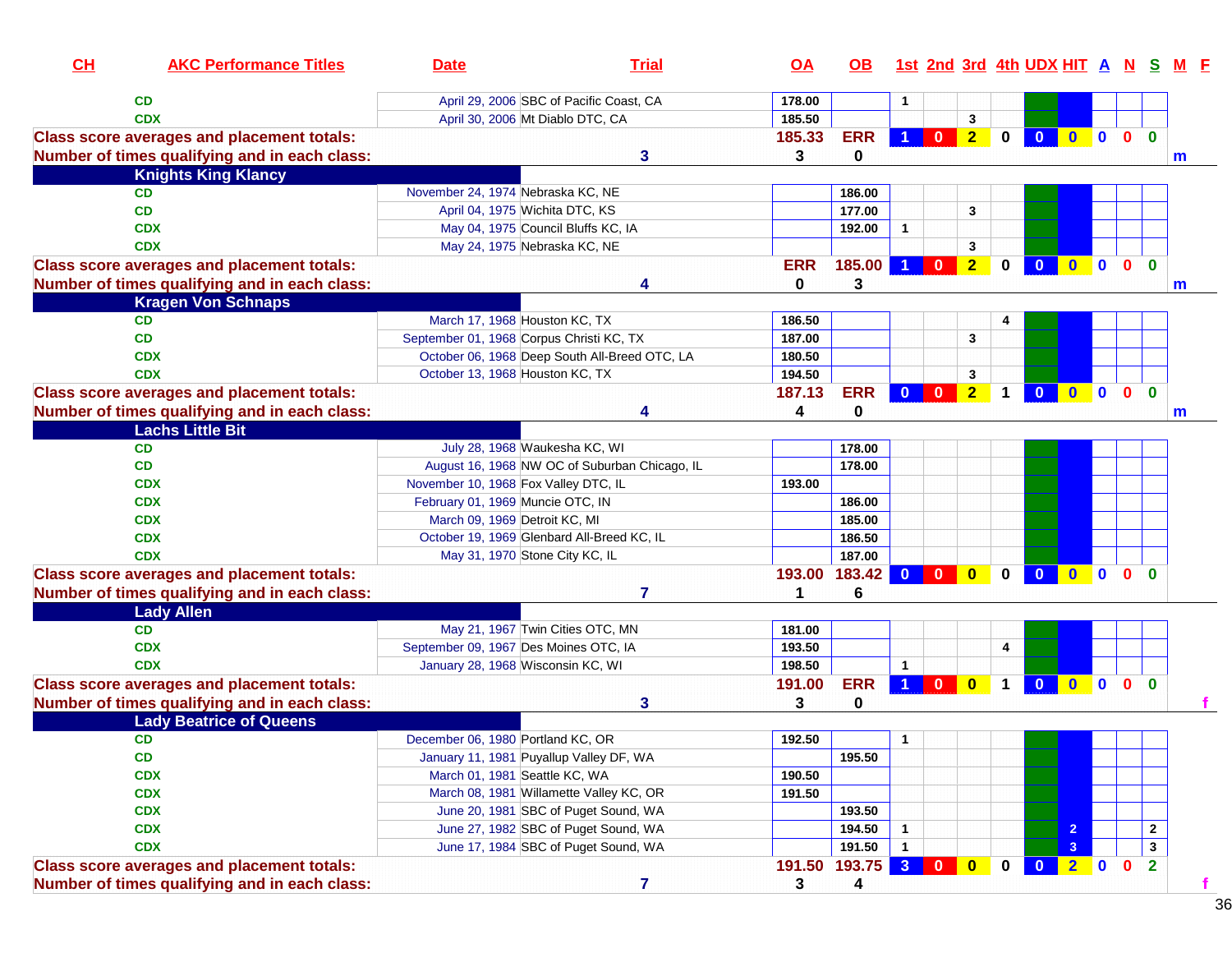| CH | AKC Performance Titles | Date | Trial | OA | OB | 1st | 2nd | 3rd | 4th | UDX | HIT | A | N | S | M | F |
|---|---|---|---|---|---|---|---|---|---|---|---|---|---|---|---|---|
| | CD | April 29, 2006 | SBC of Pacific Coast, CA | 178.00 | | 1 | | | | | | | | | | |
| | CDX | April 30, 2006 | Mt Diablo DTC, CA | 185.50 | | | | 3 | | | | | | | | |
| Class score averages and placement totals: | | | | 185.33 | ERR | 1 | 0 | 2 | 0 | 0 | 0 | 0 | 0 | 0 | | |
| Number of times qualifying and in each class: | | | 3 | 3 | 0 | | | | | | | | | | m | |
| **Knights King Klancy** | | | | | | | | | | | | | | | | |
| | CD | November 24, 1974 | Nebraska KC, NE | | 186.00 | | | | | | | | | | | |
| | CD | April 04, 1975 | Wichita DTC, KS | | 177.00 | | | 3 | | | | | | | | |
| | CDX | May 04, 1975 | Council Bluffs KC, IA | | 192.00 | 1 | | | | | | | | | | |
| | CDX | May 24, 1975 | Nebraska KC, NE | | | | | 3 | | | | | | | | |
| Class score averages and placement totals: | | | | ERR | 185.00 | 1 | 0 | 2 | 0 | 0 | 0 | 0 | 0 | 0 | | |
| Number of times qualifying and in each class: | | | 4 | 0 | 3 | | | | | | | | | | m | |
| **Kragen Von Schnaps** | | | | | | | | | | | | | | | | |
| | CD | March 17, 1968 | Houston KC, TX | 186.50 | | | | | 4 | | | | | | | |
| | CD | September 01, 1968 | Corpus Christi KC, TX | 187.00 | | | | 3 | | | | | | | | |
| | CDX | October 06, 1968 | Deep South All-Breed OTC, LA | 180.50 | | | | | | | | | | | | |
| | CDX | October 13, 1968 | Houston KC, TX | 194.50 | | | | 3 | | | | | | | | |
| Class score averages and placement totals: | | | | 187.13 | ERR | 0 | 0 | 2 | 1 | 0 | 0 | 0 | 0 | 0 | | |
| Number of times qualifying and in each class: | | | 4 | 4 | 0 | | | | | | | | | | m | |
| **Lachs Little Bit** | | | | | | | | | | | | | | | | |
| | CD | July 28, 1968 | Waukesha KC, WI | | 178.00 | | | | | | | | | | | |
| | CD | August 16, 1968 | NW OC of Suburban Chicago, IL | | 178.00 | | | | | | | | | | | |
| | CDX | November 10, 1968 | Fox Valley DTC, IL | 193.00 | | | | | | | | | | | | |
| | CDX | February 01, 1969 | Muncie OTC, IN | | 186.00 | | | | | | | | | | | |
| | CDX | March 09, 1969 | Detroit KC, MI | | 185.00 | | | | | | | | | | | |
| | CDX | October 19, 1969 | Glenbard All-Breed KC, IL | | 186.50 | | | | | | | | | | | |
| | CDX | May 31, 1970 | Stone City KC, IL | | 187.00 | | | | | | | | | | | |
| Class score averages and placement totals: | | | | 193.00 | 183.42 | 0 | 0 | 0 | 0 | 0 | 0 | 0 | 0 | 0 | | |
| Number of times qualifying and in each class: | | | 7 | 1 | 6 | | | | | | | | | | | |
| **Lady Allen** | | | | | | | | | | | | | | | | |
| | CD | May 21, 1967 | Twin Cities OTC, MN | 181.00 | | | | | | | | | | | | |
| | CDX | September 09, 1967 | Des Moines OTC, IA | 193.50 | | | | | 4 | | | | | | | |
| | CDX | January 28, 1968 | Wisconsin KC, WI | 198.50 | | 1 | | | | | | | | | | |
| Class score averages and placement totals: | | | | 191.00 | ERR | 1 | 0 | 0 | 1 | 0 | 0 | 0 | 0 | 0 | | |
| Number of times qualifying and in each class: | | | 3 | 3 | 0 | | | | | | | | | | | f |
| **Lady Beatrice of Queens** | | | | | | | | | | | | | | | | |
| | CD | December 06, 1980 | Portland KC, OR | 192.50 | | 1 | | | | | | | | | | |
| | CD | January 11, 1981 | Puyallup Valley DF, WA | | 195.50 | | | | | | | | | | | |
| | CDX | March 01, 1981 | Seattle KC, WA | 190.50 | | | | | | | | | | | | |
| | CDX | March 08, 1981 | Willamette Valley KC, OR | 191.50 | | | | | | | | | | | | |
| | CDX | June 20, 1981 | SBC of Puget Sound, WA | | 193.50 | | | | | | | | | | | |
| | CDX | June 27, 1982 | SBC of Puget Sound, WA | | 194.50 | 1 | | | | | 2 | | | 2 | | |
| | CDX | June 17, 1984 | SBC of Puget Sound, WA | | 191.50 | 1 | | | | | 3 | | | 3 | | |
| Class score averages and placement totals: | | | | 191.50 | 193.75 | 3 | 0 | 0 | 0 | 0 | 2 | 0 | 0 | 2 | | |
| Number of times qualifying and in each class: | | | 7 | 3 | 4 | | | | | | | | | | | f |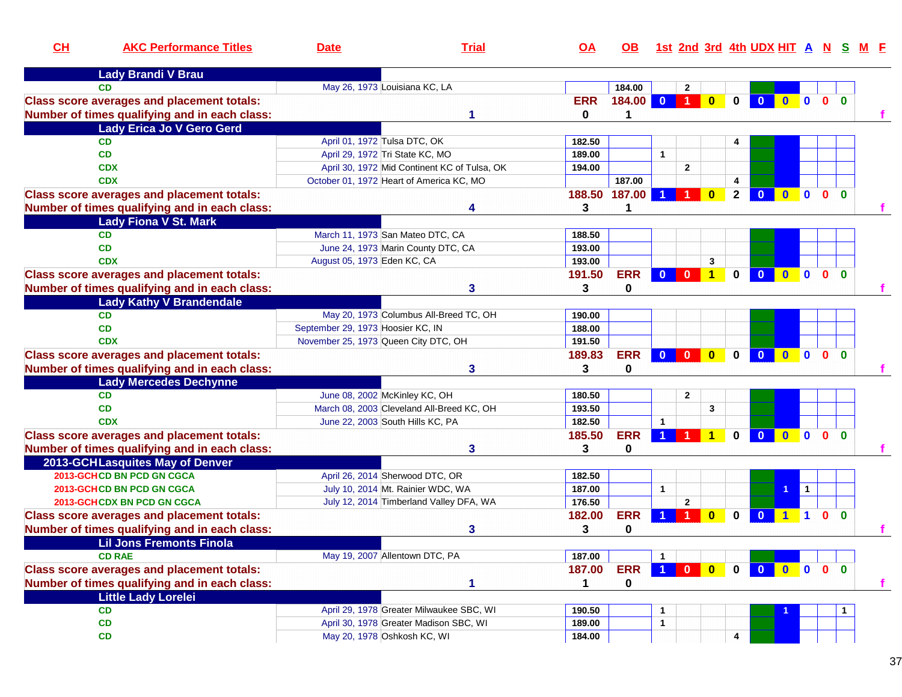| CH | AKC Performance Titles | Date | Trial | OA | OB | 1st | 2nd | 3rd | 4th | UDX | HIT | A | N | S | M | F |
|---|---|---|---|---|---|---|---|---|---|---|---|---|---|---|---|---|
| **Lady Brandi V Brau** | | | | | | | | | | | | | | | | |
| | CD | May 26, 1973 | Louisiana KC, LA | | 184.00 | | 2 | | | | | | | | | |
| **Class score averages and placement totals:** | | | | ERR | 184.00 | 0 | 1 | 0 | 0 | 0 | 0 | 0 | 0 | 0 | | |
| **Number of times qualifying and in each class:** | | | 1 | 0 | 1 | | | | | | | | | | | f |
| **Lady Erica Jo V Gero Gerd** | | | | | | | | | | | | | | | | |
| | CD | April 01, 1972 | Tulsa DTC, OK | 182.50 | | | | | 4 | | | | | | | |
| | CD | April 29, 1972 | Tri State KC, MO | 189.00 | | 1 | | | | | | | | | | |
| | CDX | April 30, 1972 | Mid Continent KC of Tulsa, OK | 194.00 | | | 2 | | | | | | | | | |
| | CDX | October 01, 1972 | Heart of America KC, MO | | 187.00 | | | | 4 | | | | | | | |
| **Class score averages and placement totals:** | | | | 188.50 | 187.00 | 1 | 1 | 0 | 2 | 0 | 0 | 0 | 0 | 0 | | |
| **Number of times qualifying and in each class:** | | | 4 | 3 | 1 | | | | | | | | | | | f |
| **Lady Fiona V St. Mark** | | | | | | | | | | | | | | | | |
| | CD | March 11, 1973 | San Mateo DTC, CA | 188.50 | | | | | | | | | | | | |
| | CD | June 24, 1973 | Marin County DTC, CA | 193.00 | | | | | | | | | | | | |
| | CDX | August 05, 1973 | Eden KC, CA | 193.00 | | | | 3 | | | | | | | | |
| **Class score averages and placement totals:** | | | | 191.50 | ERR | 0 | 0 | 1 | 0 | 0 | 0 | 0 | 0 | 0 | | |
| **Number of times qualifying and in each class:** | | | 3 | 3 | 0 | | | | | | | | | | | f |
| **Lady Kathy V Brandendale** | | | | | | | | | | | | | | | | |
| | CD | May 20, 1973 | Columbus All-Breed TC, OH | 190.00 | | | | | | | | | | | | |
| | CD | September 29, 1973 | Hoosier KC, IN | 188.00 | | | | | | | | | | | | |
| | CDX | November 25, 1973 | Queen City DTC, OH | 191.50 | | | | | | | | | | | | |
| **Class score averages and placement totals:** | | | | 189.83 | ERR | 0 | 0 | 0 | 0 | 0 | 0 | 0 | 0 | 0 | | |
| **Number of times qualifying and in each class:** | | | 3 | 3 | 0 | | | | | | | | | | | f |
| **Lady Mercedes Dechynne** | | | | | | | | | | | | | | | | |
| | CD | June 08, 2002 | McKinley KC, OH | 180.50 | | | 2 | | | | | | | | | |
| | CD | March 08, 2003 | Cleveland All-Breed KC, OH | 193.50 | | | | 3 | | | | | | | | |
| | CDX | June 22, 2003 | South Hills KC, PA | 182.50 | | 1 | | | | | | | | | | |
| **Class score averages and placement totals:** | | | | 185.50 | ERR | 1 | 1 | 1 | 0 | 0 | 0 | 0 | 0 | 0 | | |
| **Number of times qualifying and in each class:** | | | 3 | 3 | 0 | | | | | | | | | | | f |
| **2013-GCH Lasquites May of Denver** | | | | | | | | | | | | | | | | |
| 2013-GCH | CD BN PCD GN CGCA | April 26, 2014 | Sherwood DTC, OR | 182.50 | | | | | | | | | | | | |
| 2013-GCH | CD BN PCD GN CGCA | July 10, 2014 | Mt. Rainier WDC, WA | 187.00 | | 1 | | | | | 1 | 1 | | | | |
| 2013-GCH | CDX BN PCD GN CGCA | July 12, 2014 | Timberland Valley DFA, WA | 176.50 | | | 2 | | | | | | | | | |
| **Class score averages and placement totals:** | | | | 182.00 | ERR | 1 | 1 | 0 | 0 | 0 | 1 | 1 | 0 | 0 | | |
| **Number of times qualifying and in each class:** | | | 3 | 3 | 0 | | | | | | | | | | | f |
| **Lil Jons Fremonts Finola** | | | | | | | | | | | | | | | | |
| | CD RAE | May 19, 2007 | Allentown DTC, PA | 187.00 | | 1 | | | | | | | | | | |
| **Class score averages and placement totals:** | | | | 187.00 | ERR | 1 | 0 | 0 | 0 | 0 | 0 | 0 | 0 | 0 | | |
| **Number of times qualifying and in each class:** | | | 1 | 1 | 0 | | | | | | | | | | | f |
| **Little Lady Lorelei** | | | | | | | | | | | | | | | | |
| | CD | April 29, 1978 | Greater Milwaukee SBC, WI | 190.50 | | 1 | | | | | 1 | | | 1 | | |
| | CD | April 30, 1978 | Greater Madison SBC, WI | 189.00 | | 1 | | | | | | | | | | |
| | CD | May 20, 1978 | Oshkosh KC, WI | 184.00 | | | | | 4 | | | | | | | |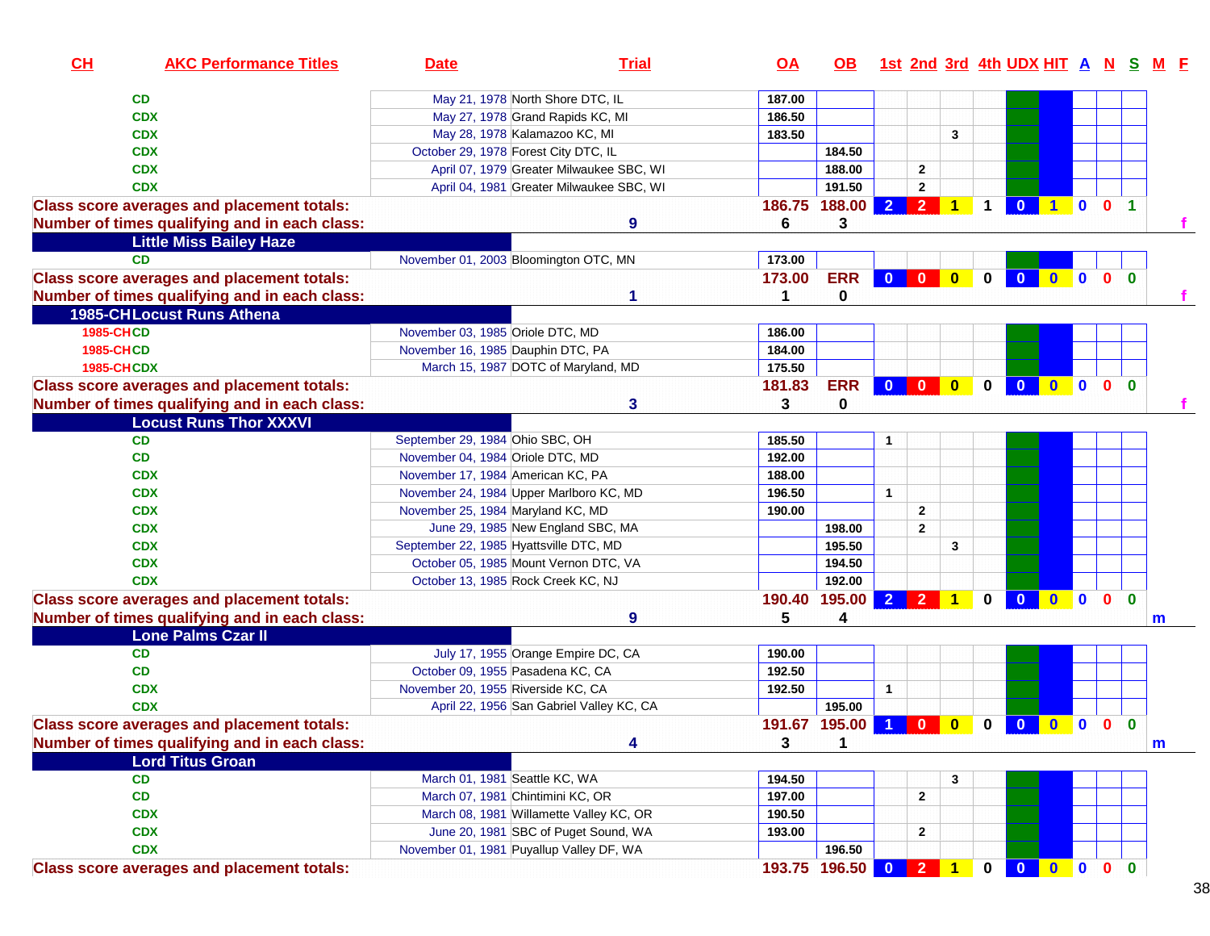| CH | AKC Performance Titles | Date | Trial | OA | OB | 1st | 2nd | 3rd | 4th | UDX | HIT | A | N | S | M | F |
|---|---|---|---|---|---|---|---|---|---|---|---|---|---|---|---|---|
| | CD | May 21, 1978 | North Shore DTC, IL | 187.00 | | | | | | | | | | | | |
| | CDX | May 27, 1978 | Grand Rapids KC, MI | 186.50 | | | | | | | | | | | | |
| | CDX | May 28, 1978 | Kalamazoo KC, MI | 183.50 | | | | 3 | | | | | | | | |
| | CDX | October 29, 1978 | Forest City DTC, IL | | 184.50 | | | | | | | | | | | |
| | CDX | April 07, 1979 | Greater Milwaukee SBC, WI | | 188.00 | | 2 | | | | | | | | | |
| | CDX | April 04, 1981 | Greater Milwaukee SBC, WI | | 191.50 | | 2 | | | | | | | | | |
| **Class score averages and placement totals:** | | | | 186.75 | 188.00 | 2 | 2 | 1 | 1 | 0 | 1 | 0 | 0 | 1 | | |
| **Number of times qualifying and in each class:** | | | 9 | 6 | 3 | | | | | | | | | | | f |
| **Little Miss Bailey Haze** | | | | | | | | | | | | | | | | |
| | CD | November 01, 2003 | Bloomington OTC, MN | 173.00 | | | | | | | | | | | | |
| **Class score averages and placement totals:** | | | | 173.00 | ERR | 0 | 0 | 0 | 0 | 0 | 0 | 0 | 0 | 0 | | |
| **Number of times qualifying and in each class:** | | | 1 | 1 | 0 | | | | | | | | | | | f |
| **1985-CH Locust Runs Athena** | | | | | | | | | | | | | | | | |
| 1985-CH | CD | November 03, 1985 | Oriole DTC, MD | 186.00 | | | | | | | | | | | | |
| 1985-CH | CD | November 16, 1985 | Dauphin DTC, PA | 184.00 | | | | | | | | | | | | |
| 1985-CH | CDX | March 15, 1987 | DOTC of Maryland, MD | 175.50 | | | | | | | | | | | | |
| **Class score averages and placement totals:** | | | | 181.83 | ERR | 0 | 0 | 0 | 0 | 0 | 0 | 0 | 0 | 0 | | |
| **Number of times qualifying and in each class:** | | | 3 | 3 | 0 | | | | | | | | | | | f |
| **Locust Runs Thor XXXVI** | | | | | | | | | | | | | | | | |
| | CD | September 29, 1984 | Ohio SBC, OH | 185.50 | | 1 | | | | | | | | | | |
| | CD | November 04, 1984 | Oriole DTC, MD | 192.00 | | | | | | | | | | | | |
| | CDX | November 17, 1984 | American KC, PA | 188.00 | | | | | | | | | | | | |
| | CDX | November 24, 1984 | Upper Marlboro KC, MD | 196.50 | | 1 | | | | | | | | | | |
| | CDX | November 25, 1984 | Maryland KC, MD | 190.00 | | | 2 | | | | | | | | | |
| | CDX | June 29, 1985 | New England SBC, MA | | 198.00 | | 2 | | | | | | | | | |
| | CDX | September 22, 1985 | Hyattsville DTC, MD | | 195.50 | | | 3 | | | | | | | | |
| | CDX | October 05, 1985 | Mount Vernon DTC, VA | | 194.50 | | | | | | | | | | | |
| | CDX | October 13, 1985 | Rock Creek KC, NJ | | 192.00 | | | | | | | | | | | |
| **Class score averages and placement totals:** | | | | 190.40 | 195.00 | 2 | 2 | 1 | 0 | 0 | 0 | 0 | 0 | 0 | | |
| **Number of times qualifying and in each class:** | | | 9 | 5 | 4 | | | | | | | | | | m | |
| **Lone Palms Czar II** | | | | | | | | | | | | | | | | |
| | CD | July 17, 1955 | Orange Empire DC, CA | 190.00 | | | | | | | | | | | | |
| | CD | October 09, 1955 | Pasadena KC, CA | 192.50 | | | | | | | | | | | | |
| | CDX | November 20, 1955 | Riverside KC, CA | 192.50 | | 1 | | | | | | | | | | |
| | CDX | April 22, 1956 | San Gabriel Valley KC, CA | | 195.00 | | | | | | | | | | | |
| **Class score averages and placement totals:** | | | | 191.67 | 195.00 | 1 | 0 | 0 | 0 | 0 | 0 | 0 | 0 | 0 | | |
| **Number of times qualifying and in each class:** | | | 4 | 3 | 1 | | | | | | | | | | m | |
| **Lord Titus Groan** | | | | | | | | | | | | | | | | |
| | CD | March 01, 1981 | Seattle KC, WA | 194.50 | | | | 3 | | | | | | | | |
| | CD | March 07, 1981 | Chintimini KC, OR | 197.00 | | | 2 | | | | | | | | | |
| | CDX | March 08, 1981 | Willamette Valley KC, OR | 190.50 | | | | | | | | | | | | |
| | CDX | June 20, 1981 | SBC of Puget Sound, WA | 193.00 | | | 2 | | | | | | | | | |
| | CDX | November 01, 1981 | Puyallup Valley DF, WA | | 196.50 | | | | | | | | | | | |
| **Class score averages and placement totals:** | | | | 193.75 | 196.50 | 0 | 2 | 1 | 0 | 0 | 0 | 0 | 0 | 0 | | |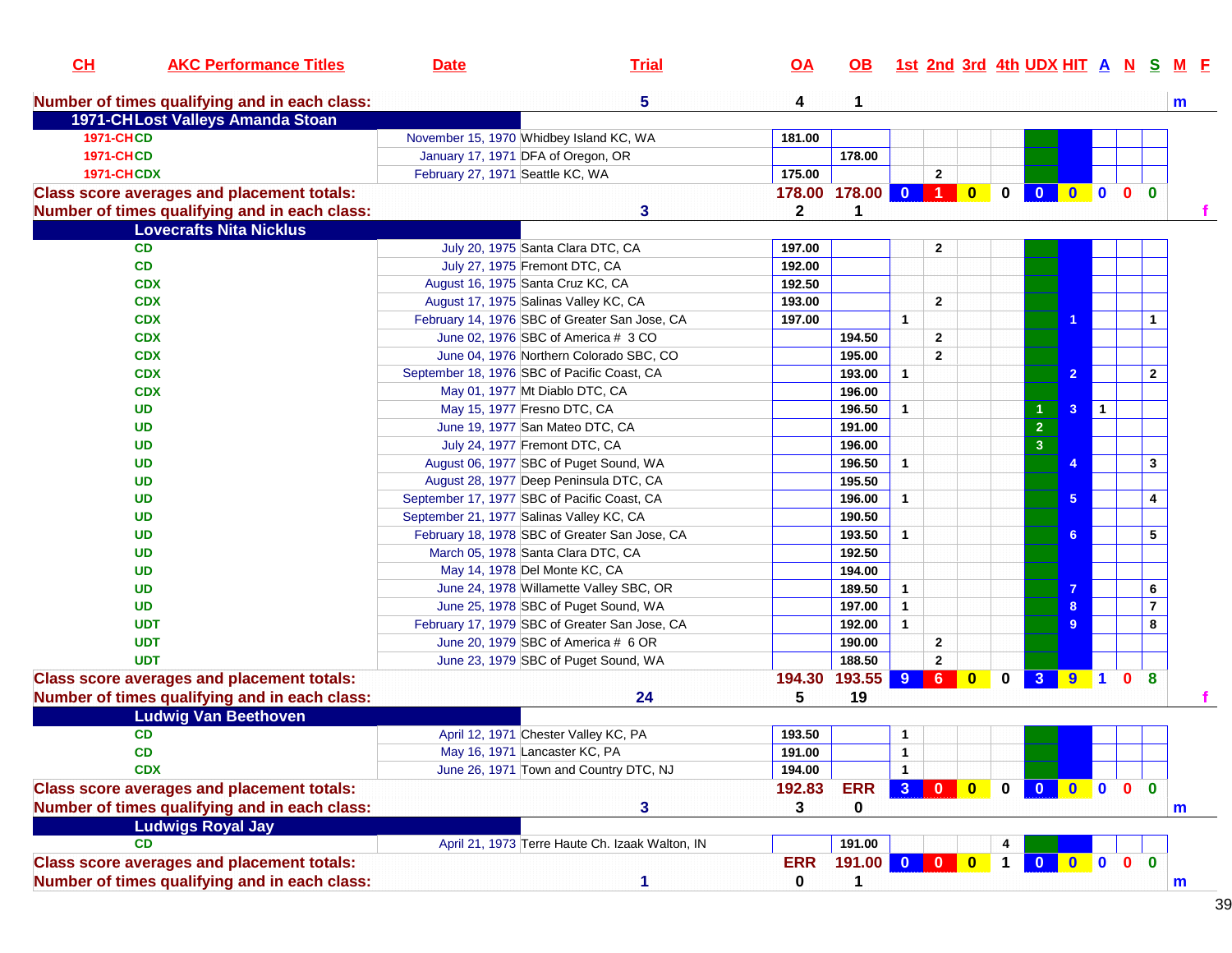| CH | AKC Performance Titles | Date | Trial | OA | OB | 1st | 2nd | 3rd | 4th | UDX | HIT | A | N | S | M | F |
|---|---|---|---|---|---|---|---|---|---|---|---|---|---|---|---|---|
| **Number of times qualifying and in each class:** | | | 5 | 4 | 1 | | | | | | | | | | m | |
| **1971-CH Lost Valleys Amanda Stoan** | | | | | | | | | | | | | | | | |
| 1971-CH | CD | November 15, 1970 | Whidbey Island KC, WA | 181.00 | | | | | | | | | | | | |
| 1971-CH | CD | January 17, 1971 | DFA of Oregon, OR | | 178.00 | | | | | | | | | | | |
| 1971-CH | CDX | February 27, 1971 | Seattle KC, WA | 175.00 | | | 2 | | | | | | | | | |
| **Class score averages and placement totals:** | | | | 178.00 | 178.00 | 0 | 1 | 0 | 0 | 0 | 0 | 0 | 0 | 0 | | |
| **Number of times qualifying and in each class:** | | | 3 | 2 | 1 | | | | | | | | | | | f |
| **Lovecrafts Nita Nicklus** | | | | | | | | | | | | | | | | |
| | CD | July 20, 1975 | Santa Clara DTC, CA | 197.00 | | | 2 | | | | | | | | | |
| | CD | July 27, 1975 | Fremont DTC, CA | 192.00 | | | | | | | | | | | | |
| | CDX | August 16, 1975 | Santa Cruz KC, CA | 192.50 | | | | | | | | | | | | |
| | CDX | August 17, 1975 | Salinas Valley KC, CA | 193.00 | | | 2 | | | | | | | | | |
| | CDX | February 14, 1976 | SBC of Greater San Jose, CA | 197.00 | | 1 | | | | | 1 | | | 1 | | |
| | CDX | June 02, 1976 | SBC of America # 3 CO | | 194.50 | | 2 | | | | | | | | | |
| | CDX | June 04, 1976 | Northern Colorado SBC, CO | | 195.00 | | 2 | | | | | | | | | |
| | CDX | September 18, 1976 | SBC of Pacific Coast, CA | | 193.00 | 1 | | | | | 2 | | | 2 | | |
| | CDX | May 01, 1977 | Mt Diablo DTC, CA | | 196.00 | | | | | | | | | | | |
| | UD | May 15, 1977 | Fresno DTC, CA | | 196.50 | 1 | | | | 1 | 3 | 1 | | | | |
| | UD | June 19, 1977 | San Mateo DTC, CA | | 191.00 | | | | | 2 | | | | | | |
| | UD | July 24, 1977 | Fremont DTC, CA | | 196.00 | | | | | 3 | | | | | | |
| | UD | August 06, 1977 | SBC of Puget Sound, WA | | 196.50 | 1 | | | | | 4 | | | 3 | | |
| | UD | August 28, 1977 | Deep Peninsula DTC, CA | | 195.50 | | | | | | | | | | | |
| | UD | September 17, 1977 | SBC of Pacific Coast, CA | | 196.00 | 1 | | | | | 5 | | | 4 | | |
| | UD | September 21, 1977 | Salinas Valley KC, CA | | 190.50 | | | | | | | | | | | |
| | UD | February 18, 1978 | SBC of Greater San Jose, CA | | 193.50 | 1 | | | | | 6 | | | 5 | | |
| | UD | March 05, 1978 | Santa Clara DTC, CA | | 192.50 | | | | | | | | | | | |
| | UD | May 14, 1978 | Del Monte KC, CA | | 194.00 | | | | | | | | | | | |
| | UD | June 24, 1978 | Willamette Valley SBC, OR | | 189.50 | 1 | | | | | 7 | | | 6 | | |
| | UD | June 25, 1978 | SBC of Puget Sound, WA | | 197.00 | 1 | | | | | 8 | | | 7 | | |
| | UDT | February 17, 1979 | SBC of Greater San Jose, CA | | 192.00 | 1 | | | | | 9 | | | 8 | | |
| | UDT | June 20, 1979 | SBC of America # 6 OR | | 190.00 | | 2 | | | | | | | | | |
| | UDT | June 23, 1979 | SBC of Puget Sound, WA | | 188.50 | | 2 | | | | | | | | | |
| **Class score averages and placement totals:** | | | | 194.30 | 193.55 | 9 | 6 | 0 | 0 | 3 | 9 | 1 | 0 | 8 | | |
| **Number of times qualifying and in each class:** | | | 24 | 5 | 19 | | | | | | | | | | | f |
| **Ludwig Van Beethoven** | | | | | | | | | | | | | | | | |
| | CD | April 12, 1971 | Chester Valley KC, PA | 193.50 | | 1 | | | | | | | | | | |
| | CD | May 16, 1971 | Lancaster KC, PA | 191.00 | | 1 | | | | | | | | | | |
| | CDX | June 26, 1971 | Town and Country DTC, NJ | 194.00 | | 1 | | | | | | | | | | |
| **Class score averages and placement totals:** | | | | 192.83 | ERR | 3 | 0 | 0 | 0 | 0 | 0 | 0 | 0 | 0 | | |
| **Number of times qualifying and in each class:** | | | 3 | 3 | 0 | | | | | | | | | | m | |
| **Ludwigs Royal Jay** | | | | | | | | | | | | | | | | |
| | CD | April 21, 1973 | Terre Haute Ch. Izaak Walton, IN | | 191.00 | | | | 4 | | | | | | | |
| **Class score averages and placement totals:** | | | | ERR | 191.00 | 0 | 0 | 0 | 1 | 0 | 0 | 0 | 0 | 0 | | |
| **Number of times qualifying and in each class:** | | | 1 | 0 | 1 | | | | | | | | | | m | |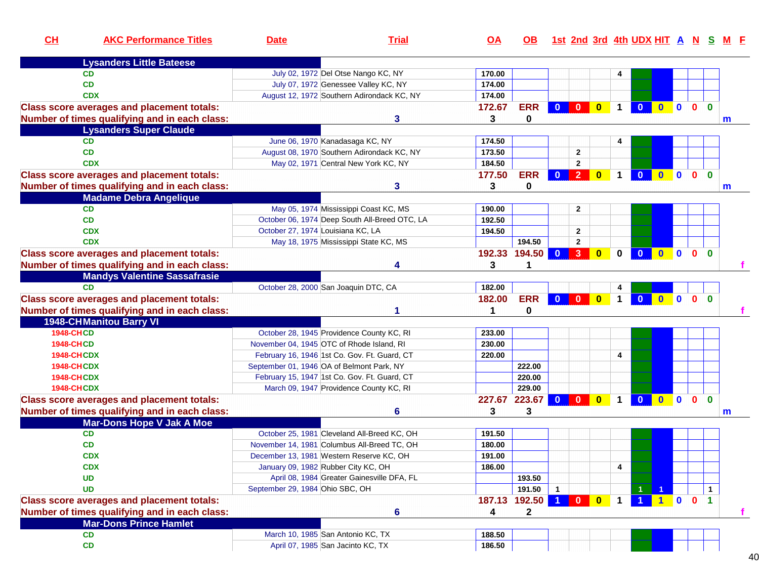| CH | AKC Performance Titles | Date | Trial | OA | OB | 1st | 2nd | 3rd | 4th | UDX | HIT | A | N | S | M | F |
|---|---|---|---|---|---|---|---|---|---|---|---|---|---|---|---|---|
| **Lysanders Little Bateese** | | | | | | | | | | | | | | | | |
| | CD | July 02, 1972 | Del Otse Nango KC, NY | 170.00 | | | | | 4 | | | | | | | |
| | CD | July 07, 1972 | Genessee Valley KC, NY | 174.00 | | | | | | | | | | | | |
| | CDX | August 12, 1972 | Southern Adirondack KC, NY | 174.00 | | | | | | | | | | | | |
| **Class score averages and placement totals:** | | | | 172.67 | ERR | 0 | 0 | 0 | 1 | 0 | 0 | 0 | 0 | 0 | | |
| **Number of times qualifying and in each class:** | | | 3 | 3 | 0 | | | | | | | | | | m | |
| **Lysanders Super Claude** | | | | | | | | | | | | | | | | |
| | CD | June 06, 1970 | Kanadasaga KC, NY | 174.50 | | | | | 4 | | | | | | | |
| | CD | August 08, 1970 | Southern Adirondack KC, NY | 173.50 | | | 2 | | | | | | | | | |
| | CDX | May 02, 1971 | Central New York KC, NY | 184.50 | | | 2 | | | | | | | | | |
| **Class score averages and placement totals:** | | | | 177.50 | ERR | 0 | 2 | 0 | 1 | 0 | 0 | 0 | 0 | 0 | | |
| **Number of times qualifying and in each class:** | | | 3 | 3 | 0 | | | | | | | | | | m | |
| **Madame Debra Angelique** | | | | | | | | | | | | | | | | |
| | CD | May 05, 1974 | Mississippi Coast KC, MS | 190.00 | | | 2 | | | | | | | | | |
| | CD | October 06, 1974 | Deep South All-Breed OTC, LA | 192.50 | | | | | | | | | | | | |
| | CDX | October 27, 1974 | Louisiana KC, LA | 194.50 | | | 2 | | | | | | | | | |
| | CDX | May 18, 1975 | Mississippi State KC, MS | | 194.50 | | 2 | | | | | | | | | |
| **Class score averages and placement totals:** | | | | 192.33 | 194.50 | 0 | 3 | 0 | 0 | 0 | 0 | 0 | 0 | 0 | | |
| **Number of times qualifying and in each class:** | | | 4 | 3 | 1 | | | | | | | | | | | f |
| **Mandys Valentine Sassafrasie** | | | | | | | | | | | | | | | | |
| | CD | October 28, 2000 | San Joaquin DTC, CA | 182.00 | | | | | 4 | | | | | | | |
| **Class score averages and placement totals:** | | | | 182.00 | ERR | 0 | 0 | 0 | 1 | 0 | 0 | 0 | 0 | 0 | | |
| **Number of times qualifying and in each class:** | | | 1 | 1 | 0 | | | | | | | | | | | f |
| **1948-CH Manitou Barry VI** | | | | | | | | | | | | | | | | |
| 1948-CH | CD | October 28, 1945 | Providence County KC, RI | 233.00 | | | | | | | | | | | | |
| 1948-CH | CD | November 04, 1945 | OTC of Rhode Island, RI | 230.00 | | | | | | | | | | | | |
| 1948-CH | CDX | February 16, 1946 | 1st Co. Gov. Ft. Guard, CT | 220.00 | | | | | 4 | | | | | | | |
| 1948-CH | CDX | September 01, 1946 | OA of Belmont Park, NY | | 222.00 | | | | | | | | | | | |
| 1948-CH | CDX | February 15, 1947 | 1st Co. Gov. Ft. Guard, CT | | 220.00 | | | | | | | | | | | |
| 1948-CH | CDX | March 09, 1947 | Providence County KC, RI | | 229.00 | | | | | | | | | | | |
| **Class score averages and placement totals:** | | | | 227.67 | 223.67 | 0 | 0 | 0 | 1 | 0 | 0 | 0 | 0 | 0 | | |
| **Number of times qualifying and in each class:** | | | 6 | 3 | 3 | | | | | | | | | | m | |
| **Mar-Dons Hope V Jak A Moe** | | | | | | | | | | | | | | | | |
| | CD | October 25, 1981 | Cleveland All-Breed KC, OH | 191.50 | | | | | | | | | | | | |
| | CD | November 14, 1981 | Columbus All-Breed TC, OH | 180.00 | | | | | | | | | | | | |
| | CDX | December 13, 1981 | Western Reserve KC, OH | 191.00 | | | | | | | | | | | | |
| | CDX | January 09, 1982 | Rubber City KC, OH | 186.00 | | | | | 4 | | | | | | | |
| | UD | April 08, 1984 | Greater Gainesville DFA, FL | | 193.50 | | | | | | | | | | | |
| | UD | September 29, 1984 | Ohio SBC, OH | | 191.50 | 1 | | | | 1 | 1 | | | 1 | | |
| **Class score averages and placement totals:** | | | | 187.13 | 192.50 | 1 | 0 | 0 | 1 | 1 | 1 | 0 | 0 | 1 | | |
| **Number of times qualifying and in each class:** | | | 6 | 4 | 2 | | | | | | | | | | | f |
| **Mar-Dons Prince Hamlet** | | | | | | | | | | | | | | | | |
| | CD | March 10, 1985 | San Antonio KC, TX | 188.50 | | | | | | | | | | | | |
| | CD | April 07, 1985 | San Jacinto KC, TX | 186.50 | | | | | | | | | | | | |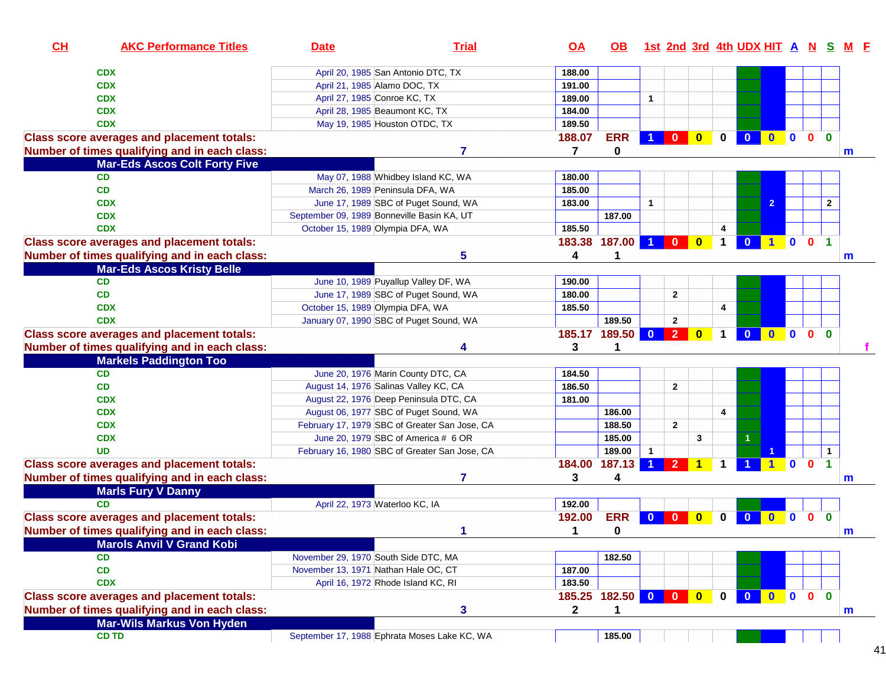| CH | AKC Performance Titles | Date | Trial | OA | OB | 1st | 2nd | 3rd | 4th | UDX | HIT | A | N | S | M | F |
|---|---|---|---|---|---|---|---|---|---|---|---|---|---|---|---|---|
| | CDX | April 20, 1985 | San Antonio DTC, TX | 188.00 | | | | | | | | | | | | |
| | CDX | April 21, 1985 | Alamo DOC, TX | 191.00 | | | | | | | | | | | | |
| | CDX | April 27, 1985 | Conroe KC, TX | 189.00 | | 1 | | | | | | | | | | |
| | CDX | April 28, 1985 | Beaumont KC, TX | 184.00 | | | | | | | | | | | | |
| | CDX | May 19, 1985 | Houston OTDC, TX | 189.50 | | | | | | | | | | | | |
| Class score averages and placement totals: | | | | 188.07 | ERR | 1 | 0 | 0 | 0 | 0 | 0 | 0 | 0 | 0 | | |
| Number of times qualifying and in each class: | | | 7 | 7 | 0 | | | | | | | | | | m | |
| Mar-Eds Ascos Colt Forty Five | | | | | | | | | | | | | | | | |
| | CD | May 07, 1988 | Whidbey Island KC, WA | 180.00 | | | | | | | | | | | | |
| | CD | March 26, 1989 | Peninsula DFA, WA | 185.00 | | | | | | | | | | | | |
| | CDX | June 17, 1989 | SBC of Puget Sound, WA | 183.00 | | 1 | | | | | 2 | | | 2 | | |
| | CDX | September 09, 1989 | Bonneville Basin KA, UT | | 187.00 | | | | | | | | | | | |
| | CDX | October 15, 1989 | Olympia DFA, WA | 185.50 | | | | | 4 | | | | | | | |
| Class score averages and placement totals: | | | | 183.38 | 187.00 | 1 | 0 | 0 | 1 | 0 | 1 | 0 | 0 | 1 | | |
| Number of times qualifying and in each class: | | | 5 | 4 | 1 | | | | | | | | | | m | |
| Mar-Eds Ascos Kristy Belle | | | | | | | | | | | | | | | | |
| | CD | June 10, 1989 | Puyallup Valley DF, WA | 190.00 | | | | | | | | | | | | |
| | CD | June 17, 1989 | SBC of Puget Sound, WA | 180.00 | | | 2 | | | | | | | | | |
| | CDX | October 15, 1989 | Olympia DFA, WA | 185.50 | | | | | 4 | | | | | | | |
| | CDX | January 07, 1990 | SBC of Puget Sound, WA | | 189.50 | | 2 | | | | | | | | | |
| Class score averages and placement totals: | | | | 185.17 | 189.50 | 0 | 2 | 0 | 1 | 0 | 0 | 0 | 0 | 0 | | |
| Number of times qualifying and in each class: | | | 4 | 3 | 1 | | | | | | | | | | | f |
| Markels Paddington Too | | | | | | | | | | | | | | | | |
| | CD | June 20, 1976 | Marin County DTC, CA | 184.50 | | | | | | | | | | | | |
| | CD | August 14, 1976 | Salinas Valley KC, CA | 186.50 | | | 2 | | | | | | | | | |
| | CDX | August 22, 1976 | Deep Peninsula DTC, CA | 181.00 | | | | | | | | | | | | |
| | CDX | August 06, 1977 | SBC of Puget Sound, WA | | 186.00 | | | | 4 | | | | | | | |
| | CDX | February 17, 1979 | SBC of Greater San Jose, CA | | 188.50 | | 2 | | | | | | | | | |
| | CDX | June 20, 1979 | SBC of America # 6 OR | | 185.00 | | | 3 | | 1 | | | | | | |
| | UD | February 16, 1980 | SBC of Greater San Jose, CA | | 189.00 | 1 | | | | | 1 | | | 1 | | |
| Class score averages and placement totals: | | | | 184.00 | 187.13 | 1 | 2 | 1 | 1 | 1 | 1 | 0 | 0 | 1 | | |
| Number of times qualifying and in each class: | | | 7 | 3 | 4 | | | | | | | | | | m | |
| Marls Fury V Danny | | | | | | | | | | | | | | | | |
| | CD | April 22, 1973 | Waterloo KC, IA | 192.00 | | | | | | | | | | | | |
| Class score averages and placement totals: | | | | 192.00 | ERR | 0 | 0 | 0 | 0 | 0 | 0 | 0 | 0 | 0 | | |
| Number of times qualifying and in each class: | | | 1 | 1 | 0 | | | | | | | | | | m | |
| Marols Anvil V Grand Kobi | | | | | | | | | | | | | | | | |
| | CD | November 29, 1970 | South Side DTC, MA | | 182.50 | | | | | | | | | | | |
| | CD | November 13, 1971 | Nathan Hale OC, CT | 187.00 | | | | | | | | | | | | |
| | CDX | April 16, 1972 | Rhode Island KC, RI | 183.50 | | | | | | | | | | | | |
| Class score averages and placement totals: | | | | 185.25 | 182.50 | 0 | 0 | 0 | 0 | 0 | 0 | 0 | 0 | 0 | | |
| Number of times qualifying and in each class: | | | 3 | 2 | 1 | | | | | | | | | | m | |
| Mar-Wils Markus Von Hyden | | | | | | | | | | | | | | | | |
| | CD TD | September 17, 1988 | Ephrata Moses Lake KC, WA | | 185.00 | | | | | | | | | | | |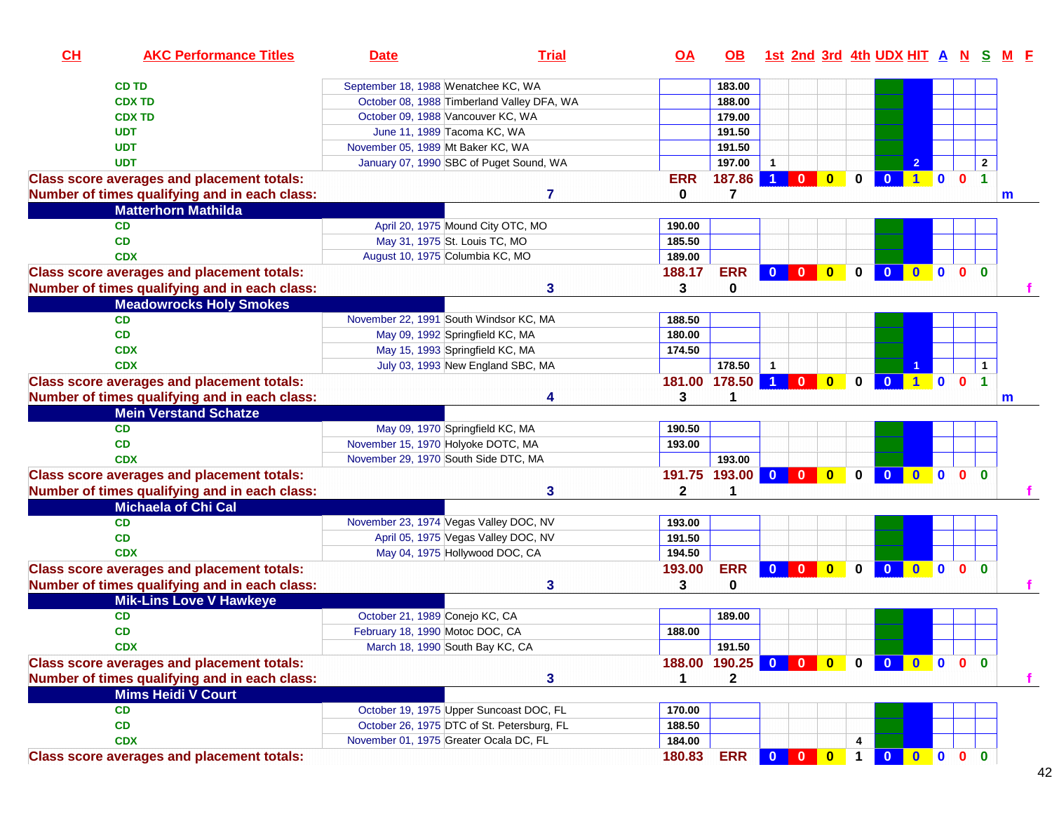| CH | AKC Performance Titles | Date | Trial | OA | OB | 1st | 2nd | 3rd | 4th | UDX | HIT | A | N | S | M | F |
|---|---|---|---|---|---|---|---|---|---|---|---|---|---|---|---|---|
| | CD TD | September 18, 1988 | Wenatchee KC, WA | | 183.00 | | | | | | | | | | | |
| | CDX TD | October 08, 1988 | Timberland Valley DFA, WA | | 188.00 | | | | | | | | | | | |
| | CDX TD | October 09, 1988 | Vancouver KC, WA | | 179.00 | | | | | | | | | | | |
| | UDT | June 11, 1989 | Tacoma KC, WA | | 191.50 | | | | | | | | | | | |
| | UDT | November 05, 1989 | Mt Baker KC, WA | | 191.50 | | | | | | | | | | | |
| | UDT | January 07, 1990 | SBC of Puget Sound, WA | | 197.00 | 1 | | | | | 2 | | | 2 | | |
| Class score averages and placement totals: | | | | ERR | 187.86 | 1 | 0 | 0 | 0 | 0 | 1 | 0 | 0 | 1 | | |
| Number of times qualifying and in each class: | | | 7 | 0 | 7 | | | | | | | | | | m | |
| | **Matterhorn Mathilda** | | | | | | | | | | | | | | | |
| | CD | April 20, 1975 | Mound City OTC, MO | 190.00 | | | | | | | | | | | | |
| | CD | May 31, 1975 | St. Louis TC, MO | 185.50 | | | | | | | | | | | | |
| | CDX | August 10, 1975 | Columbia KC, MO | 189.00 | | | | | | | | | | | | |
| Class score averages and placement totals: | | | | 188.17 | ERR | 0 | 0 | 0 | 0 | 0 | 0 | 0 | 0 | 0 | | |
| Number of times qualifying and in each class: | | | 3 | 3 | 0 | | | | | | | | | | | f |
| | **Meadowrocks Holy Smokes** | | | | | | | | | | | | | | | |
| | CD | November 22, 1991 | South Windsor KC, MA | 188.50 | | | | | | | | | | | | |
| | CD | May 09, 1992 | Springfield KC, MA | 180.00 | | | | | | | | | | | | |
| | CDX | May 15, 1993 | Springfield KC, MA | 174.50 | | | | | | | | | | | | |
| | CDX | July 03, 1993 | New England SBC, MA | | 178.50 | 1 | | | | | 1 | | | 1 | | |
| Class score averages and placement totals: | | | | 181.00 | 178.50 | 1 | 0 | 0 | 0 | 0 | 1 | 0 | 0 | 1 | | |
| Number of times qualifying and in each class: | | | 4 | 3 | 1 | | | | | | | | | | m | |
| | **Mein Verstand Schatze** | | | | | | | | | | | | | | | |
| | CD | May 09, 1970 | Springfield KC, MA | 190.50 | | | | | | | | | | | | |
| | CD | November 15, 1970 | Holyoke DOTC, MA | 193.00 | | | | | | | | | | | | |
| | CDX | November 29, 1970 | South Side DTC, MA | | 193.00 | | | | | | | | | | | |
| Class score averages and placement totals: | | | | 191.75 | 193.00 | 0 | 0 | 0 | 0 | 0 | 0 | 0 | 0 | 0 | | |
| Number of times qualifying and in each class: | | | 3 | 2 | 1 | | | | | | | | | | | f |
| | **Michaela of Chi Cal** | | | | | | | | | | | | | | | |
| | CD | November 23, 1974 | Vegas Valley DOC, NV | 193.00 | | | | | | | | | | | | |
| | CD | April 05, 1975 | Vegas Valley DOC, NV | 191.50 | | | | | | | | | | | | |
| | CDX | May 04, 1975 | Hollywood DOC, CA | 194.50 | | | | | | | | | | | | |
| Class score averages and placement totals: | | | | 193.00 | ERR | 0 | 0 | 0 | 0 | 0 | 0 | 0 | 0 | 0 | | |
| Number of times qualifying and in each class: | | | 3 | 3 | 0 | | | | | | | | | | | f |
| | **Mik-Lins Love V Hawkeye** | | | | | | | | | | | | | | | |
| | CD | October 21, 1989 | Conejo KC, CA | | 189.00 | | | | | | | | | | | |
| | CD | February 18, 1990 | Motoc DOC, CA | 188.00 | | | | | | | | | | | | |
| | CDX | March 18, 1990 | South Bay KC, CA | | 191.50 | | | | | | | | | | | |
| Class score averages and placement totals: | | | | 188.00 | 190.25 | 0 | 0 | 0 | 0 | 0 | 0 | 0 | 0 | 0 | | |
| Number of times qualifying and in each class: | | | 3 | 1 | 2 | | | | | | | | | | | f |
| | **Mims Heidi V Court** | | | | | | | | | | | | | | | |
| | CD | October 19, 1975 | Upper Suncoast DOC, FL | 170.00 | | | | | | | | | | | | |
| | CD | October 26, 1975 | DTC of St. Petersburg, FL | 188.50 | | | | | | | | | | | | |
| | CDX | November 01, 1975 | Greater Ocala DC, FL | 184.00 | | | | | 4 | | | | | | | |
| Class score averages and placement totals: | | | | 180.83 | ERR | 0 | 0 | 0 | 1 | 0 | 0 | 0 | 0 | 0 | | |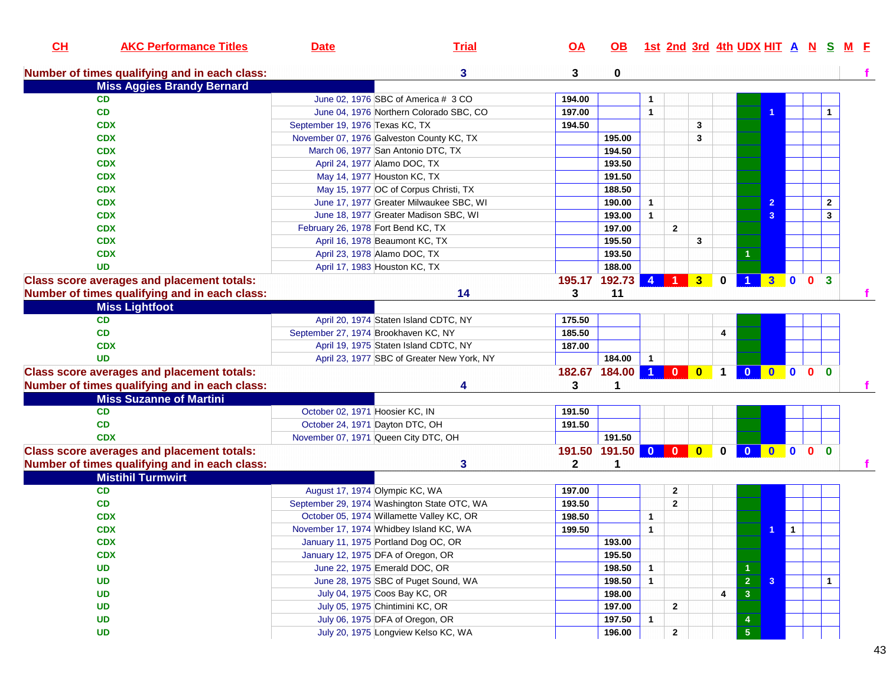| CH | AKC Performance Titles | Date | Trial | OA | OB | 1st | 2nd | 3rd | 4th | UDX | HIT | A | N | S | M | F |
|---|---|---|---|---|---|---|---|---|---|---|---|---|---|---|---|---|
| **Number of times qualifying and in each class:** | | | **3** | **3** | **0** | | | | | | | | | | | f |
| **Miss Aggies Brandy Bernard** | | | | | | | | | | | | | | | | |
| | CD | June 02, 1976 | SBC of America # 3 CO | 194.00 | | 1 | | | | | | | | | | |
| | CD | June 04, 1976 | Northern Colorado SBC, CO | 197.00 | | 1 | | | | | 1 | | | 1 | | |
| | CDX | September 19, 1976 | Texas KC, TX | 194.50 | | | | 3 | | | | | | | | |
| | CDX | November 07, 1976 | Galveston County KC, TX | | 195.00 | | | 3 | | | | | | | | |
| | CDX | March 06, 1977 | San Antonio DTC, TX | | 194.50 | | | | | | | | | | | |
| | CDX | April 24, 1977 | Alamo DOC, TX | | 193.50 | | | | | | | | | | | |
| | CDX | May 14, 1977 | Houston KC, TX | | 191.50 | | | | | | | | | | | |
| | CDX | May 15, 1977 | OC of Corpus Christi, TX | | 188.50 | | | | | | | | | | | |
| | CDX | June 17, 1977 | Greater Milwaukee SBC, WI | | 190.00 | 1 | | | | | 2 | | | 2 | | |
| | CDX | June 18, 1977 | Greater Madison SBC, WI | | 193.00 | 1 | | | | | 3 | | | 3 | | |
| | CDX | February 26, 1978 | Fort Bend KC, TX | | 197.00 | | 2 | | | | | | | | | |
| | CDX | April 16, 1978 | Beaumont KC, TX | | 195.50 | | | 3 | | | | | | | | |
| | CDX | April 23, 1978 | Alamo DOC, TX | | 193.50 | | | | | 1 | | | | | | |
| | UD | April 17, 1983 | Houston KC, TX | | 188.00 | | | | | | | | | | | |
| **Class score averages and placement totals:** | | | | **195.17** | **192.73** | **4** | **1** | **3** | **0** | **1** | **3** | **0** | **0** | **3** | | |
| **Number of times qualifying and in each class:** | | | **14** | **3** | **11** | | | | | | | | | | | f |
| **Miss Lightfoot** | | | | | | | | | | | | | | | | |
| | CD | April 20, 1974 | Staten Island CDTC, NY | 175.50 | | | | | | | | | | | | |
| | CD | September 27, 1974 | Brookhaven KC, NY | 185.50 | | | | | 4 | | | | | | | |
| | CDX | April 19, 1975 | Staten Island CDTC, NY | 187.00 | | | | | | | | | | | | |
| | UD | April 23, 1977 | SBC of Greater New York, NY | | 184.00 | 1 | | | | | | | | | | |
| **Class score averages and placement totals:** | | | | **182.67** | **184.00** | **1** | **0** | **0** | **1** | **0** | **0** | **0** | **0** | **0** | | |
| **Number of times qualifying and in each class:** | | | **4** | **3** | **1** | | | | | | | | | | | f |
| **Miss Suzanne of Martini** | | | | | | | | | | | | | | | | |
| | CD | October 02, 1971 | Hoosier KC, IN | 191.50 | | | | | | | | | | | | |
| | CD | October 24, 1971 | Dayton DTC, OH | 191.50 | | | | | | | | | | | | |
| | CDX | November 07, 1971 | Queen City DTC, OH | | 191.50 | | | | | | | | | | | |
| **Class score averages and placement totals:** | | | | **191.50** | **191.50** | **0** | **0** | **0** | **0** | **0** | **0** | **0** | **0** | **0** | | |
| **Number of times qualifying and in each class:** | | | **3** | **2** | **1** | | | | | | | | | | | f |
| **Mistihil Turmwirt** | | | | | | | | | | | | | | | | |
| | CD | August 17, 1974 | Olympic KC, WA | 197.00 | | | 2 | | | | | | | | | |
| | CD | September 29, 1974 | Washington State OTC, WA | 193.50 | | | 2 | | | | | | | | | |
| | CDX | October 05, 1974 | Willamette Valley KC, OR | 198.50 | | 1 | | | | | | | | | | |
| | CDX | November 17, 1974 | Whidbey Island KC, WA | 199.50 | | 1 | | | | | 1 | 1 | | | | |
| | CDX | January 11, 1975 | Portland Dog OC, OR | | 193.00 | | | | | | | | | | | |
| | CDX | January 12, 1975 | DFA of Oregon, OR | | 195.50 | | | | | | | | | | | |
| | UD | June 22, 1975 | Emerald DOC, OR | | 198.50 | 1 | | | | 1 | | | | | | |
| | UD | June 28, 1975 | SBC of Puget Sound, WA | | 198.50 | 1 | | | | 2 | 3 | | | 1 | | |
| | UD | July 04, 1975 | Coos Bay KC, OR | | 198.00 | | | | 4 | 3 | | | | | | |
| | UD | July 05, 1975 | Chintimini KC, OR | | 197.00 | | 2 | | | | | | | | | |
| | UD | July 06, 1975 | DFA of Oregon, OR | | 197.50 | 1 | | | | 4 | | | | | | |
| | UD | July 20, 1975 | Longview Kelso KC, WA | | 196.00 | | 2 | | | 5 | | | | | | |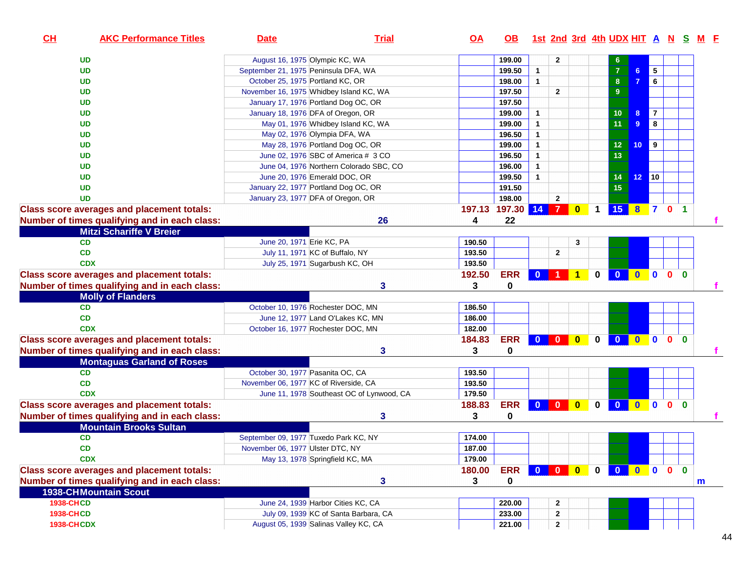| CH | AKC Performance Titles | Date | Trial | OA | OB | 1st | 2nd | 3rd | 4th | UDX | HIT | A | N | S | M | F |
|---|---|---|---|---|---|---|---|---|---|---|---|---|---|---|---|---|
| | UD | August 16, 1975 | Olympic KC, WA | | 199.00 | | 2 | | | 6 | | | | | | |
| | UD | September 21, 1975 | Peninsula DFA, WA | | 199.50 | 1 | | | | 7 | 6 | 5 | | | | |
| | UD | October 25, 1975 | Portland KC, OR | | 198.00 | 1 | | | | 8 | 7 | 6 | | | | |
| | UD | November 16, 1975 | Whidbey Island KC, WA | | 197.50 | | 2 | | | 9 | | | | | | |
| | UD | January 17, 1976 | Portland Dog OC, OR | | 197.50 | | | | | | | | | | | |
| | UD | January 18, 1976 | DFA of Oregon, OR | | 199.00 | 1 | | | | 10 | 8 | 7 | | | | |
| | UD | May 01, 1976 | Whidbey Island KC, WA | | 199.00 | 1 | | | | 11 | 9 | 8 | | | | |
| | UD | May 02, 1976 | Olympia DFA, WA | | 196.50 | 1 | | | | | | | | | | |
| | UD | May 28, 1976 | Portland Dog OC, OR | | 199.00 | 1 | | | | 12 | 10 | 9 | | | | |
| | UD | June 02, 1976 | SBC of America # 3 CO | | 196.50 | 1 | | | | 13 | | | | | | |
| | UD | June 04, 1976 | Northern Colorado SBC, CO | | 196.00 | 1 | | | | | | | | | | |
| | UD | June 20, 1976 | Emerald DOC, OR | | 199.50 | 1 | | | | 14 | 12 | 10 | | | | |
| | UD | January 22, 1977 | Portland Dog OC, OR | | 191.50 | | | | | 15 | | | | | | |
| | UD | January 23, 1977 | DFA of Oregon, OR | | 198.00 | | 2 | | | | | | | | | |
| Class score averages and placement totals: | | | | 197.13 | 197.30 | 14 | 7 | 0 | 1 | 15 | 8 | 7 | 0 | 1 | | |
| Number of times qualifying and in each class: | | | 26 | 4 | 22 | | | | | | | | | | | f |
| **Mitzi Schariffe V Breier** | | | | | | | | | | | | | | | | |
| | CD | June 20, 1971 | Erie KC, PA | 190.50 | | | | 3 | | | | | | | | |
| | CD | July 11, 1971 | KC of Buffalo, NY | 193.50 | | | 2 | | | | | | | | | |
| | CDX | July 25, 1971 | Sugarbush KC, OH | 193.50 | | | | | | | | | | | | |
| Class score averages and placement totals: | | | | 192.50 | ERR | 0 | 1 | 1 | 0 | 0 | 0 | 0 | 0 | 0 | | |
| Number of times qualifying and in each class: | | | 3 | 3 | 0 | | | | | | | | | | | f |
| **Molly of Flanders** | | | | | | | | | | | | | | | | |
| | CD | October 10, 1976 | Rochester DOC, MN | 186.50 | | | | | | | | | | | | |
| | CD | June 12, 1977 | Land O'Lakes KC, MN | 186.00 | | | | | | | | | | | | |
| | CDX | October 16, 1977 | Rochester DOC, MN | 182.00 | | | | | | | | | | | | |
| Class score averages and placement totals: | | | | 184.83 | ERR | 0 | 0 | 0 | 0 | 0 | 0 | 0 | 0 | 0 | | |
| Number of times qualifying and in each class: | | | 3 | 3 | 0 | | | | | | | | | | | f |
| **Montaguas Garland of Roses** | | | | | | | | | | | | | | | | |
| | CD | October 30, 1977 | Pasanita OC, CA | 193.50 | | | | | | | | | | | | |
| | CD | November 06, 1977 | KC of Riverside, CA | 193.50 | | | | | | | | | | | | |
| | CDX | June 11, 1978 | Southeast OC of Lynwood, CA | 179.50 | | | | | | | | | | | | |
| Class score averages and placement totals: | | | | 188.83 | ERR | 0 | 0 | 0 | 0 | 0 | 0 | 0 | 0 | 0 | | |
| Number of times qualifying and in each class: | | | 3 | 3 | 0 | | | | | | | | | | | f |
| **Mountain Brooks Sultan** | | | | | | | | | | | | | | | | |
| | CD | September 09, 1977 | Tuxedo Park KC, NY | 174.00 | | | | | | | | | | | | |
| | CD | November 06, 1977 | Ulster DTC, NY | 187.00 | | | | | | | | | | | | |
| | CDX | May 13, 1978 | Springfield KC, MA | 179.00 | | | | | | | | | | | | |
| Class score averages and placement totals: | | | | 180.00 | ERR | 0 | 0 | 0 | 0 | 0 | 0 | 0 | 0 | 0 | | |
| Number of times qualifying and in each class: | | | 3 | 3 | 0 | | | | | | | | | | m | |
| **1938-CH Mountain Scout** | | | | | | | | | | | | | | | | |
| 1938-CH | CD | June 24, 1939 | Harbor Cities KC, CA | | 220.00 | | 2 | | | | | | | | | |
| 1938-CH | CD | July 09, 1939 | KC of Santa Barbara, CA | | 233.00 | | 2 | | | | | | | | | |
| 1938-CH | CDX | August 05, 1939 | Salinas Valley KC, CA | | 221.00 | | 2 | | | | | | | | | |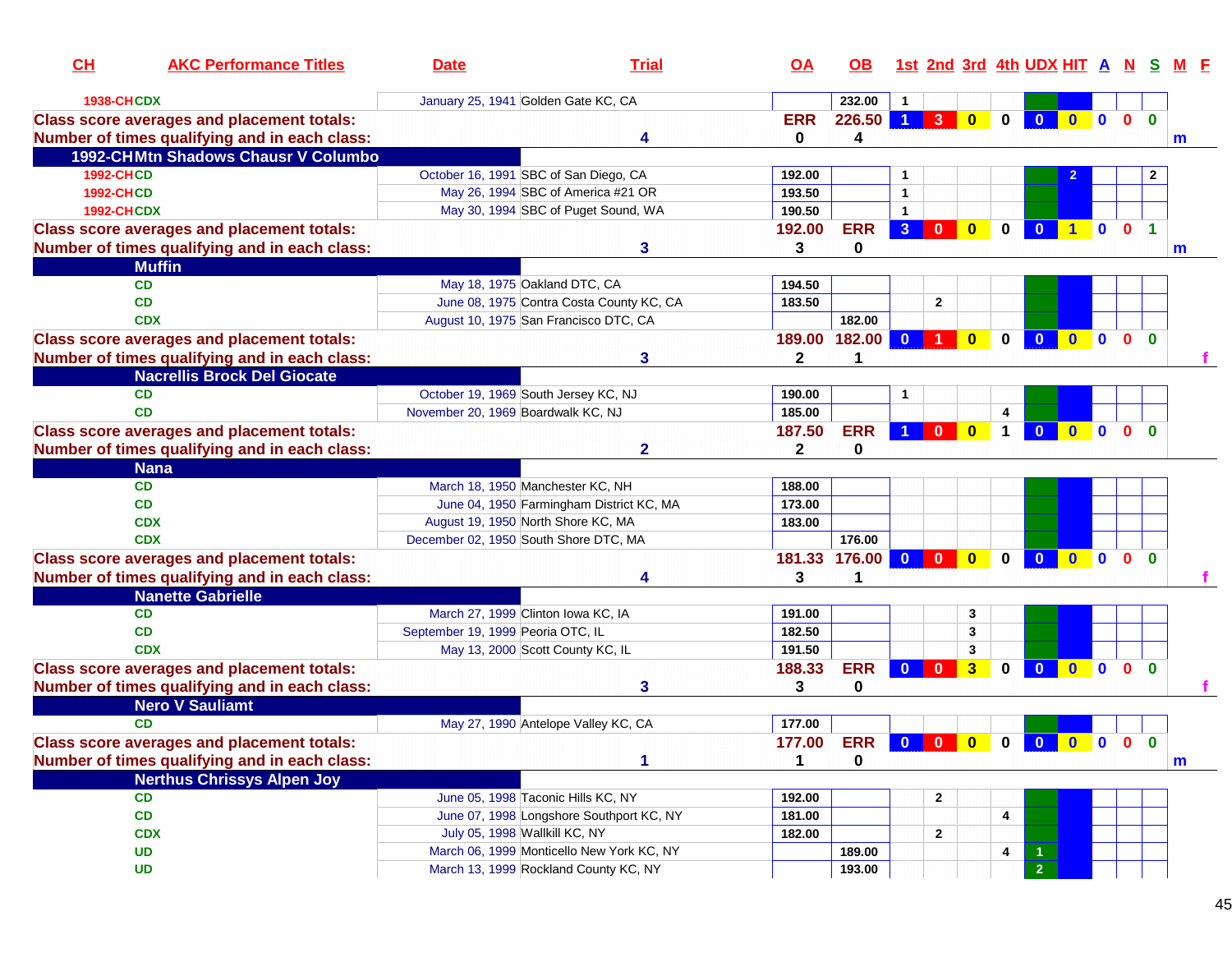| CH | AKC Performance Titles | Date | Trial | OA | OB | 1st | 2nd | 3rd | 4th | UDX | HIT | A | N | S | M | F |
|---|---|---|---|---|---|---|---|---|---|---|---|---|---|---|---|---|
| 1938-CH | CDX | January 25, 1941 | Golden Gate KC, CA | | 232.00 | 1 | | | | | | | | | | |
| Class score averages and placement totals: | | | | ERR | 226.50 | 1 | 3 | 0 | 0 | 0 | 0 | 0 | 0 | 0 | | |
| Number of times qualifying and in each class: | | | 4 | 0 | 4 | | | | | | | | | | m | |
| 1992-CH Mtn Shadows Chausr V Columbo | | | | | | | | | | | | | | | | |
| 1992-CH | CD | October 16, 1991 | SBC of San Diego, CA | 192.00 | | 1 | | | | | 2 | | | 2 | | |
| 1992-CH | CD | May 26, 1994 | SBC of America #21 OR | 193.50 | | 1 | | | | | | | | | | |
| 1992-CH | CDX | May 30, 1994 | SBC of Puget Sound, WA | 190.50 | | 1 | | | | | | | | | | |
| Class score averages and placement totals: | | | | 192.00 | ERR | 3 | 0 | 0 | 0 | 0 | 1 | 0 | 0 | 1 | | |
| Number of times qualifying and in each class: | | | 3 | 3 | 0 | | | | | | | | | | m | |
| Muffin | | | | | | | | | | | | | | | | |
| | CD | May 18, 1975 | Oakland DTC, CA | 194.50 | | | | | | | | | | | | |
| | CD | June 08, 1975 | Contra Costa County KC, CA | 183.50 | | | 2 | | | | | | | | | |
| | CDX | August 10, 1975 | San Francisco DTC, CA | | 182.00 | | | | | | | | | | | |
| Class score averages and placement totals: | | | | 189.00 | 182.00 | 0 | 1 | 0 | 0 | 0 | 0 | 0 | 0 | 0 | | |
| Number of times qualifying and in each class: | | | 3 | 2 | 1 | | | | | | | | | | | f |
| Nacrellis Brock Del Giocate | | | | | | | | | | | | | | | | |
| | CD | October 19, 1969 | South Jersey KC, NJ | 190.00 | | 1 | | | | | | | | | | |
| | CD | November 20, 1969 | Boardwalk KC, NJ | 185.00 | | | | | 4 | | | | | | | |
| Class score averages and placement totals: | | | | 187.50 | ERR | 1 | 0 | 0 | 1 | 0 | 0 | 0 | 0 | 0 | | |
| Number of times qualifying and in each class: | | | 2 | 2 | 0 | | | | | | | | | | | |
| Nana | | | | | | | | | | | | | | | | |
| | CD | March 18, 1950 | Manchester KC, NH | 188.00 | | | | | | | | | | | | |
| | CD | June 04, 1950 | Farmingham District KC, MA | 173.00 | | | | | | | | | | | | |
| | CDX | August 19, 1950 | North Shore KC, MA | 183.00 | | | | | | | | | | | | |
| | CDX | December 02, 1950 | South Shore DTC, MA | | 176.00 | | | | | | | | | | | |
| Class score averages and placement totals: | | | | 181.33 | 176.00 | 0 | 0 | 0 | 0 | 0 | 0 | 0 | 0 | 0 | | |
| Number of times qualifying and in each class: | | | 4 | 3 | 1 | | | | | | | | | | | f |
| Nanette Gabrielle | | | | | | | | | | | | | | | | |
| | CD | March 27, 1999 | Clinton Iowa KC, IA | 191.00 | | | | 3 | | | | | | | | |
| | CD | September 19, 1999 | Peoria OTC, IL | 182.50 | | | | 3 | | | | | | | | |
| | CDX | May 13, 2000 | Scott County KC, IL | 191.50 | | | | 3 | | | | | | | | |
| Class score averages and placement totals: | | | | 188.33 | ERR | 0 | 0 | 3 | 0 | 0 | 0 | 0 | 0 | 0 | | |
| Number of times qualifying and in each class: | | | 3 | 3 | 0 | | | | | | | | | | | f |
| Nero V Sauliamt | | | | | | | | | | | | | | | | |
| | CD | May 27, 1990 | Antelope Valley KC, CA | 177.00 | | | | | | | | | | | | |
| Class score averages and placement totals: | | | | 177.00 | ERR | 0 | 0 | 0 | 0 | 0 | 0 | 0 | 0 | 0 | | |
| Number of times qualifying and in each class: | | | 1 | 1 | 0 | | | | | | | | | | m | |
| Nerthus Chrissys Alpen Joy | | | | | | | | | | | | | | | | |
| | CD | June 05, 1998 | Taconic Hills KC, NY | 192.00 | | | 2 | | | | | | | | | |
| | CD | June 07, 1998 | Longshore Southport KC, NY | 181.00 | | | | | 4 | | | | | | | |
| | CDX | July 05, 1998 | Wallkill KC, NY | 182.00 | | | 2 | | | | | | | | | |
| | UD | March 06, 1999 | Monticello New York KC, NY | | 189.00 | | | | 4 | 1 | | | | | | |
| | UD | March 13, 1999 | Rockland County KC, NY | | 193.00 | | | | | 2 | | | | | | |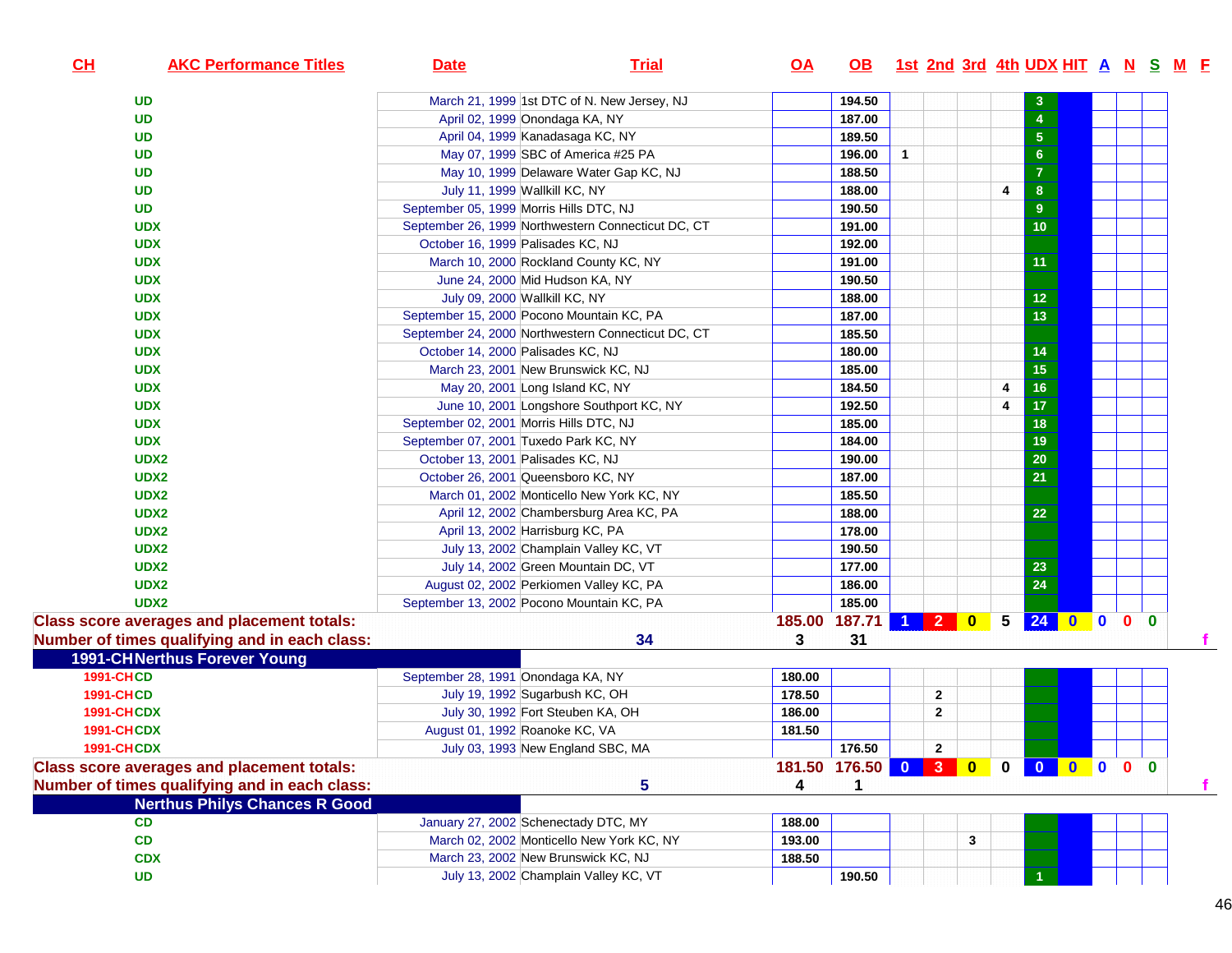| CH | AKC Performance Titles | Date | Trial | OA | OB | 1st | 2nd | 3rd | 4th | UDX | HIT | A | N | S | M | F |
|---|---|---|---|---|---|---|---|---|---|---|---|---|---|---|---|---|
| | UD | March 21, 1999 | 1st DTC of N. New Jersey, NJ | | 194.50 | | | | | 3 | | | | | | |
| | UD | April 02, 1999 | Onondaga KA, NY | | 187.00 | | | | | 4 | | | | | | |
| | UD | April 04, 1999 | Kanadasaga KC, NY | | 189.50 | | | | | 5 | | | | | | |
| | UD | May 07, 1999 | SBC of America #25 PA | | 196.00 | 1 | | | | 6 | | | | | | |
| | UD | May 10, 1999 | Delaware Water Gap KC, NJ | | 188.50 | | | | | 7 | | | | | | |
| | UD | July 11, 1999 | Wallkill KC, NY | | 188.00 | | | | 4 | 8 | | | | | | |
| | UD | September 05, 1999 | Morris Hills DTC, NJ | | 190.50 | | | | | 9 | | | | | | |
| | UDX | September 26, 1999 | Northwestern Connecticut DC, CT | | 191.00 | | | | | 10 | | | | | | |
| | UDX | October 16, 1999 | Palisades KC, NJ | | 192.00 | | | | | | | | | | | |
| | UDX | March 10, 2000 | Rockland County KC, NY | | 191.00 | | | | | 11 | | | | | | |
| | UDX | June 24, 2000 | Mid Hudson KA, NY | | 190.50 | | | | | | | | | | | |
| | UDX | July 09, 2000 | Wallkill KC, NY | | 188.00 | | | | | 12 | | | | | | |
| | UDX | September 15, 2000 | Pocono Mountain KC, PA | | 187.00 | | | | | 13 | | | | | | |
| | UDX | September 24, 2000 | Northwestern Connecticut DC, CT | | 185.50 | | | | | | | | | | | |
| | UDX | October 14, 2000 | Palisades KC, NJ | | 180.00 | | | | | 14 | | | | | | |
| | UDX | March 23, 2001 | New Brunswick KC, NJ | | 185.00 | | | | | 15 | | | | | | |
| | UDX | May 20, 2001 | Long Island KC, NY | | 184.50 | | | | 4 | 16 | | | | | | |
| | UDX | June 10, 2001 | Longshore Southport KC, NY | | 192.50 | | | | 4 | 17 | | | | | | |
| | UDX | September 02, 2001 | Morris Hills DTC, NJ | | 185.00 | | | | | 18 | | | | | | |
| | UDX | September 07, 2001 | Tuxedo Park KC, NY | | 184.00 | | | | | 19 | | | | | | |
| | UDX2 | October 13, 2001 | Palisades KC, NJ | | 190.00 | | | | | 20 | | | | | | |
| | UDX2 | October 26, 2001 | Queensboro KC, NY | | 187.00 | | | | | 21 | | | | | | |
| | UDX2 | March 01, 2002 | Monticello New York KC, NY | | 185.50 | | | | | | | | | | | |
| | UDX2 | April 12, 2002 | Chambersburg Area KC, PA | | 188.00 | | | | | 22 | | | | | | |
| | UDX2 | April 13, 2002 | Harrisburg KC, PA | | 178.00 | | | | | | | | | | | |
| | UDX2 | July 13, 2002 | Champlain Valley KC, VT | | 190.50 | | | | | | | | | | | |
| | UDX2 | July 14, 2002 | Green Mountain DC, VT | | 177.00 | | | | | 23 | | | | | | |
| | UDX2 | August 02, 2002 | Perkiomen Valley KC, PA | | 186.00 | | | | | 24 | | | | | | |
| | UDX2 | September 13, 2002 | Pocono Mountain KC, PA | | 185.00 | | | | | | | | | | | |
| **Class score averages and placement totals:** | | | | 185.00 | 187.71 | 1 | 2 | 0 | 5 | 24 | 0 | 0 | 0 | 0 | | |
| **Number of times qualifying and in each class:** | | | 34 | 3 | 31 | | | | | | | | | | | f |
| **1991-CH** | **Nerthus Forever Young** | | | | | | | | | | | | | | | |
| 1991-CH | CD | September 28, 1991 | Onondaga KA, NY | 180.00 | | | | | | | | | | | | |
| 1991-CH | CD | July 19, 1992 | Sugarbush KC, OH | 178.50 | | | 2 | | | | | | | | | |
| 1991-CH | CDX | July 30, 1992 | Fort Steuben KA, OH | 186.00 | | | 2 | | | | | | | | | |
| 1991-CH | CDX | August 01, 1992 | Roanoke KC, VA | 181.50 | | | | | | | | | | | | |
| 1991-CH | CDX | July 03, 1993 | New England SBC, MA | | 176.50 | | 2 | | | | | | | | | |
| **Class score averages and placement totals:** | | | | 181.50 | 176.50 | 0 | 3 | 0 | 0 | 0 | 0 | 0 | 0 | 0 | | |
| **Number of times qualifying and in each class:** | | | 5 | 4 | 1 | | | | | | | | | | | f |
| | **Nerthus Philys Chances R Good** | | | | | | | | | | | | | | | |
| | CD | January 27, 2002 | Schenectady DTC, MY | 188.00 | | | | | | | | | | | | |
| | CD | March 02, 2002 | Monticello New York KC, NY | 193.00 | | | | 3 | | | | | | | | |
| | CDX | March 23, 2002 | New Brunswick KC, NJ | 188.50 | | | | | | | | | | | | |
| | UD | July 13, 2002 | Champlain Valley KC, VT | | 190.50 | | | | | 1 | | | | | | |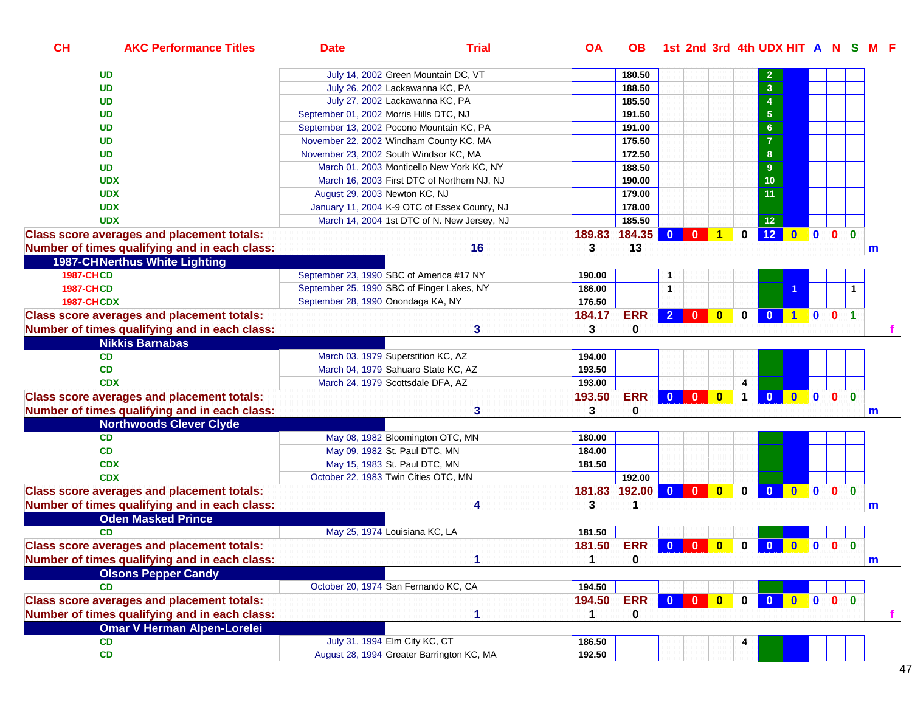| CH | AKC Performance Titles | Date | Trial | OA | OB | 1st | 2nd | 3rd | 4th | UDX | HIT | A | N | S | M | F |
|---|---|---|---|---|---|---|---|---|---|---|---|---|---|---|---|---|
| | UD | July 14, 2002 | Green Mountain DC, VT | | 180.50 | | | | | 2 | | | | | | |
| | UD | July 26, 2002 | Lackawanna KC, PA | | 188.50 | | | | | 3 | | | | | | |
| | UD | July 27, 2002 | Lackawanna KC, PA | | 185.50 | | | | | 4 | | | | | | |
| | UD | September 01, 2002 | Morris Hills DTC, NJ | | 191.50 | | | | | 5 | | | | | | |
| | UD | September 13, 2002 | Pocono Mountain KC, PA | | 191.00 | | | | | 6 | | | | | | |
| | UD | November 22, 2002 | Windham County KC, MA | | 175.50 | | | | | 7 | | | | | | |
| | UD | November 23, 2002 | South Windsor KC, MA | | 172.50 | | | | | 8 | | | | | | |
| | UD | March 01, 2003 | Monticello New York KC, NY | | 188.50 | | | | | 9 | | | | | | |
| | UDX | March 16, 2003 | First DTC of Northern NJ, NJ | | 190.00 | | | | | 10 | | | | | | |
| | UDX | August 29, 2003 | Newton KC, NJ | | 179.00 | | | | | 11 | | | | | | |
| | UDX | January 11, 2004 | K-9 OTC of Essex County, NJ | | 178.00 | | | | | | | | | | | |
| | UDX | March 14, 2004 | 1st DTC of N. New Jersey, NJ | | 185.50 | | | | | 12 | | | | | | |
| Class score averages and placement totals: | | | | 189.83 | 184.35 | 0 | 0 | 1 | 0 | 12 | 0 | 0 | 0 | 0 | | |
| Number of times qualifying and in each class: | | | 16 | 3 | 13 | | | | | | | | | | m | |
| 1987-CH Nerthus White Lighting | | | | | | | | | | | | | | | | |
| 1987-CH | CD | September 23, 1990 | SBC of America #17 NY | 190.00 | | 1 | | | | | | | | | | |
| 1987-CH | CD | September 25, 1990 | SBC of Finger Lakes, NY | 186.00 | | 1 | | | | | 1 | | | 1 | | |
| 1987-CH | CDX | September 28, 1990 | Onondaga KA, NY | 176.50 | | | | | | | | | | | | |
| Class score averages and placement totals: | | | | 184.17 | ERR | 2 | 0 | 0 | 0 | 0 | 1 | 0 | 0 | 1 | | |
| Number of times qualifying and in each class: | | | 3 | 3 | 0 | | | | | | | | | | | f |
| Nikkis Barnabas | | | | | | | | | | | | | | | | |
| | CD | March 03, 1979 | Superstition KC, AZ | 194.00 | | | | | | | | | | | | |
| | CD | March 04, 1979 | Sahuaro State KC, AZ | 193.50 | | | | | | | | | | | | |
| | CDX | March 24, 1979 | Scottsdale DFA, AZ | 193.00 | | | | | 4 | | | | | | | |
| Class score averages and placement totals: | | | | 193.50 | ERR | 0 | 0 | 0 | 1 | 0 | 0 | 0 | 0 | 0 | | |
| Number of times qualifying and in each class: | | | 3 | 3 | 0 | | | | | | | | | | m | |
| Northwoods Clever Clyde | | | | | | | | | | | | | | | | |
| | CD | May 08, 1982 | Bloomington OTC, MN | 180.00 | | | | | | | | | | | | |
| | CD | May 09, 1982 | St. Paul DTC, MN | 184.00 | | | | | | | | | | | | |
| | CDX | May 15, 1983 | St. Paul DTC, MN | 181.50 | | | | | | | | | | | | |
| | CDX | October 22, 1983 | Twin Cities OTC, MN | | 192.00 | | | | | | | | | | | |
| Class score averages and placement totals: | | | | 181.83 | 192.00 | 0 | 0 | 0 | 0 | 0 | 0 | 0 | 0 | 0 | | |
| Number of times qualifying and in each class: | | | 4 | 3 | 1 | | | | | | | | | | m | |
| Oden Masked Prince | | | | | | | | | | | | | | | | |
| | CD | May 25, 1974 | Louisiana KC, LA | 181.50 | | | | | | | | | | | | |
| Class score averages and placement totals: | | | | 181.50 | ERR | 0 | 0 | 0 | 0 | 0 | 0 | 0 | 0 | 0 | | |
| Number of times qualifying and in each class: | | | 1 | 1 | 0 | | | | | | | | | | m | |
| Olsons Pepper Candy | | | | | | | | | | | | | | | | |
| | CD | October 20, 1974 | San Fernando KC, CA | 194.50 | | | | | | | | | | | | |
| Class score averages and placement totals: | | | | 194.50 | ERR | 0 | 0 | 0 | 0 | 0 | 0 | 0 | 0 | 0 | | |
| Number of times qualifying and in each class: | | | 1 | 1 | 0 | | | | | | | | | | | f |
| Omar V Herman Alpen-Lorelei | | | | | | | | | | | | | | | | |
| | CD | July 31, 1994 | Elm City KC, CT | 186.50 | | | | | 4 | | | | | | | |
| | CD | August 28, 1994 | Greater Barrington KC, MA | 192.50 | | | | | | | | | | | | |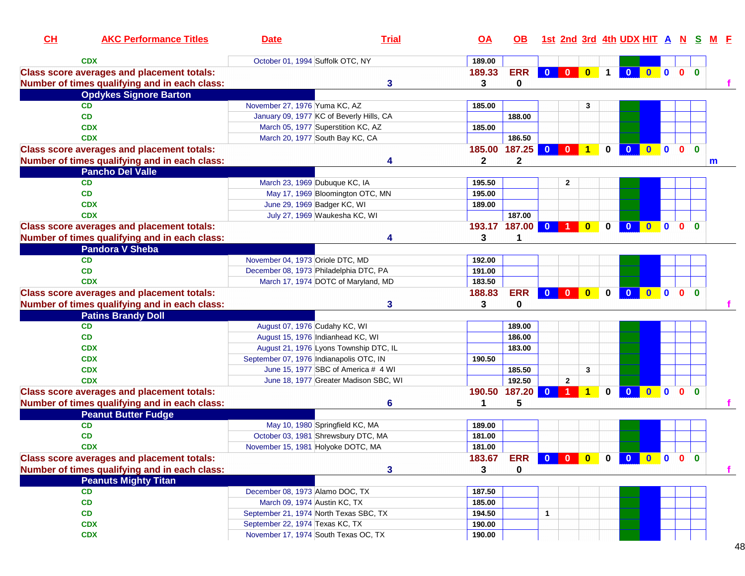| CH | AKC Performance Titles | Date | Trial | OA | OB | 1st | 2nd | 3rd | 4th | UDX | HIT | A | N | S | M | F |
|---|---|---|---|---|---|---|---|---|---|---|---|---|---|---|---|---|
| | CDX | October 01, 1994 | Suffolk OTC, NY | 189.00 | | | | | | | | | | | | |
| Class score averages and placement totals: | | | | 189.33 | ERR | 0 | 0 | 0 | 1 | 0 | 0 | 0 | 0 | 0 | | |
| Number of times qualifying and in each class: | | | 3 | 3 | 0 | | | | | | | | | | | f |
| **Opdykes Signore Barton** | | | | | | | | | | | | | | | | |
| | CD | November 27, 1976 | Yuma KC, AZ | 185.00 | | | | 3 | | | | | | | | |
| | CD | January 09, 1977 | KC of Beverly Hills, CA | | 188.00 | | | | | | | | | | | |
| | CDX | March 05, 1977 | Superstition KC, AZ | 185.00 | | | | | | | | | | | | |
| | CDX | March 20, 1977 | South Bay KC, CA | | 186.50 | | | | | | | | | | | |
| Class score averages and placement totals: | | | | 185.00 | 187.25 | 0 | 0 | 1 | 0 | 0 | 0 | 0 | 0 | 0 | | |
| Number of times qualifying and in each class: | | | 4 | 2 | 2 | | | | | | | | | | m | |
| **Pancho Del Valle** | | | | | | | | | | | | | | | | |
| | CD | March 23, 1969 | Dubuque KC, IA | 195.50 | | | 2 | | | | | | | | | |
| | CD | May 17, 1969 | Bloomington OTC, MN | 195.00 | | | | | | | | | | | | |
| | CDX | June 29, 1969 | Badger KC, WI | 189.00 | | | | | | | | | | | | |
| | CDX | July 27, 1969 | Waukesha KC, WI | | 187.00 | | | | | | | | | | | |
| Class score averages and placement totals: | | | | 193.17 | 187.00 | 0 | 1 | 0 | 0 | 0 | 0 | 0 | 0 | 0 | | |
| Number of times qualifying and in each class: | | | 4 | 3 | 1 | | | | | | | | | | | |
| **Pandora V Sheba** | | | | | | | | | | | | | | | | |
| | CD | November 04, 1973 | Oriole DTC, MD | 192.00 | | | | | | | | | | | | |
| | CD | December 08, 1973 | Philadelphia DTC, PA | 191.00 | | | | | | | | | | | | |
| | CDX | March 17, 1974 | DOTC of Maryland, MD | 183.50 | | | | | | | | | | | | |
| Class score averages and placement totals: | | | | 188.83 | ERR | 0 | 0 | 0 | 0 | 0 | 0 | 0 | 0 | 0 | | |
| Number of times qualifying and in each class: | | | 3 | 3 | 0 | | | | | | | | | | | f |
| **Patins Brandy Doll** | | | | | | | | | | | | | | | | |
| | CD | August 07, 1976 | Cudahy KC, WI | | 189.00 | | | | | | | | | | | |
| | CD | August 15, 1976 | Indianhead KC, WI | | 186.00 | | | | | | | | | | | |
| | CDX | August 21, 1976 | Lyons Township DTC, IL | | 183.00 | | | | | | | | | | | |
| | CDX | September 07, 1976 | Indianapolis OTC, IN | 190.50 | | | | | | | | | | | | |
| | CDX | June 15, 1977 | SBC of America # 4 WI | | 185.50 | | | 3 | | | | | | | | |
| | CDX | June 18, 1977 | Greater Madison SBC, WI | | 192.50 | | 2 | | | | | | | | | |
| Class score averages and placement totals: | | | | 190.50 | 187.20 | 0 | 1 | 1 | 0 | 0 | 0 | 0 | 0 | 0 | | |
| Number of times qualifying and in each class: | | | 6 | 1 | 5 | | | | | | | | | | | f |
| **Peanut Butter Fudge** | | | | | | | | | | | | | | | | |
| | CD | May 10, 1980 | Springfield KC, MA | 189.00 | | | | | | | | | | | | |
| | CD | October 03, 1981 | Shrewsbury DTC, MA | 181.00 | | | | | | | | | | | | |
| | CDX | November 15, 1981 | Holyoke DOTC, MA | 181.00 | | | | | | | | | | | | |
| Class score averages and placement totals: | | | | 183.67 | ERR | 0 | 0 | 0 | 0 | 0 | 0 | 0 | 0 | 0 | | |
| Number of times qualifying and in each class: | | | 3 | 3 | 0 | | | | | | | | | | | f |
| **Peanuts Mighty Titan** | | | | | | | | | | | | | | | | |
| | CD | December 08, 1973 | Alamo DOC, TX | 187.50 | | | | | | | | | | | | |
| | CD | March 09, 1974 | Austin KC, TX | 185.00 | | | | | | | | | | | | |
| | CD | September 21, 1974 | North Texas SBC, TX | 194.50 | | 1 | | | | | | | | | | |
| | CDX | September 22, 1974 | Texas KC, TX | 190.00 | | | | | | | | | | | | |
| | CDX | November 17, 1974 | South Texas OC, TX | 190.00 | | | | | | | | | | | | |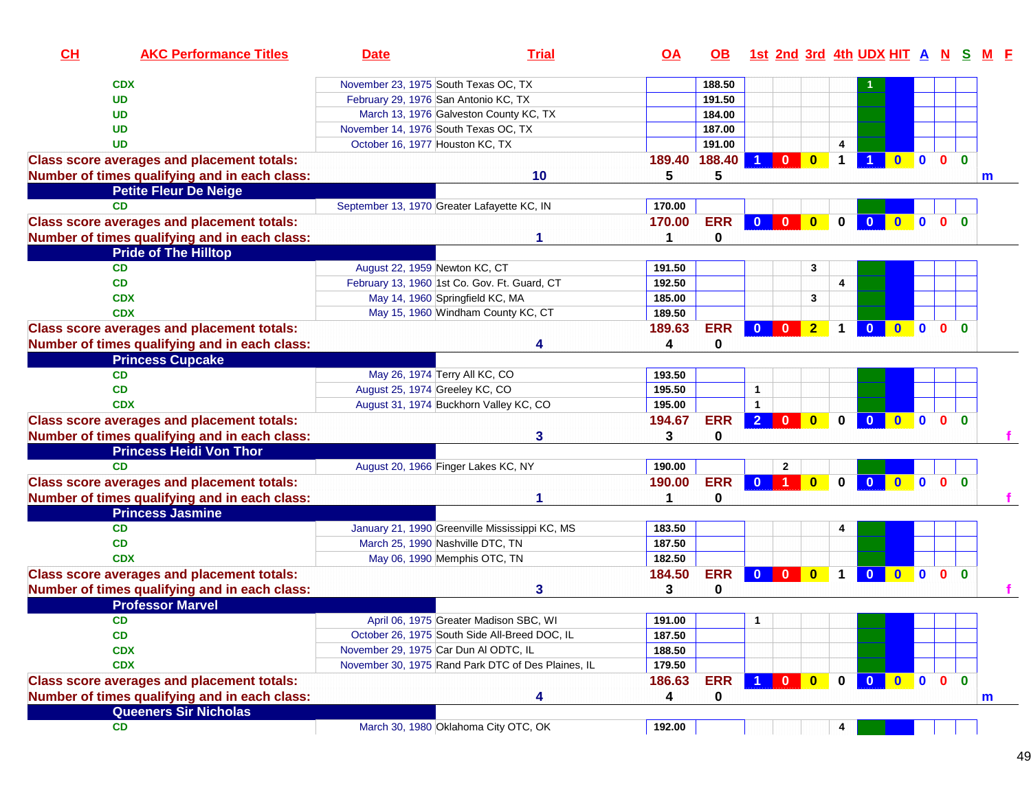| CH | AKC Performance Titles | Date | Trial | OA | OB | 1st | 2nd | 3rd | 4th | UDX | HIT | A | N | S | M | F |
|---|---|---|---|---|---|---|---|---|---|---|---|---|---|---|---|---|
| | CDX | November 23, 1975 | South Texas OC, TX | | 188.50 | | | | | 1 | | | | | | |
| | UD | February 29, 1976 | San Antonio KC, TX | | 191.50 | | | | | | | | | | | |
| | UD | March 13, 1976 | Galveston County KC, TX | | 184.00 | | | | | | | | | | | |
| | UD | November 14, 1976 | South Texas OC, TX | | 187.00 | | | | | | | | | | | |
| | UD | October 16, 1977 | Houston KC, TX | | 191.00 | | | | 4 | | | | | | | |
| Class score averages and placement totals: | | | | 189.40 | 188.40 | 1 | 0 | 0 | 1 | 1 | 0 | 0 | 0 | 0 | | |
| Number of times qualifying and in each class: | | | 10 | 5 | 5 | | | | | | | | | | m | |
| **Petite Fleur De Neige** | | | | | | | | | | | | | | | | |
| | CD | September 13, 1970 | Greater Lafayette KC, IN | 170.00 | | | | | | | | | | | | |
| Class score averages and placement totals: | | | | 170.00 | ERR | 0 | 0 | 0 | 0 | 0 | 0 | 0 | 0 | 0 | | |
| Number of times qualifying and in each class: | | | 1 | 1 | 0 | | | | | | | | | | | |
| **Pride of The Hilltop** | | | | | | | | | | | | | | | | |
| | CD | August 22, 1959 | Newton KC, CT | 191.50 | | | | 3 | | | | | | | | |
| | CD | February 13, 1960 | 1st Co. Gov. Ft. Guard, CT | 192.50 | | | | | 4 | | | | | | | |
| | CDX | May 14, 1960 | Springfield KC, MA | 185.00 | | | | 3 | | | | | | | | |
| | CDX | May 15, 1960 | Windham County KC, CT | 189.50 | | | | | | | | | | | | |
| Class score averages and placement totals: | | | | 189.63 | ERR | 0 | 0 | 2 | 1 | 0 | 0 | 0 | 0 | 0 | | |
| Number of times qualifying and in each class: | | | 4 | 4 | 0 | | | | | | | | | | | |
| **Princess Cupcake** | | | | | | | | | | | | | | | | |
| | CD | May 26, 1974 | Terry All KC, CO | 193.50 | | | | | | | | | | | | |
| | CD | August 25, 1974 | Greeley KC, CO | 195.50 | | 1 | | | | | | | | | | |
| | CDX | August 31, 1974 | Buckhorn Valley KC, CO | 195.00 | | 1 | | | | | | | | | | |
| Class score averages and placement totals: | | | | 194.67 | ERR | 2 | 0 | 0 | 0 | 0 | 0 | 0 | 0 | 0 | | |
| Number of times qualifying and in each class: | | | 3 | 3 | 0 | | | | | | | | | | | f |
| **Princess Heidi Von Thor** | | | | | | | | | | | | | | | | |
| | CD | August 20, 1966 | Finger Lakes KC, NY | 190.00 | | | 2 | | | | | | | | | |
| Class score averages and placement totals: | | | | 190.00 | ERR | 0 | 1 | 0 | 0 | 0 | 0 | 0 | 0 | 0 | | |
| Number of times qualifying and in each class: | | | 1 | 1 | 0 | | | | | | | | | | | f |
| **Princess Jasmine** | | | | | | | | | | | | | | | | |
| | CD | January 21, 1990 | Greenville Mississippi KC, MS | 183.50 | | | | | 4 | | | | | | | |
| | CD | March 25, 1990 | Nashville DTC, TN | 187.50 | | | | | | | | | | | | |
| | CDX | May 06, 1990 | Memphis OTC, TN | 182.50 | | | | | | | | | | | | |
| Class score averages and placement totals: | | | | 184.50 | ERR | 0 | 0 | 0 | 1 | 0 | 0 | 0 | 0 | 0 | | |
| Number of times qualifying and in each class: | | | 3 | 3 | 0 | | | | | | | | | | | f |
| **Professor Marvel** | | | | | | | | | | | | | | | | |
| | CD | April 06, 1975 | Greater Madison SBC, WI | 191.00 | | 1 | | | | | | | | | | |
| | CD | October 26, 1975 | South Side All-Breed DOC, IL | 187.50 | | | | | | | | | | | | |
| | CDX | November 29, 1975 | Car Dun Al ODTC, IL | 188.50 | | | | | | | | | | | | |
| | CDX | November 30, 1975 | Rand Park DTC of Des Plaines, IL | 179.50 | | | | | | | | | | | | |
| Class score averages and placement totals: | | | | 186.63 | ERR | 1 | 0 | 0 | 0 | 0 | 0 | 0 | 0 | 0 | | |
| Number of times qualifying and in each class: | | | 4 | 4 | 0 | | | | | | | | | | m | |
| **Queeners Sir Nicholas** | | | | | | | | | | | | | | | | |
| | CD | March 30, 1980 | Oklahoma City OTC, OK | 192.00 | | | | | 4 | | | | | | | |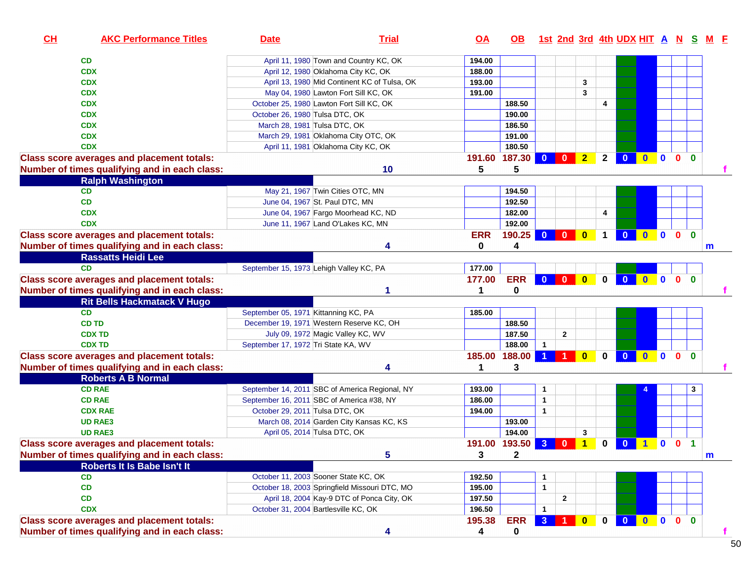| CH | AKC Performance Titles | Date | Trial | OA | OB | 1st | 2nd | 3rd | 4th | UDX | HIT | A | N | S | M | F |
|---|---|---|---|---|---|---|---|---|---|---|---|---|---|---|---|---|
| | CD | April 11, 1980 | Town and Country KC, OK | 194.00 | | | | | | | | | | | | |
| | CDX | April 12, 1980 | Oklahoma City KC, OK | 188.00 | | | | | | | | | | | | |
| | CDX | April 13, 1980 | Mid Continent KC of Tulsa, OK | 193.00 | | | | 3 | | | | | | | | |
| | CDX | May 04, 1980 | Lawton Fort Sill KC, OK | 191.00 | | | | 3 | | | | | | | | |
| | CDX | October 25, 1980 | Lawton Fort Sill KC, OK | | 188.50 | | | | 4 | | | | | | | |
| | CDX | October 26, 1980 | Tulsa DTC, OK | | 190.00 | | | | | | | | | | | |
| | CDX | March 28, 1981 | Tulsa DTC, OK | | 186.50 | | | | | | | | | | | |
| | CDX | March 29, 1981 | Oklahoma City OTC, OK | | 191.00 | | | | | | | | | | | |
| | CDX | April 11, 1981 | Oklahoma City KC, OK | | 180.50 | | | | | | | | | | | |
| Class score averages and placement totals: | | | | 191.60 | 187.30 | 0 | 0 | 2 | 2 | 0 | 0 | 0 | 0 | 0 | | |
| Number of times qualifying and in each class: | | | 10 | 5 | 5 | | | | | | | | | | | f |
| **Ralph Washington** | | | | | | | | | | | | | | | | |
| | CD | May 21, 1967 | Twin Cities OTC, MN | | 194.50 | | | | | | | | | | | |
| | CD | June 04, 1967 | St. Paul DTC, MN | | 192.50 | | | | | | | | | | | |
| | CDX | June 04, 1967 | Fargo Moorhead KC, ND | | 182.00 | | | | 4 | | | | | | | |
| | CDX | June 11, 1967 | Land O'Lakes KC, MN | | 192.00 | | | | | | | | | | | |
| Class score averages and placement totals: | | | | ERR | 190.25 | 0 | 0 | 0 | 1 | 0 | 0 | 0 | 0 | 0 | | |
| Number of times qualifying and in each class: | | | 4 | 0 | 4 | | | | | | | | | | m | |
| **Rassatts Heidi Lee** | | | | | | | | | | | | | | | | |
| | CD | September 15, 1973 | Lehigh Valley KC, PA | 177.00 | | | | | | | | | | | | |
| Class score averages and placement totals: | | | | 177.00 | ERR | 0 | 0 | 0 | 0 | 0 | 0 | 0 | 0 | 0 | | |
| Number of times qualifying and in each class: | | | 1 | 1 | 0 | | | | | | | | | | | f |
| **Rit Bells Hackmatack V Hugo** | | | | | | | | | | | | | | | | |
| | CD | September 05, 1971 | Kittanning KC, PA | 185.00 | | | | | | | | | | | | |
| | CD TD | December 19, 1971 | Western Reserve KC, OH | | 188.50 | | | | | | | | | | | |
| | CDX TD | July 09, 1972 | Magic Valley KC, WV | | 187.50 | | 2 | | | | | | | | | |
| | CDX TD | September 17, 1972 | Tri State KA, WV | | 188.00 | 1 | | | | | | | | | | |
| Class score averages and placement totals: | | | | 185.00 | 188.00 | 1 | 1 | 0 | 0 | 0 | 0 | 0 | 0 | 0 | | |
| Number of times qualifying and in each class: | | | 4 | 1 | 3 | | | | | | | | | | | f |
| **Roberts A B Normal** | | | | | | | | | | | | | | | | |
| | CD RAE | September 14, 2011 | SBC of America Regional, NY | 193.00 | | 1 | | | | | 4 | | | 3 | | |
| | CD RAE | September 16, 2011 | SBC of America #38, NY | 186.00 | | 1 | | | | | | | | | | |
| | CDX RAE | October 29, 2011 | Tulsa DTC, OK | 194.00 | | 1 | | | | | | | | | | |
| | UD RAE3 | March 08, 2014 | Garden City Kansas KC, KS | | 193.00 | | | | | | | | | | | |
| | UD RAE3 | April 05, 2014 | Tulsa DTC, OK | | 194.00 | | | 3 | | | | | | | | |
| Class score averages and placement totals: | | | | 191.00 | 193.50 | 3 | 0 | 1 | 0 | 0 | 1 | 0 | 0 | 1 | | |
| Number of times qualifying and in each class: | | | 5 | 3 | 2 | | | | | | | | | | m | |
| **Roberts It Is Babe Isn't It** | | | | | | | | | | | | | | | | |
| | CD | October 11, 2003 | Sooner State KC, OK | 192.50 | | 1 | | | | | | | | | | |
| | CD | October 18, 2003 | Springfield Missouri DTC, MO | 195.00 | | 1 | | | | | | | | | | |
| | CD | April 18, 2004 | Kay-9 DTC of Ponca City, OK | 197.50 | | | 2 | | | | | | | | | |
| | CDX | October 31, 2004 | Bartlesville KC, OK | 196.50 | | 1 | | | | | | | | | | |
| Class score averages and placement totals: | | | | 195.38 | ERR | 3 | 1 | 0 | 0 | 0 | 0 | 0 | 0 | 0 | | |
| Number of times qualifying and in each class: | | | 4 | 4 | 0 | | | | | | | | | | | f |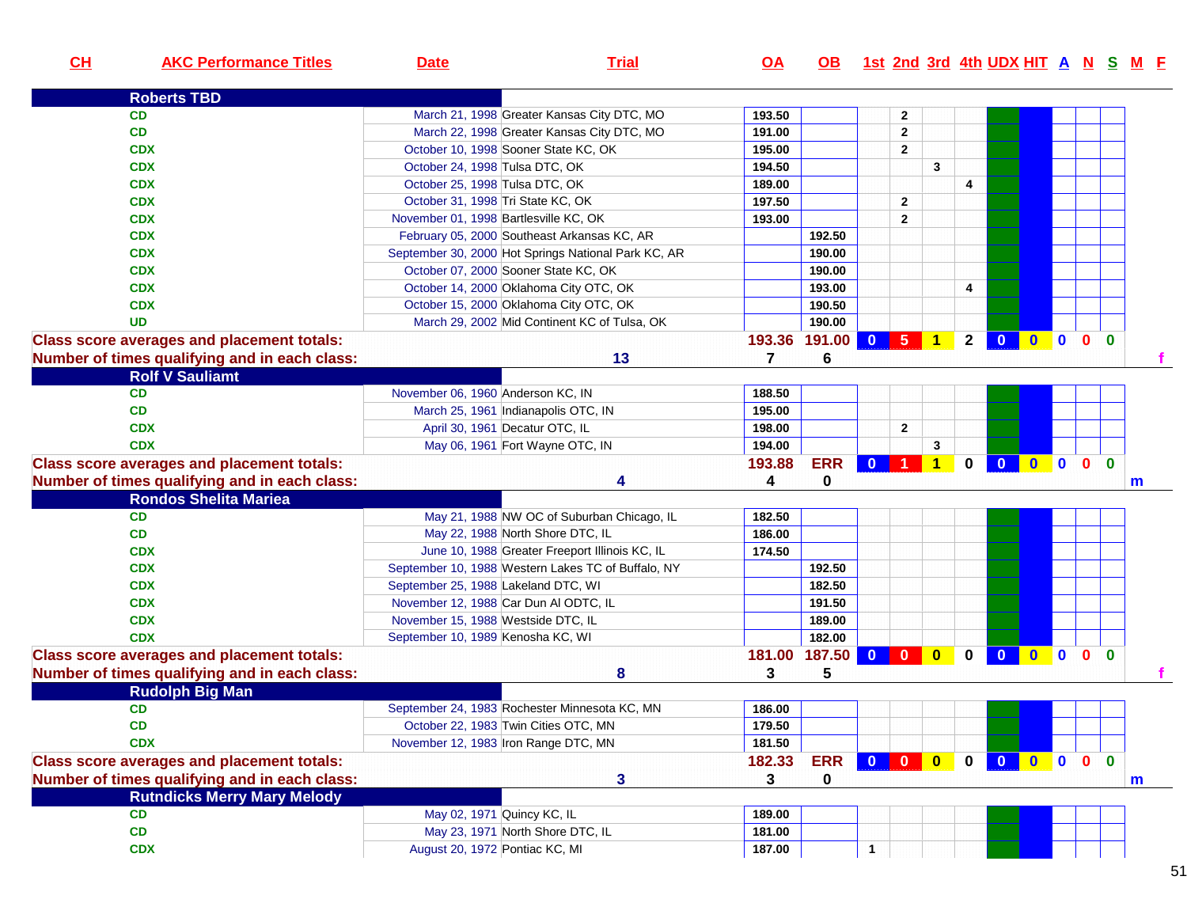| CH | AKC Performance Titles | Date | Trial | OA | OB | 1st | 2nd | 3rd | 4th | UDX | HIT | A | N | S | M | F |
|---|---|---|---|---|---|---|---|---|---|---|---|---|---|---|---|---|
| | **Roberts TBD** | | | | | | | | | | | | | | | |
| | CD | March 21, 1998 | Greater Kansas City DTC, MO | 193.50 | | | 2 | | | | | | | | | |
| | CD | March 22, 1998 | Greater Kansas City DTC, MO | 191.00 | | | 2 | | | | | | | | | |
| | CDX | October 10, 1998 | Sooner State KC, OK | 195.00 | | | 2 | | | | | | | | | |
| | CDX | October 24, 1998 | Tulsa DTC, OK | 194.50 | | | | 3 | | | | | | | | |
| | CDX | October 25, 1998 | Tulsa DTC, OK | 189.00 | | | | | 4 | | | | | | | |
| | CDX | October 31, 1998 | Tri State KC, OK | 197.50 | | | 2 | | | | | | | | | |
| | CDX | November 01, 1998 | Bartlesville KC, OK | 193.00 | | | 2 | | | | | | | | | |
| | CDX | February 05, 2000 | Southeast Arkansas KC, AR | | 192.50 | | | | | | | | | | | |
| | CDX | September 30, 2000 | Hot Springs National Park KC, AR | | 190.00 | | | | | | | | | | | |
| | CDX | October 07, 2000 | Sooner State KC, OK | | 190.00 | | | | | | | | | | | |
| | CDX | October 14, 2000 | Oklahoma City OTC, OK | | 193.00 | | | | 4 | | | | | | | |
| | CDX | October 15, 2000 | Oklahoma City OTC, OK | | 190.50 | | | | | | | | | | | |
| | UD | March 29, 2002 | Mid Continent KC of Tulsa, OK | | 190.00 | | | | | | | | | | | |
| **Class score averages and placement totals:** | | | | 193.36 | 191.00 | 0 | 5 | 1 | 2 | 0 | 0 | 0 | 0 | 0 | | |
| **Number of times qualifying and in each class:** | | | 13 | 7 | 6 | | | | | | | | | | | f |
| | **Rolf V Sauliamt** | | | | | | | | | | | | | | | |
| | CD | November 06, 1960 | Anderson KC, IN | 188.50 | | | | | | | | | | | | |
| | CD | March 25, 1961 | Indianapolis OTC, IN | 195.00 | | | | | | | | | | | | |
| | CDX | April 30, 1961 | Decatur OTC, IL | 198.00 | | | 2 | | | | | | | | | |
| | CDX | May 06, 1961 | Fort Wayne OTC, IN | 194.00 | | | | 3 | | | | | | | | |
| **Class score averages and placement totals:** | | | | 193.88 | ERR | 0 | 1 | 1 | 0 | 0 | 0 | 0 | 0 | 0 | | |
| **Number of times qualifying and in each class:** | | | 4 | 4 | 0 | | | | | | | | | | m | |
| | **Rondos Shelita Mariea** | | | | | | | | | | | | | | | |
| | CD | May 21, 1988 | NW OC of Suburban Chicago, IL | 182.50 | | | | | | | | | | | | |
| | CD | May 22, 1988 | North Shore DTC, IL | 186.00 | | | | | | | | | | | | |
| | CDX | June 10, 1988 | Greater Freeport Illinois KC, IL | 174.50 | | | | | | | | | | | | |
| | CDX | September 10, 1988 | Western Lakes TC of Buffalo, NY | | 192.50 | | | | | | | | | | | |
| | CDX | September 25, 1988 | Lakeland DTC, WI | | 182.50 | | | | | | | | | | | |
| | CDX | November 12, 1988 | Car Dun Al ODTC, IL | | 191.50 | | | | | | | | | | | |
| | CDX | November 15, 1988 | Westside DTC, IL | | 189.00 | | | | | | | | | | | |
| | CDX | September 10, 1989 | Kenosha KC, WI | | 182.00 | | | | | | | | | | | |
| **Class score averages and placement totals:** | | | | 181.00 | 187.50 | 0 | 0 | 0 | 0 | 0 | 0 | 0 | 0 | 0 | | |
| **Number of times qualifying and in each class:** | | | 8 | 3 | 5 | | | | | | | | | | | f |
| | **Rudolph Big Man** | | | | | | | | | | | | | | | |
| | CD | September 24, 1983 | Rochester Minnesota KC, MN | 186.00 | | | | | | | | | | | | |
| | CD | October 22, 1983 | Twin Cities OTC, MN | 179.50 | | | | | | | | | | | | |
| | CDX | November 12, 1983 | Iron Range DTC, MN | 181.50 | | | | | | | | | | | | |
| **Class score averages and placement totals:** | | | | 182.33 | ERR | 0 | 0 | 0 | 0 | 0 | 0 | 0 | 0 | 0 | | |
| **Number of times qualifying and in each class:** | | | 3 | 3 | 0 | | | | | | | | | | m | |
| | **Rutndicks Merry Mary Melody** | | | | | | | | | | | | | | | |
| | CD | May 02, 1971 | Quincy KC, IL | 189.00 | | | | | | | | | | | | |
| | CD | May 23, 1971 | North Shore DTC, IL | 181.00 | | | | | | | | | | | | |
| | CDX | August 20, 1972 | Pontiac KC, MI | 187.00 | | 1 | | | | | | | | | | |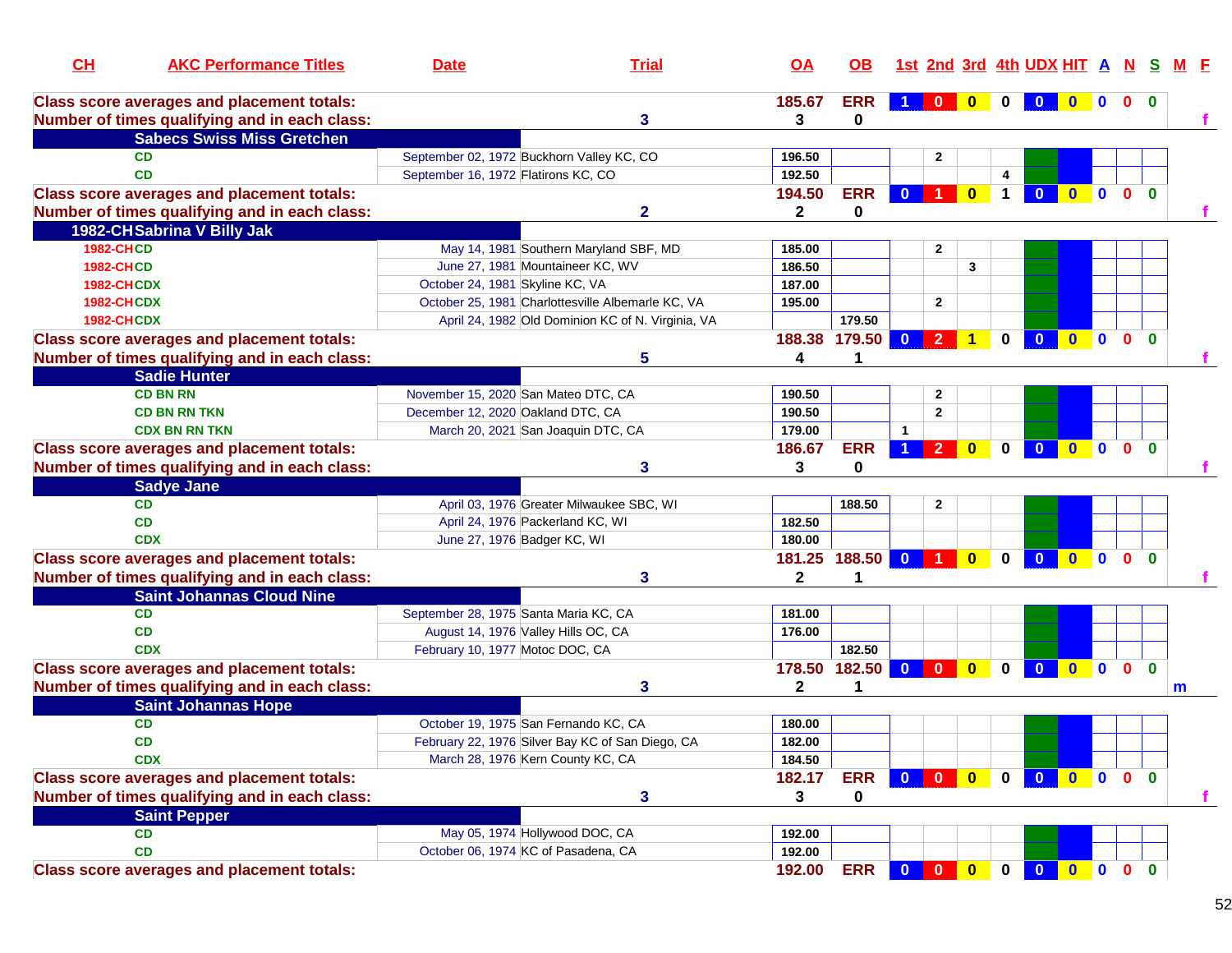| CH | AKC Performance Titles | Date | Trial | OA | OB | 1st | 2nd | 3rd | 4th | UDX | HIT | A | N | S | M | F |
|---|---|---|---|---|---|---|---|---|---|---|---|---|---|---|---|---|
| Class score averages and placement totals: | | | | 185.67 | ERR | 1 | 0 | 0 | 0 | 0 | 0 | 0 | 0 | 0 | | |
| Number of times qualifying and in each class: | | | 3 | 3 | 0 | | | | | | | | | | | f |
| | Sabecs Swiss Miss Gretchen | | | | | | | | | | | | | | | |
| | CD | September 02, 1972 | Buckhorn Valley KC, CO | 196.50 | | | 2 | | | | | | | | | |
| | CD | September 16, 1972 | Flatirons KC, CO | 192.50 | | | | | 4 | | | | | | | |
| Class score averages and placement totals: | | | | 194.50 | ERR | 0 | 1 | 0 | 1 | 0 | 0 | 0 | 0 | 0 | | |
| Number of times qualifying and in each class: | | | 2 | 2 | 0 | | | | | | | | | | | f |
| 1982-CH | Sabrina V Billy Jak | | | | | | | | | | | | | | | |
| 1982-CH | CD | May 14, 1981 | Southern Maryland SBF, MD | 185.00 | | | 2 | | | | | | | | | |
| 1982-CH | CD | June 27, 1981 | Mountaineer KC, WV | 186.50 | | | | 3 | | | | | | | | |
| 1982-CH | CDX | October 24, 1981 | Skyline KC, VA | 187.00 | | | | | | | | | | | | |
| 1982-CH | CDX | October 25, 1981 | Charlottesville Albemarle KC, VA | 195.00 | | | 2 | | | | | | | | | |
| 1982-CH | CDX | April 24, 1982 | Old Dominion KC of N. Virginia, VA | | 179.50 | | | | | | | | | | | |
| Class score averages and placement totals: | | | | 188.38 | 179.50 | 0 | 2 | 1 | 0 | 0 | 0 | 0 | 0 | 0 | | |
| Number of times qualifying and in each class: | | | 5 | 4 | 1 | | | | | | | | | | | f |
| | Sadie Hunter | | | | | | | | | | | | | | | |
| | CD BN RN | November 15, 2020 | San Mateo DTC, CA | 190.50 | | | 2 | | | | | | | | | |
| | CD BN RN TKN | December 12, 2020 | Oakland DTC, CA | 190.50 | | | 2 | | | | | | | | | |
| | CDX BN RN TKN | March 20, 2021 | San Joaquin DTC, CA | 179.00 | | 1 | | | | | | | | | | |
| Class score averages and placement totals: | | | | 186.67 | ERR | 1 | 2 | 0 | 0 | 0 | 0 | 0 | 0 | 0 | | |
| Number of times qualifying and in each class: | | | 3 | 3 | 0 | | | | | | | | | | | f |
| | Sadye Jane | | | | | | | | | | | | | | | |
| | CD | April 03, 1976 | Greater Milwaukee SBC, WI | | 188.50 | | 2 | | | | | | | | | |
| | CD | April 24, 1976 | Packerland KC, WI | 182.50 | | | | | | | | | | | | |
| | CDX | June 27, 1976 | Badger KC, WI | 180.00 | | | | | | | | | | | | |
| Class score averages and placement totals: | | | | 181.25 | 188.50 | 0 | 1 | 0 | 0 | 0 | 0 | 0 | 0 | 0 | | |
| Number of times qualifying and in each class: | | | 3 | 2 | 1 | | | | | | | | | | | f |
| | Saint Johannas Cloud Nine | | | | | | | | | | | | | | | |
| | CD | September 28, 1975 | Santa Maria KC, CA | 181.00 | | | | | | | | | | | | |
| | CD | August 14, 1976 | Valley Hills OC, CA | 176.00 | | | | | | | | | | | | |
| | CDX | February 10, 1977 | Motoc DOC, CA | | 182.50 | | | | | | | | | | | |
| Class score averages and placement totals: | | | | 178.50 | 182.50 | 0 | 0 | 0 | 0 | 0 | 0 | 0 | 0 | 0 | | |
| Number of times qualifying and in each class: | | | 3 | 2 | 1 | | | | | | | | | | m | |
| | Saint Johannas Hope | | | | | | | | | | | | | | | |
| | CD | October 19, 1975 | San Fernando KC, CA | 180.00 | | | | | | | | | | | | |
| | CD | February 22, 1976 | Silver Bay KC of San Diego, CA | 182.00 | | | | | | | | | | | | |
| | CDX | March 28, 1976 | Kern County KC, CA | 184.50 | | | | | | | | | | | | |
| Class score averages and placement totals: | | | | 182.17 | ERR | 0 | 0 | 0 | 0 | 0 | 0 | 0 | 0 | 0 | | |
| Number of times qualifying and in each class: | | | 3 | 3 | 0 | | | | | | | | | | | f |
| | Saint Pepper | | | | | | | | | | | | | | | |
| | CD | May 05, 1974 | Hollywood DOC, CA | 192.00 | | | | | | | | | | | | |
| | CD | October 06, 1974 | KC of Pasadena, CA | 192.00 | | | | | | | | | | | | |
| Class score averages and placement totals: | | | | 192.00 | ERR | 0 | 0 | 0 | 0 | 0 | 0 | 0 | 0 | 0 | | |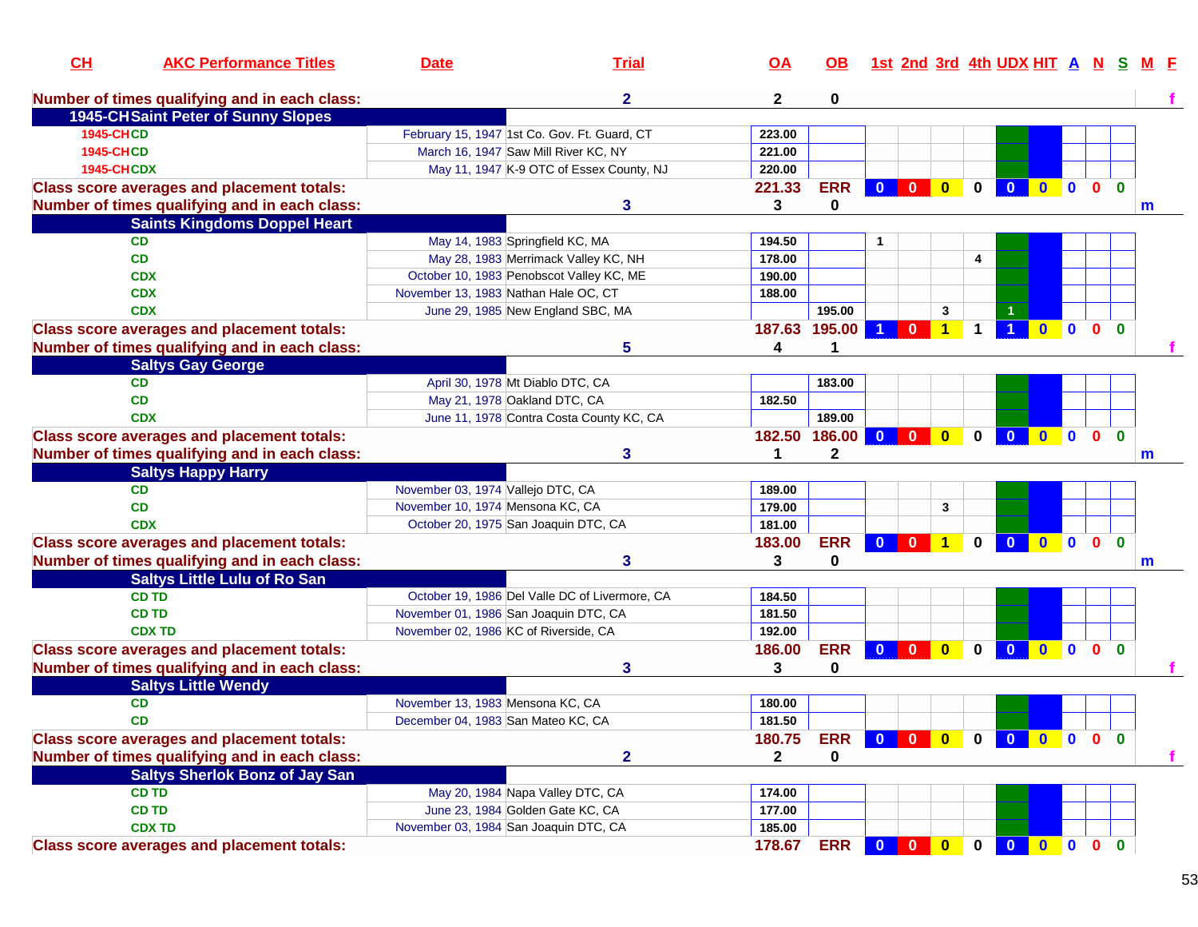| CH | AKC Performance Titles | Date | Trial | OA | OB | 1st | 2nd | 3rd | 4th | UDX | HIT | A | N | S | M | F |
|---|---|---|---|---|---|---|---|---|---|---|---|---|---|---|---|---|
| Number of times qualifying and in each class: | | | 2 | 2 | 0 | | | | | | | | | | | f |
| 1945-CH Saint Peter of Sunny Slopes | | | | | | | | | | | | | | | | |
| 1945-CH | CD | February 15, 1947 | 1st Co. Gov. Ft. Guard, CT | 223.00 | | | | | | | | | | | | |
| 1945-CH | CD | March 16, 1947 | Saw Mill River KC, NY | 221.00 | | | | | | | | | | | | |
| 1945-CH | CDX | May 11, 1947 | K-9 OTC of Essex County, NJ | 220.00 | | | | | | | | | | | | |
| Class score averages and placement totals: | | | | 221.33 | ERR | 0 | 0 | 0 | 0 | 0 | 0 | 0 | 0 | 0 | | |
| Number of times qualifying and in each class: | | | 3 | 3 | 0 | | | | | | | | | | m | |
| Saints Kingdoms Doppel Heart | | | | | | | | | | | | | | | | |
| | CD | May 14, 1983 | Springfield KC, MA | 194.50 | | 1 | | | | | | | | | | |
| | CD | May 28, 1983 | Merrimack Valley KC, NH | 178.00 | | | | | 4 | | | | | | | |
| | CDX | October 10, 1983 | Penobscot Valley KC, ME | 190.00 | | | | | | | | | | | | |
| | CDX | November 13, 1983 | Nathan Hale OC, CT | 188.00 | | | | | | | | | | | | |
| | CDX | June 29, 1985 | New England SBC, MA | | 195.00 | | | 3 | | 1 | | | | | | |
| Class score averages and placement totals: | | | | 187.63 | 195.00 | 1 | 0 | 1 | 1 | 1 | 0 | 0 | 0 | 0 | | |
| Number of times qualifying and in each class: | | | 5 | 4 | 1 | | | | | | | | | | | f |
| Saltys Gay George | | | | | | | | | | | | | | | | |
| | CD | April 30, 1978 | Mt Diablo DTC, CA | | 183.00 | | | | | | | | | | | |
| | CD | May 21, 1978 | Oakland DTC, CA | 182.50 | | | | | | | | | | | | |
| | CDX | June 11, 1978 | Contra Costa County KC, CA | | 189.00 | | | | | | | | | | | |
| Class score averages and placement totals: | | | | 182.50 | 186.00 | 0 | 0 | 0 | 0 | 0 | 0 | 0 | 0 | 0 | | |
| Number of times qualifying and in each class: | | | 3 | 1 | 2 | | | | | | | | | | m | |
| Saltys Happy Harry | | | | | | | | | | | | | | | | |
| | CD | November 03, 1974 | Vallejo DTC, CA | 189.00 | | | | | | | | | | | | |
| | CD | November 10, 1974 | Mensona KC, CA | 179.00 | | | | 3 | | | | | | | | |
| | CDX | October 20, 1975 | San Joaquin DTC, CA | 181.00 | | | | | | | | | | | | |
| Class score averages and placement totals: | | | | 183.00 | ERR | 0 | 0 | 1 | 0 | 0 | 0 | 0 | 0 | 0 | | |
| Number of times qualifying and in each class: | | | 3 | 3 | 0 | | | | | | | | | | m | |
| Saltys Little Lulu of Ro San | | | | | | | | | | | | | | | | |
| | CD TD | October 19, 1986 | Del Valle DC of Livermore, CA | 184.50 | | | | | | | | | | | | |
| | CD TD | November 01, 1986 | San Joaquin DTC, CA | 181.50 | | | | | | | | | | | | |
| | CDX TD | November 02, 1986 | KC of Riverside, CA | 192.00 | | | | | | | | | | | | |
| Class score averages and placement totals: | | | | 186.00 | ERR | 0 | 0 | 0 | 0 | 0 | 0 | 0 | 0 | 0 | | |
| Number of times qualifying and in each class: | | | 3 | 3 | 0 | | | | | | | | | | | f |
| Saltys Little Wendy | | | | | | | | | | | | | | | | |
| | CD | November 13, 1983 | Mensona KC, CA | 180.00 | | | | | | | | | | | | |
| | CD | December 04, 1983 | San Mateo KC, CA | 181.50 | | | | | | | | | | | | |
| Class score averages and placement totals: | | | | 180.75 | ERR | 0 | 0 | 0 | 0 | 0 | 0 | 0 | 0 | 0 | | |
| Number of times qualifying and in each class: | | | 2 | 2 | 0 | | | | | | | | | | | f |
| Saltys Sherlok Bonz of Jay San | | | | | | | | | | | | | | | | |
| | CD TD | May 20, 1984 | Napa Valley DTC, CA | 174.00 | | | | | | | | | | | | |
| | CD TD | June 23, 1984 | Golden Gate KC, CA | 177.00 | | | | | | | | | | | | |
| | CDX TD | November 03, 1984 | San Joaquin DTC, CA | 185.00 | | | | | | | | | | | | |
| Class score averages and placement totals: | | | | 178.67 | ERR | 0 | 0 | 0 | 0 | 0 | 0 | 0 | 0 | 0 | | |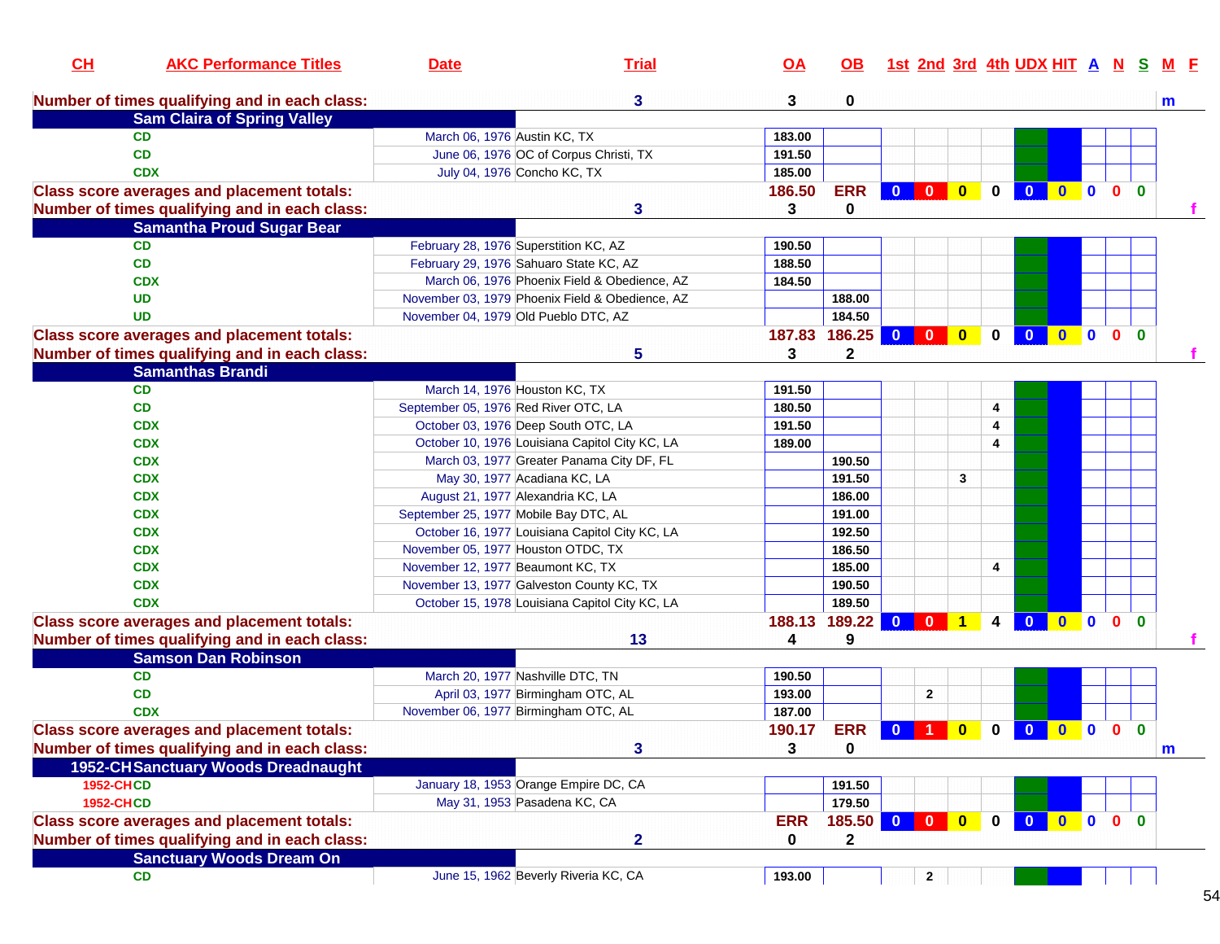| CH | AKC Performance Titles | Date | Trial | OA | OB | 1st | 2nd | 3rd | 4th | UDX | HIT | A | N | S | M | F |
|---|---|---|---|---|---|---|---|---|---|---|---|---|---|---|---|---|
| Number of times qualifying and in each class: | | | 3 | 3 | 0 | | | | | | | | | | m | |
| | **Sam Claira of Spring Valley** | | | | | | | | | | | | | | | |
| | CD | March 06, 1976 | Austin KC, TX | 183.00 | | | | | | | | | | | | |
| | CD | June 06, 1976 | OC of Corpus Christi, TX | 191.50 | | | | | | | | | | | | |
| | CDX | July 04, 1976 | Concho KC, TX | 185.00 | | | | | | | | | | | | |
| Class score averages and placement totals: | | | | 186.50 | ERR | 0 | 0 | 0 | 0 | 0 | 0 | 0 | 0 | 0 | | |
| Number of times qualifying and in each class: | | | 3 | 3 | 0 | | | | | | | | | | | f |
| | **Samantha Proud Sugar Bear** | | | | | | | | | | | | | | | |
| | CD | February 28, 1976 | Superstition KC, AZ | 190.50 | | | | | | | | | | | | |
| | CD | February 29, 1976 | Sahuaro State KC, AZ | 188.50 | | | | | | | | | | | | |
| | CDX | March 06, 1976 | Phoenix Field & Obedience, AZ | 184.50 | | | | | | | | | | | | |
| | UD | November 03, 1979 | Phoenix Field & Obedience, AZ | | 188.00 | | | | | | | | | | | |
| | UD | November 04, 1979 | Old Pueblo DTC, AZ | | 184.50 | | | | | | | | | | | |
| Class score averages and placement totals: | | | | 187.83 | 186.25 | 0 | 0 | 0 | 0 | 0 | 0 | 0 | 0 | 0 | | |
| Number of times qualifying and in each class: | | | 5 | 3 | 2 | | | | | | | | | | | f |
| | **Samanthas Brandi** | | | | | | | | | | | | | | | |
| | CD | March 14, 1976 | Houston KC, TX | 191.50 | | | | | | | | | | | | |
| | CD | September 05, 1976 | Red River OTC, LA | 180.50 | | | | | 4 | | | | | | | |
| | CDX | October 03, 1976 | Deep South OTC, LA | 191.50 | | | | | 4 | | | | | | | |
| | CDX | October 10, 1976 | Louisiana Capitol City KC, LA | 189.00 | | | | | 4 | | | | | | | |
| | CDX | March 03, 1977 | Greater Panama City DF, FL | | 190.50 | | | | | | | | | | | |
| | CDX | May 30, 1977 | Acadiana KC, LA | | 191.50 | | | 3 | | | | | | | | |
| | CDX | August 21, 1977 | Alexandria KC, LA | | 186.00 | | | | | | | | | | | |
| | CDX | September 25, 1977 | Mobile Bay DTC, AL | | 191.00 | | | | | | | | | | | |
| | CDX | October 16, 1977 | Louisiana Capitol City KC, LA | | 192.50 | | | | | | | | | | | |
| | CDX | November 05, 1977 | Houston OTDC, TX | | 186.50 | | | | | | | | | | | |
| | CDX | November 12, 1977 | Beaumont KC, TX | | 185.00 | | | | 4 | | | | | | | |
| | CDX | November 13, 1977 | Galveston County KC, TX | | 190.50 | | | | | | | | | | | |
| | CDX | October 15, 1978 | Louisiana Capitol City KC, LA | | 189.50 | | | | | | | | | | | |
| Class score averages and placement totals: | | | | 188.13 | 189.22 | 0 | 0 | 1 | 4 | 0 | 0 | 0 | 0 | 0 | | |
| Number of times qualifying and in each class: | | | 13 | 4 | 9 | | | | | | | | | | | f |
| | **Samson Dan Robinson** | | | | | | | | | | | | | | | |
| | CD | March 20, 1977 | Nashville DTC, TN | 190.50 | | | | | | | | | | | | |
| | CD | April 03, 1977 | Birmingham OTC, AL | 193.00 | | | 2 | | | | | | | | | |
| | CDX | November 06, 1977 | Birmingham OTC, AL | 187.00 | | | | | | | | | | | | |
| Class score averages and placement totals: | | | | 190.17 | ERR | 0 | 1 | 0 | 0 | 0 | 0 | 0 | 0 | 0 | | |
| Number of times qualifying and in each class: | | | 3 | 3 | 0 | | | | | | | | | | m | |
| 1952-CH | **Sanctuary Woods Dreadnaught** | | | | | | | | | | | | | | | |
| 1952-CH | CD | January 18, 1953 | Orange Empire DC, CA | | 191.50 | | | | | | | | | | | |
| 1952-CH | CD | May 31, 1953 | Pasadena KC, CA | | 179.50 | | | | | | | | | | | |
| Class score averages and placement totals: | | | | ERR | 185.50 | 0 | 0 | 0 | 0 | 0 | 0 | 0 | 0 | 0 | | |
| Number of times qualifying and in each class: | | | 2 | 0 | 2 | | | | | | | | | | | |
| | **Sanctuary Woods Dream On** | | | | | | | | | | | | | | | |
| | CD | June 15, 1962 | Beverly Riveria KC, CA | 193.00 | | | 2 | | | | | | | | | |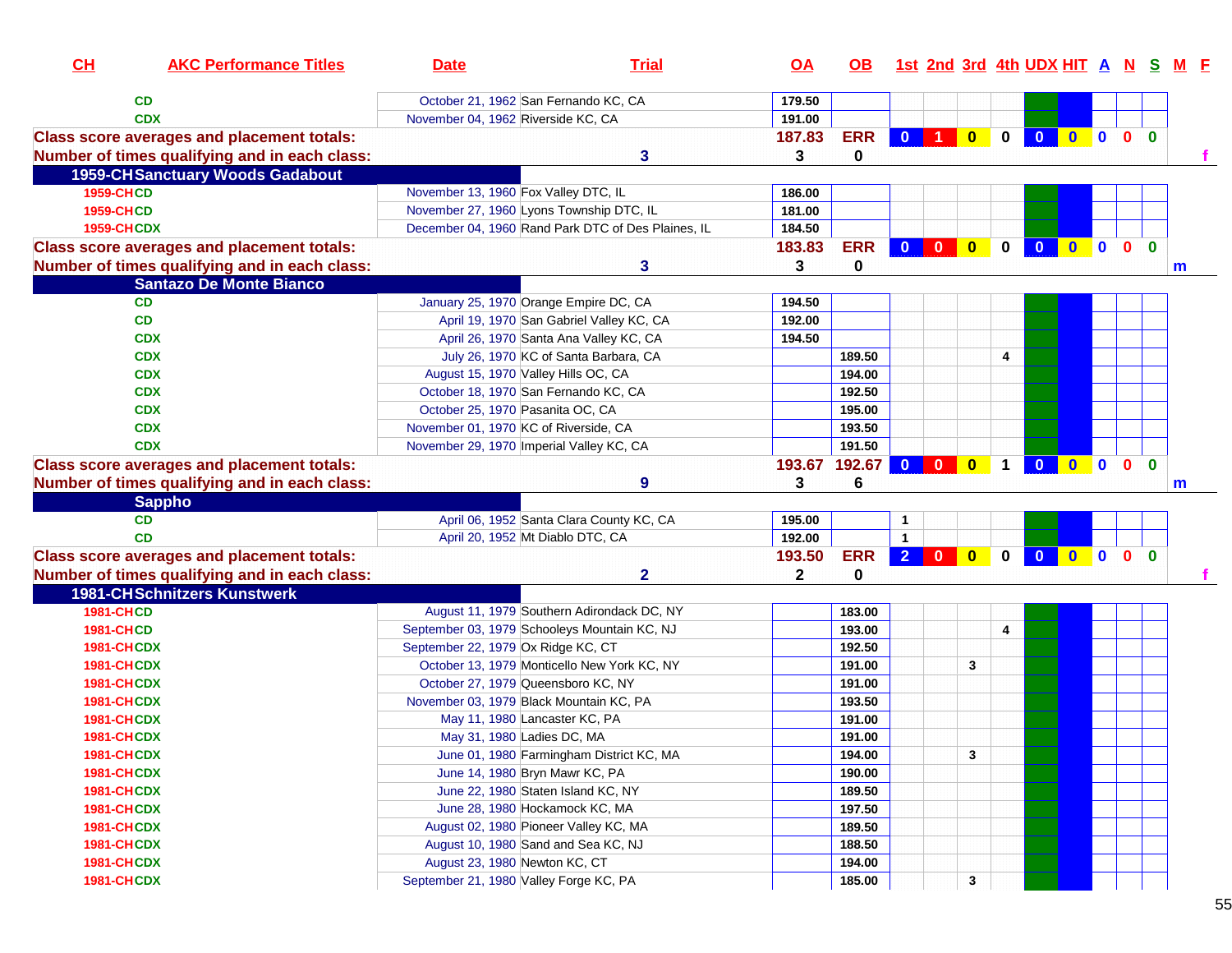| CH | AKC Performance Titles | Date | Trial | OA | OB | 1st | 2nd | 3rd | 4th | UDX | HIT | A | N | S | M | F |
|---|---|---|---|---|---|---|---|---|---|---|---|---|---|---|---|---|
| | CD | October 21, 1962 | San Fernando KC, CA | 179.50 | | | | | | | | | | | | |
| | CDX | November 04, 1962 | Riverside KC, CA | 191.00 | | | | | | | | | | | | |
| Class score averages and placement totals: | | | | 187.83 | ERR | 0 | 1 | 0 | 0 | 0 | 0 | 0 | 0 | 0 | | |
| Number of times qualifying and in each class: | | | 3 | 3 | 0 | | | | | | | | | | | f |
| 1959-CH Sanctuary Woods Gadabout | | | | | | | | | | | | | | | | |
| 1959-CH | CD | November 13, 1960 | Fox Valley DTC, IL | 186.00 | | | | | | | | | | | | |
| 1959-CH | CD | November 27, 1960 | Lyons Township DTC, IL | 181.00 | | | | | | | | | | | | |
| 1959-CH | CDX | December 04, 1960 | Rand Park DTC of Des Plaines, IL | 184.50 | | | | | | | | | | | | |
| Class score averages and placement totals: | | | | 183.83 | ERR | 0 | 0 | 0 | 0 | 0 | 0 | 0 | 0 | 0 | | |
| Number of times qualifying and in each class: | | | 3 | 3 | 0 | | | | | | | | | | m | |
| Santazo De Monte Bianco | | | | | | | | | | | | | | | | |
| | CD | January 25, 1970 | Orange Empire DC, CA | 194.50 | | | | | | | | | | | | |
| | CD | April 19, 1970 | San Gabriel Valley KC, CA | 192.00 | | | | | | | | | | | | |
| | CDX | April 26, 1970 | Santa Ana Valley KC, CA | 194.50 | | | | | | | | | | | | |
| | CDX | July 26, 1970 | KC of Santa Barbara, CA | | 189.50 | | | | 4 | | | | | | | |
| | CDX | August 15, 1970 | Valley Hills OC, CA | | 194.00 | | | | | | | | | | | |
| | CDX | October 18, 1970 | San Fernando KC, CA | | 192.50 | | | | | | | | | | | |
| | CDX | October 25, 1970 | Pasanita OC, CA | | 195.00 | | | | | | | | | | | |
| | CDX | November 01, 1970 | KC of Riverside, CA | | 193.50 | | | | | | | | | | | |
| | CDX | November 29, 1970 | Imperial Valley KC, CA | | 191.50 | | | | | | | | | | | |
| Class score averages and placement totals: | | | | 193.67 | 192.67 | 0 | 0 | 0 | 1 | 0 | 0 | 0 | 0 | 0 | | |
| Number of times qualifying and in each class: | | | 9 | 3 | 6 | | | | | | | | | | m | |
| Sappho | | | | | | | | | | | | | | | | |
| | CD | April 06, 1952 | Santa Clara County KC, CA | 195.00 | | 1 | | | | | | | | | | |
| | CD | April 20, 1952 | Mt Diablo DTC, CA | 192.00 | | 1 | | | | | | | | | | |
| Class score averages and placement totals: | | | | 193.50 | ERR | 2 | 0 | 0 | 0 | 0 | 0 | 0 | 0 | 0 | | |
| Number of times qualifying and in each class: | | | 2 | 2 | 0 | | | | | | | | | | | f |
| 1981-CH Schnitzers Kunstwerk | | | | | | | | | | | | | | | | |
| 1981-CH | CD | August 11, 1979 | Southern Adirondack DC, NY | | 183.00 | | | | | | | | | | | |
| 1981-CH | CD | September 03, 1979 | Schooleys Mountain KC, NJ | | 193.00 | | | | 4 | | | | | | | |
| 1981-CH | CDX | September 22, 1979 | Ox Ridge KC, CT | | 192.50 | | | | | | | | | | | |
| 1981-CH | CDX | October 13, 1979 | Monticello New York KC, NY | | 191.00 | | | 3 | | | | | | | | |
| 1981-CH | CDX | October 27, 1979 | Queensboro KC, NY | | 191.00 | | | | | | | | | | | |
| 1981-CH | CDX | November 03, 1979 | Black Mountain KC, PA | | 193.50 | | | | | | | | | | | |
| 1981-CH | CDX | May 11, 1980 | Lancaster KC, PA | | 191.00 | | | | | | | | | | | |
| 1981-CH | CDX | May 31, 1980 | Ladies DC, MA | | 191.00 | | | | | | | | | | | |
| 1981-CH | CDX | June 01, 1980 | Farmingham District KC, MA | | 194.00 | | | 3 | | | | | | | | |
| 1981-CH | CDX | June 14, 1980 | Bryn Mawr KC, PA | | 190.00 | | | | | | | | | | | |
| 1981-CH | CDX | June 22, 1980 | Staten Island KC, NY | | 189.50 | | | | | | | | | | | |
| 1981-CH | CDX | June 28, 1980 | Hockamock KC, MA | | 197.50 | | | | | | | | | | | |
| 1981-CH | CDX | August 02, 1980 | Pioneer Valley KC, MA | | 189.50 | | | | | | | | | | | |
| 1981-CH | CDX | August 10, 1980 | Sand and Sea KC, NJ | | 188.50 | | | | | | | | | | | |
| 1981-CH | CDX | August 23, 1980 | Newton KC, CT | | 194.00 | | | | | | | | | | | |
| 1981-CH | CDX | September 21, 1980 | Valley Forge KC, PA | | 185.00 | | | 3 | | | | | | | | |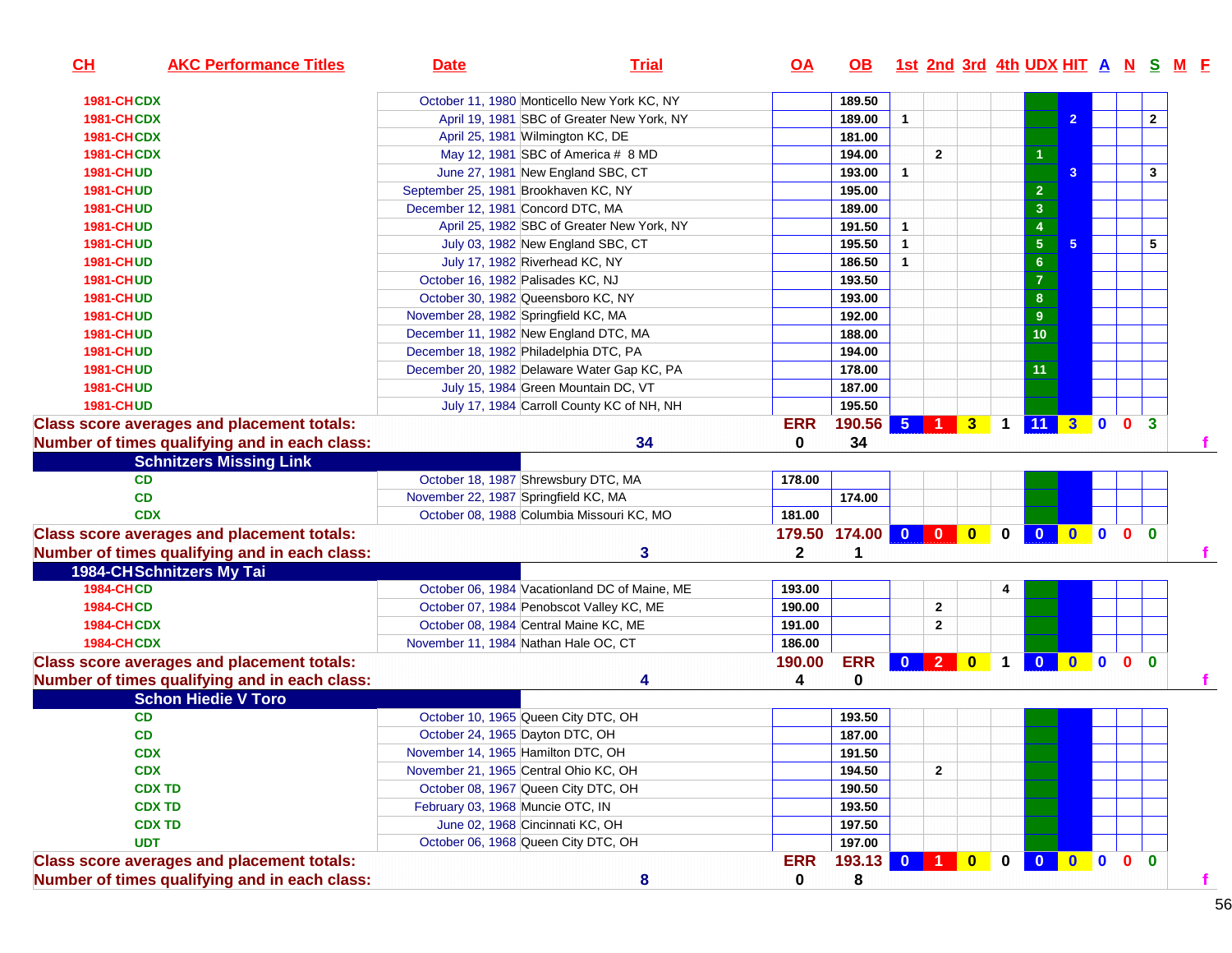| CH | AKC Performance Titles | Date | Trial | OA | OB | 1st | 2nd | 3rd | 4th | UDX | HIT | A | N | S | M | F |
|---|---|---|---|---|---|---|---|---|---|---|---|---|---|---|---|---|
| 1981-CH | CDX | October 11, 1980 | Monticello New York KC, NY | | 189.50 | | | | | | | | | | | |
| 1981-CH | CDX | April 19, 1981 | SBC of Greater New York, NY | | 189.00 | 1 | | | | | 2 | | | 2 | | |
| 1981-CH | CDX | April 25, 1981 | Wilmington KC, DE | | 181.00 | | | | | | | | | | | |
| 1981-CH | CDX | May 12, 1981 | SBC of America # 8 MD | | 194.00 | | 2 | | | 1 | | | | | | |
| 1981-CH | UD | June 27, 1981 | New England SBC, CT | | 193.00 | 1 | | | | | 3 | | | 3 | | |
| 1981-CH | UD | September 25, 1981 | Brookhaven KC, NY | | 195.00 | | | | | 2 | | | | | | |
| 1981-CH | UD | December 12, 1981 | Concord DTC, MA | | 189.00 | | | | | 3 | | | | | | |
| 1981-CH | UD | April 25, 1982 | SBC of Greater New York, NY | | 191.50 | 1 | | | | 4 | | | | | | |
| 1981-CH | UD | July 03, 1982 | New England SBC, CT | | 195.50 | 1 | | | | 5 | 5 | | | 5 | | |
| 1981-CH | UD | July 17, 1982 | Riverhead KC, NY | | 186.50 | 1 | | | | 6 | | | | | | |
| 1981-CH | UD | October 16, 1982 | Palisades KC, NJ | | 193.50 | | | | | 7 | | | | | | |
| 1981-CH | UD | October 30, 1982 | Queensboro KC, NY | | 193.00 | | | | | 8 | | | | | | |
| 1981-CH | UD | November 28, 1982 | Springfield KC, MA | | 192.00 | | | | | 9 | | | | | | |
| 1981-CH | UD | December 11, 1982 | New England DTC, MA | | 188.00 | | | | | 10 | | | | | | |
| 1981-CH | UD | December 18, 1982 | Philadelphia DTC, PA | | 194.00 | | | | | | | | | | | |
| 1981-CH | UD | December 20, 1982 | Delaware Water Gap KC, PA | | 178.00 | | | | | 11 | | | | | | |
| 1981-CH | UD | July 15, 1984 | Green Mountain DC, VT | | 187.00 | | | | | | | | | | | |
| 1981-CH | UD | July 17, 1984 | Carroll County KC of NH, NH | | 195.50 | | | | | | | | | | | |
| Class score averages and placement totals: | | | | ERR | 190.56 | 5 | 1 | 3 | 1 | 11 | 3 | 0 | 0 | 3 | | |
| Number of times qualifying and in each class: | | | 34 | 0 | 34 | | | | | | | | | | | f |
| **Schnitzers Missing Link** | | | | | | | | | | | | | | | | |
| | CD | October 18, 1987 | Shrewsbury DTC, MA | 178.00 | | | | | | | | | | | | |
| | CD | November 22, 1987 | Springfield KC, MA | | 174.00 | | | | | | | | | | | |
| | CDX | October 08, 1988 | Columbia Missouri KC, MO | 181.00 | | | | | | | | | | | | |
| Class score averages and placement totals: | | | | 179.50 | 174.00 | 0 | 0 | 0 | 0 | 0 | 0 | 0 | 0 | 0 | | |
| Number of times qualifying and in each class: | | | 3 | 2 | 1 | | | | | | | | | | | f |
| **1984-CH Schnitzers My Tai** | | | | | | | | | | | | | | | | |
| 1984-CH | CD | October 06, 1984 | Vacationland DC of Maine, ME | 193.00 | | | | | 4 | | | | | | | |
| 1984-CH | CD | October 07, 1984 | Penobscot Valley KC, ME | 190.00 | | | 2 | | | | | | | | | |
| 1984-CH | CDX | October 08, 1984 | Central Maine KC, ME | 191.00 | | | 2 | | | | | | | | | |
| 1984-CH | CDX | November 11, 1984 | Nathan Hale OC, CT | 186.00 | | | | | | | | | | | | |
| Class score averages and placement totals: | | | | 190.00 | ERR | 0 | 2 | 0 | 1 | 0 | 0 | 0 | 0 | 0 | | |
| Number of times qualifying and in each class: | | | 4 | 4 | 0 | | | | | | | | | | | f |
| **Schon Hiedie V Toro** | | | | | | | | | | | | | | | | |
| | CD | October 10, 1965 | Queen City DTC, OH | | 193.50 | | | | | | | | | | | |
| | CD | October 24, 1965 | Dayton DTC, OH | | 187.00 | | | | | | | | | | | |
| | CDX | November 14, 1965 | Hamilton DTC, OH | | 191.50 | | | | | | | | | | | |
| | CDX | November 21, 1965 | Central Ohio KC, OH | | 194.50 | | 2 | | | | | | | | | |
| | CDX TD | October 08, 1967 | Queen City DTC, OH | | 190.50 | | | | | | | | | | | |
| | CDX TD | February 03, 1968 | Muncie OTC, IN | | 193.50 | | | | | | | | | | | |
| | CDX TD | June 02, 1968 | Cincinnati KC, OH | | 197.50 | | | | | | | | | | | |
| | UDT | October 06, 1968 | Queen City DTC, OH | | 197.00 | | | | | | | | | | | |
| Class score averages and placement totals: | | | | ERR | 193.13 | 0 | 1 | 0 | 0 | 0 | 0 | 0 | 0 | 0 | | |
| Number of times qualifying and in each class: | | | 8 | 0 | 8 | | | | | | | | | | | f |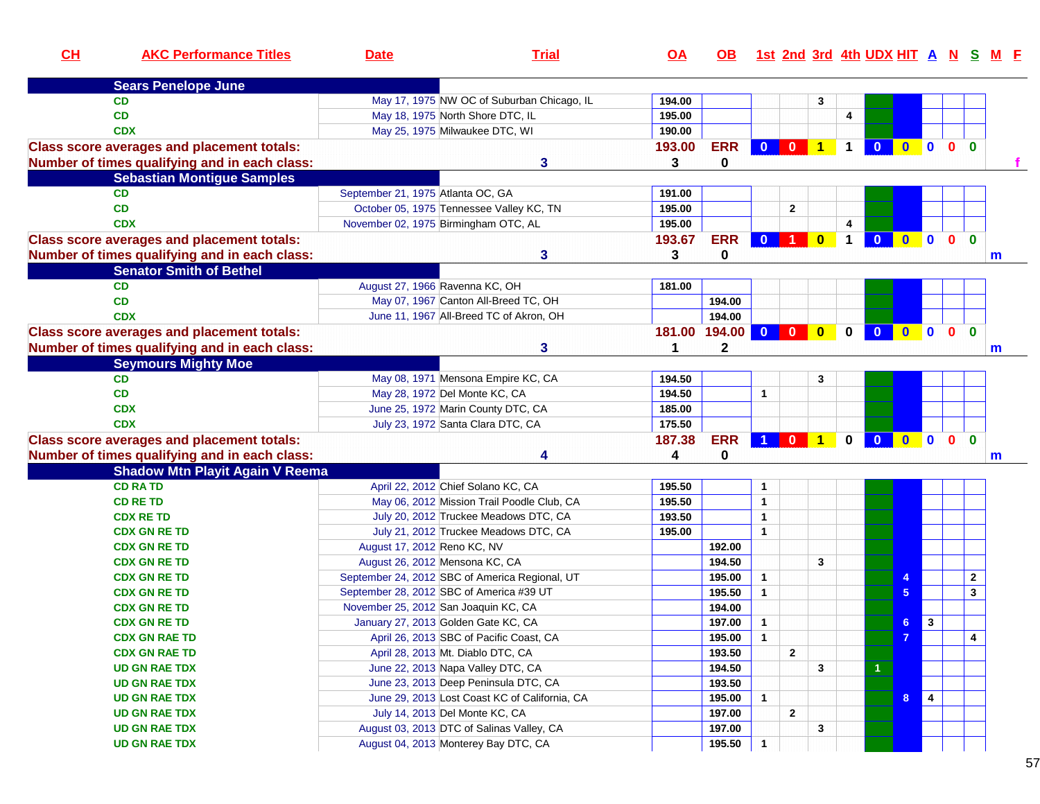| CH | AKC Performance Titles | Date | Trial | OA | OB | 1st | 2nd | 3rd | 4th | UDX | HIT | A | N | S | M | F |
|---|---|---|---|---|---|---|---|---|---|---|---|---|---|---|---|---|
| **Sears Penelope June** | | | | | | | | | | | | | | | | |
| | CD | May 17, 1975 | NW OC of Suburban Chicago, IL | 194.00 | | | | 3 | | | | | | | | |
| | CD | May 18, 1975 | North Shore DTC, IL | 195.00 | | | | | 4 | | | | | | | |
| | CDX | May 25, 1975 | Milwaukee DTC, WI | 190.00 | | | | | | | | | | | | |
| **Class score averages and placement totals:** | | | | 193.00 | ERR | 0 | 0 | 1 | 1 | 0 | 0 | 0 | 0 | 0 | | |
| **Number of times qualifying and in each class:** | | | 3 | 3 | 0 | | | | | | | | | | | f |
| **Sebastian Montigue Samples** | | | | | | | | | | | | | | | | |
| | CD | September 21, 1975 | Atlanta OC, GA | 191.00 | | | | | | | | | | | | |
| | CD | October 05, 1975 | Tennessee Valley KC, TN | 195.00 | | | 2 | | | | | | | | | |
| | CDX | November 02, 1975 | Birmingham OTC, AL | 195.00 | | | | | 4 | | | | | | | |
| **Class score averages and placement totals:** | | | | 193.67 | ERR | 0 | 1 | 0 | 1 | 0 | 0 | 0 | 0 | 0 | | |
| **Number of times qualifying and in each class:** | | | 3 | 3 | 0 | | | | | | | | | | m | |
| **Senator Smith of Bethel** | | | | | | | | | | | | | | | | |
| | CD | August 27, 1966 | Ravenna KC, OH | 181.00 | | | | | | | | | | | | |
| | CD | May 07, 1967 | Canton All-Breed TC, OH | | 194.00 | | | | | | | | | | | |
| | CDX | June 11, 1967 | All-Breed TC of Akron, OH | | 194.00 | | | | | | | | | | | |
| **Class score averages and placement totals:** | | | | 181.00 | 194.00 | 0 | 0 | 0 | 0 | 0 | 0 | 0 | 0 | 0 | | |
| **Number of times qualifying and in each class:** | | | 3 | 1 | 2 | | | | | | | | | | m | |
| **Seymours Mighty Moe** | | | | | | | | | | | | | | | | |
| | CD | May 08, 1971 | Mensona Empire KC, CA | 194.50 | | | | 3 | | | | | | | | |
| | CD | May 28, 1972 | Del Monte KC, CA | 194.50 | | 1 | | | | | | | | | | |
| | CDX | June 25, 1972 | Marin County DTC, CA | 185.00 | | | | | | | | | | | | |
| | CDX | July 23, 1972 | Santa Clara DTC, CA | 175.50 | | | | | | | | | | | | |
| **Class score averages and placement totals:** | | | | 187.38 | ERR | 1 | 0 | 1 | 0 | 0 | 0 | 0 | 0 | 0 | | |
| **Number of times qualifying and in each class:** | | | 4 | 4 | 0 | | | | | | | | | | m | |
| **Shadow Mtn Playit Again V Reema** | | | | | | | | | | | | | | | | |
| | CD RA TD | April 22, 2012 | Chief Solano KC, CA | 195.50 | | 1 | | | | | | | | | | |
| | CD RE TD | May 06, 2012 | Mission Trail Poodle Club, CA | 195.50 | | 1 | | | | | | | | | | |
| | CDX RE TD | July 20, 2012 | Truckee Meadows DTC, CA | 193.50 | | 1 | | | | | | | | | | |
| | CDX GN RE TD | July 21, 2012 | Truckee Meadows DTC, CA | 195.00 | | 1 | | | | | | | | | | |
| | CDX GN RE TD | August 17, 2012 | Reno KC, NV | | 192.00 | | | | | | | | | | | |
| | CDX GN RE TD | August 26, 2012 | Mensona KC, CA | | 194.50 | | | 3 | | | | | | | | |
| | CDX GN RE TD | September 24, 2012 | SBC of America Regional, UT | | 195.00 | 1 | | | | | 4 | | | 2 | | |
| | CDX GN RE TD | September 28, 2012 | SBC of America #39 UT | | 195.50 | 1 | | | | | 5 | | | 3 | | |
| | CDX GN RE TD | November 25, 2012 | San Joaquin KC, CA | | 194.00 | | | | | | | | | | | |
| | CDX GN RE TD | January 27, 2013 | Golden Gate KC, CA | | 197.00 | 1 | | | | | 6 | 3 | | | | |
| | CDX GN RAE TD | April 26, 2013 | SBC of Pacific Coast, CA | | 195.00 | 1 | | | | | 7 | | | 4 | | |
| | CDX GN RAE TD | April 28, 2013 | Mt. Diablo DTC, CA | | 193.50 | | 2 | | | | | | | | | |
| | UD GN RAE TDX | June 22, 2013 | Napa Valley DTC, CA | | 194.50 | | | 3 | | 1 | | | | | | |
| | UD GN RAE TDX | June 23, 2013 | Deep Peninsula DTC, CA | | 193.50 | | | | | | | | | | | |
| | UD GN RAE TDX | June 29, 2013 | Lost Coast KC of California, CA | | 195.00 | 1 | | | | | 8 | 4 | | | | |
| | UD GN RAE TDX | July 14, 2013 | Del Monte KC, CA | | 197.00 | | 2 | | | | | | | | | |
| | UD GN RAE TDX | August 03, 2013 | DTC of Salinas Valley, CA | | 197.00 | | | 3 | | | | | | | | |
| | UD GN RAE TDX | August 04, 2013 | Monterey Bay DTC, CA | | 195.50 | 1 | | | | | | | | | | |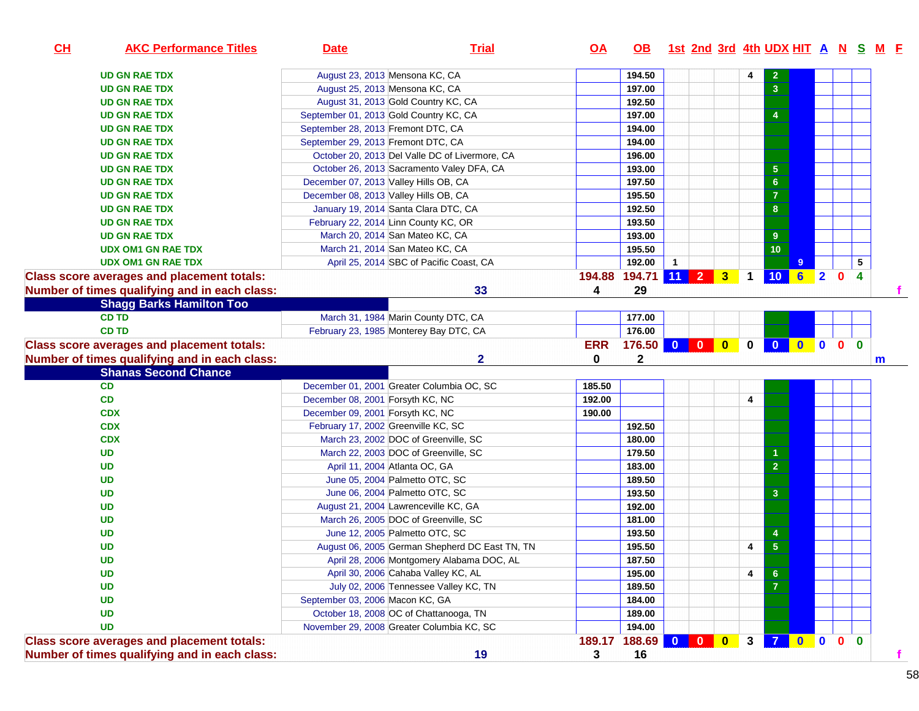| CH | AKC Performance Titles | Date | Trial | OA | OB | 1st | 2nd | 3rd | 4th | UDX | HIT | A | N | S | M | F |
|---|---|---|---|---|---|---|---|---|---|---|---|---|---|---|---|---|
| | UD GN RAE TDX | August 23, 2013 | Mensona KC, CA | | 194.50 | | | | 4 | 2 | | | | | | |
| | UD GN RAE TDX | August 25, 2013 | Mensona KC, CA | | 197.00 | | | | | 3 | | | | | | |
| | UD GN RAE TDX | August 31, 2013 | Gold Country KC, CA | | 192.50 | | | | | | | | | | | |
| | UD GN RAE TDX | September 01, 2013 | Gold Country KC, CA | | 197.00 | | | | | 4 | | | | | | |
| | UD GN RAE TDX | September 28, 2013 | Fremont DTC, CA | | 194.00 | | | | | | | | | | | |
| | UD GN RAE TDX | September 29, 2013 | Fremont DTC, CA | | 194.00 | | | | | | | | | | | |
| | UD GN RAE TDX | October 20, 2013 | Del Valle DC of Livermore, CA | | 196.00 | | | | | | | | | | | |
| | UD GN RAE TDX | October 26, 2013 | Sacramento Valey DFA, CA | | 193.00 | | | | | 5 | | | | | | |
| | UD GN RAE TDX | December 07, 2013 | Valley Hills OB, CA | | 197.50 | | | | | 6 | | | | | | |
| | UD GN RAE TDX | December 08, 2013 | Valley Hills OB, CA | | 195.50 | | | | | 7 | | | | | | |
| | UD GN RAE TDX | January 19, 2014 | Santa Clara DTC, CA | | 192.50 | | | | | 8 | | | | | | |
| | UD GN RAE TDX | February 22, 2014 | Linn County KC, OR | | 193.50 | | | | | | | | | | | |
| | UD GN RAE TDX | March 20, 2014 | San Mateo KC, CA | | 193.00 | | | | | 9 | | | | | | |
| | UDX OM1 GN RAE TDX | March 21, 2014 | San Mateo KC, CA | | 195.50 | | | | | 10 | | | | | | |
| | UDX OM1 GN RAE TDX | April 25, 2014 | SBC of Pacific Coast, CA | | 192.00 | 1 | | | | | 9 | | | 5 | | |
| Class score averages and placement totals: | | | | 194.88 | 194.71 | 11 | 2 | 3 | 1 | 10 | 6 | 2 | 0 | 4 | | |
| Number of times qualifying and in each class: | | | 33 | 4 | 29 | | | | | | | | | | | f |
| **Shagg Barks Hamilton Too** | | | | | | | | | | | | | | | | |
| | CD TD | March 31, 1984 | Marin County DTC, CA | | 177.00 | | | | | | | | | | | |
| | CD TD | February 23, 1985 | Monterey Bay DTC, CA | | 176.00 | | | | | | | | | | | |
| Class score averages and placement totals: | | | | ERR | 176.50 | 0 | 0 | 0 | 0 | 0 | 0 | 0 | 0 | 0 | | |
| Number of times qualifying and in each class: | | | 2 | 0 | 2 | | | | | | | | | | m | |
| **Shanas Second Chance** | | | | | | | | | | | | | | | | |
| | CD | December 01, 2001 | Greater Columbia OC, SC | 185.50 | | | | | | | | | | | | |
| | CD | December 08, 2001 | Forsyth KC, NC | 192.00 | | | | | 4 | | | | | | | |
| | CDX | December 09, 2001 | Forsyth KC, NC | 190.00 | | | | | | | | | | | | |
| | CDX | February 17, 2002 | Greenville KC, SC | | 192.50 | | | | | | | | | | | |
| | CDX | March 23, 2002 | DOC of Greenville, SC | | 180.00 | | | | | | | | | | | |
| | UD | March 22, 2003 | DOC of Greenville, SC | | 179.50 | | | | | 1 | | | | | | |
| | UD | April 11, 2004 | Atlanta OC, GA | | 183.00 | | | | | 2 | | | | | | |
| | UD | June 05, 2004 | Palmetto OTC, SC | | 189.50 | | | | | | | | | | | |
| | UD | June 06, 2004 | Palmetto OTC, SC | | 193.50 | | | | | 3 | | | | | | |
| | UD | August 21, 2004 | Lawrenceville KC, GA | | 192.00 | | | | | | | | | | | |
| | UD | March 26, 2005 | DOC of Greenville, SC | | 181.00 | | | | | | | | | | | |
| | UD | June 12, 2005 | Palmetto OTC, SC | | 193.50 | | | | | 4 | | | | | | |
| | UD | August 06, 2005 | German Shepherd DC East TN, TN | | 195.50 | | | | 4 | 5 | | | | | | |
| | UD | April 28, 2006 | Montgomery Alabama DOC, AL | | 187.50 | | | | | | | | | | | |
| | UD | April 30, 2006 | Cahaba Valley KC, AL | | 195.00 | | | | 4 | 6 | | | | | | |
| | UD | July 02, 2006 | Tennessee Valley KC, TN | | 189.50 | | | | | 7 | | | | | | |
| | UD | September 03, 2006 | Macon KC, GA | | 184.00 | | | | | | | | | | | |
| | UD | October 18, 2008 | OC of Chattanooga, TN | | 189.00 | | | | | | | | | | | |
| | UD | November 29, 2008 | Greater Columbia KC, SC | | 194.00 | | | | | | | | | | | |
| Class score averages and placement totals: | | | | 189.17 | 188.69 | 0 | 0 | 0 | 3 | 7 | 0 | 0 | 0 | 0 | | |
| Number of times qualifying and in each class: | | | 19 | 3 | 16 | | | | | | | | | | | f |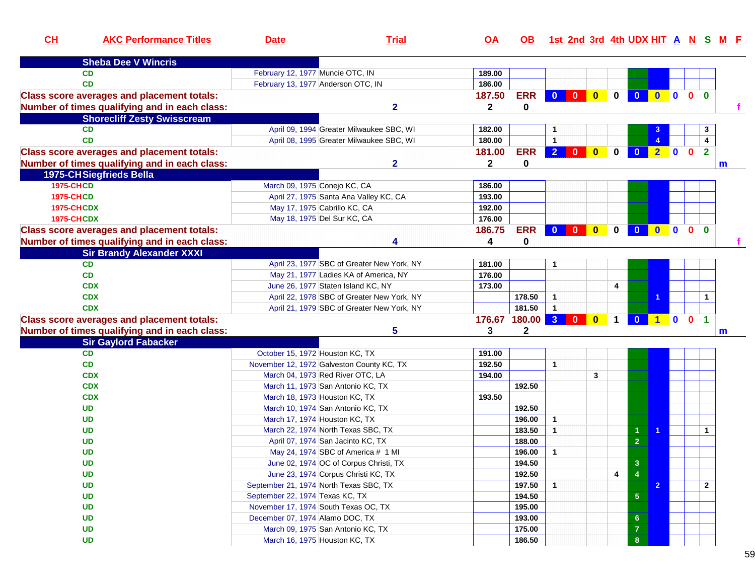| CH | AKC Performance Titles | Date | Trial | OA | OB | 1st | 2nd | 3rd | 4th | UDX | HIT | A | N | S | M | F |
|---|---|---|---|---|---|---|---|---|---|---|---|---|---|---|---|---|
| **Sheba Dee V Wincris** | | | | | | | | | | | | | | | | |
| | CD | February 12, 1977 | Muncie OTC, IN | 189.00 | | | | | | | | | | | | |
| | CD | February 13, 1977 | Anderson OTC, IN | 186.00 | | | | | | | | | | | | |
| **Class score averages and placement totals:** | | | | 187.50 | ERR | 0 | 0 | 0 | 0 | 0 | 0 | 0 | 0 | 0 | | |
| **Number of times qualifying and in each class:** | | | 2 | 2 | 0 | | | | | | | | | | | f |
| **Shorecliff Zesty Swissscream** | | | | | | | | | | | | | | | | |
| | CD | April 09, 1994 | Greater Milwaukee SBC, WI | 182.00 | | 1 | | | | | 3 | | | 3 | | |
| | CD | April 08, 1995 | Greater Milwaukee SBC, WI | 180.00 | | 1 | | | | | 4 | | | 4 | | |
| **Class score averages and placement totals:** | | | | 181.00 | ERR | 2 | 0 | 0 | 0 | 0 | 2 | 0 | 0 | 2 | | |
| **Number of times qualifying and in each class:** | | | 2 | 2 | 0 | | | | | | | | | | m | |
| **1975-CH Siegfrieds Bella** | | | | | | | | | | | | | | | | |
| 1975-CH | CD | March 09, 1975 | Conejo KC, CA | 186.00 | | | | | | | | | | | | |
| 1975-CH | CD | April 27, 1975 | Santa Ana Valley KC, CA | 193.00 | | | | | | | | | | | | |
| 1975-CH | CDX | May 17, 1975 | Cabrillo KC, CA | 192.00 | | | | | | | | | | | | |
| 1975-CH | CDX | May 18, 1975 | Del Sur KC, CA | 176.00 | | | | | | | | | | | | |
| **Class score averages and placement totals:** | | | | 186.75 | ERR | 0 | 0 | 0 | 0 | 0 | 0 | 0 | 0 | 0 | | |
| **Number of times qualifying and in each class:** | | | 4 | 4 | 0 | | | | | | | | | | | f |
| **Sir Brandy Alexander XXXI** | | | | | | | | | | | | | | | | |
| | CD | April 23, 1977 | SBC of Greater New York, NY | 181.00 | | 1 | | | | | | | | | | |
| | CD | May 21, 1977 | Ladies KA of America, NY | 176.00 | | | | | | | | | | | | |
| | CDX | June 26, 1977 | Staten Island KC, NY | 173.00 | | | | | 4 | | | | | | | |
| | CDX | April 22, 1978 | SBC of Greater New York, NY | | 178.50 | 1 | | | | | 1 | | | 1 | | |
| | CDX | April 21, 1979 | SBC of Greater New York, NY | | 181.50 | 1 | | | | | | | | | | |
| **Class score averages and placement totals:** | | | | 176.67 | 180.00 | 3 | 0 | 0 | 1 | 0 | 1 | 0 | 0 | 1 | | |
| **Number of times qualifying and in each class:** | | | 5 | 3 | 2 | | | | | | | | | | m | |
| **Sir Gaylord Fabacker** | | | | | | | | | | | | | | | | |
| | CD | October 15, 1972 | Houston KC, TX | 191.00 | | | | | | | | | | | | |
| | CD | November 12, 1972 | Galveston County KC, TX | 192.50 | | 1 | | | | | | | | | | |
| | CDX | March 04, 1973 | Red River OTC, LA | 194.00 | | | | 3 | | | | | | | | |
| | CDX | March 11, 1973 | San Antonio KC, TX | | 192.50 | | | | | | | | | | | |
| | CDX | March 18, 1973 | Houston KC, TX | 193.50 | | | | | | | | | | | | |
| | UD | March 10, 1974 | San Antonio KC, TX | | 192.50 | | | | | | | | | | | |
| | UD | March 17, 1974 | Houston KC, TX | | 196.00 | 1 | | | | | | | | | | |
| | UD | March 22, 1974 | North Texas SBC, TX | | 183.50 | 1 | | | | 1 | 1 | | | 1 | | |
| | UD | April 07, 1974 | San Jacinto KC, TX | | 188.00 | | | | | 2 | | | | | | |
| | UD | May 24, 1974 | SBC of America # 1 MI | | 196.00 | 1 | | | | | | | | | | |
| | UD | June 02, 1974 | OC of Corpus Christi, TX | | 194.50 | | | | | 3 | | | | | | |
| | UD | June 23, 1974 | Corpus Christi KC, TX | | 192.50 | | | | 4 | 4 | | | | | | |
| | UD | September 21, 1974 | North Texas SBC, TX | | 197.50 | 1 | | | | | 2 | | | 2 | | |
| | UD | September 22, 1974 | Texas KC, TX | | 194.50 | | | | | 5 | | | | | | |
| | UD | November 17, 1974 | South Texas OC, TX | | 195.00 | | | | | | | | | | | |
| | UD | December 07, 1974 | Alamo DOC, TX | | 193.00 | | | | | 6 | | | | | | |
| | UD | March 09, 1975 | San Antonio KC, TX | | 175.00 | | | | | 7 | | | | | | |
| | UD | March 16, 1975 | Houston KC, TX | | 186.50 | | | | | 8 | | | | | | |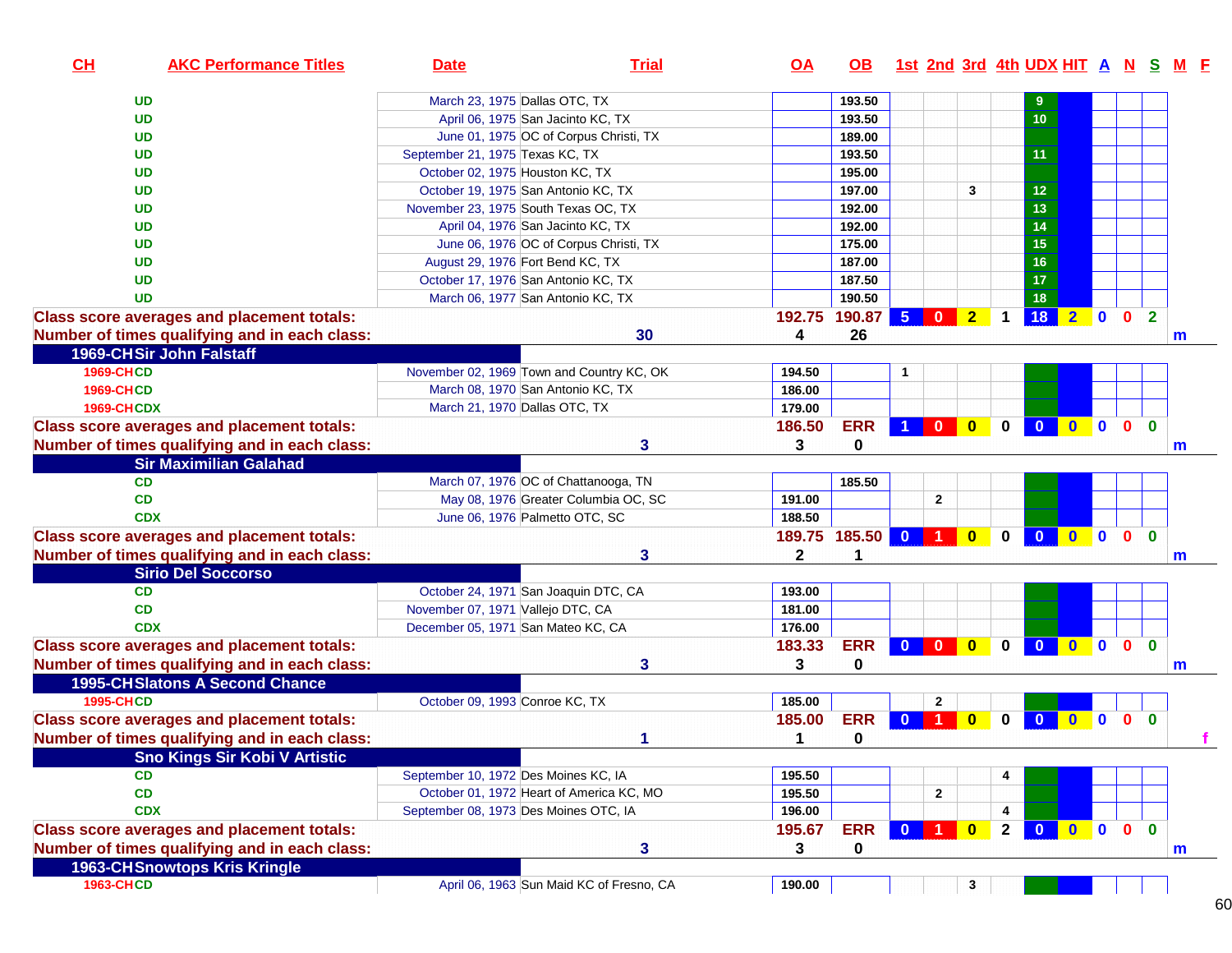| CH | AKC Performance Titles | Date | Trial | OA | OB | 1st | 2nd | 3rd | 4th | UDX | HIT | A | N | S | M | F |
|---|---|---|---|---|---|---|---|---|---|---|---|---|---|---|---|---|
| | UD | March 23, 1975 | Dallas OTC, TX | | 193.50 | | | | | 9 | | | | | | |
| | UD | April 06, 1975 | San Jacinto KC, TX | | 193.50 | | | | | 10 | | | | | | |
| | UD | June 01, 1975 | OC of Corpus Christi, TX | | 189.00 | | | | | | | | | | | |
| | UD | September 21, 1975 | Texas KC, TX | | 193.50 | | | | | 11 | | | | | | |
| | UD | October 02, 1975 | Houston KC, TX | | 195.00 | | | | | | | | | | | |
| | UD | October 19, 1975 | San Antonio KC, TX | | 197.00 | | | 3 | | 12 | | | | | | |
| | UD | November 23, 1975 | South Texas OC, TX | | 192.00 | | | | | 13 | | | | | | |
| | UD | April 04, 1976 | San Jacinto KC, TX | | 192.00 | | | | | 14 | | | | | | |
| | UD | June 06, 1976 | OC of Corpus Christi, TX | | 175.00 | | | | | 15 | | | | | | |
| | UD | August 29, 1976 | Fort Bend KC, TX | | 187.00 | | | | | 16 | | | | | | |
| | UD | October 17, 1976 | San Antonio KC, TX | | 187.50 | | | | | 17 | | | | | | |
| | UD | March 06, 1977 | San Antonio KC, TX | | 190.50 | | | | | 18 | | | | | | |
| **Class score averages and placement totals:** | | | | 192.75 | 190.87 | 5 | 0 | 2 | 1 | 18 | 2 | 0 | 0 | 2 | | |
| **Number of times qualifying and in each class:** | | | 30 | 4 | 26 | | | | | | | | | | m | |
| **1969-CH** | **Sir John Falstaff** | | | | | | | | | | | | | | | |
| 1969-CH | CD | November 02, 1969 | Town and Country KC, OK | 194.50 | | 1 | | | | | | | | | | |
| 1969-CH | CD | March 08, 1970 | San Antonio KC, TX | 186.00 | | | | | | | | | | | | |
| 1969-CH | CDX | March 21, 1970 | Dallas OTC, TX | 179.00 | | | | | | | | | | | | |
| **Class score averages and placement totals:** | | | | 186.50 | ERR | 1 | 0 | 0 | 0 | 0 | 0 | 0 | 0 | 0 | | |
| **Number of times qualifying and in each class:** | | | 3 | 3 | 0 | | | | | | | | | | m | |
| | **Sir Maximilian Galahad** | | | | | | | | | | | | | | | |
| | CD | March 07, 1976 | OC of Chattanooga, TN | | 185.50 | | | | | | | | | | | |
| | CD | May 08, 1976 | Greater Columbia OC, SC | 191.00 | | | 2 | | | | | | | | | |
| | CDX | June 06, 1976 | Palmetto OTC, SC | 188.50 | | | | | | | | | | | | |
| **Class score averages and placement totals:** | | | | 189.75 | 185.50 | 0 | 1 | 0 | 0 | 0 | 0 | 0 | 0 | 0 | | |
| **Number of times qualifying and in each class:** | | | 3 | 2 | 1 | | | | | | | | | | m | |
| | **Sirio Del Soccorso** | | | | | | | | | | | | | | | |
| | CD | October 24, 1971 | San Joaquin DTC, CA | 193.00 | | | | | | | | | | | | |
| | CD | November 07, 1971 | Vallejo DTC, CA | 181.00 | | | | | | | | | | | | |
| | CDX | December 05, 1971 | San Mateo KC, CA | 176.00 | | | | | | | | | | | | |
| **Class score averages and placement totals:** | | | | 183.33 | ERR | 0 | 0 | 0 | 0 | 0 | 0 | 0 | 0 | 0 | | |
| **Number of times qualifying and in each class:** | | | 3 | 3 | 0 | | | | | | | | | | m | |
| **1995-CH** | **Slatons A Second Chance** | | | | | | | | | | | | | | | |
| 1995-CH | CD | October 09, 1993 | Conroe KC, TX | 185.00 | | | 2 | | | | | | | | | |
| **Class score averages and placement totals:** | | | | 185.00 | ERR | 0 | 1 | 0 | 0 | 0 | 0 | 0 | 0 | 0 | | |
| **Number of times qualifying and in each class:** | | | 1 | 1 | 0 | | | | | | | | | | | f |
| | **Sno Kings Sir Kobi V Artistic** | | | | | | | | | | | | | | | |
| | CD | September 10, 1972 | Des Moines KC, IA | 195.50 | | | | | 4 | | | | | | | |
| | CD | October 01, 1972 | Heart of America KC, MO | 195.50 | | | 2 | | | | | | | | | |
| | CDX | September 08, 1973 | Des Moines OTC, IA | 196.00 | | | | | 4 | | | | | | | |
| **Class score averages and placement totals:** | | | | 195.67 | ERR | 0 | 1 | 0 | 2 | 0 | 0 | 0 | 0 | 0 | | |
| **Number of times qualifying and in each class:** | | | 3 | 3 | 0 | | | | | | | | | | m | |
| **1963-CH** | **Snowtops Kris Kringle** | | | | | | | | | | | | | | | |
| 1963-CH | CD | April 06, 1963 | Sun Maid KC of Fresno, CA | 190.00 | | | | 3 | | | | | | | | |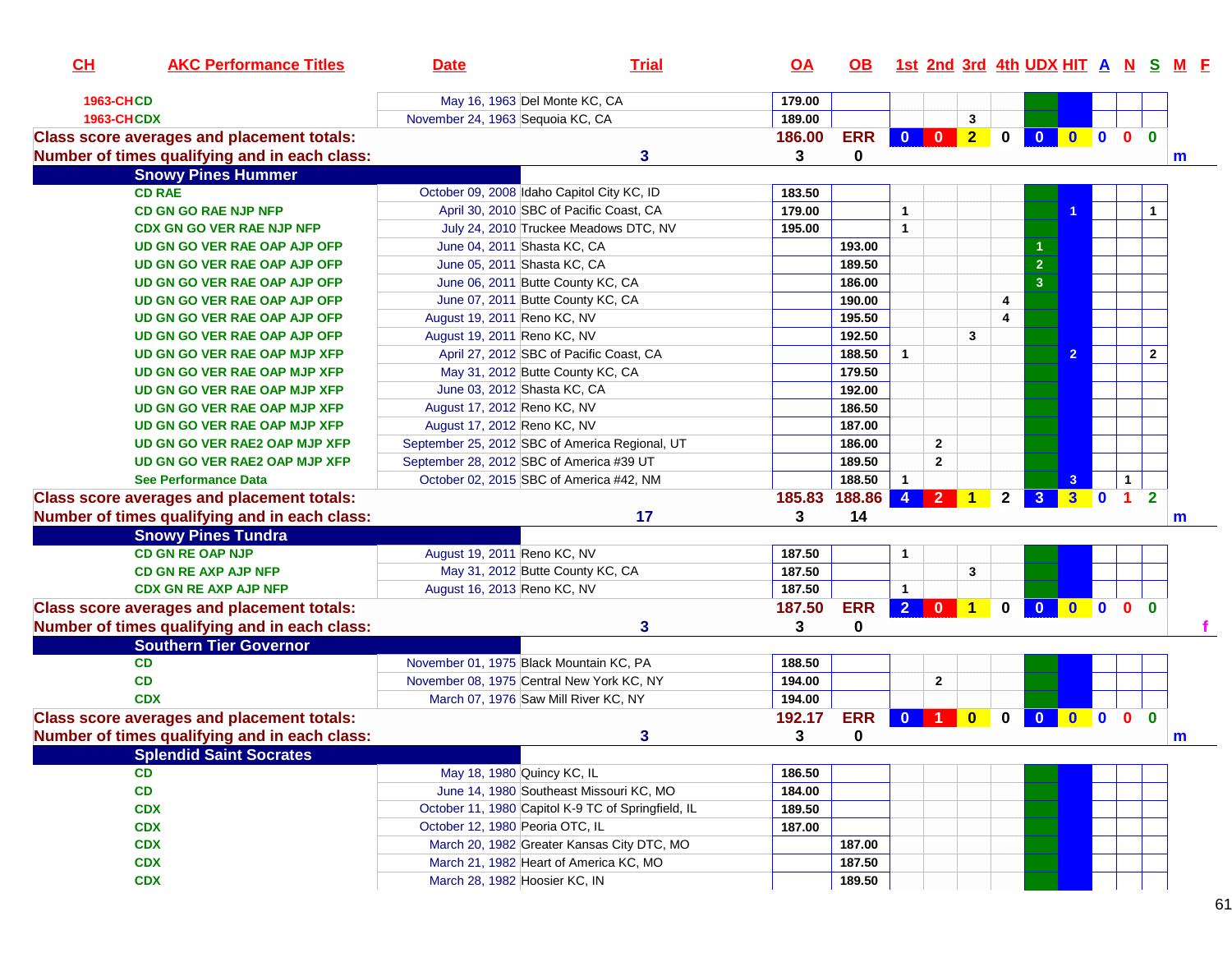| CH | AKC Performance Titles | Date | Trial | OA | OB | 1st | 2nd | 3rd | 4th | UDX | HIT | A | N | S | M | F |
|---|---|---|---|---|---|---|---|---|---|---|---|---|---|---|---|---|
| 1963-CH | CD | May 16, 1963 | Del Monte KC, CA | 179.00 | | | | | | | | | | | | |
| 1963-CH | CDX | November 24, 1963 | Sequoia KC, CA | 189.00 | | | | 3 | | | | | | | | |
| **Class score averages and placement totals:** | | | | 186.00 | ERR | 0 | 0 | 2 | 0 | 0 | 0 | 0 | 0 | 0 | | |
| **Number of times qualifying and in each class:** | | | 3 | 3 | 0 | | | | | | | | | | m | |
| **Snowy Pines Hummer** | | | | | | | | | | | | | | | | |
| | CD RAE | October 09, 2008 | Idaho Capitol City KC, ID | 183.50 | | | | | | | | | | | | |
| | CD GN GO RAE NJP NFP | April 30, 2010 | SBC of Pacific Coast, CA | 179.00 | | 1 | | | | | 1 | | | 1 | | |
| | CDX GN GO VER RAE NJP NFP | July 24, 2010 | Truckee Meadows DTC, NV | 195.00 | | 1 | | | | | | | | | | |
| | UD GN GO VER RAE OAP AJP OFP | June 04, 2011 | Shasta KC, CA | | 193.00 | | | | | 1 | | | | | | |
| | UD GN GO VER RAE OAP AJP OFP | June 05, 2011 | Shasta KC, CA | | 189.50 | | | | | 2 | | | | | | |
| | UD GN GO VER RAE OAP AJP OFP | June 06, 2011 | Butte County KC, CA | | 186.00 | | | | | 3 | | | | | | |
| | UD GN GO VER RAE OAP AJP OFP | June 07, 2011 | Butte County KC, CA | | 190.00 | | | | 4 | | | | | | | |
| | UD GN GO VER RAE OAP AJP OFP | August 19, 2011 | Reno KC, NV | | 195.50 | | | | 4 | | | | | | | |
| | UD GN GO VER RAE OAP AJP OFP | August 19, 2011 | Reno KC, NV | | 192.50 | | | 3 | | | | | | | | |
| | UD GN GO VER RAE OAP MJP XFP | April 27, 2012 | SBC of Pacific Coast, CA | | 188.50 | 1 | | | | | 2 | | | 2 | | |
| | UD GN GO VER RAE OAP MJP XFP | May 31, 2012 | Butte County KC, CA | | 179.50 | | | | | | | | | | | |
| | UD GN GO VER RAE OAP MJP XFP | June 03, 2012 | Shasta KC, CA | | 192.00 | | | | | | | | | | | |
| | UD GN GO VER RAE OAP MJP XFP | August 17, 2012 | Reno KC, NV | | 186.50 | | | | | | | | | | | |
| | UD GN GO VER RAE OAP MJP XFP | August 17, 2012 | Reno KC, NV | | 187.00 | | | | | | | | | | | |
| | UD GN GO VER RAE2 OAP MJP XFP | September 25, 2012 | SBC of America Regional, UT | | 186.00 | | 2 | | | | | | | | | |
| | UD GN GO VER RAE2 OAP MJP XFP | September 28, 2012 | SBC of America #39 UT | | 189.50 | | 2 | | | | | | | | | |
| | See Performance Data | October 02, 2015 | SBC of America #42, NM | | 188.50 | 1 | | | | | 3 | | 1 | | | |
| **Class score averages and placement totals:** | | | | 185.83 | 188.86 | 4 | 2 | 1 | 2 | 3 | 3 | 0 | 1 | 2 | | |
| **Number of times qualifying and in each class:** | | | 17 | 3 | 14 | | | | | | | | | | m | |
| **Snowy Pines Tundra** | | | | | | | | | | | | | | | | |
| | CD GN RE OAP NJP | August 19, 2011 | Reno KC, NV | 187.50 | | 1 | | | | | | | | | | |
| | CD GN RE AXP AJP NFP | May 31, 2012 | Butte County KC, CA | 187.50 | | | | 3 | | | | | | | | |
| | CDX GN RE AXP AJP NFP | August 16, 2013 | Reno KC, NV | 187.50 | | 1 | | | | | | | | | | |
| **Class score averages and placement totals:** | | | | 187.50 | ERR | 2 | 0 | 1 | 0 | 0 | 0 | 0 | 0 | 0 | | |
| **Number of times qualifying and in each class:** | | | 3 | 3 | 0 | | | | | | | | | | | f |
| **Southern Tier Governor** | | | | | | | | | | | | | | | | |
| | CD | November 01, 1975 | Black Mountain KC, PA | 188.50 | | | | | | | | | | | | |
| | CD | November 08, 1975 | Central New York KC, NY | 194.00 | | | 2 | | | | | | | | | |
| | CDX | March 07, 1976 | Saw Mill River KC, NY | 194.00 | | | | | | | | | | | | |
| **Class score averages and placement totals:** | | | | 192.17 | ERR | 0 | 1 | 0 | 0 | 0 | 0 | 0 | 0 | 0 | | |
| **Number of times qualifying and in each class:** | | | 3 | 3 | 0 | | | | | | | | | | m | |
| **Splendid Saint Socrates** | | | | | | | | | | | | | | | | |
| | CD | May 18, 1980 | Quincy KC, IL | 186.50 | | | | | | | | | | | | |
| | CD | June 14, 1980 | Southeast Missouri KC, MO | 184.00 | | | | | | | | | | | | |
| | CDX | October 11, 1980 | Capitol K-9 TC of Springfield, IL | 189.50 | | | | | | | | | | | | |
| | CDX | October 12, 1980 | Peoria OTC, IL | 187.00 | | | | | | | | | | | | |
| | CDX | March 20, 1982 | Greater Kansas City DTC, MO | | 187.00 | | | | | | | | | | | |
| | CDX | March 21, 1982 | Heart of America KC, MO | | 187.50 | | | | | | | | | | | |
| | CDX | March 28, 1982 | Hoosier KC, IN | | 189.50 | | | | | | | | | | | |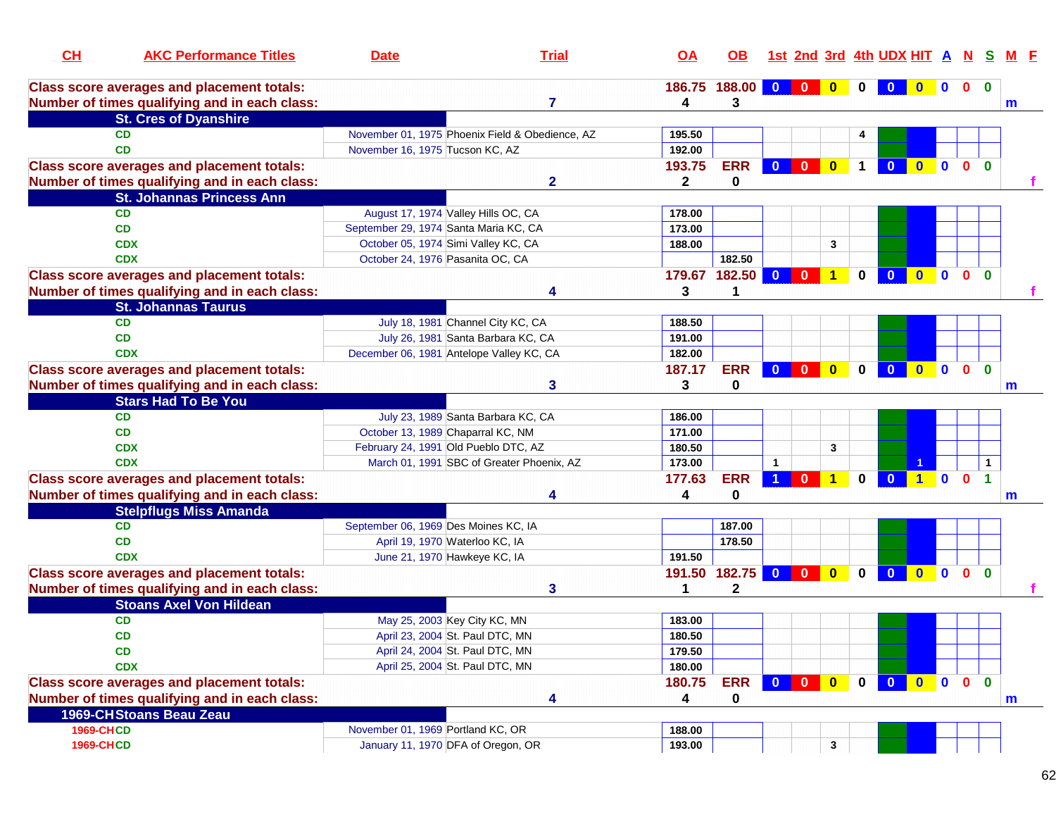| CH | AKC Performance Titles | Date | Trial | OA | OB | 1st | 2nd | 3rd | 4th | UDX | HIT | A | N | S | M | F |
|---|---|---|---|---|---|---|---|---|---|---|---|---|---|---|---|---|
| **Class score averages and placement totals:** | | | | 186.75 | 188.00 | 0 | 0 | 0 | 0 | 0 | 0 | 0 | 0 | 0 | | |
| **Number of times qualifying and in each class:** | | | 7 | 4 | 3 | | | | | | | | | | m | |
| **St. Cres of Dyanshire** | | | | | | | | | | | | | | | | |
| | CD | November 01, 1975 | Phoenix Field & Obedience, AZ | 195.50 | | | | | 4 | | | | | | | |
| | CD | November 16, 1975 | Tucson KC, AZ | 192.00 | | | | | | | | | | | | |
| **Class score averages and placement totals:** | | | | 193.75 | ERR | 0 | 0 | 0 | 1 | 0 | 0 | 0 | 0 | 0 | | |
| **Number of times qualifying and in each class:** | | | 2 | 2 | 0 | | | | | | | | | | | f |
| **St. Johannas Princess Ann** | | | | | | | | | | | | | | | | |
| | CD | August 17, 1974 | Valley Hills OC, CA | 178.00 | | | | | | | | | | | | |
| | CD | September 29, 1974 | Santa Maria KC, CA | 173.00 | | | | | | | | | | | | |
| | CDX | October 05, 1974 | Simi Valley KC, CA | 188.00 | | | | 3 | | | | | | | | |
| | CDX | October 24, 1976 | Pasanita OC, CA | | 182.50 | | | | | | | | | | | |
| **Class score averages and placement totals:** | | | | 179.67 | 182.50 | 0 | 0 | 1 | 0 | 0 | 0 | 0 | 0 | 0 | | |
| **Number of times qualifying and in each class:** | | | 4 | 3 | 1 | | | | | | | | | | | f |
| **St. Johannas Taurus** | | | | | | | | | | | | | | | | |
| | CD | July 18, 1981 | Channel City KC, CA | 188.50 | | | | | | | | | | | | |
| | CD | July 26, 1981 | Santa Barbara KC, CA | 191.00 | | | | | | | | | | | | |
| | CDX | December 06, 1981 | Antelope Valley KC, CA | 182.00 | | | | | | | | | | | | |
| **Class score averages and placement totals:** | | | | 187.17 | ERR | 0 | 0 | 0 | 0 | 0 | 0 | 0 | 0 | 0 | | |
| **Number of times qualifying and in each class:** | | | 3 | 3 | 0 | | | | | | | | | | m | |
| **Stars Had To Be You** | | | | | | | | | | | | | | | | |
| | CD | July 23, 1989 | Santa Barbara KC, CA | 186.00 | | | | | | | | | | | | |
| | CD | October 13, 1989 | Chaparral KC, NM | 171.00 | | | | | | | | | | | | |
| | CDX | February 24, 1991 | Old Pueblo DTC, AZ | 180.50 | | | | 3 | | | | | | | | |
| | CDX | March 01, 1991 | SBC of Greater Phoenix, AZ | 173.00 | | 1 | | | | | 1 | | | 1 | | |
| **Class score averages and placement totals:** | | | | 177.63 | ERR | 1 | 0 | 1 | 0 | 0 | 1 | 0 | 0 | 1 | | |
| **Number of times qualifying and in each class:** | | | 4 | 4 | 0 | | | | | | | | | | m | |
| **Stelpflugs Miss Amanda** | | | | | | | | | | | | | | | | |
| | CD | September 06, 1969 | Des Moines KC, IA | | 187.00 | | | | | | | | | | | |
| | CD | April 19, 1970 | Waterloo KC, IA | | 178.50 | | | | | | | | | | | |
| | CDX | June 21, 1970 | Hawkeye KC, IA | 191.50 | | | | | | | | | | | | |
| **Class score averages and placement totals:** | | | | 191.50 | 182.75 | 0 | 0 | 0 | 0 | 0 | 0 | 0 | 0 | 0 | | |
| **Number of times qualifying and in each class:** | | | 3 | 1 | 2 | | | | | | | | | | | f |
| **Stoans Axel Von Hildean** | | | | | | | | | | | | | | | | |
| | CD | May 25, 2003 | Key City KC, MN | 183.00 | | | | | | | | | | | | |
| | CD | April 23, 2004 | St. Paul DTC, MN | 180.50 | | | | | | | | | | | | |
| | CD | April 24, 2004 | St. Paul DTC, MN | 179.50 | | | | | | | | | | | | |
| | CDX | April 25, 2004 | St. Paul DTC, MN | 180.00 | | | | | | | | | | | | |
| **Class score averages and placement totals:** | | | | 180.75 | ERR | 0 | 0 | 0 | 0 | 0 | 0 | 0 | 0 | 0 | | |
| **Number of times qualifying and in each class:** | | | 4 | 4 | 0 | | | | | | | | | | m | |
| **1969-CH Stoans Beau Zeau** | | | | | | | | | | | | | | | | |
| 1969-CH | CD | November 01, 1969 | Portland KC, OR | 188.00 | | | | | | | | | | | | |
| 1969-CH | CD | January 11, 1970 | DFA of Oregon, OR | 193.00 | | | | 3 | | | | | | | | |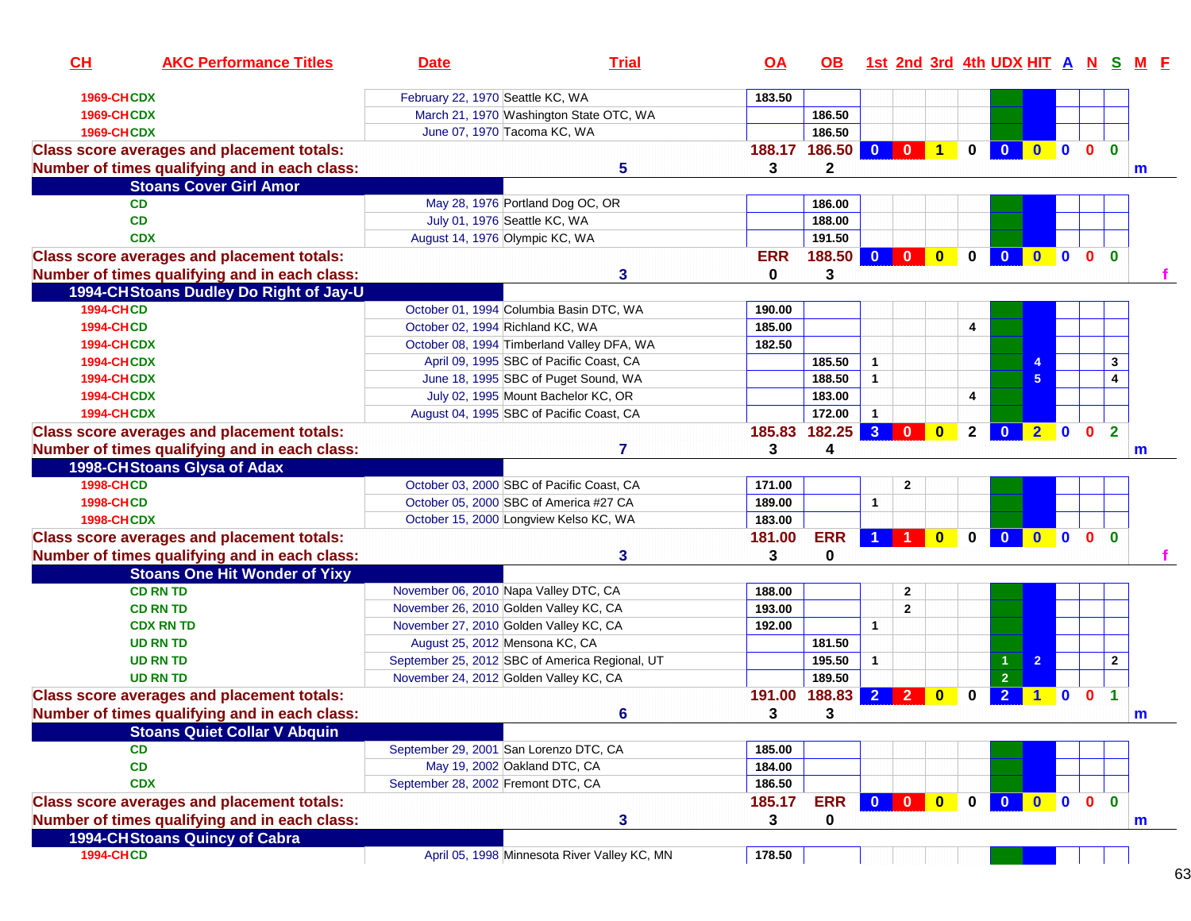| CH | AKC Performance Titles | Date | Trial | OA | OB | 1st | 2nd | 3rd | 4th | UDX | HIT | A | N | S | M | F |
|---|---|---|---|---|---|---|---|---|---|---|---|---|---|---|---|---|
| 1969-CH | CDX | February 22, 1970 | Seattle KC, WA | 183.50 | | | | | | | | | | | | |
| 1969-CH | CDX | March 21, 1970 | Washington State OTC, WA | | 186.50 | | | | | | | | | | | |
| 1969-CH | CDX | June 07, 1970 | Tacoma KC, WA | | 186.50 | | | | | | | | | | | |
| Class score averages and placement totals: | | | | 188.17 | 186.50 | 0 | 0 | 1 | 0 | 0 | 0 | 0 | 0 | 0 | | |
| Number of times qualifying and in each class: | | | 5 | 3 | 2 | | | | | | | | | | m | |
| | Stoans Cover Girl Amor | | | | | | | | | | | | | | | |
| | CD | May 28, 1976 | Portland Dog OC, OR | | 186.00 | | | | | | | | | | | |
| | CD | July 01, 1976 | Seattle KC, WA | | 188.00 | | | | | | | | | | | |
| | CDX | August 14, 1976 | Olympic KC, WA | | 191.50 | | | | | | | | | | | |
| Class score averages and placement totals: | | | | ERR | 188.50 | 0 | 0 | 0 | 0 | 0 | 0 | 0 | 0 | 0 | | |
| Number of times qualifying and in each class: | | | 3 | 0 | 3 | | | | | | | | | | | f |
| 1994-CH | Stoans Dudley Do Right of Jay-U | | | | | | | | | | | | | | | |
| 1994-CH | CD | October 01, 1994 | Columbia Basin DTC, WA | 190.00 | | | | | | | | | | | | |
| 1994-CH | CD | October 02, 1994 | Richland KC, WA | 185.00 | | | | | 4 | | | | | | | |
| 1994-CH | CDX | October 08, 1994 | Timberland Valley DFA, WA | 182.50 | | | | | | | | | | | | |
| 1994-CH | CDX | April 09, 1995 | SBC of Pacific Coast, CA | | 185.50 | 1 | | | | | 4 | | | 3 | | |
| 1994-CH | CDX | June 18, 1995 | SBC of Puget Sound, WA | | 188.50 | 1 | | | | | 5 | | | 4 | | |
| 1994-CH | CDX | July 02, 1995 | Mount Bachelor KC, OR | | 183.00 | | | | 4 | | | | | | | |
| 1994-CH | CDX | August 04, 1995 | SBC of Pacific Coast, CA | | 172.00 | 1 | | | | | | | | | | |
| Class score averages and placement totals: | | | | 185.83 | 182.25 | 3 | 0 | 0 | 2 | 0 | 2 | 0 | 0 | 2 | | |
| Number of times qualifying and in each class: | | | 7 | 3 | 4 | | | | | | | | | | m | |
| 1998-CH | Stoans Glysa of Adax | | | | | | | | | | | | | | | |
| 1998-CH | CD | October 03, 2000 | SBC of Pacific Coast, CA | 171.00 | | | 2 | | | | | | | | | |
| 1998-CH | CD | October 05, 2000 | SBC of America #27 CA | 189.00 | | 1 | | | | | | | | | | |
| 1998-CH | CDX | October 15, 2000 | Longview Kelso KC, WA | 183.00 | | | | | | | | | | | | |
| Class score averages and placement totals: | | | | 181.00 | ERR | 1 | 1 | 0 | 0 | 0 | 0 | 0 | 0 | 0 | | |
| Number of times qualifying and in each class: | | | 3 | 3 | 0 | | | | | | | | | | | f |
| | Stoans One Hit Wonder of Yixy | | | | | | | | | | | | | | | |
| | CD RN TD | November 06, 2010 | Napa Valley DTC, CA | 188.00 | | | 2 | | | | | | | | | |
| | CD RN TD | November 26, 2010 | Golden Valley KC, CA | 193.00 | | | 2 | | | | | | | | | |
| | CDX RN TD | November 27, 2010 | Golden Valley KC, CA | 192.00 | | 1 | | | | | | | | | | |
| | UD RN TD | August 25, 2012 | Mensona KC, CA | | 181.50 | | | | | | | | | | | |
| | UD RN TD | September 25, 2012 | SBC of America Regional, UT | | 195.50 | 1 | | | | 1 | 2 | | | 2 | | |
| | UD RN TD | November 24, 2012 | Golden Valley KC, CA | | 189.50 | | | | | 2 | | | | | | |
| Class score averages and placement totals: | | | | 191.00 | 188.83 | 2 | 2 | 0 | 0 | 2 | 1 | 0 | 0 | 1 | | |
| Number of times qualifying and in each class: | | | 6 | 3 | 3 | | | | | | | | | | m | |
| | Stoans Quiet Collar V Abquin | | | | | | | | | | | | | | | |
| | CD | September 29, 2001 | San Lorenzo DTC, CA | 185.00 | | | | | | | | | | | | |
| | CD | May 19, 2002 | Oakland DTC, CA | 184.00 | | | | | | | | | | | | |
| | CDX | September 28, 2002 | Fremont DTC, CA | 186.50 | | | | | | | | | | | | |
| Class score averages and placement totals: | | | | 185.17 | ERR | 0 | 0 | 0 | 0 | 0 | 0 | 0 | 0 | 0 | | |
| Number of times qualifying and in each class: | | | 3 | 3 | 0 | | | | | | | | | | m | |
| 1994-CH | Stoans Quincy of Cabra | | | | | | | | | | | | | | | |
| 1994-CH | CD | April 05, 1998 | Minnesota River Valley KC, MN | 178.50 | | | | | | | | | | | | |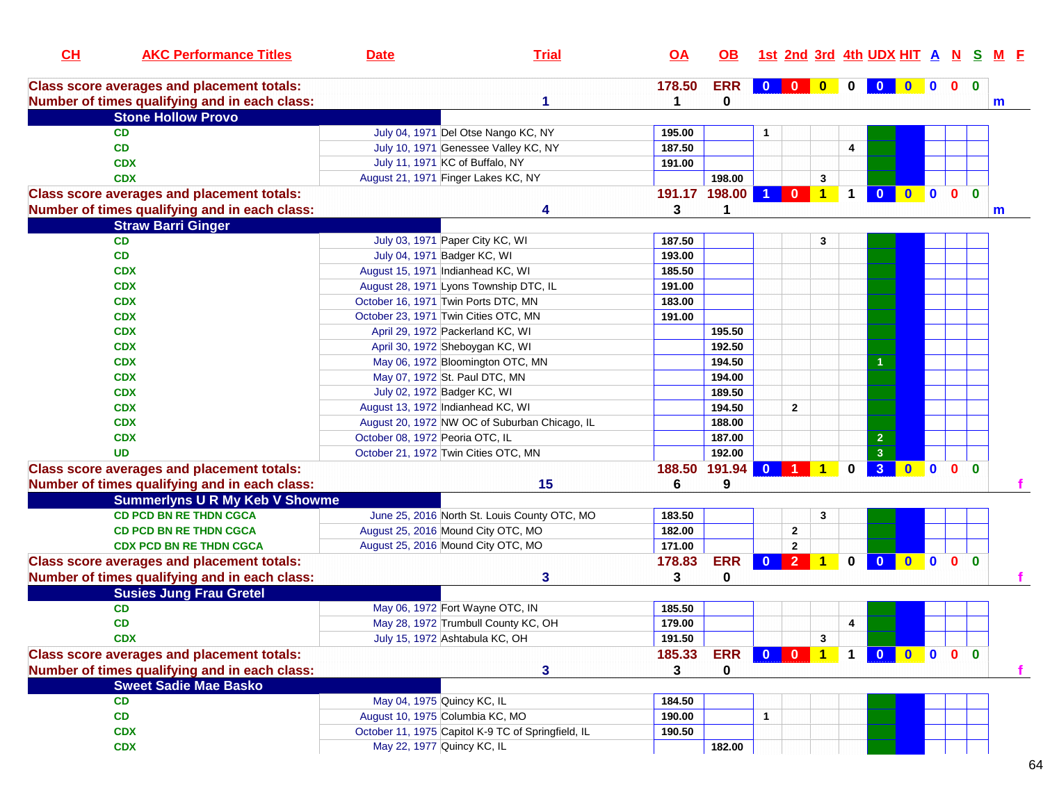| CH | AKC Performance Titles | Date | Trial | OA | OB | 1st | 2nd | 3rd | 4th | UDX | HIT | A | N | S | M | F |
|---|---|---|---|---|---|---|---|---|---|---|---|---|---|---|---|---|
| Class score averages and placement totals: | | | | 178.50 | ERR | 0 | 0 | 0 | 0 | 0 | 0 | 0 | 0 | 0 | | |
| Number of times qualifying and in each class: | | | 1 | 1 | 0 | | | | | | | | | | m | |
| Stone Hollow Provo | | | | | | | | | | | | | | | | |
| | CD | July 04, 1971 | Del Otse Nango KC, NY | 195.00 | | 1 | | | | | | | | | | |
| | CD | July 10, 1971 | Genessee Valley KC, NY | 187.50 | | | | | 4 | | | | | | | |
| | CDX | July 11, 1971 | KC of Buffalo, NY | 191.00 | | | | | | | | | | | | |
| | CDX | August 21, 1971 | Finger Lakes KC, NY | | 198.00 | | | 3 | | | | | | | | |
| Class score averages and placement totals: | | | | 191.17 | 198.00 | 1 | 0 | 1 | 1 | 0 | 0 | 0 | 0 | 0 | | |
| Number of times qualifying and in each class: | | | 4 | 3 | 1 | | | | | | | | | | m | |
| Straw Barri Ginger | | | | | | | | | | | | | | | | |
| | CD | July 03, 1971 | Paper City KC, WI | 187.50 | | | | 3 | | | | | | | | |
| | CD | July 04, 1971 | Badger KC, WI | 193.00 | | | | | | | | | | | | |
| | CDX | August 15, 1971 | Indianhead KC, WI | 185.50 | | | | | | | | | | | | |
| | CDX | August 28, 1971 | Lyons Township DTC, IL | 191.00 | | | | | | | | | | | | |
| | CDX | October 16, 1971 | Twin Ports DTC, MN | 183.00 | | | | | | | | | | | | |
| | CDX | October 23, 1971 | Twin Cities OTC, MN | 191.00 | | | | | | | | | | | | |
| | CDX | April 29, 1972 | Packerland KC, WI | | 195.50 | | | | | | | | | | | |
| | CDX | April 30, 1972 | Sheboygan KC, WI | | 192.50 | | | | | | | | | | | |
| | CDX | May 06, 1972 | Bloomington OTC, MN | | 194.50 | | | | | 1 | | | | | | |
| | CDX | May 07, 1972 | St. Paul DTC, MN | | 194.00 | | | | | | | | | | | |
| | CDX | July 02, 1972 | Badger KC, WI | | 189.50 | | | | | | | | | | | |
| | CDX | August 13, 1972 | Indianhead KC, WI | | 194.50 | | 2 | | | | | | | | | |
| | CDX | August 20, 1972 | NW OC of Suburban Chicago, IL | | 188.00 | | | | | | | | | | | |
| | CDX | October 08, 1972 | Peoria OTC, IL | | 187.00 | | | | | 2 | | | | | | |
| | UD | October 21, 1972 | Twin Cities OTC, MN | | 192.00 | | | | | 3 | | | | | | |
| Class score averages and placement totals: | | | | 188.50 | 191.94 | 0 | 1 | 1 | 0 | 3 | 0 | 0 | 0 | 0 | | |
| Number of times qualifying and in each class: | | | 15 | 6 | 9 | | | | | | | | | | | f |
| Summerlyns U R My Keb V Showme | | | | | | | | | | | | | | | | |
| | CD PCD BN RE THDN CGCA | June 25, 2016 | North St. Louis County OTC, MO | 183.50 | | | | 3 | | | | | | | | |
| | CD PCD BN RE THDN CGCA | August 25, 2016 | Mound City OTC, MO | 182.00 | | | 2 | | | | | | | | | |
| | CDX PCD BN RE THDN CGCA | August 25, 2016 | Mound City OTC, MO | 171.00 | | | 2 | | | | | | | | | |
| Class score averages and placement totals: | | | | 178.83 | ERR | 0 | 2 | 1 | 0 | 0 | 0 | 0 | 0 | 0 | | |
| Number of times qualifying and in each class: | | | 3 | 3 | 0 | | | | | | | | | | | f |
| Susies Jung Frau Gretel | | | | | | | | | | | | | | | | |
| | CD | May 06, 1972 | Fort Wayne OTC, IN | 185.50 | | | | | | | | | | | | |
| | CD | May 28, 1972 | Trumbull County KC, OH | 179.00 | | | | | 4 | | | | | | | |
| | CDX | July 15, 1972 | Ashtabula KC, OH | 191.50 | | | | 3 | | | | | | | | |
| Class score averages and placement totals: | | | | 185.33 | ERR | 0 | 0 | 1 | 1 | 0 | 0 | 0 | 0 | 0 | | |
| Number of times qualifying and in each class: | | | 3 | 3 | 0 | | | | | | | | | | | f |
| Sweet Sadie Mae Basko | | | | | | | | | | | | | | | | |
| | CD | May 04, 1975 | Quincy KC, IL | 184.50 | | | | | | | | | | | | |
| | CD | August 10, 1975 | Columbia KC, MO | 190.00 | | 1 | | | | | | | | | | |
| | CDX | October 11, 1975 | Capitol K-9 TC of Springfield, IL | 190.50 | | | | | | | | | | | | |
| | CDX | May 22, 1977 | Quincy KC, IL | | 182.00 | | | | | | | | | | | |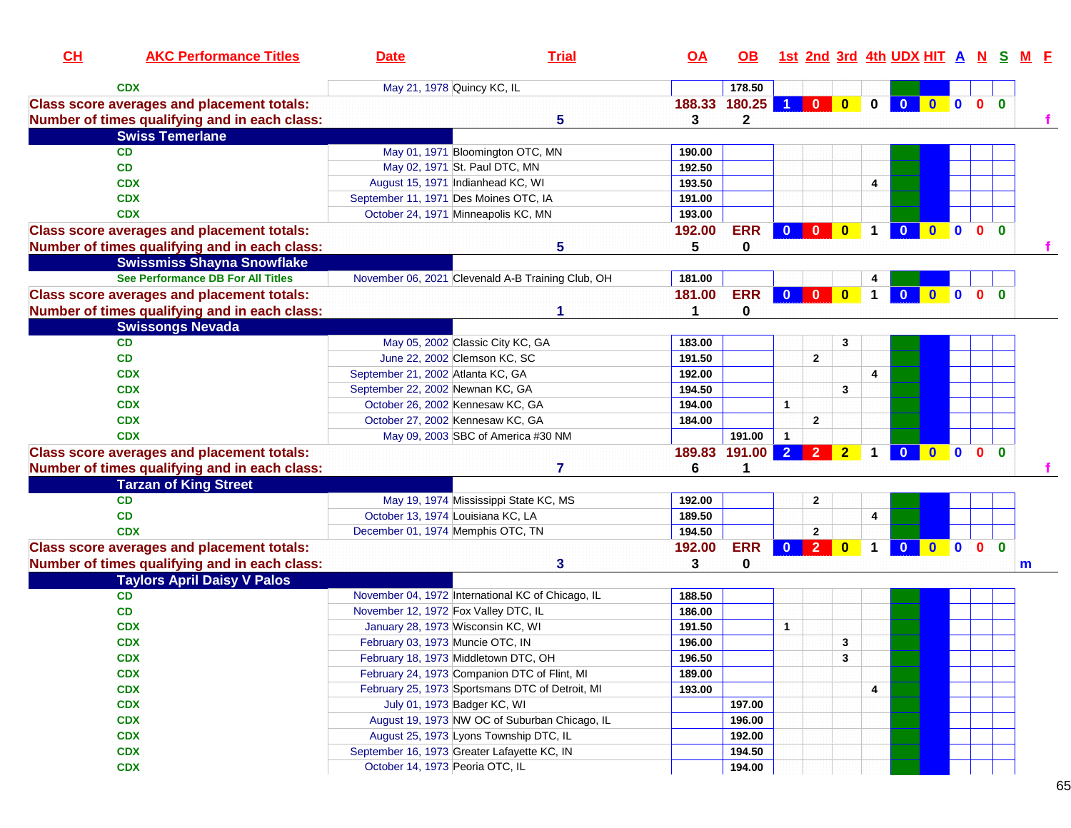| CH | AKC Performance Titles | Date | Trial | OA | OB | 1st | 2nd | 3rd | 4th | UDX | HIT | A | N | S | M | F |
|---|---|---|---|---|---|---|---|---|---|---|---|---|---|---|---|---|
| | CDX | May 21, 1978 | Quincy KC, IL | | 178.50 | | | | | | | | | | | |
| Class score averages and placement totals: | | | | 188.33 | 180.25 | 1 | 0 | 0 | 0 | 0 | 0 | 0 | 0 | 0 | | |
| Number of times qualifying and in each class: | | | 5 | 3 | 2 | | | | | | | | | | | f |
| **Swiss Temerlane** | | | | | | | | | | | | | | | | |
| | CD | May 01, 1971 | Bloomington OTC, MN | 190.00 | | | | | | | | | | | | |
| | CD | May 02, 1971 | St. Paul DTC, MN | 192.50 | | | | | | | | | | | | |
| | CDX | August 15, 1971 | Indianhead KC, WI | 193.50 | | | | | 4 | | | | | | | |
| | CDX | September 11, 1971 | Des Moines OTC, IA | 191.00 | | | | | | | | | | | | |
| | CDX | October 24, 1971 | Minneapolis KC, MN | 193.00 | | | | | | | | | | | | |
| Class score averages and placement totals: | | | | 192.00 | ERR | 0 | 0 | 0 | 1 | 0 | 0 | 0 | 0 | 0 | | |
| Number of times qualifying and in each class: | | | 5 | 5 | 0 | | | | | | | | | | | f |
| **Swissmiss Shayna Snowflake** | | | | | | | | | | | | | | | | |
| | See Performance DB For All Titles | November 06, 2021 | Clevenald A-B Training Club, OH | 181.00 | | | | | 4 | | | | | | | |
| Class score averages and placement totals: | | | | 181.00 | ERR | 0 | 0 | 0 | 1 | 0 | 0 | 0 | 0 | 0 | | |
| Number of times qualifying and in each class: | | | 1 | 1 | 0 | | | | | | | | | | | |
| **Swissongs Nevada** | | | | | | | | | | | | | | | | |
| | CD | May 05, 2002 | Classic City KC, GA | 183.00 | | | | 3 | | | | | | | | |
| | CD | June 22, 2002 | Clemson KC, SC | 191.50 | | | 2 | | | | | | | | | |
| | CDX | September 21, 2002 | Atlanta KC, GA | 192.00 | | | | | 4 | | | | | | | |
| | CDX | September 22, 2002 | Newnan KC, GA | 194.50 | | | | 3 | | | | | | | | |
| | CDX | October 26, 2002 | Kennesaw KC, GA | 194.00 | | 1 | | | | | | | | | | |
| | CDX | October 27, 2002 | Kennesaw KC, GA | 184.00 | | | 2 | | | | | | | | | |
| | CDX | May 09, 2003 | SBC of America #30 NM | | 191.00 | 1 | | | | | | | | | | |
| Class score averages and placement totals: | | | | 189.83 | 191.00 | 2 | 2 | 2 | 1 | 0 | 0 | 0 | 0 | 0 | | |
| Number of times qualifying and in each class: | | | 7 | 6 | 1 | | | | | | | | | | | f |
| **Tarzan of King Street** | | | | | | | | | | | | | | | | |
| | CD | May 19, 1974 | Mississippi State KC, MS | 192.00 | | | 2 | | | | | | | | | |
| | CD | October 13, 1974 | Louisiana KC, LA | 189.50 | | | | | 4 | | | | | | | |
| | CDX | December 01, 1974 | Memphis OTC, TN | 194.50 | | | 2 | | | | | | | | | |
| Class score averages and placement totals: | | | | 192.00 | ERR | 0 | 2 | 0 | 1 | 0 | 0 | 0 | 0 | 0 | | |
| Number of times qualifying and in each class: | | | 3 | 3 | 0 | | | | | | | | | | m | |
| **Taylors April Daisy V Palos** | | | | | | | | | | | | | | | | |
| | CD | November 04, 1972 | International KC of Chicago, IL | 188.50 | | | | | | | | | | | | |
| | CD | November 12, 1972 | Fox Valley DTC, IL | 186.00 | | | | | | | | | | | | |
| | CDX | January 28, 1973 | Wisconsin KC, WI | 191.50 | | 1 | | | | | | | | | | |
| | CDX | February 03, 1973 | Muncie OTC, IN | 196.00 | | | | 3 | | | | | | | | |
| | CDX | February 18, 1973 | Middletown DTC, OH | 196.50 | | | | 3 | | | | | | | | |
| | CDX | February 24, 1973 | Companion DTC of Flint, MI | 189.00 | | | | | | | | | | | | |
| | CDX | February 25, 1973 | Sportsmans DTC of Detroit, MI | 193.00 | | | | | 4 | | | | | | | |
| | CDX | July 01, 1973 | Badger KC, WI | | 197.00 | | | | | | | | | | | |
| | CDX | August 19, 1973 | NW OC of Suburban Chicago, IL | | 196.00 | | | | | | | | | | | |
| | CDX | August 25, 1973 | Lyons Township DTC, IL | | 192.00 | | | | | | | | | | | |
| | CDX | September 16, 1973 | Greater Lafayette KC, IN | | 194.50 | | | | | | | | | | | |
| | CDX | October 14, 1973 | Peoria OTC, IL | | 194.00 | | | | | | | | | | | |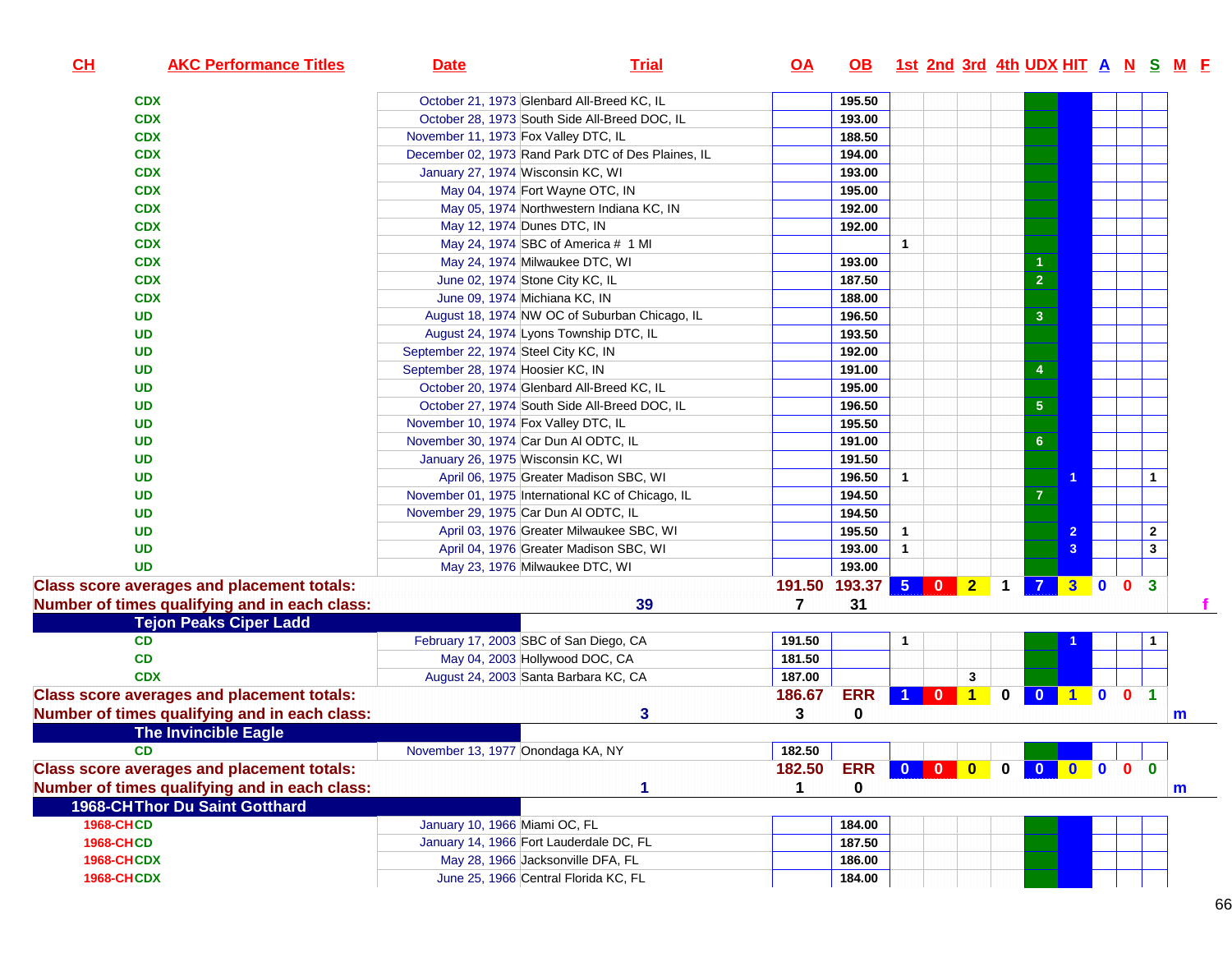| CH | AKC Performance Titles | Date | Trial | OA | OB | 1st | 2nd | 3rd | 4th | UDX | HIT | A | N | S | M | F |
|---|---|---|---|---|---|---|---|---|---|---|---|---|---|---|---|---|
| | CDX | October 21, 1973 | Glenbard All-Breed KC, IL | | 195.50 | | | | | | | | | | | |
| | CDX | October 28, 1973 | South Side All-Breed DOC, IL | | 193.00 | | | | | | | | | | | |
| | CDX | November 11, 1973 | Fox Valley DTC, IL | | 188.50 | | | | | | | | | | | |
| | CDX | December 02, 1973 | Rand Park DTC of Des Plaines, IL | | 194.00 | | | | | | | | | | | |
| | CDX | January 27, 1974 | Wisconsin KC, WI | | 193.00 | | | | | | | | | | | |
| | CDX | May 04, 1974 | Fort Wayne OTC, IN | | 195.00 | | | | | | | | | | | |
| | CDX | May 05, 1974 | Northwestern Indiana KC, IN | | 192.00 | | | | | | | | | | | |
| | CDX | May 12, 1974 | Dunes DTC, IN | | 192.00 | | | | | | | | | | | |
| | CDX | May 24, 1974 | SBC of America # 1 MI | | | 1 | | | | | | | | | | |
| | CDX | May 24, 1974 | Milwaukee DTC, WI | | 193.00 | | | | | 1 | | | | | | |
| | CDX | June 02, 1974 | Stone City KC, IL | | 187.50 | | | | | 2 | | | | | | |
| | CDX | June 09, 1974 | Michiana KC, IN | | 188.00 | | | | | | | | | | | |
| | UD | August 18, 1974 | NW OC of Suburban Chicago, IL | | 196.50 | | | | | 3 | | | | | | |
| | UD | August 24, 1974 | Lyons Township DTC, IL | | 193.50 | | | | | | | | | | | |
| | UD | September 22, 1974 | Steel City KC, IN | | 192.00 | | | | | | | | | | | |
| | UD | September 28, 1974 | Hoosier KC, IN | | 191.00 | | | | | 4 | | | | | | |
| | UD | October 20, 1974 | Glenbard All-Breed KC, IL | | 195.00 | | | | | | | | | | | |
| | UD | October 27, 1974 | South Side All-Breed DOC, IL | | 196.50 | | | | | 5 | | | | | | |
| | UD | November 10, 1974 | Fox Valley DTC, IL | | 195.50 | | | | | | | | | | | |
| | UD | November 30, 1974 | Car Dun Al ODTC, IL | | 191.00 | | | | | 6 | | | | | | |
| | UD | January 26, 1975 | Wisconsin KC, WI | | 191.50 | | | | | | | | | | | |
| | UD | April 06, 1975 | Greater Madison SBC, WI | | 196.50 | 1 | | | | | 1 | | | 1 | | |
| | UD | November 01, 1975 | International KC of Chicago, IL | | 194.50 | | | | | 7 | | | | | | |
| | UD | November 29, 1975 | Car Dun Al ODTC, IL | | 194.50 | | | | | | | | | | | |
| | UD | April 03, 1976 | Greater Milwaukee SBC, WI | | 195.50 | 1 | | | | | 2 | | | 2 | | |
| | UD | April 04, 1976 | Greater Madison SBC, WI | | 193.00 | 1 | | | | | 3 | | | 3 | | |
| | UD | May 23, 1976 | Milwaukee DTC, WI | | 193.00 | | | | | | | | | | | |
| **Class score averages and placement totals:** | | | | 191.50 | 193.37 | 5 | 0 | 2 | 1 | 7 | 3 | 0 | 0 | 3 | | |
| **Number of times qualifying and in each class:** | | | 39 | 7 | 31 | | | | | | | | | | | f |
| **Tejon Peaks Ciper Ladd** | | | | | | | | | | | | | | | | |
| | CD | February 17, 2003 | SBC of San Diego, CA | 191.50 | | 1 | | | | | 1 | | | 1 | | |
| | CD | May 04, 2003 | Hollywood DOC, CA | 181.50 | | | | | | | | | | | | |
| | CDX | August 24, 2003 | Santa Barbara KC, CA | 187.00 | | | | 3 | | | | | | | | |
| **Class score averages and placement totals:** | | | | 186.67 | ERR | 1 | 0 | 1 | 0 | 0 | 1 | 0 | 0 | 1 | | |
| **Number of times qualifying and in each class:** | | | 3 | 3 | 0 | | | | | | | | | | m | |
| **The Invincible Eagle** | | | | | | | | | | | | | | | | |
| | CD | November 13, 1977 | Onondaga KA, NY | 182.50 | | | | | | | | | | | | |
| **Class score averages and placement totals:** | | | | 182.50 | ERR | 0 | 0 | 0 | 0 | 0 | 0 | 0 | 0 | 0 | | |
| **Number of times qualifying and in each class:** | | | 1 | 1 | 0 | | | | | | | | | | m | |
| **1968-CH Thor Du Saint Gotthard** | | | | | | | | | | | | | | | | |
| 1968-CH | CD | January 10, 1966 | Miami OC, FL | | 184.00 | | | | | | | | | | | |
| 1968-CH | CD | January 14, 1966 | Fort Lauderdale DC, FL | | 187.50 | | | | | | | | | | | |
| 1968-CH | CDX | May 28, 1966 | Jacksonville DFA, FL | | 186.00 | | | | | | | | | | | |
| 1968-CH | CDX | June 25, 1966 | Central Florida KC, FL | | 184.00 | | | | | | | | | | | |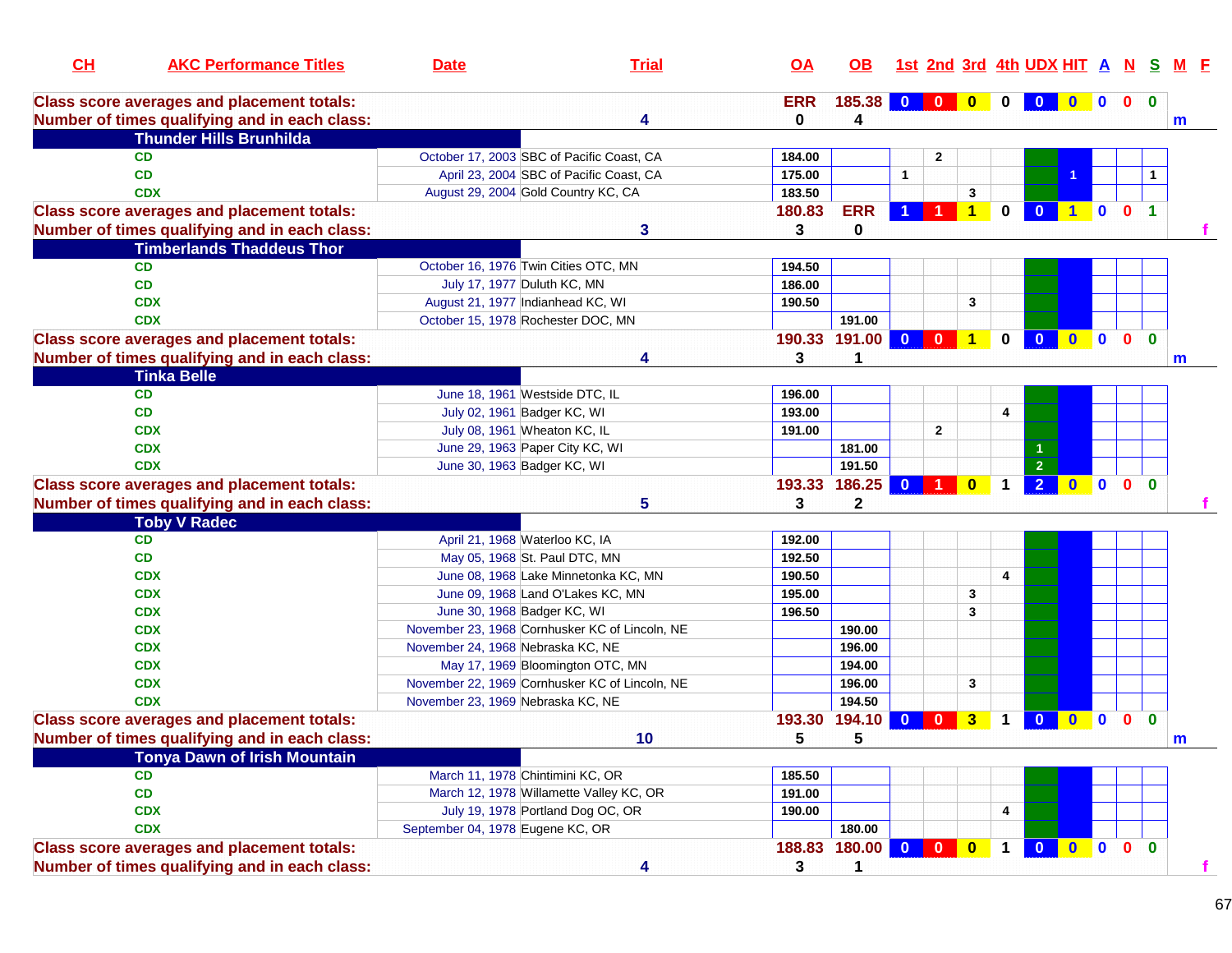| CH | AKC Performance Titles | Date | Trial | OA | OB | 1st | 2nd | 3rd | 4th | UDX | HIT | A | N | S | M | F |
|---|---|---|---|---|---|---|---|---|---|---|---|---|---|---|---|---|
| **Class score averages and placement totals:** | | | | **ERR** | **185.38** | **0** | **0** | **0** | **0** | **0** | **0** | **0** | **0** | **0** | | |
| **Number of times qualifying and in each class:** | | | **4** | **0** | **4** | | | | | | | | | | **m** | |
| **Thunder Hills Brunhilda** | | | | | | | | | | | | | | | | |
| | CD | October 17, 2003 | SBC of Pacific Coast, CA | 184.00 | | | 2 | | | | | | | | | |
| | CD | April 23, 2004 | SBC of Pacific Coast, CA | 175.00 | | 1 | | | | | 1 | | | 1 | | |
| | CDX | August 29, 2004 | Gold Country KC, CA | 183.50 | | | | 3 | | | | | | | | |
| **Class score averages and placement totals:** | | | | **180.83** | **ERR** | **1** | **1** | **1** | **0** | **0** | **1** | **0** | **0** | **1** | | |
| **Number of times qualifying and in each class:** | | | **3** | **3** | **0** | | | | | | | | | | | **f** |
| **Timberlands Thaddeus Thor** | | | | | | | | | | | | | | | | |
| | CD | October 16, 1976 | Twin Cities OTC, MN | 194.50 | | | | | | | | | | | | |
| | CD | July 17, 1977 | Duluth KC, MN | 186.00 | | | | | | | | | | | | |
| | CDX | August 21, 1977 | Indianhead KC, WI | 190.50 | | | | 3 | | | | | | | | |
| | CDX | October 15, 1978 | Rochester DOC, MN | | 191.00 | | | | | | | | | | | |
| **Class score averages and placement totals:** | | | | **190.33** | **191.00** | **0** | **0** | **1** | **0** | **0** | **0** | **0** | **0** | **0** | | |
| **Number of times qualifying and in each class:** | | | **4** | **3** | **1** | | | | | | | | | | **m** | |
| **Tinka Belle** | | | | | | | | | | | | | | | | |
| | CD | June 18, 1961 | Westside DTC, IL | 196.00 | | | | | | | | | | | | |
| | CD | July 02, 1961 | Badger KC, WI | 193.00 | | | | | 4 | | | | | | | |
| | CDX | July 08, 1961 | Wheaton KC, IL | 191.00 | | | 2 | | | | | | | | | |
| | CDX | June 29, 1963 | Paper City KC, WI | | 181.00 | | | | | 1 | | | | | | |
| | CDX | June 30, 1963 | Badger KC, WI | | 191.50 | | | | | 2 | | | | | | |
| **Class score averages and placement totals:** | | | | **193.33** | **186.25** | **0** | **1** | **0** | **1** | **2** | **0** | **0** | **0** | **0** | | |
| **Number of times qualifying and in each class:** | | | **5** | **3** | **2** | | | | | | | | | | | **f** |
| **Toby V Radec** | | | | | | | | | | | | | | | | |
| | CD | April 21, 1968 | Waterloo KC, IA | 192.00 | | | | | | | | | | | | |
| | CD | May 05, 1968 | St. Paul DTC, MN | 192.50 | | | | | | | | | | | | |
| | CDX | June 08, 1968 | Lake Minnetonka KC, MN | 190.50 | | | | | 4 | | | | | | | |
| | CDX | June 09, 1968 | Land O'Lakes KC, MN | 195.00 | | | | 3 | | | | | | | | |
| | CDX | June 30, 1968 | Badger KC, WI | 196.50 | | | | 3 | | | | | | | | |
| | CDX | November 23, 1968 | Cornhusker KC of Lincoln, NE | | 190.00 | | | | | | | | | | | |
| | CDX | November 24, 1968 | Nebraska KC, NE | | 196.00 | | | | | | | | | | | |
| | CDX | May 17, 1969 | Bloomington OTC, MN | | 194.00 | | | | | | | | | | | |
| | CDX | November 22, 1969 | Cornhusker KC of Lincoln, NE | | 196.00 | | | 3 | | | | | | | | |
| | CDX | November 23, 1969 | Nebraska KC, NE | | 194.50 | | | | | | | | | | | |
| **Class score averages and placement totals:** | | | | **193.30** | **194.10** | **0** | **0** | **3** | **1** | **0** | **0** | **0** | **0** | **0** | | |
| **Number of times qualifying and in each class:** | | | **10** | **5** | **5** | | | | | | | | | | **m** | |
| **Tonya Dawn of Irish Mountain** | | | | | | | | | | | | | | | | |
| | CD | March 11, 1978 | Chintimini KC, OR | 185.50 | | | | | | | | | | | | |
| | CD | March 12, 1978 | Willamette Valley KC, OR | 191.00 | | | | | | | | | | | | |
| | CDX | July 19, 1978 | Portland Dog OC, OR | 190.00 | | | | | 4 | | | | | | | |
| | CDX | September 04, 1978 | Eugene KC, OR | | 180.00 | | | | | | | | | | | |
| **Class score averages and placement totals:** | | | | **188.83** | **180.00** | **0** | **0** | **0** | **1** | **0** | **0** | **0** | **0** | **0** | | |
| **Number of times qualifying and in each class:** | | | **4** | **3** | **1** | | | | | | | | | | | **f** |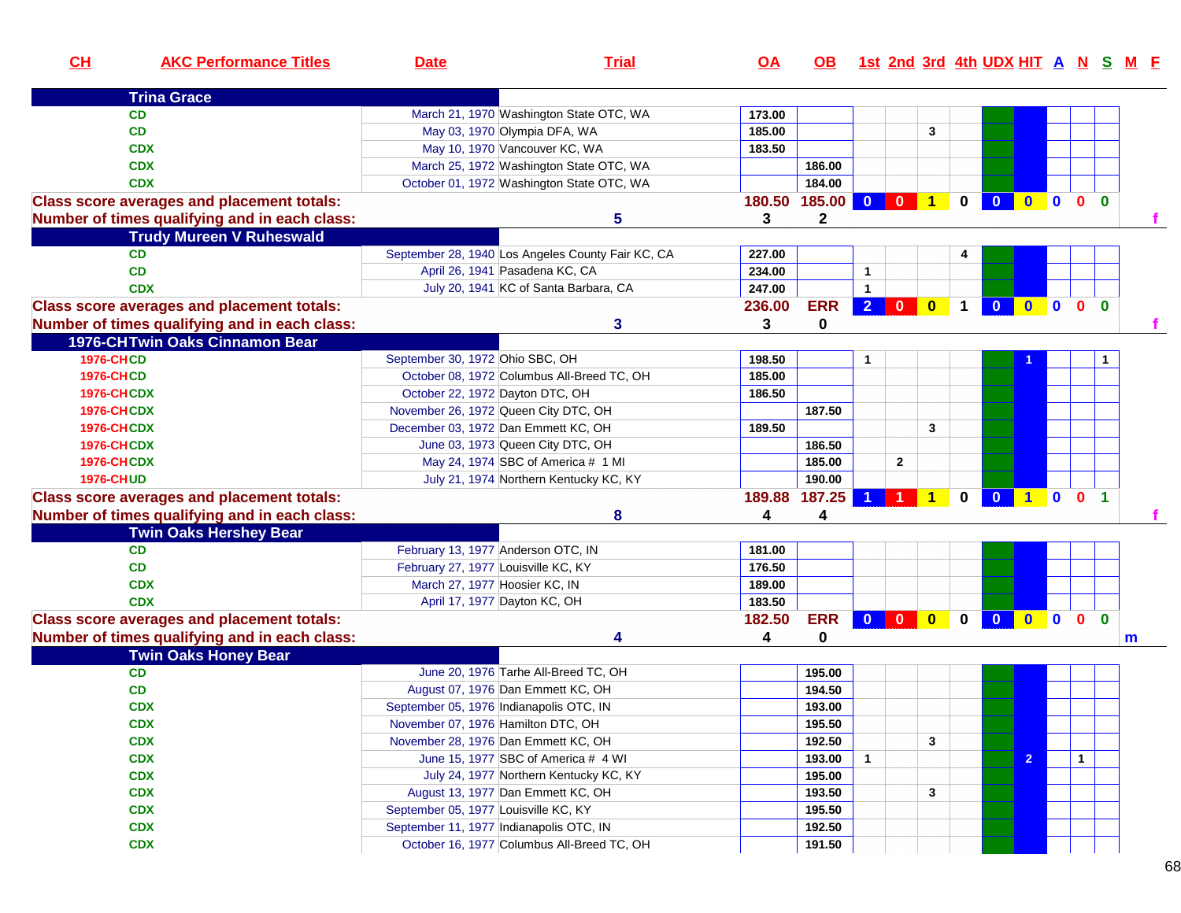| CH | AKC Performance Titles | Date | Trial | OA | OB | 1st | 2nd | 3rd | 4th | UDX | HIT | A | N | S | M | F |
|---|---|---|---|---|---|---|---|---|---|---|---|---|---|---|---|---|
| | **Trina Grace** | | | | | | | | | | | | | | | |
| | CD | March 21, 1970 | Washington State OTC, WA | 173.00 | | | | | | | | | | | | |
| | CD | May 03, 1970 | Olympia DFA, WA | 185.00 | | | | 3 | | | | | | | | |
| | CDX | May 10, 1970 | Vancouver KC, WA | 183.50 | | | | | | | | | | | | |
| | CDX | March 25, 1972 | Washington State OTC, WA | | 186.00 | | | | | | | | | | | |
| | CDX | October 01, 1972 | Washington State OTC, WA | | 184.00 | | | | | | | | | | | |
| **Class score averages and placement totals:** | | | | 180.50 | 185.00 | 0 | 0 | 1 | 0 | 0 | 0 | 0 | 0 | 0 | | |
| **Number of times qualifying and in each class:** | | | 5 | 3 | 2 | | | | | | | | | | | f |
| | **Trudy Mureen V Ruheswald** | | | | | | | | | | | | | | | |
| | CD | September 28, 1940 | Los Angeles County Fair KC, CA | 227.00 | | | | | 4 | | | | | | | |
| | CD | April 26, 1941 | Pasadena KC, CA | 234.00 | | 1 | | | | | | | | | | |
| | CDX | July 20, 1941 | KC of Santa Barbara, CA | 247.00 | | 1 | | | | | | | | | | |
| **Class score averages and placement totals:** | | | | 236.00 | ERR | 2 | 0 | 0 | 1 | 0 | 0 | 0 | 0 | 0 | | |
| **Number of times qualifying and in each class:** | | | 3 | 3 | 0 | | | | | | | | | | | f |
| | **1976-CH Twin Oaks Cinnamon Bear** | | | | | | | | | | | | | | | |
| 1976-CH | CD | September 30, 1972 | Ohio SBC, OH | 198.50 | | 1 | | | | | 1 | | | 1 | | |
| 1976-CH | CD | October 08, 1972 | Columbus All-Breed TC, OH | 185.00 | | | | | | | | | | | | |
| 1976-CH | CDX | October 22, 1972 | Dayton DTC, OH | 186.50 | | | | | | | | | | | | |
| 1976-CH | CDX | November 26, 1972 | Queen City DTC, OH | | 187.50 | | | | | | | | | | | |
| 1976-CH | CDX | December 03, 1972 | Dan Emmett KC, OH | 189.50 | | | | 3 | | | | | | | | |
| 1976-CH | CDX | June 03, 1973 | Queen City DTC, OH | | 186.50 | | | | | | | | | | | |
| 1976-CH | CDX | May 24, 1974 | SBC of America # 1 MI | | 185.00 | | 2 | | | | | | | | | |
| 1976-CH | UD | July 21, 1974 | Northern Kentucky KC, KY | | 190.00 | | | | | | | | | | | |
| **Class score averages and placement totals:** | | | | 189.88 | 187.25 | 1 | 1 | 1 | 0 | 0 | 1 | 0 | 0 | 1 | | |
| **Number of times qualifying and in each class:** | | | 8 | 4 | 4 | | | | | | | | | | | f |
| | **Twin Oaks Hershey Bear** | | | | | | | | | | | | | | | |
| | CD | February 13, 1977 | Anderson OTC, IN | 181.00 | | | | | | | | | | | | |
| | CD | February 27, 1977 | Louisville KC, KY | 176.50 | | | | | | | | | | | | |
| | CDX | March 27, 1977 | Hoosier KC, IN | 189.00 | | | | | | | | | | | | |
| | CDX | April 17, 1977 | Dayton KC, OH | 183.50 | | | | | | | | | | | | |
| **Class score averages and placement totals:** | | | | 182.50 | ERR | 0 | 0 | 0 | 0 | 0 | 0 | 0 | 0 | 0 | | |
| **Number of times qualifying and in each class:** | | | 4 | 4 | 0 | | | | | | | | | | m | |
| | **Twin Oaks Honey Bear** | | | | | | | | | | | | | | | |
| | CD | June 20, 1976 | Tarhe All-Breed TC, OH | | 195.00 | | | | | | | | | | | |
| | CD | August 07, 1976 | Dan Emmett KC, OH | | 194.50 | | | | | | | | | | | |
| | CDX | September 05, 1976 | Indianapolis OTC, IN | | 193.00 | | | | | | | | | | | |
| | CDX | November 07, 1976 | Hamilton DTC, OH | | 195.50 | | | | | | | | | | | |
| | CDX | November 28, 1976 | Dan Emmett KC, OH | | 192.50 | | | 3 | | | | | | | | |
| | CDX | June 15, 1977 | SBC of America # 4 WI | | 193.00 | 1 | | | | | 2 | | 1 | | | |
| | CDX | July 24, 1977 | Northern Kentucky KC, KY | | 195.00 | | | | | | | | | | | |
| | CDX | August 13, 1977 | Dan Emmett KC, OH | | 193.50 | | | 3 | | | | | | | | |
| | CDX | September 05, 1977 | Louisville KC, KY | | 195.50 | | | | | | | | | | | |
| | CDX | September 11, 1977 | Indianapolis OTC, IN | | 192.50 | | | | | | | | | | | |
| | CDX | October 16, 1977 | Columbus All-Breed TC, OH | | 191.50 | | | | | | | | | | | |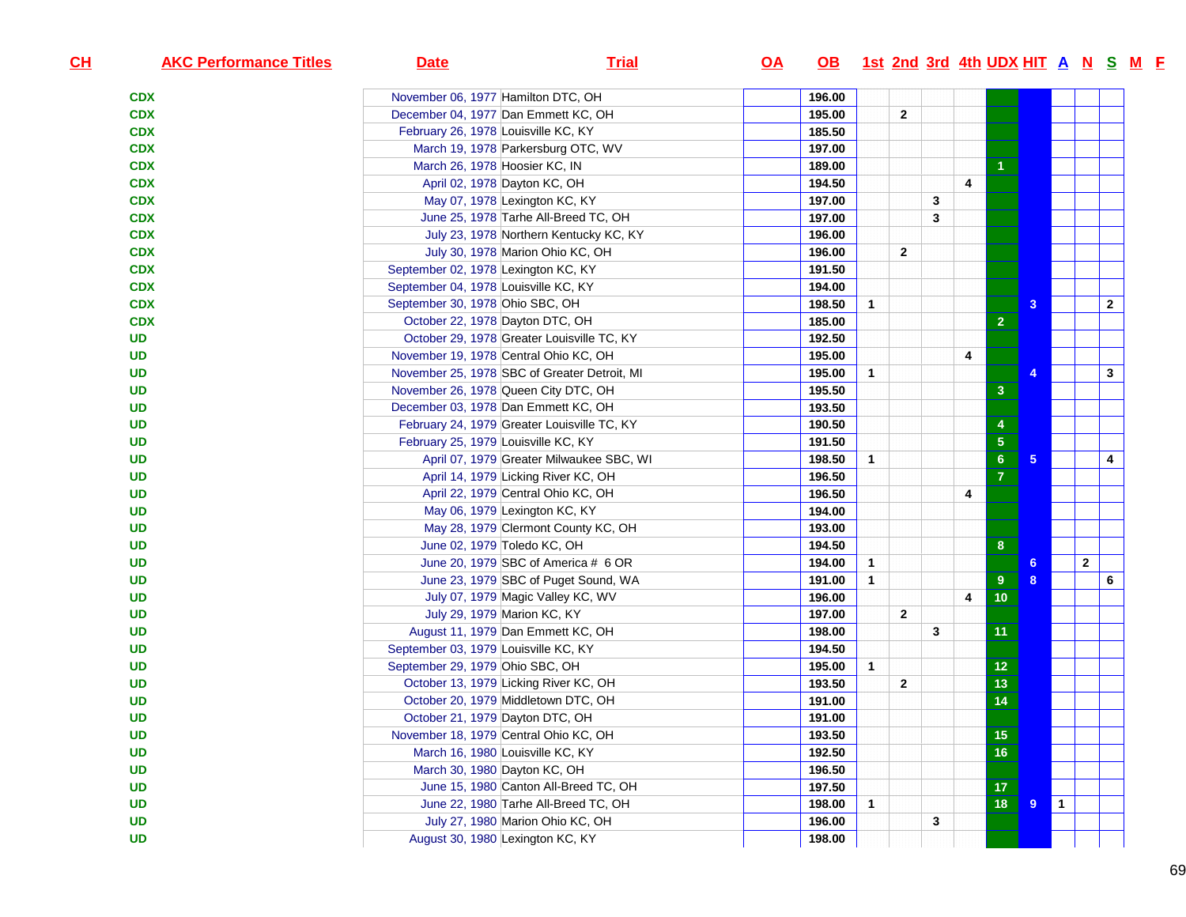| CH | AKC Performance Titles | Date | Trial | OA | OB | 1st | 2nd | 3rd | 4th | UDX | HIT | A | N | S | M | F |
|---|---|---|---|---|---|---|---|---|---|---|---|---|---|---|---|---|
| | CDX | November 06, 1977 | Hamilton DTC, OH | | 196.00 | | | | | | | | | | | |
| | CDX | December 04, 1977 | Dan Emmett KC, OH | | 195.00 | | 2 | | | | | | | | | |
| | CDX | February 26, 1978 | Louisville KC, KY | | 185.50 | | | | | | | | | | | |
| | CDX | March 19, 1978 | Parkersburg OTC, WV | | 197.00 | | | | | | | | | | | |
| | CDX | March 26, 1978 | Hoosier KC, IN | | 189.00 | | | | | 1 | | | | | | |
| | CDX | April 02, 1978 | Dayton KC, OH | | 194.50 | | | | 4 | | | | | | | |
| | CDX | May 07, 1978 | Lexington KC, KY | | 197.00 | | | 3 | | | | | | | | |
| | CDX | June 25, 1978 | Tarhe All-Breed TC, OH | | 197.00 | | | 3 | | | | | | | | |
| | CDX | July 23, 1978 | Northern Kentucky KC, KY | | 196.00 | | | | | | | | | | | |
| | CDX | July 30, 1978 | Marion Ohio KC, OH | | 196.00 | | 2 | | | | | | | | | |
| | CDX | September 02, 1978 | Lexington KC, KY | | 191.50 | | | | | | | | | | | |
| | CDX | September 04, 1978 | Louisville KC, KY | | 194.00 | | | | | | | | | | | |
| | CDX | September 30, 1978 | Ohio SBC, OH | | 198.50 | 1 | | | | | 3 | | | 2 | | |
| | CDX | October 22, 1978 | Dayton DTC, OH | | 185.00 | | | | | 2 | | | | | | |
| | UD | October 29, 1978 | Greater Louisville TC, KY | | 192.50 | | | | | | | | | | | |
| | UD | November 19, 1978 | Central Ohio KC, OH | | 195.00 | | | | 4 | | | | | | | |
| | UD | November 25, 1978 | SBC of Greater Detroit, MI | | 195.00 | 1 | | | | | 4 | | | 3 | | |
| | UD | November 26, 1978 | Queen City DTC, OH | | 195.50 | | | | | 3 | | | | | | |
| | UD | December 03, 1978 | Dan Emmett KC, OH | | 193.50 | | | | | | | | | | | |
| | UD | February 24, 1979 | Greater Louisville TC, KY | | 190.50 | | | | | 4 | | | | | | |
| | UD | February 25, 1979 | Louisville KC, KY | | 191.50 | | | | | 5 | | | | | | |
| | UD | April 07, 1979 | Greater Milwaukee SBC, WI | | 198.50 | 1 | | | | 6 | 5 | | | 4 | | |
| | UD | April 14, 1979 | Licking River KC, OH | | 196.50 | | | | | 7 | | | | | | |
| | UD | April 22, 1979 | Central Ohio KC, OH | | 196.50 | | | | 4 | | | | | | | |
| | UD | May 06, 1979 | Lexington KC, KY | | 194.00 | | | | | | | | | | | |
| | UD | May 28, 1979 | Clermont County KC, OH | | 193.00 | | | | | | | | | | | |
| | UD | June 02, 1979 | Toledo KC, OH | | 194.50 | | | | | 8 | | | | | | |
| | UD | June 20, 1979 | SBC of America # 6 OR | | 194.00 | 1 | | | | | 6 | | 2 | | | |
| | UD | June 23, 1979 | SBC of Puget Sound, WA | | 191.00 | 1 | | | | 9 | 8 | | | 6 | | |
| | UD | July 07, 1979 | Magic Valley KC, WV | | 196.00 | | | | 4 | 10 | | | | | | |
| | UD | July 29, 1979 | Marion KC, KY | | 197.00 | | 2 | | | | | | | | | |
| | UD | August 11, 1979 | Dan Emmett KC, OH | | 198.00 | | | 3 | | 11 | | | | | | |
| | UD | September 03, 1979 | Louisville KC, KY | | 194.50 | | | | | | | | | | | |
| | UD | September 29, 1979 | Ohio SBC, OH | | 195.00 | 1 | | | | 12 | | | | | | |
| | UD | October 13, 1979 | Licking River KC, OH | | 193.50 | | 2 | | | 13 | | | | | | |
| | UD | October 20, 1979 | Middletown DTC, OH | | 191.00 | | | | | 14 | | | | | | |
| | UD | October 21, 1979 | Dayton DTC, OH | | 191.00 | | | | | | | | | | | |
| | UD | November 18, 1979 | Central Ohio KC, OH | | 193.50 | | | | | 15 | | | | | | |
| | UD | March 16, 1980 | Louisville KC, KY | | 192.50 | | | | | 16 | | | | | | |
| | UD | March 30, 1980 | Dayton KC, OH | | 196.50 | | | | | | | | | | | |
| | UD | June 15, 1980 | Canton All-Breed TC, OH | | 197.50 | | | | | 17 | | | | | | |
| | UD | June 22, 1980 | Tarhe All-Breed TC, OH | | 198.00 | 1 | | | | 18 | 9 | 1 | | | | |
| | UD | July 27, 1980 | Marion Ohio KC, OH | | 196.00 | | | 3 | | | | | | | | |
| | UD | August 30, 1980 | Lexington KC, KY | | 198.00 | | | | | | | | | | | |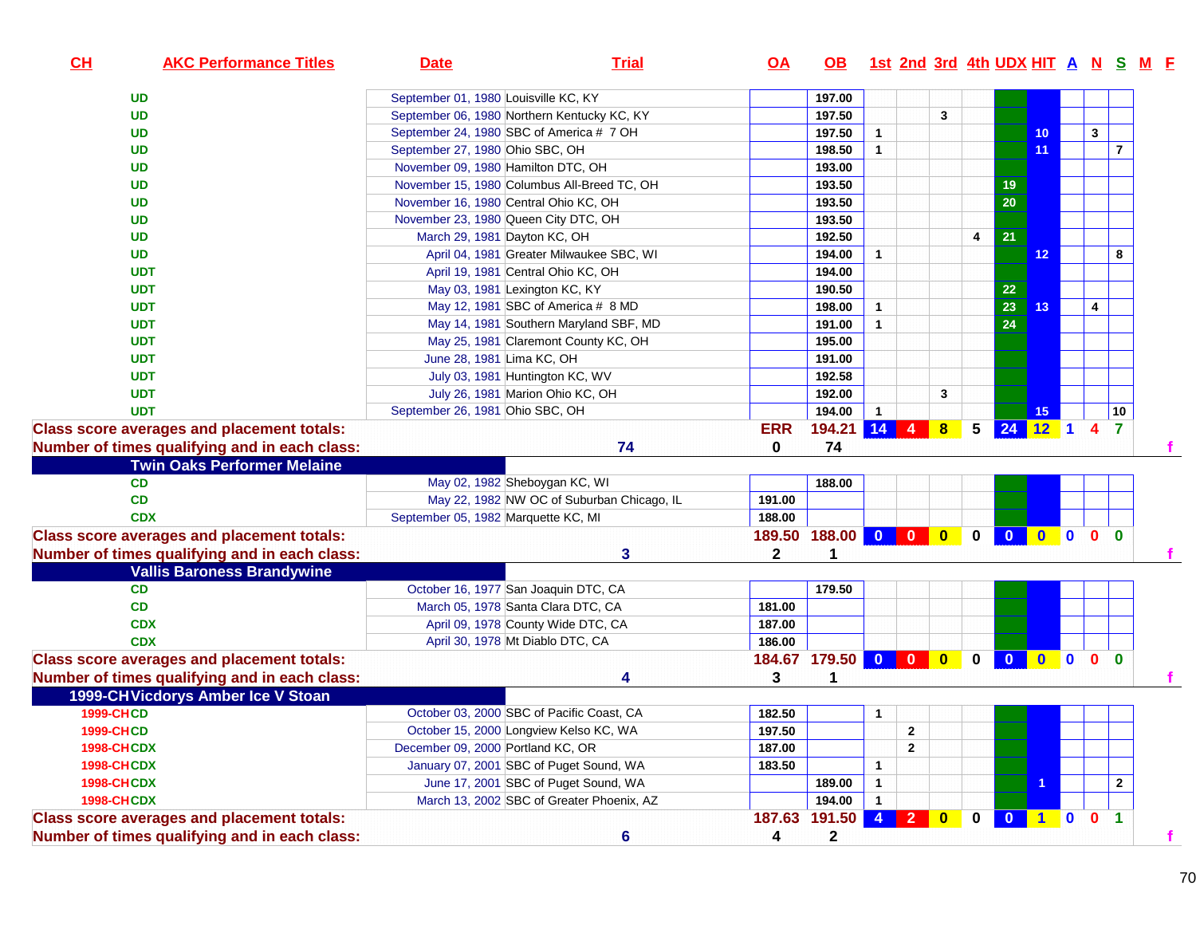| CH | AKC Performance Titles | Date | Trial | OA | OB | 1st | 2nd | 3rd | 4th | UDX | HIT | A | N | S | M | F |
|---|---|---|---|---|---|---|---|---|---|---|---|---|---|---|---|---|
| | UD | September 01, 1980 | Louisville KC, KY | | 197.00 | | | | | | | | | | | |
| | UD | September 06, 1980 | Northern Kentucky KC, KY | | 197.50 | | | 3 | | | | | | | | |
| | UD | September 24, 1980 | SBC of America # 7 OH | | 197.50 | 1 | | | | | 10 | | 3 | | | |
| | UD | September 27, 1980 | Ohio SBC, OH | | 198.50 | 1 | | | | | 11 | | | 7 | | |
| | UD | November 09, 1980 | Hamilton DTC, OH | | 193.00 | | | | | | | | | | | |
| | UD | November 15, 1980 | Columbus All-Breed TC, OH | | 193.50 | | | | | 19 | | | | | | |
| | UD | November 16, 1980 | Central Ohio KC, OH | | 193.50 | | | | | 20 | | | | | | |
| | UD | November 23, 1980 | Queen City DTC, OH | | 193.50 | | | | | | | | | | | |
| | UD | March 29, 1981 | Dayton KC, OH | | 192.50 | | | | 4 | 21 | | | | | | |
| | UD | April 04, 1981 | Greater Milwaukee SBC, WI | | 194.00 | 1 | | | | | 12 | | | 8 | | |
| | UDT | April 19, 1981 | Central Ohio KC, OH | | 194.00 | | | | | | | | | | | |
| | UDT | May 03, 1981 | Lexington KC, KY | | 190.50 | | | | | 22 | | | | | | |
| | UDT | May 12, 1981 | SBC of America # 8 MD | | 198.00 | 1 | | | | 23 | 13 | | 4 | | | |
| | UDT | May 14, 1981 | Southern Maryland SBF, MD | | 191.00 | 1 | | | | 24 | | | | | | |
| | UDT | May 25, 1981 | Claremont County KC, OH | | 195.00 | | | | | | | | | | | |
| | UDT | June 28, 1981 | Lima KC, OH | | 191.00 | | | | | | | | | | | |
| | UDT | July 03, 1981 | Huntington KC, WV | | 192.58 | | | | | | | | | | | |
| | UDT | July 26, 1981 | Marion Ohio KC, OH | | 192.00 | | | 3 | | | | | | | | |
| | UDT | September 26, 1981 | Ohio SBC, OH | | 194.00 | 1 | | | | | 15 | | | 10 | | |
| **Class score averages and placement totals:** | | | | ERR | 194.21 | 14 | 4 | 8 | 5 | 24 | 12 | 1 | 4 | 7 | | |
| **Number of times qualifying and in each class:** | | | 74 | 0 | 74 | | | | | | | | | | | f |
| **Twin Oaks Performer Melaine** | | | | | | | | | | | | | | | | |
| | CD | May 02, 1982 | Sheboygan KC, WI | | 188.00 | | | | | | | | | | | |
| | CD | May 22, 1982 | NW OC of Suburban Chicago, IL | 191.00 | | | | | | | | | | | | |
| | CDX | September 05, 1982 | Marquette KC, MI | 188.00 | | | | | | | | | | | | |
| **Class score averages and placement totals:** | | | | 189.50 | 188.00 | 0 | 0 | 0 | 0 | 0 | 0 | 0 | 0 | 0 | | |
| **Number of times qualifying and in each class:** | | | 3 | 2 | 1 | | | | | | | | | | | f |
| **Vallis Baroness Brandywine** | | | | | | | | | | | | | | | | |
| | CD | October 16, 1977 | San Joaquin DTC, CA | | 179.50 | | | | | | | | | | | |
| | CD | March 05, 1978 | Santa Clara DTC, CA | 181.00 | | | | | | | | | | | | |
| | CDX | April 09, 1978 | County Wide DTC, CA | 187.00 | | | | | | | | | | | | |
| | CDX | April 30, 1978 | Mt Diablo DTC, CA | 186.00 | | | | | | | | | | | | |
| **Class score averages and placement totals:** | | | | 184.67 | 179.50 | 0 | 0 | 0 | 0 | 0 | 0 | 0 | 0 | 0 | | |
| **Number of times qualifying and in each class:** | | | 4 | 3 | 1 | | | | | | | | | | | f |
| **1999-CH Vicdorys Amber Ice V Stoan** | | | | | | | | | | | | | | | | |
| 1999-CH | CD | October 03, 2000 | SBC of Pacific Coast, CA | 182.50 | | 1 | | | | | | | | | | |
| 1999-CH | CD | October 15, 2000 | Longview Kelso KC, WA | 197.50 | | | 2 | | | | | | | | | |
| 1998-CH | CDX | December 09, 2000 | Portland KC, OR | 187.00 | | | 2 | | | | | | | | | |
| 1998-CH | CDX | January 07, 2001 | SBC of Puget Sound, WA | 183.50 | | 1 | | | | | | | | | | |
| 1998-CH | CDX | June 17, 2001 | SBC of Puget Sound, WA | | 189.00 | 1 | | | | | 1 | | | 2 | | |
| 1998-CH | CDX | March 13, 2002 | SBC of Greater Phoenix, AZ | | 194.00 | 1 | | | | | | | | | | |
| **Class score averages and placement totals:** | | | | 187.63 | 191.50 | 4 | 2 | 0 | 0 | 0 | 1 | 0 | 0 | 1 | | |
| **Number of times qualifying and in each class:** | | | 6 | 4 | 2 | | | | | | | | | | | f |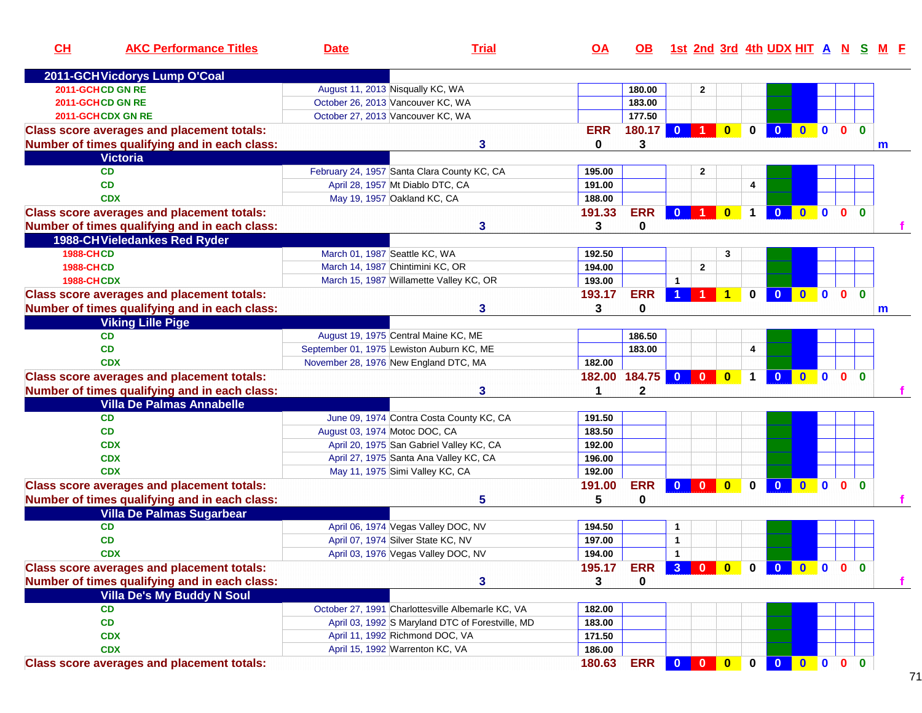| CH | AKC Performance Titles | Date | Trial | OA | OB | 1st | 2nd | 3rd | 4th | UDX | HIT | A | N | S | M | F |
|---|---|---|---|---|---|---|---|---|---|---|---|---|---|---|---|---|
| **2011-GCH Vicdorys Lump O'Coal** | | | | | | | | | | | | | | | | |
| 2011-GCH | CD GN RE | August 11, 2013 | Nisqually KC, WA | | 180.00 | | 2 | | | | | | | | | |
| 2011-GCH | CD GN RE | October 26, 2013 | Vancouver KC, WA | | 183.00 | | | | | | | | | | | |
| 2011-GCH | CDX GN RE | October 27, 2013 | Vancouver KC, WA | | 177.50 | | | | | | | | | | | |
| **Class score averages and placement totals:** | | | | ERR | 180.17 | 0 | 1 | 0 | 0 | 0 | 0 | 0 | 0 | 0 | | |
| **Number of times qualifying and in each class:** | | 3 | | 0 | 3 | | | | | | | | | | m | |
| **Victoria** | | | | | | | | | | | | | | | | |
| | CD | February 24, 1957 | Santa Clara County KC, CA | 195.00 | | | 2 | | | | | | | | | |
| | CD | April 28, 1957 | Mt Diablo DTC, CA | 191.00 | | | | | 4 | | | | | | | |
| | CDX | May 19, 1957 | Oakland KC, CA | 188.00 | | | | | | | | | | | | |
| **Class score averages and placement totals:** | | | | 191.33 | ERR | 0 | 1 | 0 | 1 | 0 | 0 | 0 | 0 | 0 | | |
| **Number of times qualifying and in each class:** | | 3 | | 3 | 0 | | | | | | | | | | | f |
| **1988-CH Vieledankes Red Ryder** | | | | | | | | | | | | | | | | |
| 1988-CH | CD | March 01, 1987 | Seattle KC, WA | 192.50 | | | | 3 | | | | | | | | |
| 1988-CH | CD | March 14, 1987 | Chintimini KC, OR | 194.00 | | | 2 | | | | | | | | | |
| 1988-CH | CDX | March 15, 1987 | Willamette Valley KC, OR | 193.00 | | 1 | | | | | | | | | | |
| **Class score averages and placement totals:** | | | | 193.17 | ERR | 1 | 1 | 1 | 0 | 0 | 0 | 0 | 0 | 0 | | |
| **Number of times qualifying and in each class:** | | 3 | | 3 | 0 | | | | | | | | | | m | |
| **Viking Lille Pige** | | | | | | | | | | | | | | | | |
| | CD | August 19, 1975 | Central Maine KC, ME | | 186.50 | | | | | | | | | | | |
| | CD | September 01, 1975 | Lewiston Auburn KC, ME | | 183.00 | | | | 4 | | | | | | | |
| | CDX | November 28, 1976 | New England DTC, MA | 182.00 | | | | | | | | | | | | |
| **Class score averages and placement totals:** | | | | 182.00 | 184.75 | 0 | 0 | 0 | 1 | 0 | 0 | 0 | 0 | 0 | | |
| **Number of times qualifying and in each class:** | | 3 | | 1 | 2 | | | | | | | | | | | f |
| **Villa De Palmas Annabelle** | | | | | | | | | | | | | | | | |
| | CD | June 09, 1974 | Contra Costa County KC, CA | 191.50 | | | | | | | | | | | | |
| | CD | August 03, 1974 | Motoc DOC, CA | 183.50 | | | | | | | | | | | | |
| | CDX | April 20, 1975 | San Gabriel Valley KC, CA | 192.00 | | | | | | | | | | | | |
| | CDX | April 27, 1975 | Santa Ana Valley KC, CA | 196.00 | | | | | | | | | | | | |
| | CDX | May 11, 1975 | Simi Valley KC, CA | 192.00 | | | | | | | | | | | | |
| **Class score averages and placement totals:** | | | | 191.00 | ERR | 0 | 0 | 0 | 0 | 0 | 0 | 0 | 0 | 0 | | |
| **Number of times qualifying and in each class:** | | 5 | | 5 | 0 | | | | | | | | | | | f |
| **Villa De Palmas Sugarbear** | | | | | | | | | | | | | | | | |
| | CD | April 06, 1974 | Vegas Valley DOC, NV | 194.50 | | 1 | | | | | | | | | | |
| | CD | April 07, 1974 | Silver State KC, NV | 197.00 | | 1 | | | | | | | | | | |
| | CDX | April 03, 1976 | Vegas Valley DOC, NV | 194.00 | | 1 | | | | | | | | | | |
| **Class score averages and placement totals:** | | | | 195.17 | ERR | 3 | 0 | 0 | 0 | 0 | 0 | 0 | 0 | 0 | | |
| **Number of times qualifying and in each class:** | | 3 | | 3 | 0 | | | | | | | | | | | f |
| **Villa De's My Buddy N Soul** | | | | | | | | | | | | | | | | |
| | CD | October 27, 1991 | Charlottesville Albemarle KC, VA | 182.00 | | | | | | | | | | | | |
| | CD | April 03, 1992 | S Maryland DTC of Forestville, MD | 183.00 | | | | | | | | | | | | |
| | CDX | April 11, 1992 | Richmond DOC, VA | 171.50 | | | | | | | | | | | | |
| | CDX | April 15, 1992 | Warrenton KC, VA | 186.00 | | | | | | | | | | | | |
| **Class score averages and placement totals:** | | | | 180.63 | ERR | 0 | 0 | 0 | 0 | 0 | 0 | 0 | 0 | 0 | | |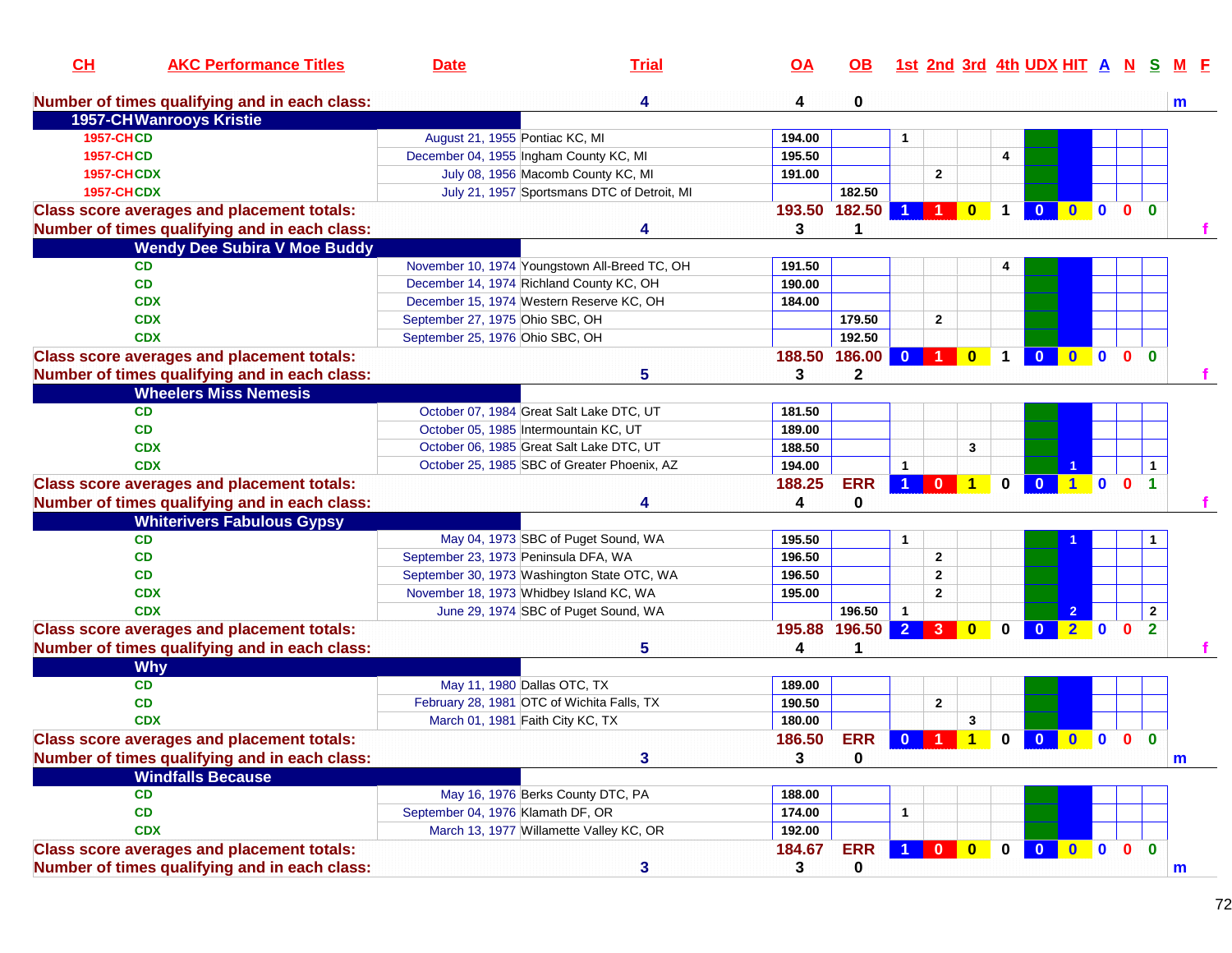| CH | AKC Performance Titles | Date | Trial | OA | OB | 1st | 2nd | 3rd | 4th | UDX | HIT | A | N | S | M | F |
|---|---|---|---|---|---|---|---|---|---|---|---|---|---|---|---|---|
| Number of times qualifying and in each class: | | | 4 | 4 | 0 | | | | | | | | | | m | |
| 1957-CH | Wanrooys Kristie | | | | | | | | | | | | | | | |
| 1957-CH | CD | August 21, 1955 | Pontiac KC, MI | 194.00 | | 1 | | | | | | | | | | |
| 1957-CH | CD | December 04, 1955 | Ingham County KC, MI | 195.50 | | | | | 4 | | | | | | | |
| 1957-CH | CDX | July 08, 1956 | Macomb County KC, MI | 191.00 | | | 2 | | | | | | | | | |
| 1957-CH | CDX | July 21, 1957 | Sportsmans DTC of Detroit, MI | | 182.50 | | | | | | | | | | | |
| Class score averages and placement totals: | | | | 193.50 | 182.50 | 1 | 1 | 0 | 1 | 0 | 0 | 0 | 0 | 0 | | |
| Number of times qualifying and in each class: | | | 4 | 3 | 1 | | | | | | | | | | | f |
| | Wendy Dee Subira V Moe Buddy | | | | | | | | | | | | | | | |
| | CD | November 10, 1974 | Youngstown All-Breed TC, OH | 191.50 | | | | | 4 | | | | | | | |
| | CD | December 14, 1974 | Richland County KC, OH | 190.00 | | | | | | | | | | | | |
| | CDX | December 15, 1974 | Western Reserve KC, OH | 184.00 | | | | | | | | | | | | |
| | CDX | September 27, 1975 | Ohio SBC, OH | | 179.50 | | 2 | | | | | | | | | |
| | CDX | September 25, 1976 | Ohio SBC, OH | | 192.50 | | | | | | | | | | | |
| Class score averages and placement totals: | | | | 188.50 | 186.00 | 0 | 1 | 0 | 1 | 0 | 0 | 0 | 0 | 0 | | |
| Number of times qualifying and in each class: | | | 5 | 3 | 2 | | | | | | | | | | | f |
| | Wheelers Miss Nemesis | | | | | | | | | | | | | | | |
| | CD | October 07, 1984 | Great Salt Lake DTC, UT | 181.50 | | | | | | | | | | | | |
| | CD | October 05, 1985 | Intermountain KC, UT | 189.00 | | | | | | | | | | | | |
| | CDX | October 06, 1985 | Great Salt Lake DTC, UT | 188.50 | | | | 3 | | | | | | | | |
| | CDX | October 25, 1985 | SBC of Greater Phoenix, AZ | 194.00 | | 1 | | | | | 1 | | | 1 | | |
| Class score averages and placement totals: | | | | 188.25 | ERR | 1 | 0 | 1 | 0 | 0 | 1 | 0 | 0 | 1 | | |
| Number of times qualifying and in each class: | | | 4 | 4 | 0 | | | | | | | | | | | f |
| | Whiterivers Fabulous Gypsy | | | | | | | | | | | | | | | |
| | CD | May 04, 1973 | SBC of Puget Sound, WA | 195.50 | | 1 | | | | | 1 | | | 1 | | |
| | CD | September 23, 1973 | Peninsula DFA, WA | 196.50 | | | 2 | | | | | | | | | |
| | CD | September 30, 1973 | Washington State OTC, WA | 196.50 | | | 2 | | | | | | | | | |
| | CDX | November 18, 1973 | Whidbey Island KC, WA | 195.00 | | | 2 | | | | | | | | | |
| | CDX | June 29, 1974 | SBC of Puget Sound, WA | | 196.50 | 1 | | | | | 2 | | | 2 | | |
| Class score averages and placement totals: | | | | 195.88 | 196.50 | 2 | 3 | 0 | 0 | 0 | 2 | 0 | 0 | 2 | | |
| Number of times qualifying and in each class: | | | 5 | 4 | 1 | | | | | | | | | | | f |
| | Why | | | | | | | | | | | | | | | |
| | CD | May 11, 1980 | Dallas OTC, TX | 189.00 | | | | | | | | | | | | |
| | CD | February 28, 1981 | OTC of Wichita Falls, TX | 190.50 | | | 2 | | | | | | | | | |
| | CDX | March 01, 1981 | Faith City KC, TX | 180.00 | | | | 3 | | | | | | | | |
| Class score averages and placement totals: | | | | 186.50 | ERR | 0 | 1 | 1 | 0 | 0 | 0 | 0 | 0 | 0 | | |
| Number of times qualifying and in each class: | | | 3 | 3 | 0 | | | | | | | | | | m | |
| | Windfalls Because | | | | | | | | | | | | | | | |
| | CD | May 16, 1976 | Berks County DTC, PA | 188.00 | | | | | | | | | | | | |
| | CD | September 04, 1976 | Klamath DF, OR | 174.00 | | 1 | | | | | | | | | | |
| | CDX | March 13, 1977 | Willamette Valley KC, OR | 192.00 | | | | | | | | | | | | |
| Class score averages and placement totals: | | | | 184.67 | ERR | 1 | 0 | 0 | 0 | 0 | 0 | 0 | 0 | 0 | | |
| Number of times qualifying and in each class: | | | 3 | 3 | 0 | | | | | | | | | | m | |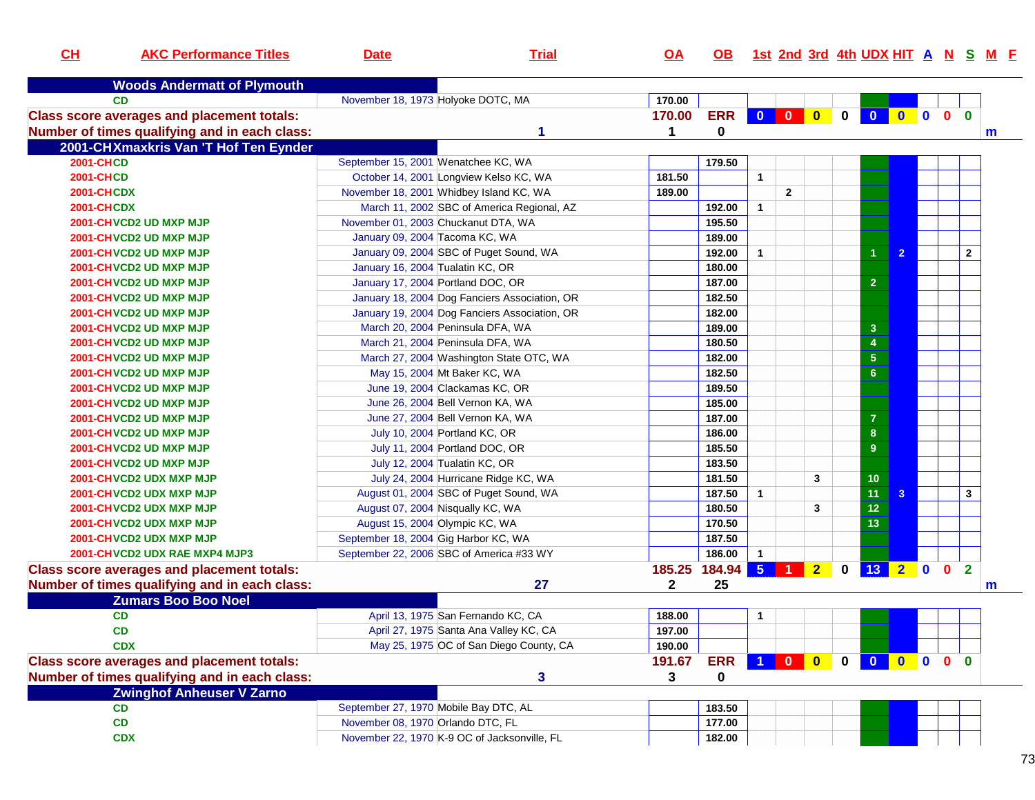| CH | AKC Performance Titles | Date | Trial | OA | OB | 1st | 2nd | 3rd | 4th | UDX | HIT | A | N | S | M | F |
|---|---|---|---|---|---|---|---|---|---|---|---|---|---|---|---|---|
| **Woods Andermatt of Plymouth** | | | | | | | | | | | | | | | | |
| | CD | November 18, 1973 | Holyoke DOTC, MA | 170.00 | | | | | | | | | | | | |
| **Class score averages and placement totals:** | | | | 170.00 | ERR | 0 | 0 | 0 | 0 | 0 | 0 | 0 | 0 | 0 | | |
| **Number of times qualifying and in each class:** | | | 1 | 1 | 0 | | | | | | | | | | m | |
| **2001-CH Xmaxkris Van 'T Hof Ten Eynder** | | | | | | | | | | | | | | | | |
| 2001-CH | CD | September 15, 2001 | Wenatchee KC, WA | | 179.50 | | | | | | | | | | | |
| 2001-CH | CD | October 14, 2001 | Longview Kelso KC, WA | 181.50 | | 1 | | | | | | | | | | |
| 2001-CH | CDX | November 18, 2001 | Whidbey Island KC, WA | 189.00 | | | 2 | | | | | | | | | |
| 2001-CH | CDX | March 11, 2002 | SBC of America Regional, AZ | | 192.00 | 1 | | | | | | | | | | |
| 2001-CH | VCD2 UD MXP MJP | November 01, 2003 | Chuckanut DTA, WA | | 195.50 | | | | | | | | | | | |
| 2001-CH | VCD2 UD MXP MJP | January 09, 2004 | Tacoma KC, WA | | 189.00 | | | | | | | | | | | |
| 2001-CH | VCD2 UD MXP MJP | January 09, 2004 | SBC of Puget Sound, WA | | 192.00 | 1 | | | | 1 | 2 | | | 2 | | |
| 2001-CH | VCD2 UD MXP MJP | January 16, 2004 | Tualatin KC, OR | | 180.00 | | | | | | | | | | | |
| 2001-CH | VCD2 UD MXP MJP | January 17, 2004 | Portland DOC, OR | | 187.00 | | | | | 2 | | | | | | |
| 2001-CH | VCD2 UD MXP MJP | January 18, 2004 | Dog Fanciers Association, OR | | 182.50 | | | | | | | | | | | |
| 2001-CH | VCD2 UD MXP MJP | January 19, 2004 | Dog Fanciers Association, OR | | 182.00 | | | | | | | | | | | |
| 2001-CH | VCD2 UD MXP MJP | March 20, 2004 | Peninsula DFA, WA | | 189.00 | | | | | 3 | | | | | | |
| 2001-CH | VCD2 UD MXP MJP | March 21, 2004 | Peninsula DFA, WA | | 180.50 | | | | | 4 | | | | | | |
| 2001-CH | VCD2 UD MXP MJP | March 27, 2004 | Washington State OTC, WA | | 182.00 | | | | | 5 | | | | | | |
| 2001-CH | VCD2 UD MXP MJP | May 15, 2004 | Mt Baker KC, WA | | 182.50 | | | | | 6 | | | | | | |
| 2001-CH | VCD2 UD MXP MJP | June 19, 2004 | Clackamas KC, OR | | 189.50 | | | | | | | | | | | |
| 2001-CH | VCD2 UD MXP MJP | June 26, 2004 | Bell Vernon KA, WA | | 185.00 | | | | | | | | | | | |
| 2001-CH | VCD2 UD MXP MJP | June 27, 2004 | Bell Vernon KA, WA | | 187.00 | | | | | 7 | | | | | | |
| 2001-CH | VCD2 UD MXP MJP | July 10, 2004 | Portland KC, OR | | 186.00 | | | | | 8 | | | | | | |
| 2001-CH | VCD2 UD MXP MJP | July 11, 2004 | Portland DOC, OR | | 185.50 | | | | | 9 | | | | | | |
| 2001-CH | VCD2 UD MXP MJP | July 12, 2004 | Tualatin KC, OR | | 183.50 | | | | | | | | | | | |
| 2001-CH | VCD2 UDX MXP MJP | July 24, 2004 | Hurricane Ridge KC, WA | | 181.50 | | | 3 | | 10 | | | | | | |
| 2001-CH | VCD2 UDX MXP MJP | August 01, 2004 | SBC of Puget Sound, WA | | 187.50 | 1 | | | | 11 | 3 | | | 3 | | |
| 2001-CH | VCD2 UDX MXP MJP | August 07, 2004 | Nisqually KC, WA | | 180.50 | | | 3 | | 12 | | | | | | |
| 2001-CH | VCD2 UDX MXP MJP | August 15, 2004 | Olympic KC, WA | | 170.50 | | | | | 13 | | | | | | |
| 2001-CH | VCD2 UDX MXP MJP | September 18, 2004 | Gig Harbor KC, WA | | 187.50 | | | | | | | | | | | |
| 2001-CH | VCD2 UDX RAE MXP4 MJP3 | September 22, 2006 | SBC of America #33 WY | | 186.00 | 1 | | | | | | | | | | |
| **Class score averages and placement totals:** | | | | 185.25 | 184.94 | 5 | 1 | 2 | 0 | 13 | 2 | 0 | 0 | 2 | | |
| **Number of times qualifying and in each class:** | | | 27 | 2 | 25 | | | | | | | | | | m | |
| **Zumars Boo Boo Noel** | | | | | | | | | | | | | | | | |
| | CD | April 13, 1975 | San Fernando KC, CA | 188.00 | | 1 | | | | | | | | | | |
| | CD | April 27, 1975 | Santa Ana Valley KC, CA | 197.00 | | | | | | | | | | | | |
| | CDX | May 25, 1975 | OC of San Diego County, CA | 190.00 | | | | | | | | | | | | |
| **Class score averages and placement totals:** | | | | 191.67 | ERR | 1 | 0 | 0 | 0 | 0 | 0 | 0 | 0 | 0 | | |
| **Number of times qualifying and in each class:** | | | 3 | 3 | 0 | | | | | | | | | | | |
| **Zwinghof Anheuser V Zarno** | | | | | | | | | | | | | | | | |
| | CD | September 27, 1970 | Mobile Bay DTC, AL | | 183.50 | | | | | | | | | | | |
| | CD | November 08, 1970 | Orlando DTC, FL | | 177.00 | | | | | | | | | | | |
| | CDX | November 22, 1970 | K-9 OC of Jacksonville, FL | | 182.00 | | | | | | | | | | | |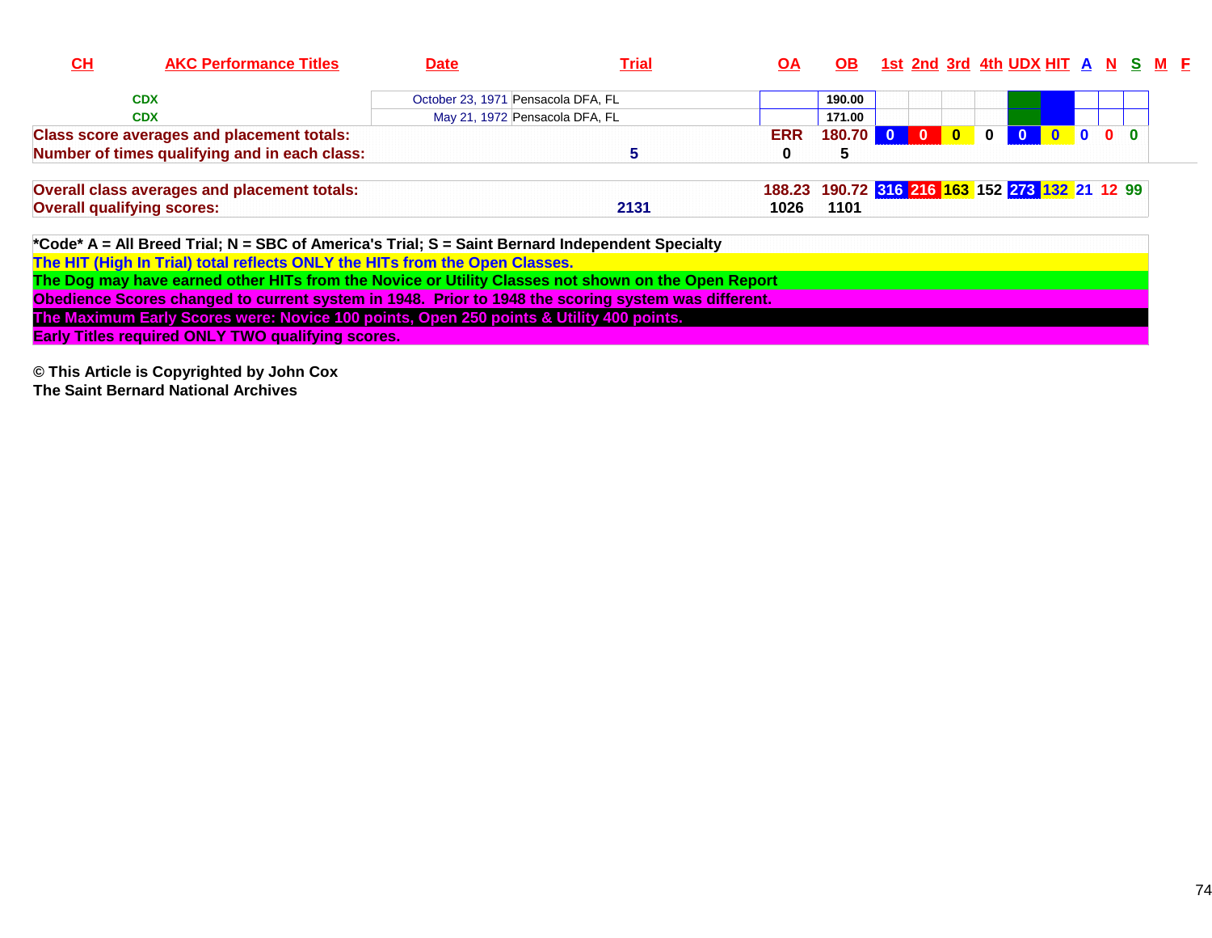| CH | AKC Performance Titles | Date | Trial | OA | OB | 1st | 2nd | 3rd | 4th | UDX | HIT | A | N | S | M | F |
|---|---|---|---|---|---|---|---|---|---|---|---|---|---|---|---|---|
| | CDX | October 23, 1971 | Pensacola DFA, FL | | 190.00 | | | | | | | | | | | |
| | CDX | May 21, 1972 | Pensacola DFA, FL | | 171.00 | | | | | | | | | | | |
| Class score averages and placement totals: | | | | ERR | 180.70 | 0 | 0 | 0 | 0 | 0 | 0 | 0 | 0 | 0 | | |
| Number of times qualifying and in each class: | | | 5 | 0 | 5 | | | | | | | | | | | |
| | | | | | | | | | | | | | | | | |
| Overall class averages and placement totals: | | | | 188.23 | 190.72 | 316 | 216 | 163 | 152 | 273 | 132 | 21 | 12 | 99 | | |
| Overall qualifying scores: | | | 2131 | 1026 | 1101 | | | | | | | | | | | |

**\*Code\* A = All Breed Trial; N = SBC of America's Trial; S = Saint Bernard Independent Specialty**

**The HIT (High In Trial) total reflects ONLY the HITs from the Open Classes.**

**The Dog may have earned other HITs from the Novice or Utility Classes not shown on the Open Report**

**Obedience Scores changed to current system in 1948. Prior to 1948 the scoring system was different.**

**The Maximum Early Scores were: Novice 100 points, Open 250 points & Utility 400 points.**

**Early Titles required ONLY TWO qualifying scores.**

**© This Article is Copyrighted by John Cox**
**The Saint Bernard National Archives**